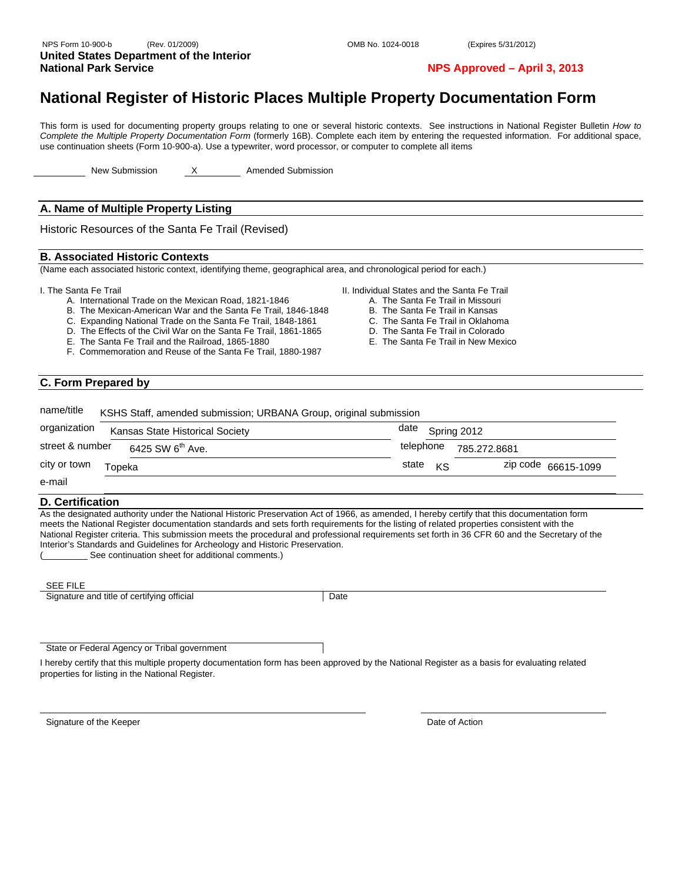NPS Form 10-900-b (Rev. 01/2009) OMB No. 1024-0018 (Expires 5/31/2012)

**United States Department of the Interior**
**National Park Service**

**NPS Approved – April 3, 2013**

# National Register of Historic Places Multiple Property Documentation Form

This form is used for documenting property groups relating to one or several historic contexts. See instructions in National Register Bulletin *How to Complete the Multiple Property Documentation Form* (formerly 16B). Complete each item by entering the requested information. For additional space, use continuation sheets (Form 10-900-a). Use a typewriter, word processor, or computer to complete all items

\_\_\_\_\_\_ New Submission    X Amended Submission

## A. Name of Multiple Property Listing

Historic Resources of the Santa Fe Trail (Revised)

## B. Associated Historic Contexts

(Name each associated historic context, identifying theme, geographical area, and chronological period for each.)

I. The Santa Fe Trail

- A. International Trade on the Mexican Road, 1821-1846
- B. The Mexican-American War and the Santa Fe Trail, 1846-1848
- C. Expanding National Trade on the Santa Fe Trail, 1848-1861
- D. The Effects of the Civil War on the Santa Fe Trail, 1861-1865
- E. The Santa Fe Trail and the Railroad, 1865-1880
- F. Commemoration and Reuse of the Santa Fe Trail, 1880-1987

II. Individual States and the Santa Fe Trail

- A. The Santa Fe Trail in Missouri
- B. The Santa Fe Trail in Kansas
- C. The Santa Fe Trail in Oklahoma
- D. The Santa Fe Trail in Colorado
- E. The Santa Fe Trail in New Mexico

## C. Form Prepared by

name/title: KSHS Staff, amended submission; URBANA Group, original submission
organization: Kansas State Historical Society    date: Spring 2012
street & number: 6425 SW 6th Ave.    telephone: 785.272.8681
city or town: Topeka    state: KS    zip code: 66615-1099
e-mail:

## D. Certification

As the designated authority under the National Historic Preservation Act of 1966, as amended, I hereby certify that this documentation form meets the National Register documentation standards and sets forth requirements for the listing of related properties consistent with the National Register criteria. This submission meets the procedural and professional requirements set forth in 36 CFR 60 and the Secretary of the Interior's Standards and Guidelines for Archeology and Historic Preservation.
(\_\_\_\_\_\_ See continuation sheet for additional comments.)

SEE FILE
Signature and title of certifying official    Date

State or Federal Agency or Tribal government

I hereby certify that this multiple property documentation form has been approved by the National Register as a basis for evaluating related properties for listing in the National Register.

Signature of the Keeper    Date of Action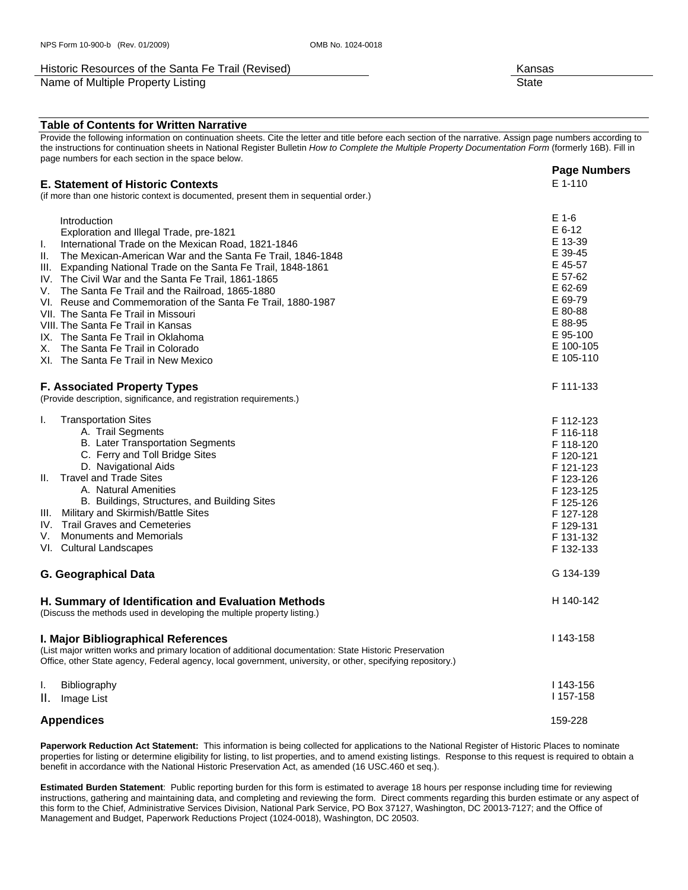Historic Resources of the Santa Fe Trail (Revised) — Name of Multiple Property Listing

Kansas — State

## Table of Contents for Written Narrative

Provide the following information on continuation sheets. Cite the letter and title before each section of the narrative. Assign page numbers according to the instructions for continuation sheets in National Register Bulletin *How to Complete the Multiple Property Documentation Form* (formerly 16B). Fill in page numbers for each section in the space below.

| Section | Page Numbers |
|---|---|
| **E. Statement of Historic Contexts** (if more than one historic context is documented, present them in sequential order.) | E 1-110 |
| Introduction | E 1-6 |
| Exploration and Illegal Trade, pre-1821 | E 6-12 |
| I. International Trade on the Mexican Road, 1821-1846 | E 13-39 |
| II. The Mexican-American War and the Santa Fe Trail, 1846-1848 | E 39-45 |
| III. Expanding National Trade on the Santa Fe Trail, 1848-1861 | E 45-57 |
| IV. The Civil War and the Santa Fe Trail, 1861-1865 | E 57-62 |
| V. The Santa Fe Trail and the Railroad, 1865-1880 | E 62-69 |
| VI. Reuse and Commemoration of the Santa Fe Trail, 1880-1987 | E 69-79 |
| VII. The Santa Fe Trail in Missouri | E 80-88 |
| VIII. The Santa Fe Trail in Kansas | E 88-95 |
| IX. The Santa Fe Trail in Oklahoma | E 95-100 |
| X. The Santa Fe Trail in Colorado | E 100-105 |
| XI. The Santa Fe Trail in New Mexico | E 105-110 |
| **F. Associated Property Types** (Provide description, significance, and registration requirements.) | F 111-133 |
| I. Transportation Sites | F 112-123 |
| A. Trail Segments | F 116-118 |
| B. Later Transportation Segments | F 118-120 |
| C. Ferry and Toll Bridge Sites | F 120-121 |
| D. Navigational Aids | F 121-123 |
| II. Travel and Trade Sites | F 123-126 |
| A. Natural Amenities | F 123-125 |
| B. Buildings, Structures, and Building Sites | F 125-126 |
| III. Military and Skirmish/Battle Sites | F 127-128 |
| IV. Trail Graves and Cemeteries | F 129-131 |
| V. Monuments and Memorials | F 131-132 |
| VI. Cultural Landscapes | F 132-133 |
| **G. Geographical Data** | G 134-139 |
| **H. Summary of Identification and Evaluation Methods** (Discuss the methods used in developing the multiple property listing.) | H 140-142 |
| **I. Major Bibliographical References** (List major written works and primary location of additional documentation: State Historic Preservation Office, other State agency, Federal agency, local government, university, or other, specifying repository.) | I 143-158 |
| I. Bibliography | I 143-156 |
| II. Image List | I 157-158 |
| **Appendices** | 159-228 |

**Paperwork Reduction Act Statement:** This information is being collected for applications to the National Register of Historic Places to nominate properties for listing or determine eligibility for listing, to list properties, and to amend existing listings. Response to this request is required to obtain a benefit in accordance with the National Historic Preservation Act, as amended (16 USC.460 et seq.).

**Estimated Burden Statement**: Public reporting burden for this form is estimated to average 18 hours per response including time for reviewing instructions, gathering and maintaining data, and completing and reviewing the form. Direct comments regarding this burden estimate or any aspect of this form to the Chief, Administrative Services Division, National Park Service, PO Box 37127, Washington, DC 20013-7127; and the Office of Management and Budget, Paperwork Reductions Project (1024-0018), Washington, DC 20503.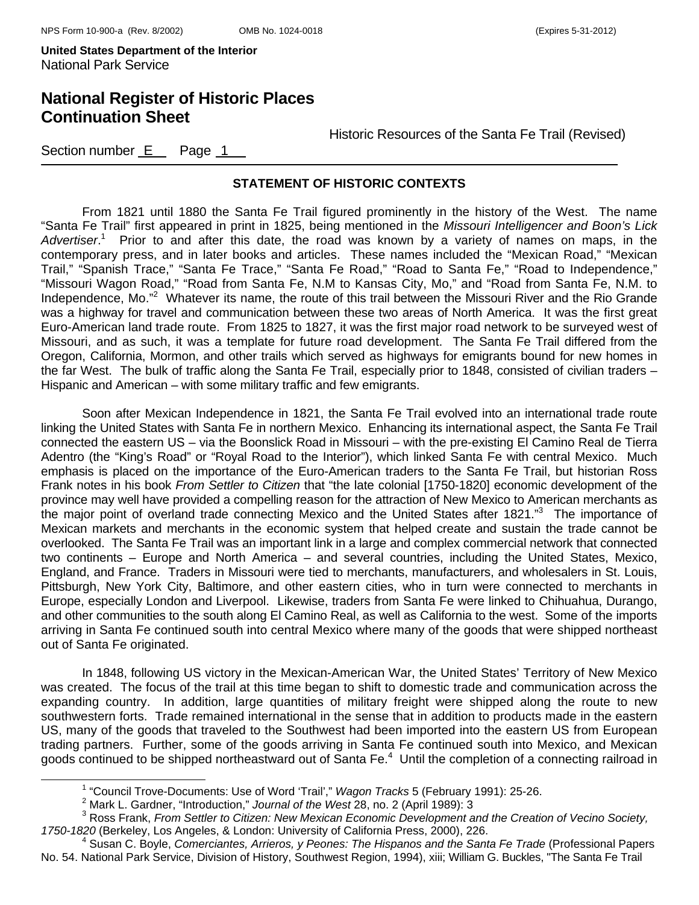## STATEMENT OF HISTORIC CONTEXTS

From 1821 until 1880 the Santa Fe Trail figured prominently in the history of the West. The name "Santa Fe Trail" first appeared in print in 1825, being mentioned in the *Missouri Intelligencer and Boon's Lick Advertiser*.[1] Prior to and after this date, the road was known by a variety of names on maps, in the contemporary press, and in later books and articles. These names included the "Mexican Road," "Mexican Trail," "Spanish Trace," "Santa Fe Trace," "Santa Fe Road," "Road to Santa Fe," "Road to Independence," "Missouri Wagon Road," "Road from Santa Fe, N.M to Kansas City, Mo," and "Road from Santa Fe, N.M. to Independence, Mo."[2] Whatever its name, the route of this trail between the Missouri River and the Rio Grande was a highway for travel and communication between these two areas of North America. It was the first great Euro-American land trade route. From 1825 to 1827, it was the first major road network to be surveyed west of Missouri, and as such, it was a template for future road development. The Santa Fe Trail differed from the Oregon, California, Mormon, and other trails which served as highways for emigrants bound for new homes in the far West. The bulk of traffic along the Santa Fe Trail, especially prior to 1848, consisted of civilian traders – Hispanic and American – with some military traffic and few emigrants.

Soon after Mexican Independence in 1821, the Santa Fe Trail evolved into an international trade route linking the United States with Santa Fe in northern Mexico. Enhancing its international aspect, the Santa Fe Trail connected the eastern US – via the Boonslick Road in Missouri – with the pre-existing El Camino Real de Tierra Adentro (the "King's Road" or "Royal Road to the Interior"), which linked Santa Fe with central Mexico. Much emphasis is placed on the importance of the Euro-American traders to the Santa Fe Trail, but historian Ross Frank notes in his book *From Settler to Citizen* that "the late colonial [1750-1820] economic development of the province may well have provided a compelling reason for the attraction of New Mexico to American merchants as the major point of overland trade connecting Mexico and the United States after 1821."[3] The importance of Mexican markets and merchants in the economic system that helped create and sustain the trade cannot be overlooked. The Santa Fe Trail was an important link in a large and complex commercial network that connected two continents – Europe and North America – and several countries, including the United States, Mexico, England, and France. Traders in Missouri were tied to merchants, manufacturers, and wholesalers in St. Louis, Pittsburgh, New York City, Baltimore, and other eastern cities, who in turn were connected to merchants in Europe, especially London and Liverpool. Likewise, traders from Santa Fe were linked to Chihuahua, Durango, and other communities to the south along El Camino Real, as well as California to the west. Some of the imports arriving in Santa Fe continued south into central Mexico where many of the goods that were shipped northeast out of Santa Fe originated.

In 1848, following US victory in the Mexican-American War, the United States' Territory of New Mexico was created. The focus of the trail at this time began to shift to domestic trade and communication across the expanding country. In addition, large quantities of military freight were shipped along the route to new southwestern forts. Trade remained international in the sense that in addition to products made in the eastern US, many of the goods that traveled to the Southwest had been imported into the eastern US from European trading partners. Further, some of the goods arriving in Santa Fe continued south into Mexico, and Mexican goods continued to be shipped northeastward out of Santa Fe.[4] Until the completion of a connecting railroad in

---

[1] "Council Trove-Documents: Use of Word 'Trail'," *Wagon Tracks* 5 (February 1991): 25-26.

[2] Mark L. Gardner, "Introduction," *Journal of the West* 28, no. 2 (April 1989): 3

[3] Ross Frank, *From Settler to Citizen: New Mexican Economic Development and the Creation of Vecino Society, 1750-1820* (Berkeley, Los Angeles, & London: University of California Press, 2000), 226.

[4] Susan C. Boyle, *Comerciantes, Arrieros, y Peones: The Hispanos and the Santa Fe Trade* (Professional Papers No. 54. National Park Service, Division of History, Southwest Region, 1994), xiii; William G. Buckles, "The Santa Fe Trail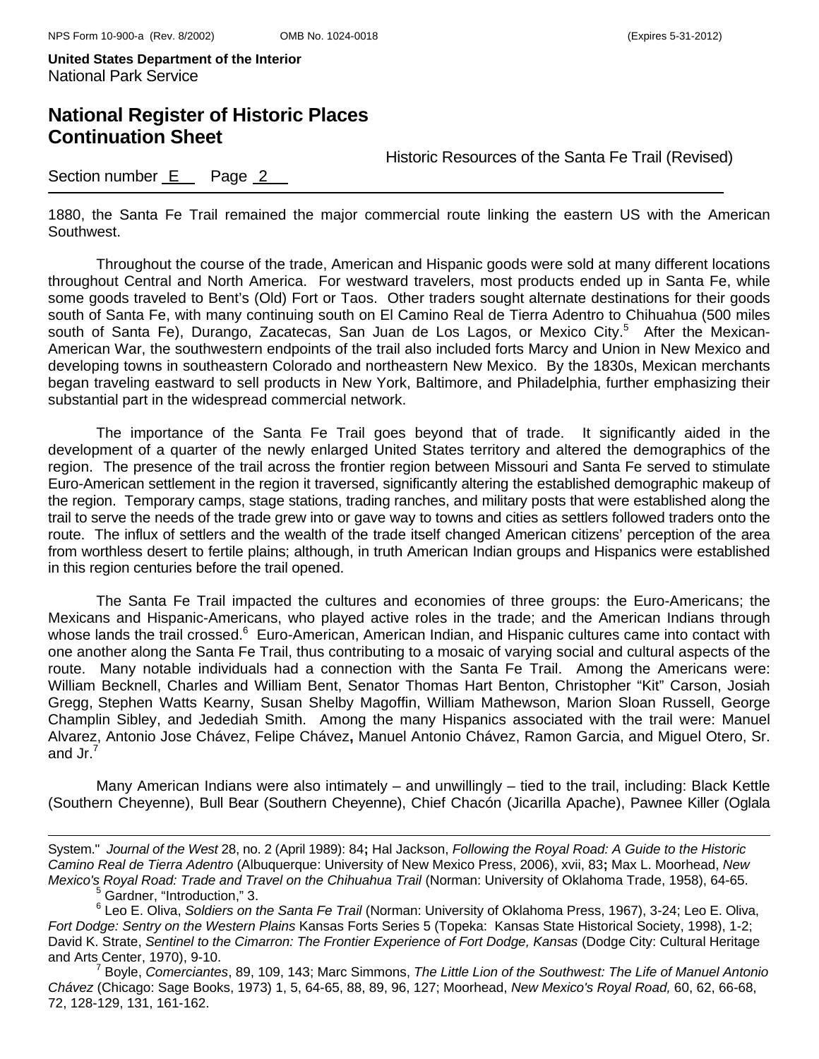1880, the Santa Fe Trail remained the major commercial route linking the eastern US with the American Southwest.

Throughout the course of the trade, American and Hispanic goods were sold at many different locations throughout Central and North America. For westward travelers, most products ended up in Santa Fe, while some goods traveled to Bent's (Old) Fort or Taos. Other traders sought alternate destinations for their goods south of Santa Fe, with many continuing south on El Camino Real de Tierra Adentro to Chihuahua (500 miles south of Santa Fe), Durango, Zacatecas, San Juan de Los Lagos, or Mexico City.[5] After the Mexican-American War, the southwestern endpoints of the trail also included forts Marcy and Union in New Mexico and developing towns in southeastern Colorado and northeastern New Mexico. By the 1830s, Mexican merchants began traveling eastward to sell products in New York, Baltimore, and Philadelphia, further emphasizing their substantial part in the widespread commercial network.

The importance of the Santa Fe Trail goes beyond that of trade. It significantly aided in the development of a quarter of the newly enlarged United States territory and altered the demographics of the region. The presence of the trail across the frontier region between Missouri and Santa Fe served to stimulate Euro-American settlement in the region it traversed, significantly altering the established demographic makeup of the region. Temporary camps, stage stations, trading ranches, and military posts that were established along the trail to serve the needs of the trade grew into or gave way to towns and cities as settlers followed traders onto the route. The influx of settlers and the wealth of the trade itself changed American citizens' perception of the area from worthless desert to fertile plains; although, in truth American Indian groups and Hispanics were established in this region centuries before the trail opened.

The Santa Fe Trail impacted the cultures and economies of three groups: the Euro-Americans; the Mexicans and Hispanic-Americans, who played active roles in the trade; and the American Indians through whose lands the trail crossed.[6] Euro-American, American Indian, and Hispanic cultures came into contact with one another along the Santa Fe Trail, thus contributing to a mosaic of varying social and cultural aspects of the route. Many notable individuals had a connection with the Santa Fe Trail. Among the Americans were: William Becknell, Charles and William Bent, Senator Thomas Hart Benton, Christopher "Kit" Carson, Josiah Gregg, Stephen Watts Kearny, Susan Shelby Magoffin, William Mathewson, Marion Sloan Russell, George Champlin Sibley, and Jedediah Smith. Among the many Hispanics associated with the trail were: Manuel Alvarez, Antonio Jose Chávez, Felipe Chávez, Manuel Antonio Chávez, Ramon Garcia, and Miguel Otero, Sr. and Jr.[7]

Many American Indians were also intimately – and unwillingly – tied to the trail, including: Black Kettle (Southern Cheyenne), Bull Bear (Southern Cheyenne), Chief Chacón (Jicarilla Apache), Pawnee Killer (Oglala

---

System." *Journal of the West* 28, no. 2 (April 1989): 84; Hal Jackson, *Following the Royal Road: A Guide to the Historic Camino Real de Tierra Adentro* (Albuquerque: University of New Mexico Press, 2006), xvii, 83; Max L. Moorhead, *New Mexico's Royal Road: Trade and Travel on the Chihuahua Trail* (Norman: University of Oklahoma Trade, 1958), 64-65.

[5] Gardner, "Introduction," 3.

[6] Leo E. Oliva, *Soldiers on the Santa Fe Trail* (Norman: University of Oklahoma Press, 1967), 3-24; Leo E. Oliva, *Fort Dodge: Sentry on the Western Plains* Kansas Forts Series 5 (Topeka: Kansas State Historical Society, 1998), 1-2; David K. Strate, *Sentinel to the Cimarron: The Frontier Experience of Fort Dodge, Kansas* (Dodge City: Cultural Heritage and Arts Center, 1970), 9-10.

[7] Boyle, *Comerciantes*, 89, 109, 143; Marc Simmons, *The Little Lion of the Southwest: The Life of Manuel Antonio Chávez* (Chicago: Sage Books, 1973) 1, 5, 64-65, 88, 89, 96, 127; Moorhead, *New Mexico's Royal Road,* 60, 62, 66-68, 72, 128-129, 131, 161-162.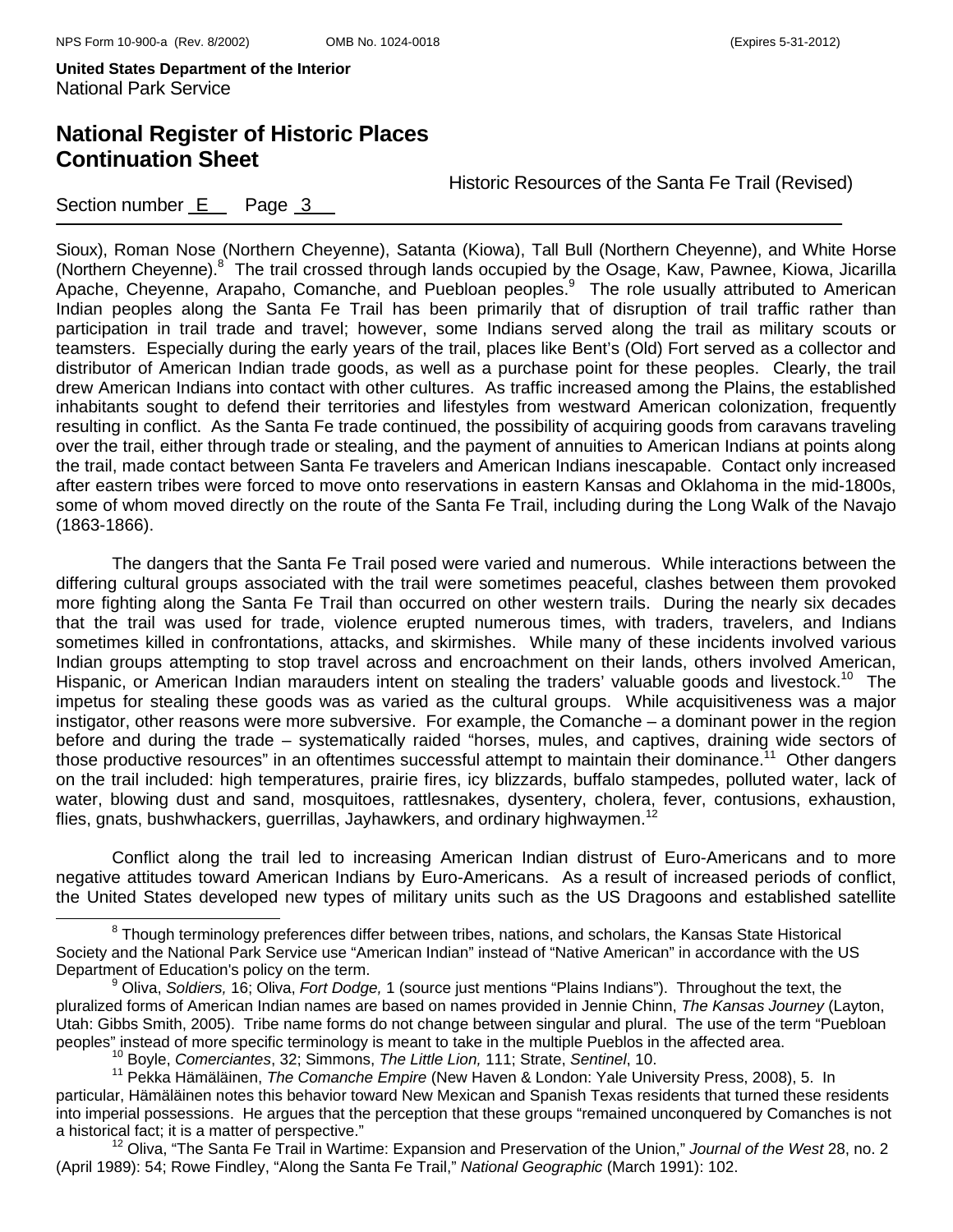Sioux), Roman Nose (Northern Cheyenne), Satanta (Kiowa), Tall Bull (Northern Cheyenne), and White Horse (Northern Cheyenne).[8] The trail crossed through lands occupied by the Osage, Kaw, Pawnee, Kiowa, Jicarilla Apache, Cheyenne, Arapaho, Comanche, and Puebloan peoples.[9] The role usually attributed to American Indian peoples along the Santa Fe Trail has been primarily that of disruption of trail traffic rather than participation in trail trade and travel; however, some Indians served along the trail as military scouts or teamsters. Especially during the early years of the trail, places like Bent's (Old) Fort served as a collector and distributor of American Indian trade goods, as well as a purchase point for these peoples. Clearly, the trail drew American Indians into contact with other cultures. As traffic increased among the Plains, the established inhabitants sought to defend their territories and lifestyles from westward American colonization, frequently resulting in conflict. As the Santa Fe trade continued, the possibility of acquiring goods from caravans traveling over the trail, either through trade or stealing, and the payment of annuities to American Indians at points along the trail, made contact between Santa Fe travelers and American Indians inescapable. Contact only increased after eastern tribes were forced to move onto reservations in eastern Kansas and Oklahoma in the mid-1800s, some of whom moved directly on the route of the Santa Fe Trail, including during the Long Walk of the Navajo (1863-1866).

The dangers that the Santa Fe Trail posed were varied and numerous. While interactions between the differing cultural groups associated with the trail were sometimes peaceful, clashes between them provoked more fighting along the Santa Fe Trail than occurred on other western trails. During the nearly six decades that the trail was used for trade, violence erupted numerous times, with traders, travelers, and Indians sometimes killed in confrontations, attacks, and skirmishes. While many of these incidents involved various Indian groups attempting to stop travel across and encroachment on their lands, others involved American, Hispanic, or American Indian marauders intent on stealing the traders' valuable goods and livestock.[10] The impetus for stealing these goods was as varied as the cultural groups. While acquisitiveness was a major instigator, other reasons were more subversive. For example, the Comanche – a dominant power in the region before and during the trade – systematically raided "horses, mules, and captives, draining wide sectors of those productive resources" in an oftentimes successful attempt to maintain their dominance.[11] Other dangers on the trail included: high temperatures, prairie fires, icy blizzards, buffalo stampedes, polluted water, lack of water, blowing dust and sand, mosquitoes, rattlesnakes, dysentery, cholera, fever, contusions, exhaustion, flies, gnats, bushwhackers, guerrillas, Jayhawkers, and ordinary highwaymen.[12]

Conflict along the trail led to increasing American Indian distrust of Euro-Americans and to more negative attitudes toward American Indians by Euro-Americans. As a result of increased periods of conflict, the United States developed new types of military units such as the US Dragoons and established satellite

---

[8] Though terminology preferences differ between tribes, nations, and scholars, the Kansas State Historical Society and the National Park Service use "American Indian" instead of "Native American" in accordance with the US Department of Education's policy on the term.

[9] Oliva, *Soldiers,* 16; Oliva, *Fort Dodge,* 1 (source just mentions "Plains Indians"). Throughout the text, the pluralized forms of American Indian names are based on names provided in Jennie Chinn, *The Kansas Journey* (Layton, Utah: Gibbs Smith, 2005). Tribe name forms do not change between singular and plural. The use of the term "Puebloan peoples" instead of more specific terminology is meant to take in the multiple Pueblos in the affected area.

[10] Boyle, *Comerciantes*, 32; Simmons, *The Little Lion,* 111; Strate, *Sentinel*, 10.

[11] Pekka Hämäläinen, *The Comanche Empire* (New Haven & London: Yale University Press, 2008), 5. In particular, Hämäläinen notes this behavior toward New Mexican and Spanish Texas residents that turned these residents into imperial possessions. He argues that the perception that these groups "remained unconquered by Comanches is not a historical fact; it is a matter of perspective."

[12] Oliva, "The Santa Fe Trail in Wartime: Expansion and Preservation of the Union," *Journal of the West* 28, no. 2 (April 1989): 54; Rowe Findley, "Along the Santa Fe Trail," *National Geographic* (March 1991): 102.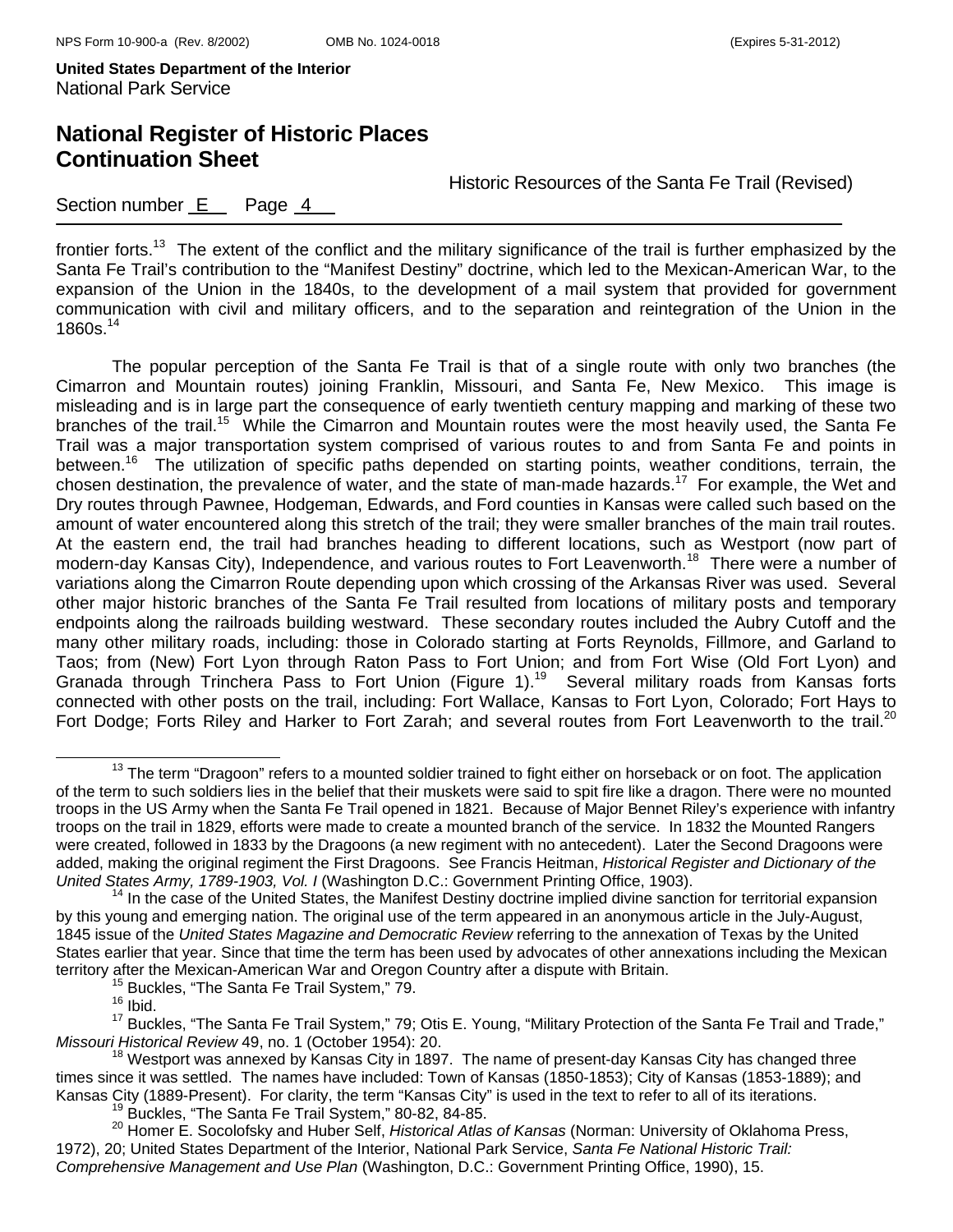frontier forts.[13] The extent of the conflict and the military significance of the trail is further emphasized by the Santa Fe Trail's contribution to the "Manifest Destiny" doctrine, which led to the Mexican-American War, to the expansion of the Union in the 1840s, to the development of a mail system that provided for government communication with civil and military officers, and to the separation and reintegration of the Union in the 1860s.[14]

The popular perception of the Santa Fe Trail is that of a single route with only two branches (the Cimarron and Mountain routes) joining Franklin, Missouri, and Santa Fe, New Mexico. This image is misleading and is in large part the consequence of early twentieth century mapping and marking of these two branches of the trail.[15] While the Cimarron and Mountain routes were the most heavily used, the Santa Fe Trail was a major transportation system comprised of various routes to and from Santa Fe and points in between.[16] The utilization of specific paths depended on starting points, weather conditions, terrain, the chosen destination, the prevalence of water, and the state of man-made hazards.[17] For example, the Wet and Dry routes through Pawnee, Hodgeman, Edwards, and Ford counties in Kansas were called such based on the amount of water encountered along this stretch of the trail; they were smaller branches of the main trail routes. At the eastern end, the trail had branches heading to different locations, such as Westport (now part of modern-day Kansas City), Independence, and various routes to Fort Leavenworth.[18] There were a number of variations along the Cimarron Route depending upon which crossing of the Arkansas River was used. Several other major historic branches of the Santa Fe Trail resulted from locations of military posts and temporary endpoints along the railroads building westward. These secondary routes included the Aubry Cutoff and the many other military roads, including: those in Colorado starting at Forts Reynolds, Fillmore, and Garland to Taos; from (New) Fort Lyon through Raton Pass to Fort Union; and from Fort Wise (Old Fort Lyon) and Granada through Trinchera Pass to Fort Union (Figure 1).[19] Several military roads from Kansas forts connected with other posts on the trail, including: Fort Wallace, Kansas to Fort Lyon, Colorado; Fort Hays to Fort Dodge; Forts Riley and Harker to Fort Zarah; and several routes from Fort Leavenworth to the trail.[20]

---

[13] The term "Dragoon" refers to a mounted soldier trained to fight either on horseback or on foot. The application of the term to such soldiers lies in the belief that their muskets were said to spit fire like a dragon. There were no mounted troops in the US Army when the Santa Fe Trail opened in 1821. Because of Major Bennet Riley's experience with infantry troops on the trail in 1829, efforts were made to create a mounted branch of the service. In 1832 the Mounted Rangers were created, followed in 1833 by the Dragoons (a new regiment with no antecedent). Later the Second Dragoons were added, making the original regiment the First Dragoons. See Francis Heitman, *Historical Register and Dictionary of the United States Army, 1789-1903, Vol. I* (Washington D.C.: Government Printing Office, 1903).

[14] In the case of the United States, the Manifest Destiny doctrine implied divine sanction for territorial expansion by this young and emerging nation. The original use of the term appeared in an anonymous article in the July-August, 1845 issue of the *United States Magazine and Democratic Review* referring to the annexation of Texas by the United States earlier that year. Since that time the term has been used by advocates of other annexations including the Mexican territory after the Mexican-American War and Oregon Country after a dispute with Britain.

[15] Buckles, "The Santa Fe Trail System," 79.

[16] Ibid.

[17] Buckles, "The Santa Fe Trail System," 79; Otis E. Young, "Military Protection of the Santa Fe Trail and Trade," *Missouri Historical Review* 49, no. 1 (October 1954): 20.

[18] Westport was annexed by Kansas City in 1897. The name of present-day Kansas City has changed three times since it was settled. The names have included: Town of Kansas (1850-1853); City of Kansas (1853-1889); and Kansas City (1889-Present). For clarity, the term "Kansas City" is used in the text to refer to all of its iterations.

[19] Buckles, "The Santa Fe Trail System," 80-82, 84-85.

[20] Homer E. Socolofsky and Huber Self, *Historical Atlas of Kansas* (Norman: University of Oklahoma Press, 1972), 20; United States Department of the Interior, National Park Service, *Santa Fe National Historic Trail: Comprehensive Management and Use Plan* (Washington, D.C.: Government Printing Office, 1990), 15.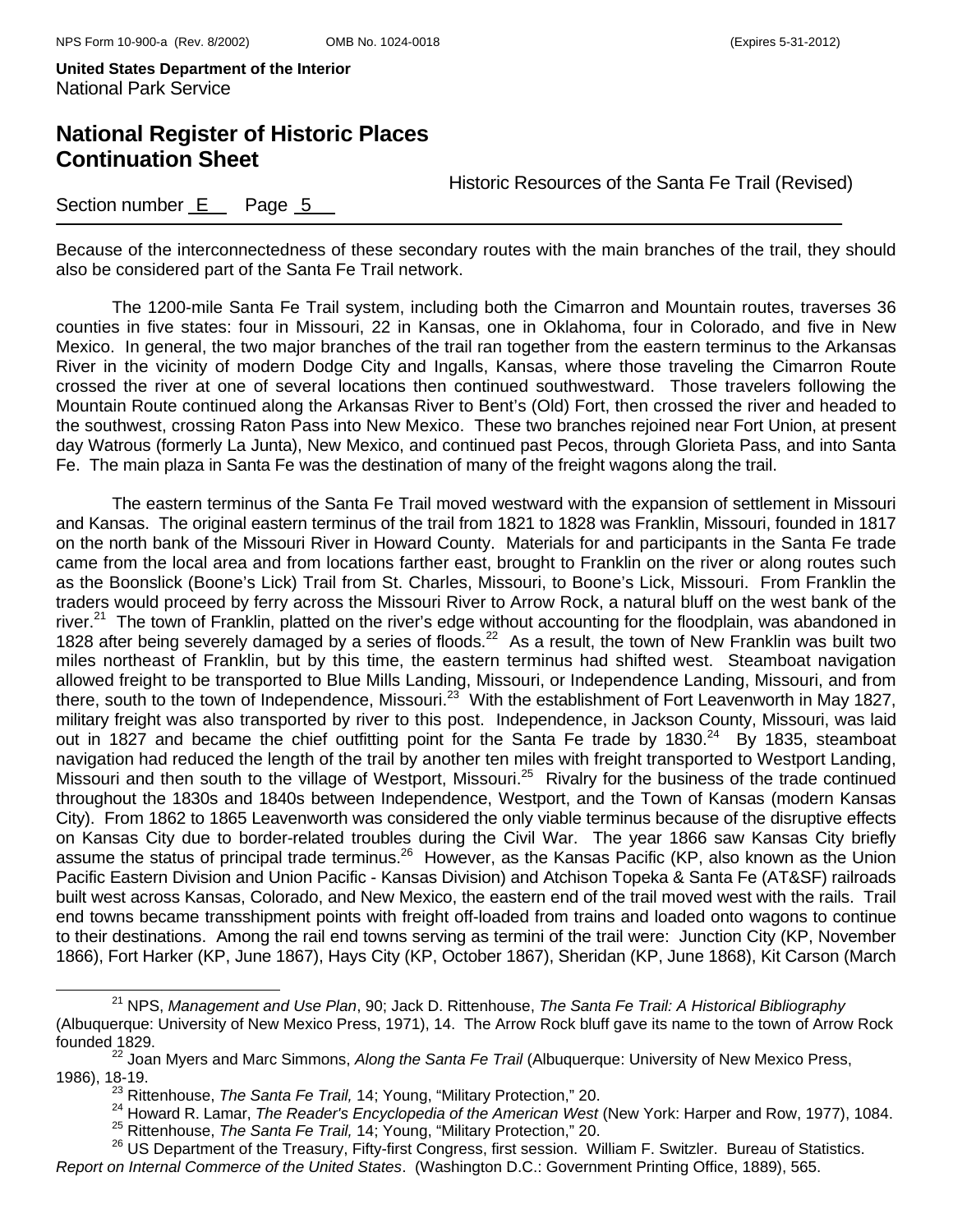Because of the interconnectedness of these secondary routes with the main branches of the trail, they should also be considered part of the Santa Fe Trail network.

The 1200-mile Santa Fe Trail system, including both the Cimarron and Mountain routes, traverses 36 counties in five states: four in Missouri, 22 in Kansas, one in Oklahoma, four in Colorado, and five in New Mexico. In general, the two major branches of the trail ran together from the eastern terminus to the Arkansas River in the vicinity of modern Dodge City and Ingalls, Kansas, where those traveling the Cimarron Route crossed the river at one of several locations then continued southwestward. Those travelers following the Mountain Route continued along the Arkansas River to Bent's (Old) Fort, then crossed the river and headed to the southwest, crossing Raton Pass into New Mexico. These two branches rejoined near Fort Union, at present day Watrous (formerly La Junta), New Mexico, and continued past Pecos, through Glorieta Pass, and into Santa Fe. The main plaza in Santa Fe was the destination of many of the freight wagons along the trail.

The eastern terminus of the Santa Fe Trail moved westward with the expansion of settlement in Missouri and Kansas. The original eastern terminus of the trail from 1821 to 1828 was Franklin, Missouri, founded in 1817 on the north bank of the Missouri River in Howard County. Materials for and participants in the Santa Fe trade came from the local area and from locations farther east, brought to Franklin on the river or along routes such as the Boonslick (Boone's Lick) Trail from St. Charles, Missouri, to Boone's Lick, Missouri. From Franklin the traders would proceed by ferry across the Missouri River to Arrow Rock, a natural bluff on the west bank of the river.[21] The town of Franklin, platted on the river's edge without accounting for the floodplain, was abandoned in 1828 after being severely damaged by a series of floods.[22] As a result, the town of New Franklin was built two miles northeast of Franklin, but by this time, the eastern terminus had shifted west. Steamboat navigation allowed freight to be transported to Blue Mills Landing, Missouri, or Independence Landing, Missouri, and from there, south to the town of Independence, Missouri.[23] With the establishment of Fort Leavenworth in May 1827, military freight was also transported by river to this post. Independence, in Jackson County, Missouri, was laid out in 1827 and became the chief outfitting point for the Santa Fe trade by 1830.[24] By 1835, steamboat navigation had reduced the length of the trail by another ten miles with freight transported to Westport Landing, Missouri and then south to the village of Westport, Missouri.[25] Rivalry for the business of the trade continued throughout the 1830s and 1840s between Independence, Westport, and the Town of Kansas (modern Kansas City). From 1862 to 1865 Leavenworth was considered the only viable terminus because of the disruptive effects on Kansas City due to border-related troubles during the Civil War. The year 1866 saw Kansas City briefly assume the status of principal trade terminus.[26] However, as the Kansas Pacific (KP, also known as the Union Pacific Eastern Division and Union Pacific - Kansas Division) and Atchison Topeka & Santa Fe (AT&SF) railroads built west across Kansas, Colorado, and New Mexico, the eastern end of the trail moved west with the rails. Trail end towns became transshipment points with freight off-loaded from trains and loaded onto wagons to continue to their destinations. Among the rail end towns serving as termini of the trail were: Junction City (KP, November 1866), Fort Harker (KP, June 1867), Hays City (KP, October 1867), Sheridan (KP, June 1868), Kit Carson (March

---

[21] NPS, *Management and Use Plan*, 90; Jack D. Rittenhouse, *The Santa Fe Trail: A Historical Bibliography* (Albuquerque: University of New Mexico Press, 1971), 14. The Arrow Rock bluff gave its name to the town of Arrow Rock founded 1829.

[22] Joan Myers and Marc Simmons, *Along the Santa Fe Trail* (Albuquerque: University of New Mexico Press, 1986), 18-19.

[23] Rittenhouse, *The Santa Fe Trail,* 14; Young, "Military Protection," 20.

[24] Howard R. Lamar, *The Reader's Encyclopedia of the American West* (New York: Harper and Row, 1977), 1084.

[25] Rittenhouse, *The Santa Fe Trail,* 14; Young, "Military Protection," 20.

[26] US Department of the Treasury, Fifty-first Congress, first session. William F. Switzler. Bureau of Statistics. *Report on Internal Commerce of the United States*. (Washington D.C.: Government Printing Office, 1889), 565.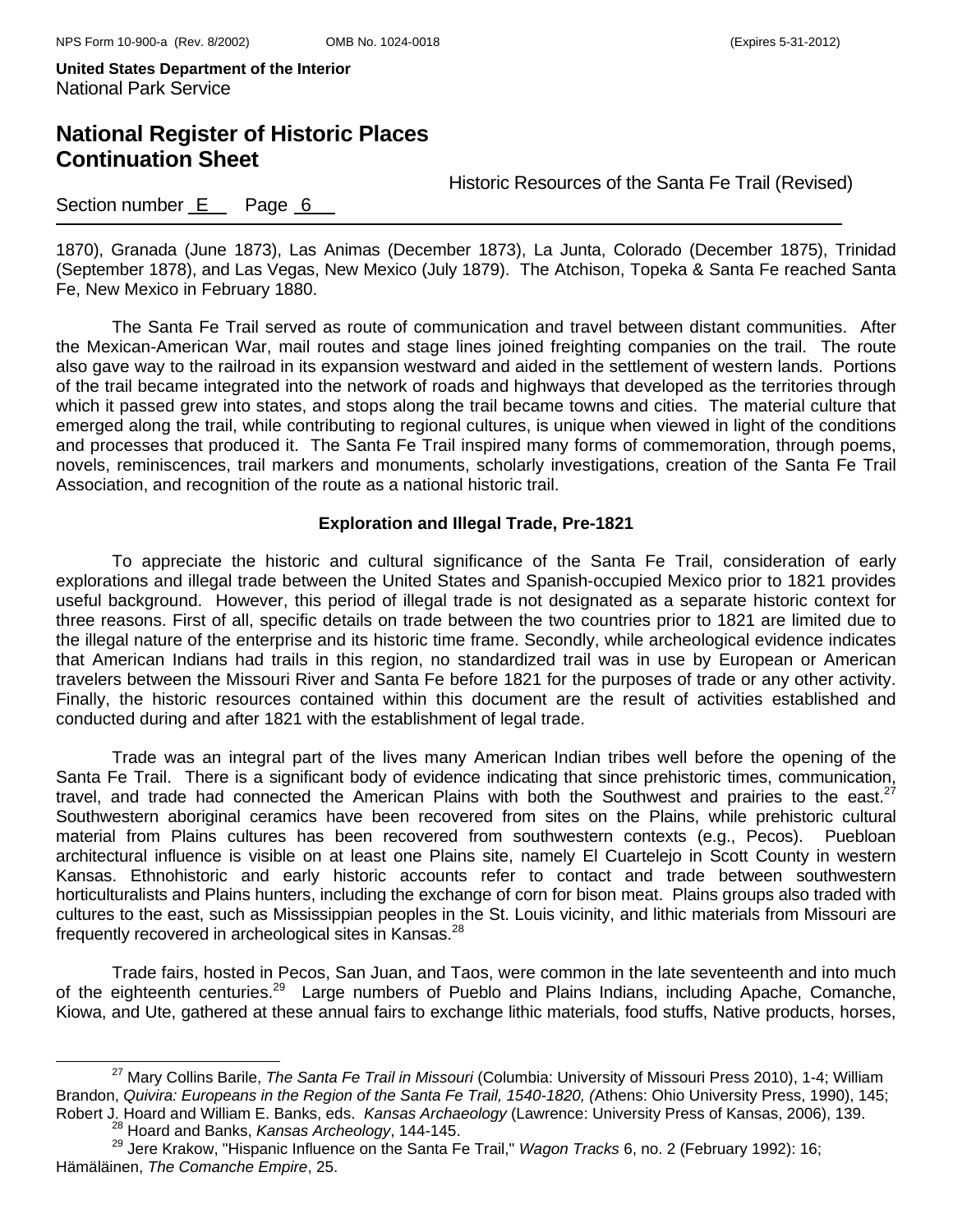1870), Granada (June 1873), Las Animas (December 1873), La Junta, Colorado (December 1875), Trinidad (September 1878), and Las Vegas, New Mexico (July 1879). The Atchison, Topeka & Santa Fe reached Santa Fe, New Mexico in February 1880.

The Santa Fe Trail served as route of communication and travel between distant communities. After the Mexican-American War, mail routes and stage lines joined freighting companies on the trail. The route also gave way to the railroad in its expansion westward and aided in the settlement of western lands. Portions of the trail became integrated into the network of roads and highways that developed as the territories through which it passed grew into states, and stops along the trail became towns and cities. The material culture that emerged along the trail, while contributing to regional cultures, is unique when viewed in light of the conditions and processes that produced it. The Santa Fe Trail inspired many forms of commemoration, through poems, novels, reminiscences, trail markers and monuments, scholarly investigations, creation of the Santa Fe Trail Association, and recognition of the route as a national historic trail.

### Exploration and Illegal Trade, Pre-1821

To appreciate the historic and cultural significance of the Santa Fe Trail, consideration of early explorations and illegal trade between the United States and Spanish-occupied Mexico prior to 1821 provides useful background. However, this period of illegal trade is not designated as a separate historic context for three reasons. First of all, specific details on trade between the two countries prior to 1821 are limited due to the illegal nature of the enterprise and its historic time frame. Secondly, while archeological evidence indicates that American Indians had trails in this region, no standardized trail was in use by European or American travelers between the Missouri River and Santa Fe before 1821 for the purposes of trade or any other activity. Finally, the historic resources contained within this document are the result of activities established and conducted during and after 1821 with the establishment of legal trade.

Trade was an integral part of the lives many American Indian tribes well before the opening of the Santa Fe Trail. There is a significant body of evidence indicating that since prehistoric times, communication, travel, and trade had connected the American Plains with both the Southwest and prairies to the east.[27] Southwestern aboriginal ceramics have been recovered from sites on the Plains, while prehistoric cultural material from Plains cultures has been recovered from southwestern contexts (e.g., Pecos). Puebloan architectural influence is visible on at least one Plains site, namely El Cuartelejo in Scott County in western Kansas. Ethnohistoric and early historic accounts refer to contact and trade between southwestern horticulturalists and Plains hunters, including the exchange of corn for bison meat. Plains groups also traded with cultures to the east, such as Mississippian peoples in the St. Louis vicinity, and lithic materials from Missouri are frequently recovered in archeological sites in Kansas.[28]

Trade fairs, hosted in Pecos, San Juan, and Taos, were common in the late seventeenth and into much of the eighteenth centuries.[29] Large numbers of Pueblo and Plains Indians, including Apache, Comanche, Kiowa, and Ute, gathered at these annual fairs to exchange lithic materials, food stuffs, Native products, horses,

---

[27] Mary Collins Barile, *The Santa Fe Trail in Missouri* (Columbia: University of Missouri Press 2010), 1-4; William Brandon, *Quivira: Europeans in the Region of the Santa Fe Trail, 1540-1820, (*Athens: Ohio University Press, 1990), 145; Robert J. Hoard and William E. Banks, eds. *Kansas Archaeology* (Lawrence: University Press of Kansas, 2006), 139.

[28] Hoard and Banks, *Kansas Archeology*, 144-145.

[29] Jere Krakow, "Hispanic Influence on the Santa Fe Trail," *Wagon Tracks* 6, no. 2 (February 1992): 16; Hämäläinen, *The Comanche Empire*, 25.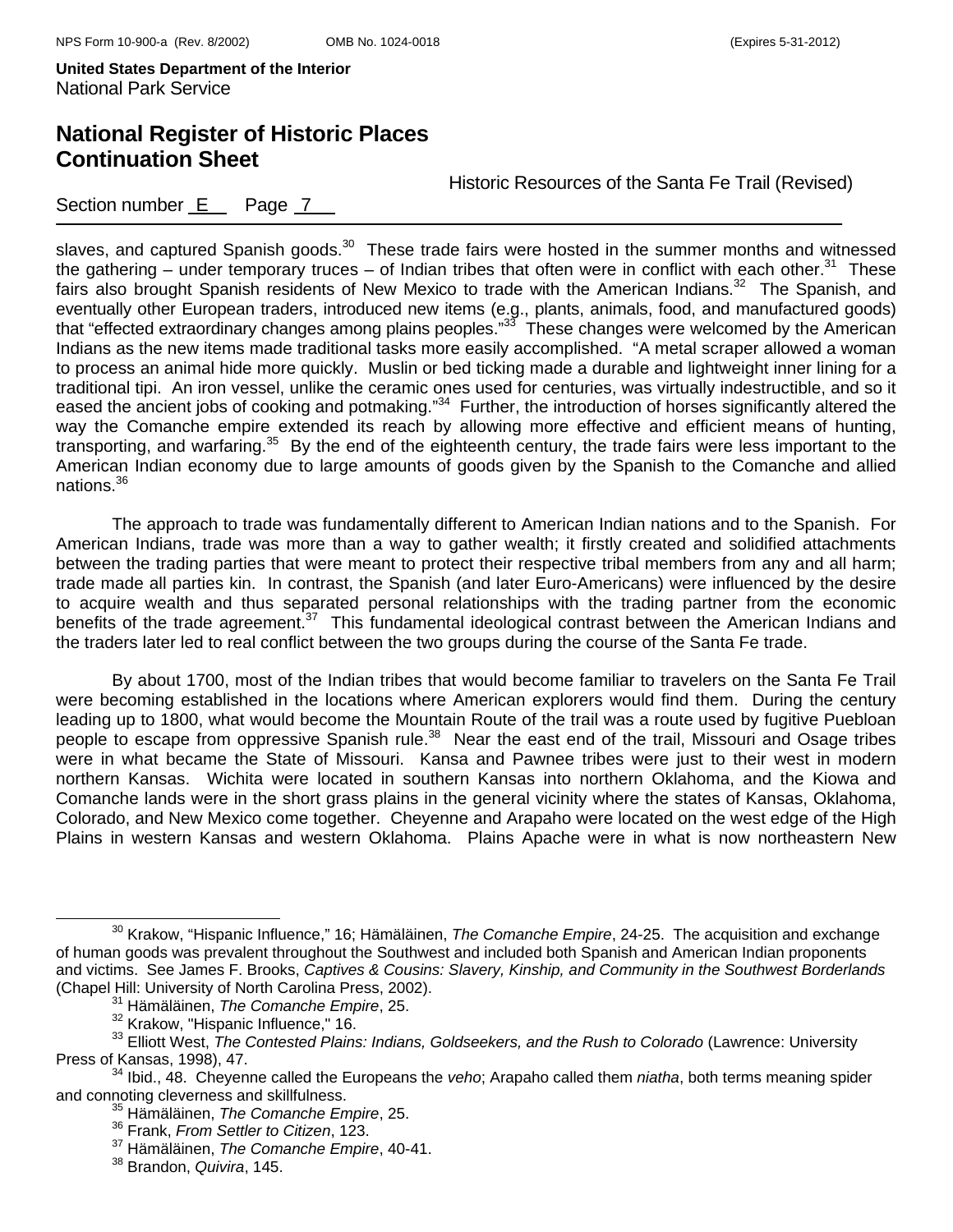slaves, and captured Spanish goods.[30] These trade fairs were hosted in the summer months and witnessed the gathering – under temporary truces – of Indian tribes that often were in conflict with each other.[31] These fairs also brought Spanish residents of New Mexico to trade with the American Indians.[32] The Spanish, and eventually other European traders, introduced new items (e.g., plants, animals, food, and manufactured goods) that "effected extraordinary changes among plains peoples."[33] These changes were welcomed by the American Indians as the new items made traditional tasks more easily accomplished. "A metal scraper allowed a woman to process an animal hide more quickly. Muslin or bed ticking made a durable and lightweight inner lining for a traditional tipi. An iron vessel, unlike the ceramic ones used for centuries, was virtually indestructible, and so it eased the ancient jobs of cooking and potmaking."[34] Further, the introduction of horses significantly altered the way the Comanche empire extended its reach by allowing more effective and efficient means of hunting, transporting, and warfaring.[35] By the end of the eighteenth century, the trade fairs were less important to the American Indian economy due to large amounts of goods given by the Spanish to the Comanche and allied nations.[36]

The approach to trade was fundamentally different to American Indian nations and to the Spanish. For American Indians, trade was more than a way to gather wealth; it firstly created and solidified attachments between the trading parties that were meant to protect their respective tribal members from any and all harm; trade made all parties kin. In contrast, the Spanish (and later Euro-Americans) were influenced by the desire to acquire wealth and thus separated personal relationships with the trading partner from the economic benefits of the trade agreement.[37] This fundamental ideological contrast between the American Indians and the traders later led to real conflict between the two groups during the course of the Santa Fe trade.

By about 1700, most of the Indian tribes that would become familiar to travelers on the Santa Fe Trail were becoming established in the locations where American explorers would find them. During the century leading up to 1800, what would become the Mountain Route of the trail was a route used by fugitive Puebloan people to escape from oppressive Spanish rule.[38] Near the east end of the trail, Missouri and Osage tribes were in what became the State of Missouri. Kansa and Pawnee tribes were just to their west in modern northern Kansas. Wichita were located in southern Kansas into northern Oklahoma, and the Kiowa and Comanche lands were in the short grass plains in the general vicinity where the states of Kansas, Oklahoma, Colorado, and New Mexico come together. Cheyenne and Arapaho were located on the west edge of the High Plains in western Kansas and western Oklahoma. Plains Apache were in what is now northeastern New

---

[30] Krakow, "Hispanic Influence," 16; Hämäläinen, *The Comanche Empire*, 24-25. The acquisition and exchange of human goods was prevalent throughout the Southwest and included both Spanish and American Indian proponents and victims. See James F. Brooks, *Captives & Cousins: Slavery, Kinship, and Community in the Southwest Borderlands* (Chapel Hill: University of North Carolina Press, 2002).

[31] Hämäläinen, *The Comanche Empire*, 25.

[32] Krakow, "Hispanic Influence," 16.

[33] Elliott West, *The Contested Plains: Indians, Goldseekers, and the Rush to Colorado* (Lawrence: University Press of Kansas, 1998), 47.

[34] Ibid., 48. Cheyenne called the Europeans the *veho*; Arapaho called them *niatha*, both terms meaning spider and connoting cleverness and skillfulness.

[35] Hämäläinen, *The Comanche Empire*, 25.

[36] Frank, *From Settler to Citizen*, 123.

[37] Hämäläinen, *The Comanche Empire*, 40-41.

[38] Brandon, *Quivira*, 145.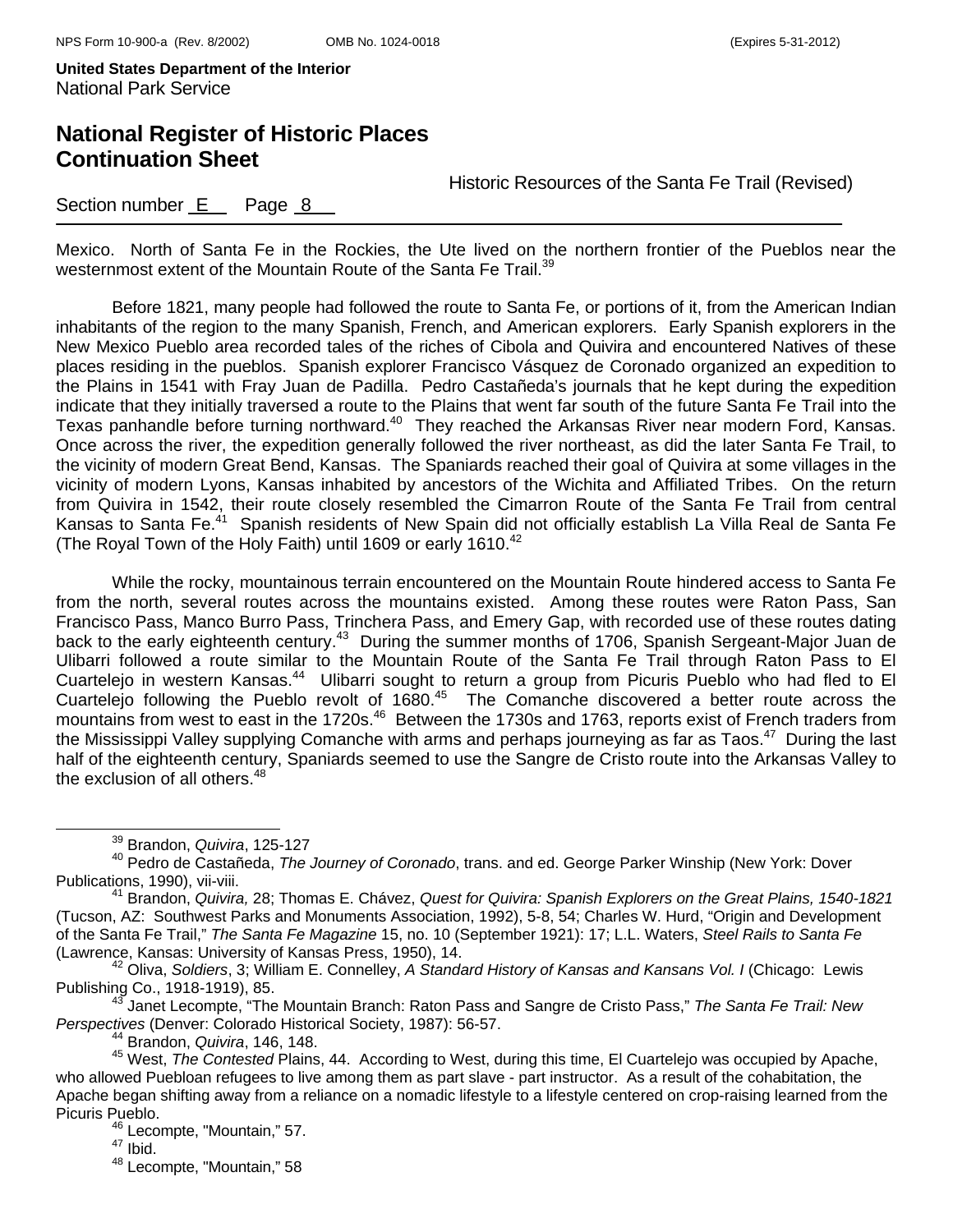Mexico. North of Santa Fe in the Rockies, the Ute lived on the northern frontier of the Pueblos near the westernmost extent of the Mountain Route of the Santa Fe Trail.[39]

Before 1821, many people had followed the route to Santa Fe, or portions of it, from the American Indian inhabitants of the region to the many Spanish, French, and American explorers. Early Spanish explorers in the New Mexico Pueblo area recorded tales of the riches of Cibola and Quivira and encountered Natives of these places residing in the pueblos. Spanish explorer Francisco Vásquez de Coronado organized an expedition to the Plains in 1541 with Fray Juan de Padilla. Pedro Castañeda's journals that he kept during the expedition indicate that they initially traversed a route to the Plains that went far south of the future Santa Fe Trail into the Texas panhandle before turning northward.[40] They reached the Arkansas River near modern Ford, Kansas. Once across the river, the expedition generally followed the river northeast, as did the later Santa Fe Trail, to the vicinity of modern Great Bend, Kansas. The Spaniards reached their goal of Quivira at some villages in the vicinity of modern Lyons, Kansas inhabited by ancestors of the Wichita and Affiliated Tribes. On the return from Quivira in 1542, their route closely resembled the Cimarron Route of the Santa Fe Trail from central Kansas to Santa Fe.[41] Spanish residents of New Spain did not officially establish La Villa Real de Santa Fe (The Royal Town of the Holy Faith) until 1609 or early 1610.[42]

While the rocky, mountainous terrain encountered on the Mountain Route hindered access to Santa Fe from the north, several routes across the mountains existed. Among these routes were Raton Pass, San Francisco Pass, Manco Burro Pass, Trinchera Pass, and Emery Gap, with recorded use of these routes dating back to the early eighteenth century.[43] During the summer months of 1706, Spanish Sergeant-Major Juan de Ulibarri followed a route similar to the Mountain Route of the Santa Fe Trail through Raton Pass to El Cuartelejo in western Kansas.[44] Ulibarri sought to return a group from Picuris Pueblo who had fled to El Cuartelejo following the Pueblo revolt of 1680.[45] The Comanche discovered a better route across the mountains from west to east in the 1720s.[46] Between the 1730s and 1763, reports exist of French traders from the Mississippi Valley supplying Comanche with arms and perhaps journeying as far as Taos.[47] During the last half of the eighteenth century, Spaniards seemed to use the Sangre de Cristo route into the Arkansas Valley to the exclusion of all others.[48]

---

[39] Brandon, *Quivira*, 125-127

[40] Pedro de Castañeda, *The Journey of Coronado*, trans. and ed. George Parker Winship (New York: Dover Publications, 1990), vii-viii.

[41] Brandon, *Quivira,* 28; Thomas E. Chávez, *Quest for Quivira: Spanish Explorers on the Great Plains, 1540-1821* (Tucson, AZ: Southwest Parks and Monuments Association, 1992), 5-8, 54; Charles W. Hurd, "Origin and Development of the Santa Fe Trail," *The Santa Fe Magazine* 15, no. 10 (September 1921): 17; L.L. Waters, *Steel Rails to Santa Fe* (Lawrence, Kansas: University of Kansas Press, 1950), 14.

[42] Oliva, *Soldiers*, 3; William E. Connelley, *A Standard History of Kansas and Kansans Vol. I* (Chicago: Lewis Publishing Co., 1918-1919), 85.

[43] Janet Lecompte, "The Mountain Branch: Raton Pass and Sangre de Cristo Pass," *The Santa Fe Trail: New Perspectives* (Denver: Colorado Historical Society, 1987): 56-57.

[44] Brandon, *Quivira*, 146, 148.

[45] West, *The Contested* Plains, 44. According to West, during this time, El Cuartelejo was occupied by Apache, who allowed Puebloan refugees to live among them as part slave - part instructor. As a result of the cohabitation, the Apache began shifting away from a reliance on a nomadic lifestyle to a lifestyle centered on crop-raising learned from the Picuris Pueblo.

[46] Lecompte, "Mountain," 57.

[47] Ibid.

[48] Lecompte, "Mountain," 58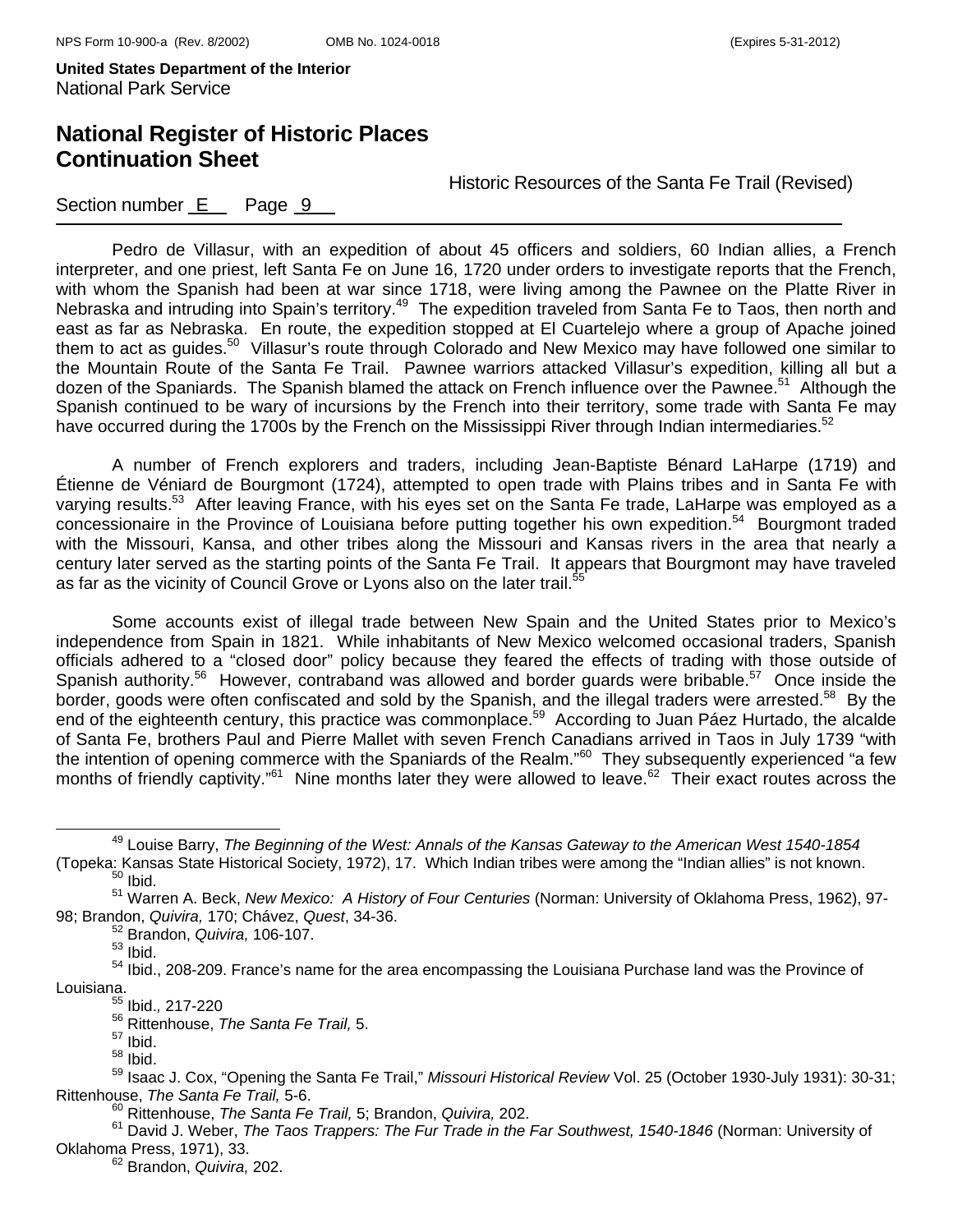Pedro de Villasur, with an expedition of about 45 officers and soldiers, 60 Indian allies, a French interpreter, and one priest, left Santa Fe on June 16, 1720 under orders to investigate reports that the French, with whom the Spanish had been at war since 1718, were living among the Pawnee on the Platte River in Nebraska and intruding into Spain's territory.[49] The expedition traveled from Santa Fe to Taos, then north and east as far as Nebraska. En route, the expedition stopped at El Cuartelejo where a group of Apache joined them to act as guides.[50] Villasur's route through Colorado and New Mexico may have followed one similar to the Mountain Route of the Santa Fe Trail. Pawnee warriors attacked Villasur's expedition, killing all but a dozen of the Spaniards. The Spanish blamed the attack on French influence over the Pawnee.[51] Although the Spanish continued to be wary of incursions by the French into their territory, some trade with Santa Fe may have occurred during the 1700s by the French on the Mississippi River through Indian intermediaries.[52]

A number of French explorers and traders, including Jean-Baptiste Bénard LaHarpe (1719) and Étienne de Véniard de Bourgmont (1724), attempted to open trade with Plains tribes and in Santa Fe with varying results.[53] After leaving France, with his eyes set on the Santa Fe trade, LaHarpe was employed as a concessionaire in the Province of Louisiana before putting together his own expedition.[54] Bourgmont traded with the Missouri, Kansa, and other tribes along the Missouri and Kansas rivers in the area that nearly a century later served as the starting points of the Santa Fe Trail. It appears that Bourgmont may have traveled as far as the vicinity of Council Grove or Lyons also on the later trail.[55]

Some accounts exist of illegal trade between New Spain and the United States prior to Mexico's independence from Spain in 1821. While inhabitants of New Mexico welcomed occasional traders, Spanish officials adhered to a "closed door" policy because they feared the effects of trading with those outside of Spanish authority.[56] However, contraband was allowed and border guards were bribable.[57] Once inside the border, goods were often confiscated and sold by the Spanish, and the illegal traders were arrested.[58] By the end of the eighteenth century, this practice was commonplace.[59] According to Juan Páez Hurtado, the alcalde of Santa Fe, brothers Paul and Pierre Mallet with seven French Canadians arrived in Taos in July 1739 "with the intention of opening commerce with the Spaniards of the Realm."[60] They subsequently experienced "a few months of friendly captivity."[61] Nine months later they were allowed to leave.[62] Their exact routes across the

---

[49] Louise Barry, *The Beginning of the West: Annals of the Kansas Gateway to the American West 1540-1854* (Topeka: Kansas State Historical Society, 1972), 17. Which Indian tribes were among the "Indian allies" is not known.

[50] Ibid.

[51] Warren A. Beck, *New Mexico: A History of Four Centuries* (Norman: University of Oklahoma Press, 1962), 97-98; Brandon, *Quivira,* 170; Chávez, *Quest*, 34-36.

[52] Brandon, *Quivira,* 106-107.

[53] Ibid.

[54] Ibid., 208-209. France's name for the area encompassing the Louisiana Purchase land was the Province of Louisiana.

[55] Ibid., 217-220

[56] Rittenhouse, *The Santa Fe Trail,* 5.

[57] Ibid.

[58] Ibid.

[59] Isaac J. Cox, "Opening the Santa Fe Trail," *Missouri Historical Review* Vol. 25 (October 1930-July 1931): 30-31; Rittenhouse, *The Santa Fe Trail,* 5-6.

[60] Rittenhouse, *The Santa Fe Trail,* 5; Brandon, *Quivira,* 202.

[61] David J. Weber, *The Taos Trappers: The Fur Trade in the Far Southwest, 1540-1846* (Norman: University of Oklahoma Press, 1971), 33.

[62] Brandon, *Quivira,* 202.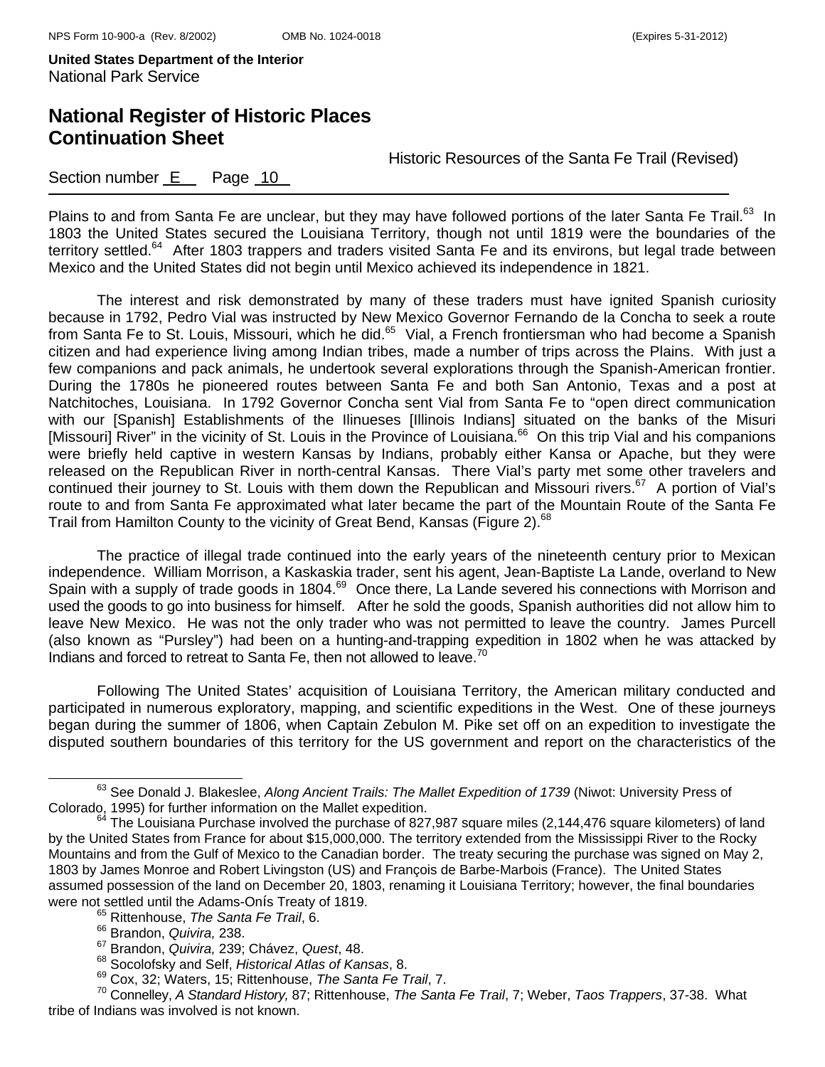Plains to and from Santa Fe are unclear, but they may have followed portions of the later Santa Fe Trail.[63] In 1803 the United States secured the Louisiana Territory, though not until 1819 were the boundaries of the territory settled.[64] After 1803 trappers and traders visited Santa Fe and its environs, but legal trade between Mexico and the United States did not begin until Mexico achieved its independence in 1821.

The interest and risk demonstrated by many of these traders must have ignited Spanish curiosity because in 1792, Pedro Vial was instructed by New Mexico Governor Fernando de la Concha to seek a route from Santa Fe to St. Louis, Missouri, which he did.[65] Vial, a French frontiersman who had become a Spanish citizen and had experience living among Indian tribes, made a number of trips across the Plains. With just a few companions and pack animals, he undertook several explorations through the Spanish-American frontier. During the 1780s he pioneered routes between Santa Fe and both San Antonio, Texas and a post at Natchitoches, Louisiana. In 1792 Governor Concha sent Vial from Santa Fe to "open direct communication with our [Spanish] Establishments of the Ilinueses [Illinois Indians] situated on the banks of the Misuri [Missouri] River" in the vicinity of St. Louis in the Province of Louisiana.[66] On this trip Vial and his companions were briefly held captive in western Kansas by Indians, probably either Kansa or Apache, but they were released on the Republican River in north-central Kansas. There Vial's party met some other travelers and continued their journey to St. Louis with them down the Republican and Missouri rivers.[67] A portion of Vial's route to and from Santa Fe approximated what later became the part of the Mountain Route of the Santa Fe Trail from Hamilton County to the vicinity of Great Bend, Kansas (Figure 2).[68]

The practice of illegal trade continued into the early years of the nineteenth century prior to Mexican independence. William Morrison, a Kaskaskia trader, sent his agent, Jean-Baptiste La Lande, overland to New Spain with a supply of trade goods in 1804.[69] Once there, La Lande severed his connections with Morrison and used the goods to go into business for himself. After he sold the goods, Spanish authorities did not allow him to leave New Mexico. He was not the only trader who was not permitted to leave the country. James Purcell (also known as "Pursley") had been on a hunting-and-trapping expedition in 1802 when he was attacked by Indians and forced to retreat to Santa Fe, then not allowed to leave.[70]

Following The United States' acquisition of Louisiana Territory, the American military conducted and participated in numerous exploratory, mapping, and scientific expeditions in the West. One of these journeys began during the summer of 1806, when Captain Zebulon M. Pike set off on an expedition to investigate the disputed southern boundaries of this territory for the US government and report on the characteristics of the

---

[63] See Donald J. Blakeslee, *Along Ancient Trails: The Mallet Expedition of 1739* (Niwot: University Press of Colorado, 1995) for further information on the Mallet expedition.

[64] The Louisiana Purchase involved the purchase of 827,987 square miles (2,144,476 square kilometers) of land by the United States from France for about $15,000,000. The territory extended from the Mississippi River to the Rocky Mountains and from the Gulf of Mexico to the Canadian border. The treaty securing the purchase was signed on May 2, 1803 by James Monroe and Robert Livingston (US) and François de Barbe-Marbois (France). The United States assumed possession of the land on December 20, 1803, renaming it Louisiana Territory; however, the final boundaries were not settled until the Adams-OnÍs Treaty of 1819.

[65] Rittenhouse, *The Santa Fe Trail*, 6.

[66] Brandon, *Quivira,* 238.

[67] Brandon, *Quivira,* 239; Chávez, *Quest*, 48.

[68] Socolofsky and Self, *Historical Atlas of Kansas*, 8.

[69] Cox, 32; Waters, 15; Rittenhouse, *The Santa Fe Trail*, 7.

[70] Connelley, *A Standard History,* 87; Rittenhouse, *The Santa Fe Trail*, 7; Weber, *Taos Trappers*, 37-38. What tribe of Indians was involved is not known.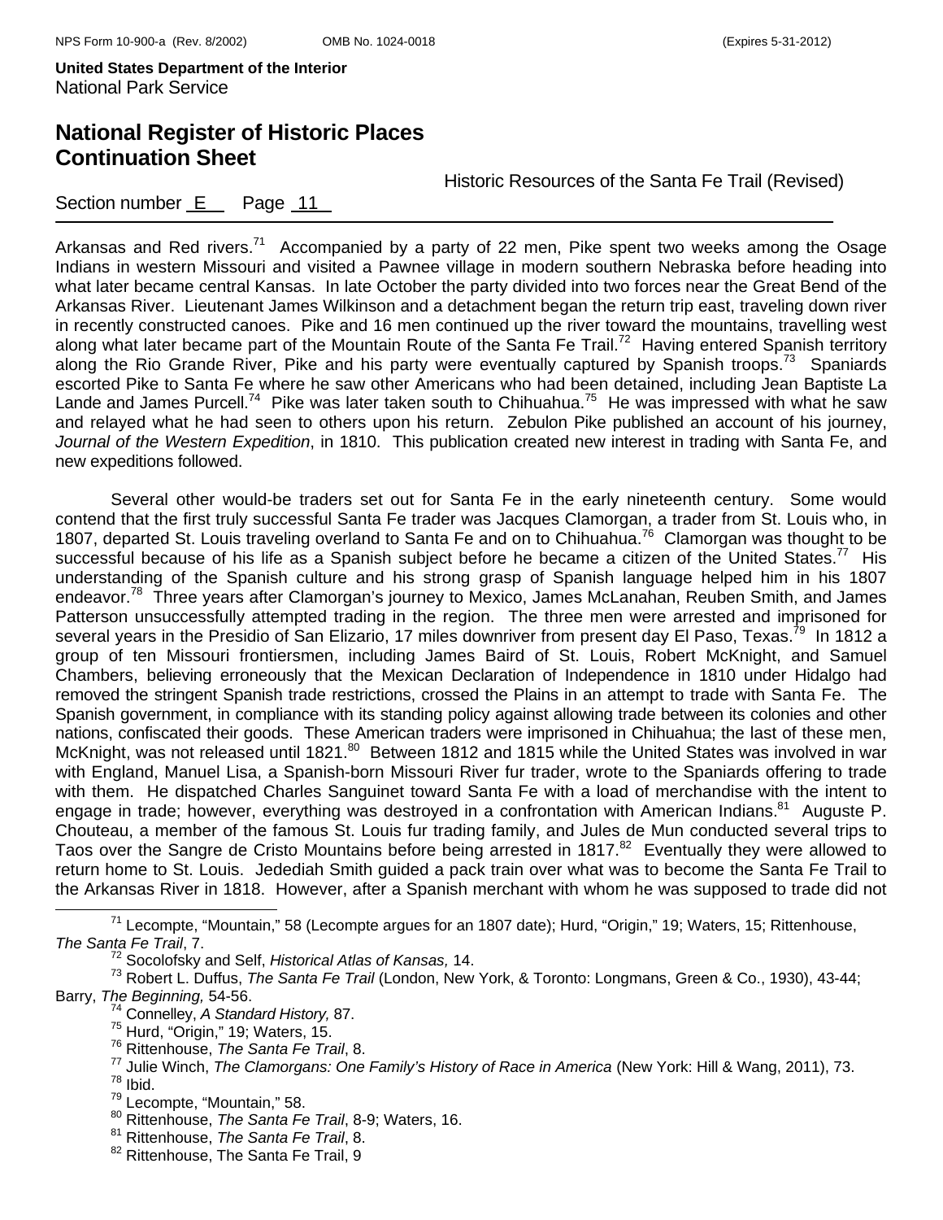Arkansas and Red rivers.[71] Accompanied by a party of 22 men, Pike spent two weeks among the Osage Indians in western Missouri and visited a Pawnee village in modern southern Nebraska before heading into what later became central Kansas. In late October the party divided into two forces near the Great Bend of the Arkansas River. Lieutenant James Wilkinson and a detachment began the return trip east, traveling down river in recently constructed canoes. Pike and 16 men continued up the river toward the mountains, travelling west along what later became part of the Mountain Route of the Santa Fe Trail.[72] Having entered Spanish territory along the Rio Grande River, Pike and his party were eventually captured by Spanish troops.[73] Spaniards escorted Pike to Santa Fe where he saw other Americans who had been detained, including Jean Baptiste La Lande and James Purcell.[74] Pike was later taken south to Chihuahua.[75] He was impressed with what he saw and relayed what he had seen to others upon his return. Zebulon Pike published an account of his journey, *Journal of the Western Expedition*, in 1810. This publication created new interest in trading with Santa Fe, and new expeditions followed.

Several other would-be traders set out for Santa Fe in the early nineteenth century. Some would contend that the first truly successful Santa Fe trader was Jacques Clamorgan, a trader from St. Louis who, in 1807, departed St. Louis traveling overland to Santa Fe and on to Chihuahua.[76] Clamorgan was thought to be successful because of his life as a Spanish subject before he became a citizen of the United States.[77] His understanding of the Spanish culture and his strong grasp of Spanish language helped him in his 1807 endeavor.[78] Three years after Clamorgan's journey to Mexico, James McLanahan, Reuben Smith, and James Patterson unsuccessfully attempted trading in the region. The three men were arrested and imprisoned for several years in the Presidio of San Elizario, 17 miles downriver from present day El Paso, Texas.[79] In 1812 a group of ten Missouri frontiersmen, including James Baird of St. Louis, Robert McKnight, and Samuel Chambers, believing erroneously that the Mexican Declaration of Independence in 1810 under Hidalgo had removed the stringent Spanish trade restrictions, crossed the Plains in an attempt to trade with Santa Fe. The Spanish government, in compliance with its standing policy against allowing trade between its colonies and other nations, confiscated their goods. These American traders were imprisoned in Chihuahua; the last of these men, McKnight, was not released until 1821.[80] Between 1812 and 1815 while the United States was involved in war with England, Manuel Lisa, a Spanish-born Missouri River fur trader, wrote to the Spaniards offering to trade with them. He dispatched Charles Sanguinet toward Santa Fe with a load of merchandise with the intent to engage in trade; however, everything was destroyed in a confrontation with American Indians.[81] Auguste P. Chouteau, a member of the famous St. Louis fur trading family, and Jules de Mun conducted several trips to Taos over the Sangre de Cristo Mountains before being arrested in 1817.[82] Eventually they were allowed to return home to St. Louis. Jedediah Smith guided a pack train over what was to become the Santa Fe Trail to the Arkansas River in 1818. However, after a Spanish merchant with whom he was supposed to trade did not

---

[71] Lecompte, "Mountain," 58 (Lecompte argues for an 1807 date); Hurd, "Origin," 19; Waters, 15; Rittenhouse, *The Santa Fe Trail*, 7.

[72] Socolofsky and Self, *Historical Atlas of Kansas,* 14.

[73] Robert L. Duffus, *The Santa Fe Trail* (London, New York, & Toronto: Longmans, Green & Co., 1930), 43-44; Barry, *The Beginning,* 54-56.

[74] Connelley, *A Standard History,* 87.

[75] Hurd, "Origin," 19; Waters, 15.

[76] Rittenhouse, *The Santa Fe Trail*, 8.

[77] Julie Winch, *The Clamorgans: One Family's History of Race in America* (New York: Hill & Wang, 2011), 73.

[78] Ibid.

[79] Lecompte, "Mountain," 58.

[80] Rittenhouse, *The Santa Fe Trail*, 8-9; Waters, 16.

[81] Rittenhouse, *The Santa Fe Trail*, 8.

[82] Rittenhouse, The Santa Fe Trail, 9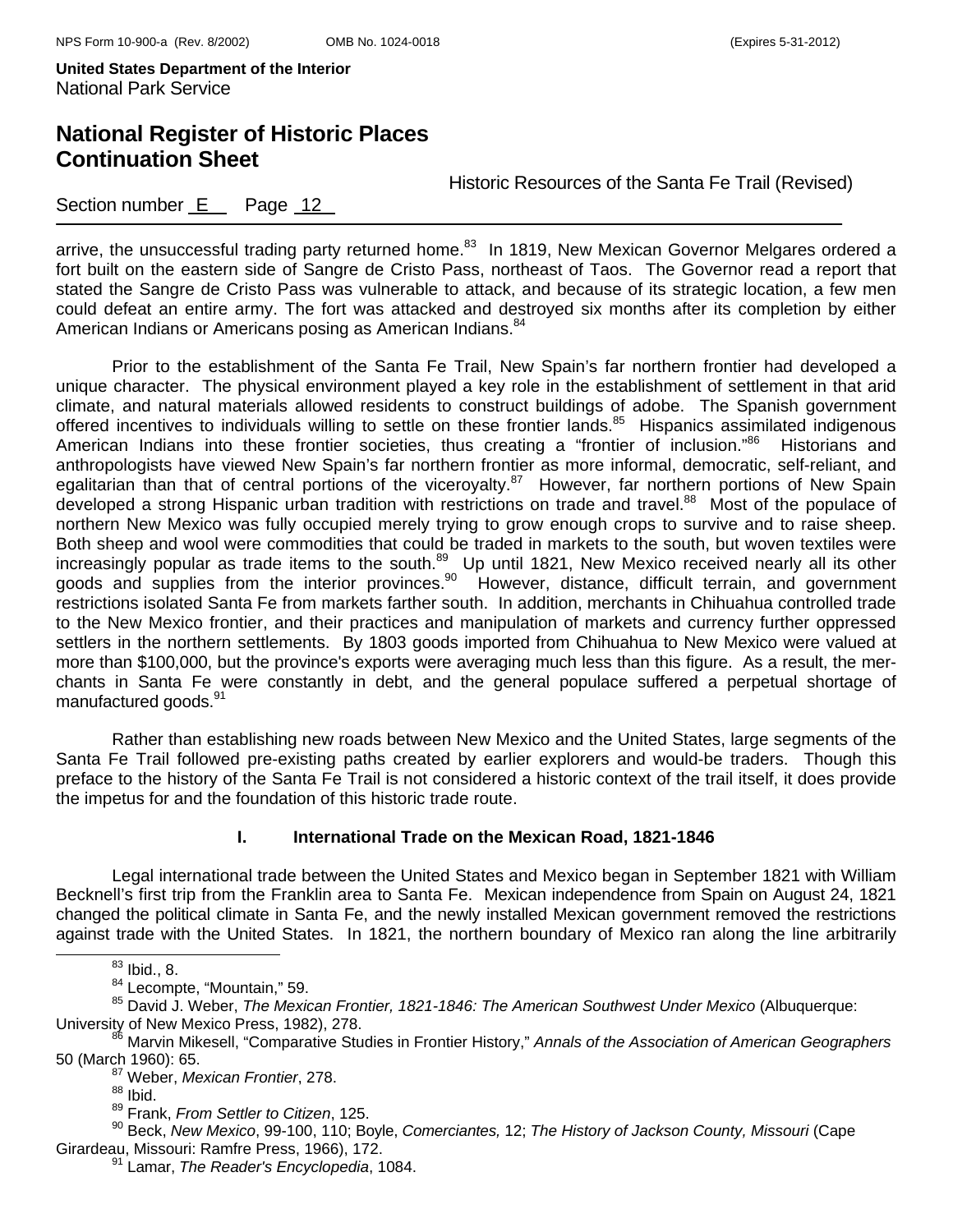arrive, the unsuccessful trading party returned home.[83] In 1819, New Mexican Governor Melgares ordered a fort built on the eastern side of Sangre de Cristo Pass, northeast of Taos. The Governor read a report that stated the Sangre de Cristo Pass was vulnerable to attack, and because of its strategic location, a few men could defeat an entire army. The fort was attacked and destroyed six months after its completion by either American Indians or Americans posing as American Indians.[84]

Prior to the establishment of the Santa Fe Trail, New Spain's far northern frontier had developed a unique character. The physical environment played a key role in the establishment of settlement in that arid climate, and natural materials allowed residents to construct buildings of adobe. The Spanish government offered incentives to individuals willing to settle on these frontier lands.[85] Hispanics assimilated indigenous American Indians into these frontier societies, thus creating a "frontier of inclusion."[86] Historians and anthropologists have viewed New Spain's far northern frontier as more informal, democratic, self-reliant, and egalitarian than that of central portions of the viceroyalty.[87] However, far northern portions of New Spain developed a strong Hispanic urban tradition with restrictions on trade and travel.[88] Most of the populace of northern New Mexico was fully occupied merely trying to grow enough crops to survive and to raise sheep. Both sheep and wool were commodities that could be traded in markets to the south, but woven textiles were increasingly popular as trade items to the south.[89] Up until 1821, New Mexico received nearly all its other goods and supplies from the interior provinces.[90] However, distance, difficult terrain, and government restrictions isolated Santa Fe from markets farther south. In addition, merchants in Chihuahua controlled trade to the New Mexico frontier, and their practices and manipulation of markets and currency further oppressed settlers in the northern settlements. By 1803 goods imported from Chihuahua to New Mexico were valued at more than $100,000, but the province's exports were averaging much less than this figure. As a result, the merchants in Santa Fe were constantly in debt, and the general populace suffered a perpetual shortage of manufactured goods.[91]

Rather than establishing new roads between New Mexico and the United States, large segments of the Santa Fe Trail followed pre-existing paths created by earlier explorers and would-be traders. Though this preface to the history of the Santa Fe Trail is not considered a historic context of the trail itself, it does provide the impetus for and the foundation of this historic trade route.

### I. International Trade on the Mexican Road, 1821-1846

Legal international trade between the United States and Mexico began in September 1821 with William Becknell's first trip from the Franklin area to Santa Fe. Mexican independence from Spain on August 24, 1821 changed the political climate in Santa Fe, and the newly installed Mexican government removed the restrictions against trade with the United States. In 1821, the northern boundary of Mexico ran along the line arbitrarily

---

[83] Ibid., 8.

[84] Lecompte, "Mountain," 59.

[85] David J. Weber, *The Mexican Frontier, 1821-1846: The American Southwest Under Mexico* (Albuquerque: University of New Mexico Press, 1982), 278.

[86] Marvin Mikesell, "Comparative Studies in Frontier History," *Annals of the Association of American Geographers* 50 (March 1960): 65.

[87] Weber, *Mexican Frontier*, 278.

[88] Ibid.

[89] Frank, *From Settler to Citizen*, 125.

[90] Beck, *New Mexico*, 99-100, 110; Boyle, *Comerciantes,* 12; *The History of Jackson County, Missouri* (Cape Girardeau, Missouri: Ramfre Press, 1966), 172.

[91] Lamar, *The Reader's Encyclopedia*, 1084.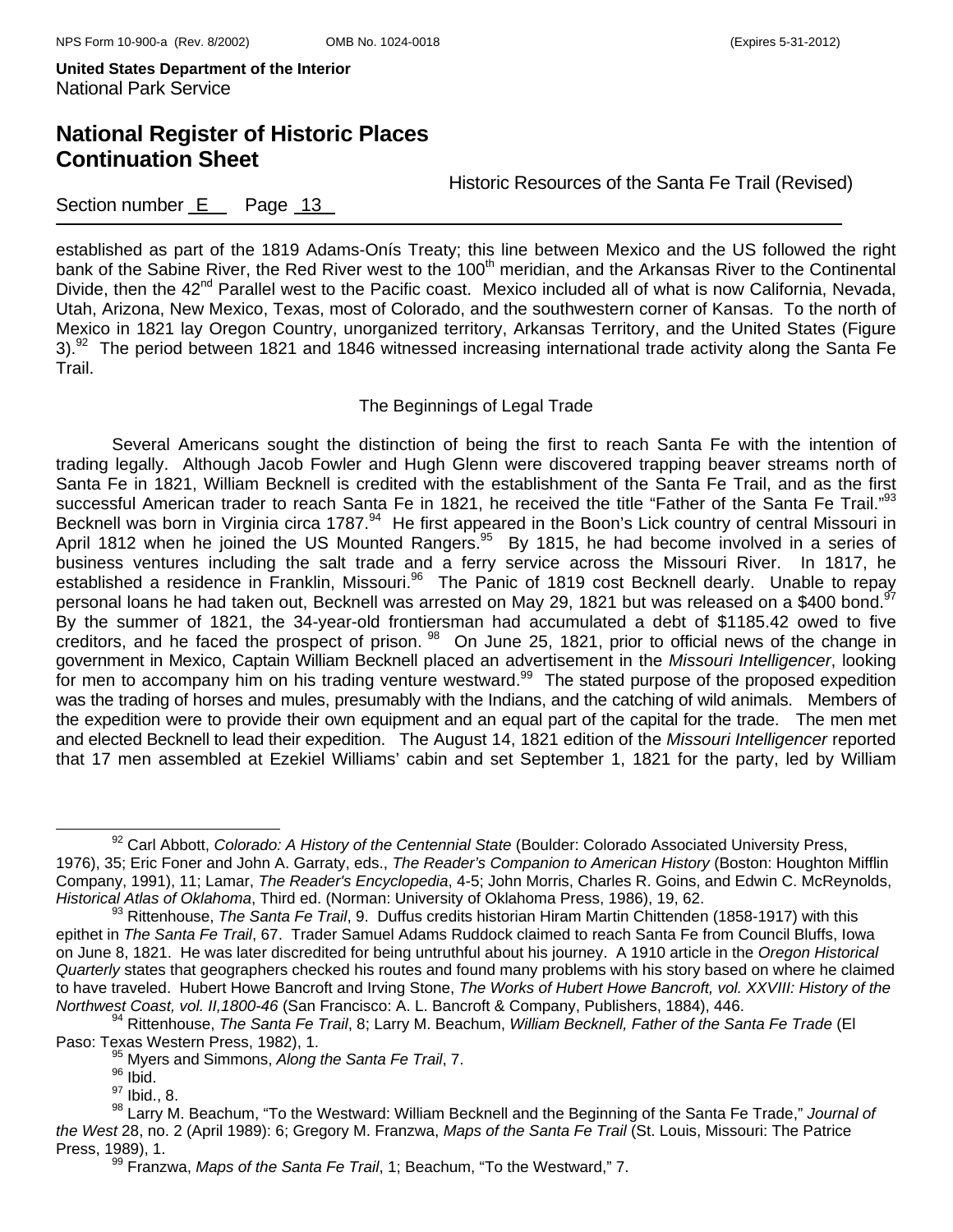established as part of the 1819 Adams-Onís Treaty; this line between Mexico and the US followed the right bank of the Sabine River, the Red River west to the 100th meridian, and the Arkansas River to the Continental Divide, then the 42nd Parallel west to the Pacific coast. Mexico included all of what is now California, Nevada, Utah, Arizona, New Mexico, Texas, most of Colorado, and the southwestern corner of Kansas. To the north of Mexico in 1821 lay Oregon Country, unorganized territory, Arkansas Territory, and the United States (Figure 3).[92] The period between 1821 and 1846 witnessed increasing international trade activity along the Santa Fe Trail.

### The Beginnings of Legal Trade

Several Americans sought the distinction of being the first to reach Santa Fe with the intention of trading legally. Although Jacob Fowler and Hugh Glenn were discovered trapping beaver streams north of Santa Fe in 1821, William Becknell is credited with the establishment of the Santa Fe Trail, and as the first successful American trader to reach Santa Fe in 1821, he received the title "Father of the Santa Fe Trail."[93] Becknell was born in Virginia circa 1787.[94] He first appeared in the Boon's Lick country of central Missouri in April 1812 when he joined the US Mounted Rangers.[95] By 1815, he had become involved in a series of business ventures including the salt trade and a ferry service across the Missouri River. In 1817, he established a residence in Franklin, Missouri.[96] The Panic of 1819 cost Becknell dearly. Unable to repay personal loans he had taken out, Becknell was arrested on May 29, 1821 but was released on a $400 bond.[97] By the summer of 1821, the 34-year-old frontiersman had accumulated a debt of $1185.42 owed to five creditors, and he faced the prospect of prison.[98] On June 25, 1821, prior to official news of the change in government in Mexico, Captain William Becknell placed an advertisement in the *Missouri Intelligencer*, looking for men to accompany him on his trading venture westward.[99] The stated purpose of the proposed expedition was the trading of horses and mules, presumably with the Indians, and the catching of wild animals. Members of the expedition were to provide their own equipment and an equal part of the capital for the trade. The men met and elected Becknell to lead their expedition. The August 14, 1821 edition of the *Missouri Intelligencer* reported that 17 men assembled at Ezekiel Williams' cabin and set September 1, 1821 for the party, led by William

---

[92] Carl Abbott, *Colorado: A History of the Centennial State* (Boulder: Colorado Associated University Press, 1976), 35; Eric Foner and John A. Garraty, eds., *The Reader's Companion to American History* (Boston: Houghton Mifflin Company, 1991), 11; Lamar, *The Reader's Encyclopedia*, 4-5; John Morris, Charles R. Goins, and Edwin C. McReynolds, *Historical Atlas of Oklahoma*, Third ed. (Norman: University of Oklahoma Press, 1986), 19, 62.

[93] Rittenhouse, *The Santa Fe Trail*, 9. Duffus credits historian Hiram Martin Chittenden (1858-1917) with this epithet in *The Santa Fe Trail*, 67. Trader Samuel Adams Ruddock claimed to reach Santa Fe from Council Bluffs, Iowa on June 8, 1821. He was later discredited for being untruthful about his journey. A 1910 article in the *Oregon Historical Quarterly* states that geographers checked his routes and found many problems with his story based on where he claimed to have traveled. Hubert Howe Bancroft and Irving Stone, *The Works of Hubert Howe Bancroft, vol. XXVIII: History of the Northwest Coast, vol. II,1800-46* (San Francisco: A. L. Bancroft & Company, Publishers, 1884), 446.

[94] Rittenhouse, *The Santa Fe Trail*, 8; Larry M. Beachum, *William Becknell, Father of the Santa Fe Trade* (El Paso: Texas Western Press, 1982), 1.

[95] Myers and Simmons, *Along the Santa Fe Trail*, 7.

[96] Ibid.

[97] Ibid., 8.

[98] Larry M. Beachum, "To the Westward: William Becknell and the Beginning of the Santa Fe Trade," *Journal of the West* 28, no. 2 (April 1989): 6; Gregory M. Franzwa, *Maps of the Santa Fe Trail* (St. Louis, Missouri: The Patrice Press, 1989), 1.

[99] Franzwa, *Maps of the Santa Fe Trail*, 1; Beachum, "To the Westward," 7.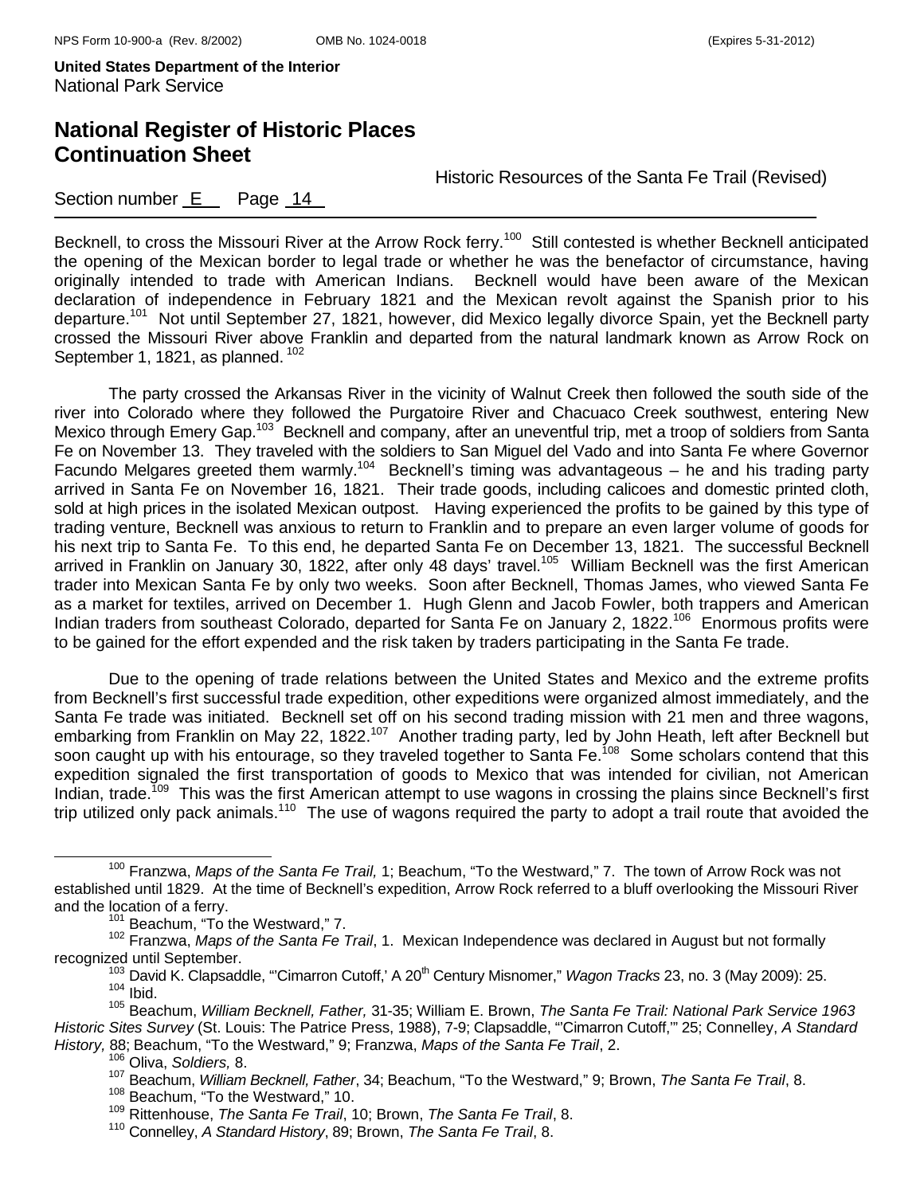Becknell, to cross the Missouri River at the Arrow Rock ferry.[100] Still contested is whether Becknell anticipated the opening of the Mexican border to legal trade or whether he was the benefactor of circumstance, having originally intended to trade with American Indians. Becknell would have been aware of the Mexican declaration of independence in February 1821 and the Mexican revolt against the Spanish prior to his departure.[101] Not until September 27, 1821, however, did Mexico legally divorce Spain, yet the Becknell party crossed the Missouri River above Franklin and departed from the natural landmark known as Arrow Rock on September 1, 1821, as planned.[102]

The party crossed the Arkansas River in the vicinity of Walnut Creek then followed the south side of the river into Colorado where they followed the Purgatoire River and Chacuaco Creek southwest, entering New Mexico through Emery Gap.[103] Becknell and company, after an uneventful trip, met a troop of soldiers from Santa Fe on November 13. They traveled with the soldiers to San Miguel del Vado and into Santa Fe where Governor Facundo Melgares greeted them warmly.[104] Becknell's timing was advantageous – he and his trading party arrived in Santa Fe on November 16, 1821. Their trade goods, including calicoes and domestic printed cloth, sold at high prices in the isolated Mexican outpost. Having experienced the profits to be gained by this type of trading venture, Becknell was anxious to return to Franklin and to prepare an even larger volume of goods for his next trip to Santa Fe. To this end, he departed Santa Fe on December 13, 1821. The successful Becknell arrived in Franklin on January 30, 1822, after only 48 days' travel.[105] William Becknell was the first American trader into Mexican Santa Fe by only two weeks. Soon after Becknell, Thomas James, who viewed Santa Fe as a market for textiles, arrived on December 1. Hugh Glenn and Jacob Fowler, both trappers and American Indian traders from southeast Colorado, departed for Santa Fe on January 2, 1822.[106] Enormous profits were to be gained for the effort expended and the risk taken by traders participating in the Santa Fe trade.

Due to the opening of trade relations between the United States and Mexico and the extreme profits from Becknell's first successful trade expedition, other expeditions were organized almost immediately, and the Santa Fe trade was initiated. Becknell set off on his second trading mission with 21 men and three wagons, embarking from Franklin on May 22, 1822.[107] Another trading party, led by John Heath, left after Becknell but soon caught up with his entourage, so they traveled together to Santa Fe.[108] Some scholars contend that this expedition signaled the first transportation of goods to Mexico that was intended for civilian, not American Indian, trade.[109] This was the first American attempt to use wagons in crossing the plains since Becknell's first trip utilized only pack animals.[110] The use of wagons required the party to adopt a trail route that avoided the

---

[100] Franzwa, *Maps of the Santa Fe Trail,* 1; Beachum, "To the Westward," 7. The town of Arrow Rock was not established until 1829. At the time of Becknell's expedition, Arrow Rock referred to a bluff overlooking the Missouri River and the location of a ferry.

[101] Beachum, "To the Westward," 7.

[102] Franzwa, *Maps of the Santa Fe Trail*, 1. Mexican Independence was declared in August but not formally recognized until September.

[103] David K. Clapsaddle, "'Cimarron Cutoff,' A 20th Century Misnomer," *Wagon Tracks* 23, no. 3 (May 2009): 25.

[104] Ibid.

[105] Beachum, *William Becknell, Father,* 31-35; William E. Brown, *The Santa Fe Trail: National Park Service 1963 Historic Sites Survey* (St. Louis: The Patrice Press, 1988), 7-9; Clapsaddle, "'Cimarron Cutoff,'" 25; Connelley, *A Standard History,* 88; Beachum, "To the Westward," 9; Franzwa, *Maps of the Santa Fe Trail*, 2.

[106] Oliva, *Soldiers,* 8.

[107] Beachum, *William Becknell, Father*, 34; Beachum, "To the Westward," 9; Brown, *The Santa Fe Trail*, 8.

[108] Beachum, "To the Westward," 10.

[109] Rittenhouse, *The Santa Fe Trail*, 10; Brown, *The Santa Fe Trail*, 8.

[110] Connelley, *A Standard History*, 89; Brown, *The Santa Fe Trail*, 8.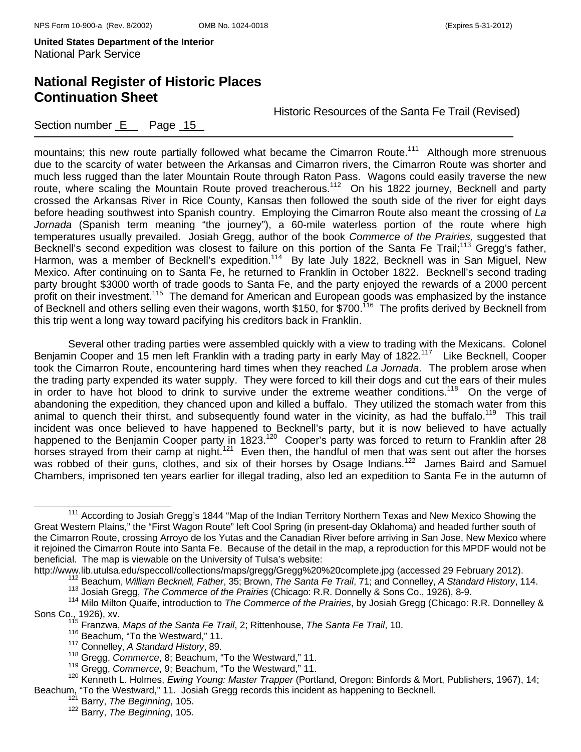mountains; this new route partially followed what became the Cimarron Route.[111] Although more strenuous due to the scarcity of water between the Arkansas and Cimarron rivers, the Cimarron Route was shorter and much less rugged than the later Mountain Route through Raton Pass. Wagons could easily traverse the new route, where scaling the Mountain Route proved treacherous.[112] On his 1822 journey, Becknell and party crossed the Arkansas River in Rice County, Kansas then followed the south side of the river for eight days before heading southwest into Spanish country. Employing the Cimarron Route also meant the crossing of *La Jornada* (Spanish term meaning "the journey"), a 60-mile waterless portion of the route where high temperatures usually prevailed. Josiah Gregg, author of the book *Commerce of the Prairies,* suggested that Becknell's second expedition was closest to failure on this portion of the Santa Fe Trail;[113] Gregg's father, Harmon, was a member of Becknell's expedition.[114] By late July 1822, Becknell was in San Miguel, New Mexico. After continuing on to Santa Fe, he returned to Franklin in October 1822. Becknell's second trading party brought $3000 worth of trade goods to Santa Fe, and the party enjoyed the rewards of a 2000 percent profit on their investment.[115] The demand for American and European goods was emphasized by the instance of Becknell and others selling even their wagons, worth $150, for $700.[116] The profits derived by Becknell from this trip went a long way toward pacifying his creditors back in Franklin.

Several other trading parties were assembled quickly with a view to trading with the Mexicans. Colonel Benjamin Cooper and 15 men left Franklin with a trading party in early May of 1822.[117] Like Becknell, Cooper took the Cimarron Route, encountering hard times when they reached *La Jornada*. The problem arose when the trading party expended its water supply. They were forced to kill their dogs and cut the ears of their mules in order to have hot blood to drink to survive under the extreme weather conditions.[118] On the verge of abandoning the expedition, they chanced upon and killed a buffalo. They utilized the stomach water from this animal to quench their thirst, and subsequently found water in the vicinity, as had the buffalo.[119] This trail incident was once believed to have happened to Becknell's party, but it is now believed to have actually happened to the Benjamin Cooper party in 1823.[120] Cooper's party was forced to return to Franklin after 28 horses strayed from their camp at night.[121] Even then, the handful of men that was sent out after the horses was robbed of their guns, clothes, and six of their horses by Osage Indians.[122] James Baird and Samuel Chambers, imprisoned ten years earlier for illegal trading, also led an expedition to Santa Fe in the autumn of

---

[111] According to Josiah Gregg's 1844 "Map of the Indian Territory Northern Texas and New Mexico Showing the Great Western Plains," the "First Wagon Route" left Cool Spring (in present-day Oklahoma) and headed further south of the Cimarron Route, crossing Arroyo de los Yutas and the Canadian River before arriving in San Jose, New Mexico where it rejoined the Cimarron Route into Santa Fe. Because of the detail in the map, a reproduction for this MPDF would not be beneficial. The map is viewable on the University of Tulsa's website: http://www.lib.utulsa.edu/speccoll/collections/maps/gregg/Gregg%20%20complete.jpg (accessed 29 February 2012).

[112] Beachum, *William Becknell, Father*, 35; Brown, *The Santa Fe Trail*, 71; and Connelley, *A Standard History*, 114.

[113] Josiah Gregg, *The Commerce of the Prairies* (Chicago: R.R. Donnelly & Sons Co., 1926), 8-9.

[114] Milo Milton Quaife, introduction to *The Commerce of the Prairies*, by Josiah Gregg (Chicago: R.R. Donnelley & Sons Co., 1926), xv.

[115] Franzwa, *Maps of the Santa Fe Trail*, 2; Rittenhouse, *The Santa Fe Trail*, 10.

[116] Beachum, "To the Westward," 11.

[117] Connelley, *A Standard History*, 89.

[118] Gregg, *Commerce*, 8; Beachum, "To the Westward," 11.

[119] Gregg, *Commerce*, 9; Beachum, "To the Westward," 11.

[120] Kenneth L. Holmes, *Ewing Young: Master Trapper* (Portland, Oregon: Binfords & Mort, Publishers, 1967), 14; Beachum, "To the Westward," 11. Josiah Gregg records this incident as happening to Becknell.

[121] Barry, *The Beginning*, 105.

[122] Barry, *The Beginning*, 105.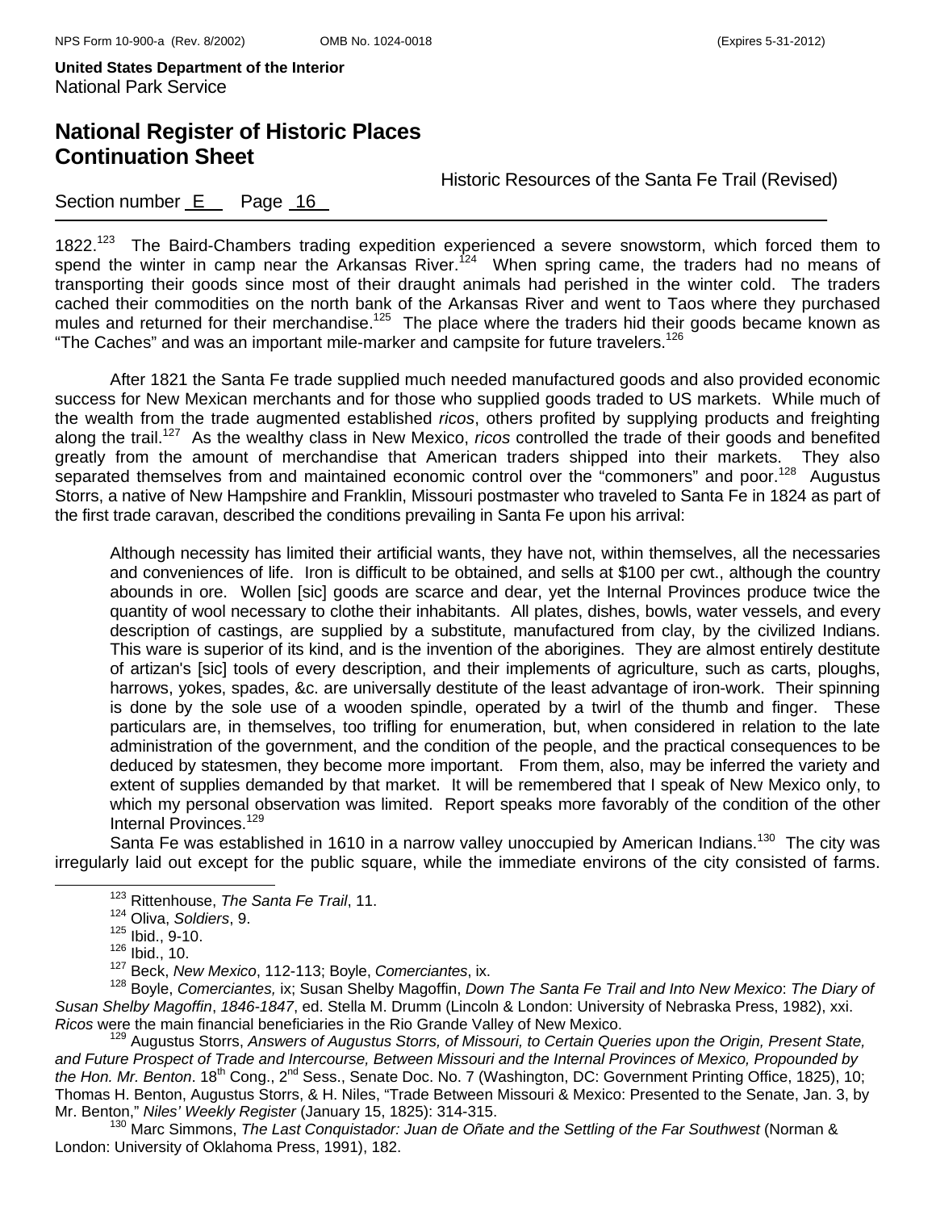1822.[123] The Baird-Chambers trading expedition experienced a severe snowstorm, which forced them to spend the winter in camp near the Arkansas River.[124] When spring came, the traders had no means of transporting their goods since most of their draught animals had perished in the winter cold. The traders cached their commodities on the north bank of the Arkansas River and went to Taos where they purchased mules and returned for their merchandise.[125] The place where the traders hid their goods became known as "The Caches" and was an important mile-marker and campsite for future travelers.[126]

After 1821 the Santa Fe trade supplied much needed manufactured goods and also provided economic success for New Mexican merchants and for those who supplied goods traded to US markets. While much of the wealth from the trade augmented established *ricos*, others profited by supplying products and freighting along the trail.[127] As the wealthy class in New Mexico, *ricos* controlled the trade of their goods and benefited greatly from the amount of merchandise that American traders shipped into their markets. They also separated themselves from and maintained economic control over the "commoners" and poor.[128] Augustus Storrs, a native of New Hampshire and Franklin, Missouri postmaster who traveled to Santa Fe in 1824 as part of the first trade caravan, described the conditions prevailing in Santa Fe upon his arrival:

> Although necessity has limited their artificial wants, they have not, within themselves, all the necessaries and conveniences of life. Iron is difficult to be obtained, and sells at $100 per cwt., although the country abounds in ore. Wollen [sic] goods are scarce and dear, yet the Internal Provinces produce twice the quantity of wool necessary to clothe their inhabitants. All plates, dishes, bowls, water vessels, and every description of castings, are supplied by a substitute, manufactured from clay, by the civilized Indians. This ware is superior of its kind, and is the invention of the aborigines. They are almost entirely destitute of artizan's [sic] tools of every description, and their implements of agriculture, such as carts, ploughs, harrows, yokes, spades, &c. are universally destitute of the least advantage of iron-work. Their spinning is done by the sole use of a wooden spindle, operated by a twirl of the thumb and finger. These particulars are, in themselves, too trifling for enumeration, but, when considered in relation to the late administration of the government, and the condition of the people, and the practical consequences to be deduced by statesmen, they become more important. From them, also, may be inferred the variety and extent of supplies demanded by that market. It will be remembered that I speak of New Mexico only, to which my personal observation was limited. Report speaks more favorably of the condition of the other Internal Provinces.[129]

Santa Fe was established in 1610 in a narrow valley unoccupied by American Indians.[130] The city was irregularly laid out except for the public square, while the immediate environs of the city consisted of farms.

---

[123] Rittenhouse, *The Santa Fe Trail*, 11.

[124] Oliva, *Soldiers*, 9.

[125] Ibid., 9-10.

[126] Ibid., 10.

[127] Beck, *New Mexico*, 112-113; Boyle, *Comerciantes*, ix.

[128] Boyle, *Comerciantes,* ix; Susan Shelby Magoffin, *Down The Santa Fe Trail and Into New Mexico*: *The Diary of Susan Shelby Magoffin*, *1846-1847*, ed. Stella M. Drumm (Lincoln & London: University of Nebraska Press, 1982), xxi. *Ricos* were the main financial beneficiaries in the Rio Grande Valley of New Mexico.

[129] Augustus Storrs, *Answers of Augustus Storrs, of Missouri, to Certain Queries upon the Origin, Present State, and Future Prospect of Trade and Intercourse, Between Missouri and the Internal Provinces of Mexico, Propounded by the Hon. Mr. Benton*. 18th Cong., 2nd Sess., Senate Doc. No. 7 (Washington, DC: Government Printing Office, 1825), 10; Thomas H. Benton, Augustus Storrs, & H. Niles, "Trade Between Missouri & Mexico: Presented to the Senate, Jan. 3, by Mr. Benton," *Niles' Weekly Register* (January 15, 1825): 314-315.

[130] Marc Simmons, *The Last Conquistador: Juan de Oñate and the Settling of the Far Southwest* (Norman & London: University of Oklahoma Press, 1991), 182.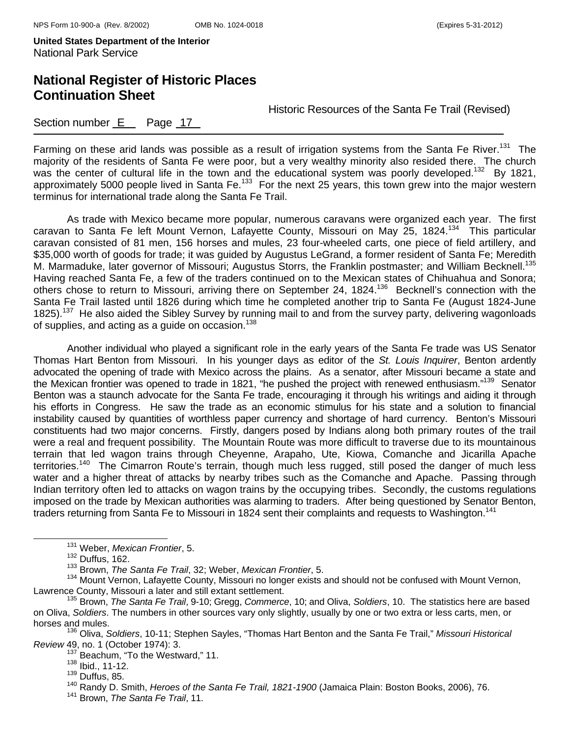Farming on these arid lands was possible as a result of irrigation systems from the Santa Fe River.[131] The majority of the residents of Santa Fe were poor, but a very wealthy minority also resided there. The church was the center of cultural life in the town and the educational system was poorly developed.[132] By 1821, approximately 5000 people lived in Santa Fe.[133] For the next 25 years, this town grew into the major western terminus for international trade along the Santa Fe Trail.

As trade with Mexico became more popular, numerous caravans were organized each year. The first caravan to Santa Fe left Mount Vernon, Lafayette County, Missouri on May 25, 1824.[134] This particular caravan consisted of 81 men, 156 horses and mules, 23 four-wheeled carts, one piece of field artillery, and $35,000 worth of goods for trade; it was guided by Augustus LeGrand, a former resident of Santa Fe; Meredith M. Marmaduke, later governor of Missouri; Augustus Storrs, the Franklin postmaster; and William Becknell.[135] Having reached Santa Fe, a few of the traders continued on to the Mexican states of Chihuahua and Sonora; others chose to return to Missouri, arriving there on September 24, 1824.[136] Becknell's connection with the Santa Fe Trail lasted until 1826 during which time he completed another trip to Santa Fe (August 1824-June 1825).[137] He also aided the Sibley Survey by running mail to and from the survey party, delivering wagonloads of supplies, and acting as a guide on occasion.[138]

Another individual who played a significant role in the early years of the Santa Fe trade was US Senator Thomas Hart Benton from Missouri. In his younger days as editor of the *St. Louis Inquirer*, Benton ardently advocated the opening of trade with Mexico across the plains. As a senator, after Missouri became a state and the Mexican frontier was opened to trade in 1821, "he pushed the project with renewed enthusiasm."[139] Senator Benton was a staunch advocate for the Santa Fe trade, encouraging it through his writings and aiding it through his efforts in Congress. He saw the trade as an economic stimulus for his state and a solution to financial instability caused by quantities of worthless paper currency and shortage of hard currency. Benton's Missouri constituents had two major concerns. Firstly, dangers posed by Indians along both primary routes of the trail were a real and frequent possibility. The Mountain Route was more difficult to traverse due to its mountainous terrain that led wagon trains through Cheyenne, Arapaho, Ute, Kiowa, Comanche and Jicarilla Apache territories.[140] The Cimarron Route's terrain, though much less rugged, still posed the danger of much less water and a higher threat of attacks by nearby tribes such as the Comanche and Apache. Passing through Indian territory often led to attacks on wagon trains by the occupying tribes. Secondly, the customs regulations imposed on the trade by Mexican authorities was alarming to traders. After being questioned by Senator Benton, traders returning from Santa Fe to Missouri in 1824 sent their complaints and requests to Washington.[141]

---

[131] Weber, *Mexican Frontier*, 5.

[132] Duffus, 162.

[133] Brown, *The Santa Fe Trail*, 32; Weber, *Mexican Frontier*, 5.

[134] Mount Vernon, Lafayette County, Missouri no longer exists and should not be confused with Mount Vernon, Lawrence County, Missouri a later and still extant settlement.

[135] Brown, *The Santa Fe Trail*, 9-10; Gregg, *Commerce*, 10; and Oliva, *Soldiers*, 10. The statistics here are based on Oliva, *Soldiers*. The numbers in other sources vary only slightly, usually by one or two extra or less carts, men, or horses and mules.

[136] Oliva, *Soldiers*, 10-11; Stephen Sayles, "Thomas Hart Benton and the Santa Fe Trail," *Missouri Historical Review* 49, no. 1 (October 1974): 3.

[137] Beachum, "To the Westward," 11.

[138] Ibid., 11-12.

[139] Duffus, 85.

[140] Randy D. Smith, *Heroes of the Santa Fe Trail, 1821-1900* (Jamaica Plain: Boston Books, 2006), 76.

[141] Brown, *The Santa Fe Trail*, 11.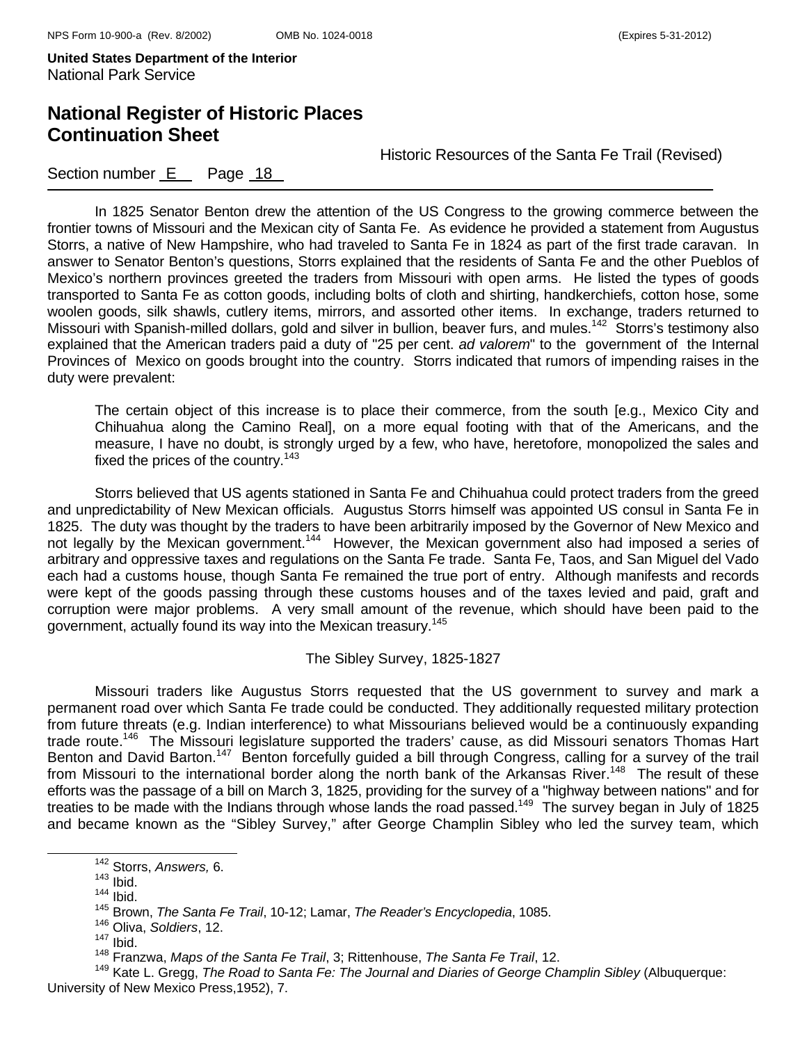In 1825 Senator Benton drew the attention of the US Congress to the growing commerce between the frontier towns of Missouri and the Mexican city of Santa Fe. As evidence he provided a statement from Augustus Storrs, a native of New Hampshire, who had traveled to Santa Fe in 1824 as part of the first trade caravan. In answer to Senator Benton's questions, Storrs explained that the residents of Santa Fe and the other Pueblos of Mexico's northern provinces greeted the traders from Missouri with open arms. He listed the types of goods transported to Santa Fe as cotton goods, including bolts of cloth and shirting, handkerchiefs, cotton hose, some woolen goods, silk shawls, cutlery items, mirrors, and assorted other items. In exchange, traders returned to Missouri with Spanish-milled dollars, gold and silver in bullion, beaver furs, and mules.[142] Storrs's testimony also explained that the American traders paid a duty of "25 per cent. *ad valorem*" to the government of the Internal Provinces of Mexico on goods brought into the country. Storrs indicated that rumors of impending raises in the duty were prevalent:

> The certain object of this increase is to place their commerce, from the south [e.g., Mexico City and Chihuahua along the Camino Real], on a more equal footing with that of the Americans, and the measure, I have no doubt, is strongly urged by a few, who have, heretofore, monopolized the sales and fixed the prices of the country.[143]

Storrs believed that US agents stationed in Santa Fe and Chihuahua could protect traders from the greed and unpredictability of New Mexican officials. Augustus Storrs himself was appointed US consul in Santa Fe in 1825. The duty was thought by the traders to have been arbitrarily imposed by the Governor of New Mexico and not legally by the Mexican government.[144] However, the Mexican government also had imposed a series of arbitrary and oppressive taxes and regulations on the Santa Fe trade. Santa Fe, Taos, and San Miguel del Vado each had a customs house, though Santa Fe remained the true port of entry. Although manifests and records were kept of the goods passing through these customs houses and of the taxes levied and paid, graft and corruption were major problems. A very small amount of the revenue, which should have been paid to the government, actually found its way into the Mexican treasury.[145]

## The Sibley Survey, 1825-1827

Missouri traders like Augustus Storrs requested that the US government to survey and mark a permanent road over which Santa Fe trade could be conducted. They additionally requested military protection from future threats (e.g. Indian interference) to what Missourians believed would be a continuously expanding trade route.[146] The Missouri legislature supported the traders' cause, as did Missouri senators Thomas Hart Benton and David Barton.[147] Benton forcefully guided a bill through Congress, calling for a survey of the trail from Missouri to the international border along the north bank of the Arkansas River.[148] The result of these efforts was the passage of a bill on March 3, 1825, providing for the survey of a "highway between nations" and for treaties to be made with the Indians through whose lands the road passed.[149] The survey began in July of 1825 and became known as the "Sibley Survey," after George Champlin Sibley who led the survey team, which

---

[142] Storrs, *Answers,* 6.

[143] Ibid.

[144] Ibid.

[145] Brown, *The Santa Fe Trail*, 10-12; Lamar, *The Reader's Encyclopedia*, 1085.

[146] Oliva, *Soldiers*, 12.

[147] Ibid.

[148] Franzwa, *Maps of the Santa Fe Trail*, 3; Rittenhouse, *The Santa Fe Trail*, 12.

[149] Kate L. Gregg, *The Road to Santa Fe: The Journal and Diaries of George Champlin Sibley* (Albuquerque: University of New Mexico Press,1952), 7.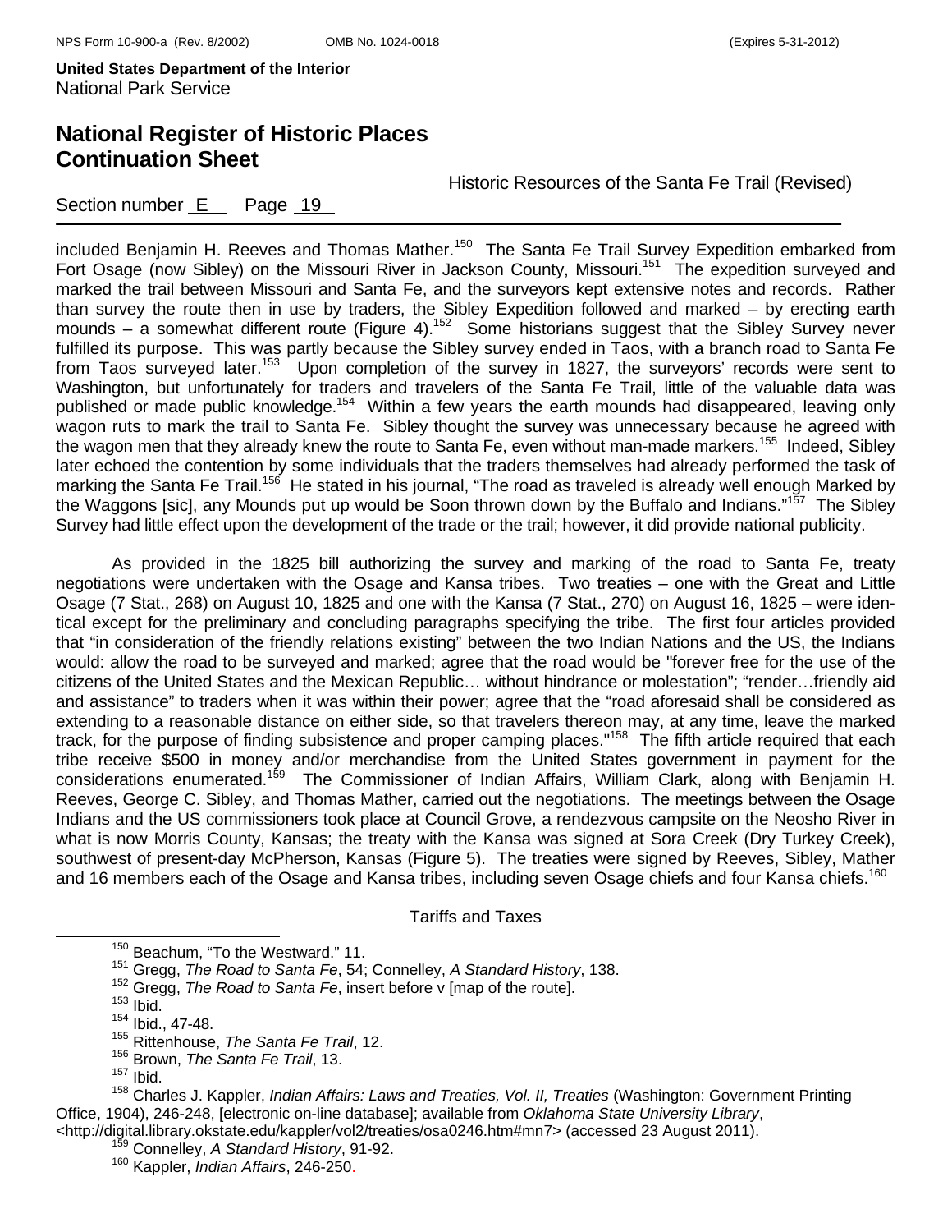included Benjamin H. Reeves and Thomas Mather.[150] The Santa Fe Trail Survey Expedition embarked from Fort Osage (now Sibley) on the Missouri River in Jackson County, Missouri.[151] The expedition surveyed and marked the trail between Missouri and Santa Fe, and the surveyors kept extensive notes and records. Rather than survey the route then in use by traders, the Sibley Expedition followed and marked – by erecting earth mounds – a somewhat different route (Figure 4).[152] Some historians suggest that the Sibley Survey never fulfilled its purpose. This was partly because the Sibley survey ended in Taos, with a branch road to Santa Fe from Taos surveyed later.[153] Upon completion of the survey in 1827, the surveyors' records were sent to Washington, but unfortunately for traders and travelers of the Santa Fe Trail, little of the valuable data was published or made public knowledge.[154] Within a few years the earth mounds had disappeared, leaving only wagon ruts to mark the trail to Santa Fe. Sibley thought the survey was unnecessary because he agreed with the wagon men that they already knew the route to Santa Fe, even without man-made markers.[155] Indeed, Sibley later echoed the contention by some individuals that the traders themselves had already performed the task of marking the Santa Fe Trail.[156] He stated in his journal, "The road as traveled is already well enough Marked by the Waggons [sic], any Mounds put up would be Soon thrown down by the Buffalo and Indians."[157] The Sibley Survey had little effect upon the development of the trade or the trail; however, it did provide national publicity.

As provided in the 1825 bill authorizing the survey and marking of the road to Santa Fe, treaty negotiations were undertaken with the Osage and Kansa tribes. Two treaties – one with the Great and Little Osage (7 Stat., 268) on August 10, 1825 and one with the Kansa (7 Stat., 270) on August 16, 1825 – were identical except for the preliminary and concluding paragraphs specifying the tribe. The first four articles provided that "in consideration of the friendly relations existing" between the two Indian Nations and the US, the Indians would: allow the road to be surveyed and marked; agree that the road would be "forever free for the use of the citizens of the United States and the Mexican Republic… without hindrance or molestation"; "render…friendly aid and assistance" to traders when it was within their power; agree that the "road aforesaid shall be considered as extending to a reasonable distance on either side, so that travelers thereon may, at any time, leave the marked track, for the purpose of finding subsistence and proper camping places."[158] The fifth article required that each tribe receive \$500 in money and/or merchandise from the United States government in payment for the considerations enumerated.[159] The Commissioner of Indian Affairs, William Clark, along with Benjamin H. Reeves, George C. Sibley, and Thomas Mather, carried out the negotiations. The meetings between the Osage Indians and the US commissioners took place at Council Grove, a rendezvous campsite on the Neosho River in what is now Morris County, Kansas; the treaty with the Kansa was signed at Sora Creek (Dry Turkey Creek), southwest of present-day McPherson, Kansas (Figure 5). The treaties were signed by Reeves, Sibley, Mather and 16 members each of the Osage and Kansa tribes, including seven Osage chiefs and four Kansa chiefs.[160]

## Tariffs and Taxes

[150] Beachum, "To the Westward." 11.

[151] Gregg, *The Road to Santa Fe*, 54; Connelley, *A Standard History*, 138.

[152] Gregg, *The Road to Santa Fe*, insert before v [map of the route].

[153] Ibid.

[154] Ibid., 47-48.

[155] Rittenhouse, *The Santa Fe Trail*, 12.

[156] Brown, *The Santa Fe Trail*, 13.

[157] Ibid.

[158] Charles J. Kappler, *Indian Affairs: Laws and Treaties, Vol. II, Treaties* (Washington: Government Printing Office, 1904), 246-248, [electronic on-line database]; available from *Oklahoma State University Library*, <http://digital.library.okstate.edu/kappler/vol2/treaties/osa0246.htm#mn7> (accessed 23 August 2011).

[159] Connelley, *A Standard History*, 91-92.

[160] Kappler, *Indian Affairs*, 246-250.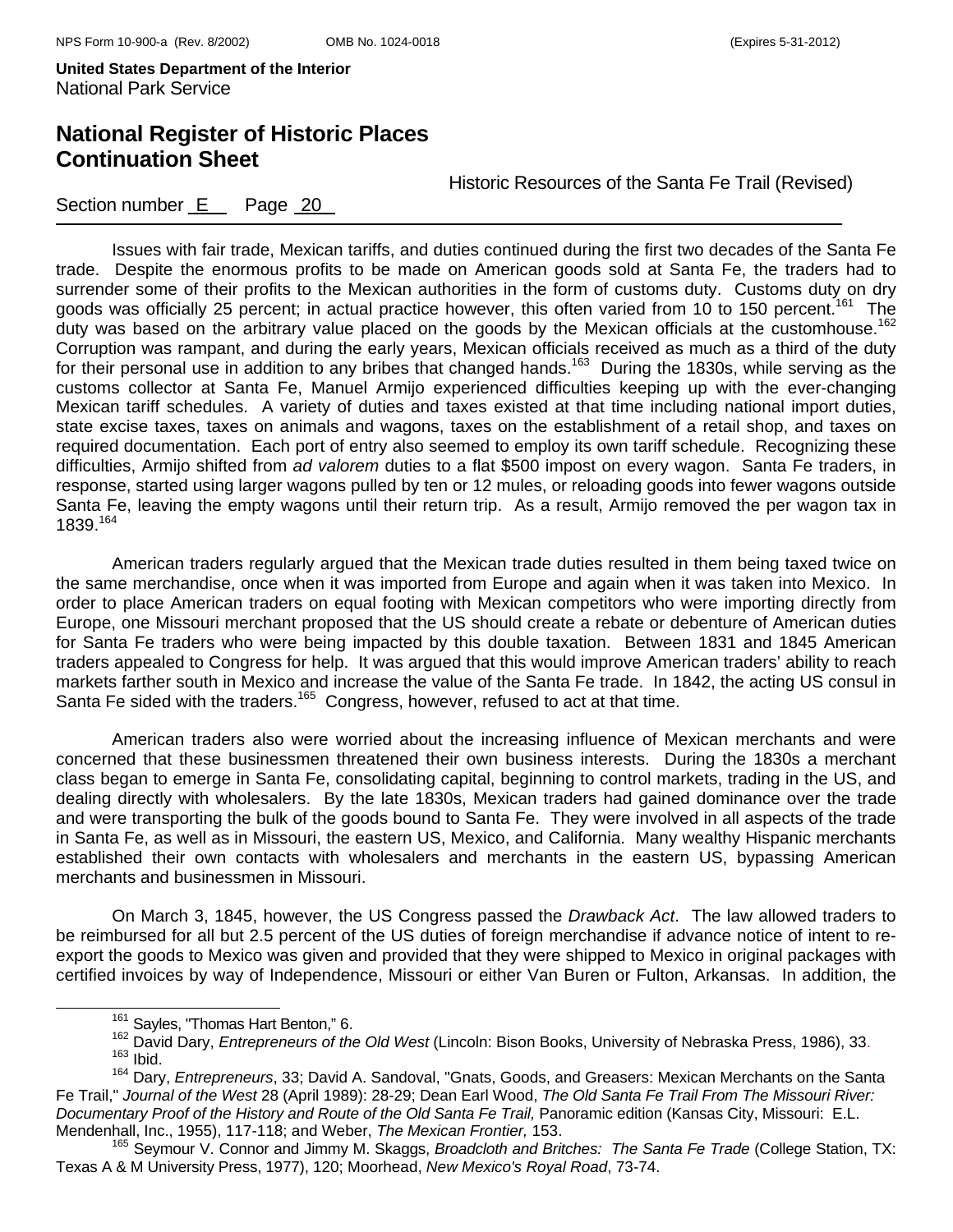Issues with fair trade, Mexican tariffs, and duties continued during the first two decades of the Santa Fe trade. Despite the enormous profits to be made on American goods sold at Santa Fe, the traders had to surrender some of their profits to the Mexican authorities in the form of customs duty. Customs duty on dry goods was officially 25 percent; in actual practice however, this often varied from 10 to 150 percent.[161] The duty was based on the arbitrary value placed on the goods by the Mexican officials at the customhouse.[162] Corruption was rampant, and during the early years, Mexican officials received as much as a third of the duty for their personal use in addition to any bribes that changed hands.[163] During the 1830s, while serving as the customs collector at Santa Fe, Manuel Armijo experienced difficulties keeping up with the ever-changing Mexican tariff schedules. A variety of duties and taxes existed at that time including national import duties, state excise taxes, taxes on animals and wagons, taxes on the establishment of a retail shop, and taxes on required documentation. Each port of entry also seemed to employ its own tariff schedule. Recognizing these difficulties, Armijo shifted from *ad valorem* duties to a flat $500 impost on every wagon. Santa Fe traders, in response, started using larger wagons pulled by ten or 12 mules, or reloading goods into fewer wagons outside Santa Fe, leaving the empty wagons until their return trip. As a result, Armijo removed the per wagon tax in 1839.[164]

American traders regularly argued that the Mexican trade duties resulted in them being taxed twice on the same merchandise, once when it was imported from Europe and again when it was taken into Mexico. In order to place American traders on equal footing with Mexican competitors who were importing directly from Europe, one Missouri merchant proposed that the US should create a rebate or debenture of American duties for Santa Fe traders who were being impacted by this double taxation. Between 1831 and 1845 American traders appealed to Congress for help. It was argued that this would improve American traders' ability to reach markets farther south in Mexico and increase the value of the Santa Fe trade. In 1842, the acting US consul in Santa Fe sided with the traders.[165] Congress, however, refused to act at that time.

American traders also were worried about the increasing influence of Mexican merchants and were concerned that these businessmen threatened their own business interests. During the 1830s a merchant class began to emerge in Santa Fe, consolidating capital, beginning to control markets, trading in the US, and dealing directly with wholesalers. By the late 1830s, Mexican traders had gained dominance over the trade and were transporting the bulk of the goods bound to Santa Fe. They were involved in all aspects of the trade in Santa Fe, as well as in Missouri, the eastern US, Mexico, and California. Many wealthy Hispanic merchants established their own contacts with wholesalers and merchants in the eastern US, bypassing American merchants and businessmen in Missouri.

On March 3, 1845, however, the US Congress passed the *Drawback Act*. The law allowed traders to be reimbursed for all but 2.5 percent of the US duties of foreign merchandise if advance notice of intent to re-export the goods to Mexico was given and provided that they were shipped to Mexico in original packages with certified invoices by way of Independence, Missouri or either Van Buren or Fulton, Arkansas. In addition, the

---

[161] Sayles, "Thomas Hart Benton," 6.

[162] David Dary, *Entrepreneurs of the Old West* (Lincoln: Bison Books, University of Nebraska Press, 1986), 33.

[163] Ibid.

[164] Dary, *Entrepreneurs*, 33; David A. Sandoval, "Gnats, Goods, and Greasers: Mexican Merchants on the Santa Fe Trail," *Journal of the West* 28 (April 1989): 28-29; Dean Earl Wood, *The Old Santa Fe Trail From The Missouri River: Documentary Proof of the History and Route of the Old Santa Fe Trail,* Panoramic edition (Kansas City, Missouri: E.L. Mendenhall, Inc., 1955), 117-118; and Weber, *The Mexican Frontier,* 153.

[165] Seymour V. Connor and Jimmy M. Skaggs, *Broadcloth and Britches: The Santa Fe Trade* (College Station, TX: Texas A & M University Press, 1977), 120; Moorhead, *New Mexico's Royal Road*, 73-74.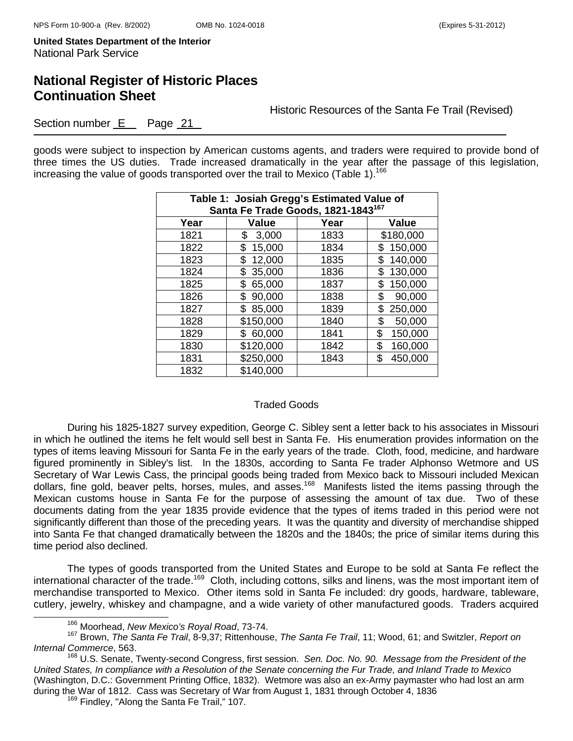goods were subject to inspection by American customs agents, and traders were required to provide bond of three times the US duties. Trade increased dramatically in the year after the passage of this legislation, increasing the value of goods transported over the trail to Mexico (Table 1).[166]

| Table 1: Josiah Gregg's Estimated Value of Santa Fe Trade Goods, 1821-1843[167] | | | |
|---|---|---|---|
| **Year** | **Value** | **Year** | **Value** |
| 1821 | $ 3,000 | 1833 | $180,000 |
| 1822 | $ 15,000 | 1834 | $ 150,000 |
| 1823 | $ 12,000 | 1835 | $ 140,000 |
| 1824 | $ 35,000 | 1836 | $ 130,000 |
| 1825 | $ 65,000 | 1837 | $ 150,000 |
| 1826 | $ 90,000 | 1838 | $ 90,000 |
| 1827 | $ 85,000 | 1839 | $ 250,000 |
| 1828 | $150,000 | 1840 | $ 50,000 |
| 1829 | $ 60,000 | 1841 | $ 150,000 |
| 1830 | $120,000 | 1842 | $ 160,000 |
| 1831 | $250,000 | 1843 | $ 450,000 |
| 1832 | $140,000 | | |

Traded Goods

During his 1825-1827 survey expedition, George C. Sibley sent a letter back to his associates in Missouri in which he outlined the items he felt would sell best in Santa Fe. His enumeration provides information on the types of items leaving Missouri for Santa Fe in the early years of the trade. Cloth, food, medicine, and hardware figured prominently in Sibley's list. In the 1830s, according to Santa Fe trader Alphonso Wetmore and US Secretary of War Lewis Cass, the principal goods being traded from Mexico back to Missouri included Mexican dollars, fine gold, beaver pelts, horses, mules, and asses.[168] Manifests listed the items passing through the Mexican customs house in Santa Fe for the purpose of assessing the amount of tax due. Two of these documents dating from the year 1835 provide evidence that the types of items traded in this period were not significantly different than those of the preceding years. It was the quantity and diversity of merchandise shipped into Santa Fe that changed dramatically between the 1820s and the 1840s; the price of similar items during this time period also declined.

The types of goods transported from the United States and Europe to be sold at Santa Fe reflect the international character of the trade.[169] Cloth, including cottons, silks and linens, was the most important item of merchandise transported to Mexico. Other items sold in Santa Fe included: dry goods, hardware, tableware, cutlery, jewelry, whiskey and champagne, and a wide variety of other manufactured goods. Traders acquired

[166] Moorhead, *New Mexico's Royal Road*, 73-74.

[167] Brown, *The Santa Fe Trail*, 8-9,37; Rittenhouse, *The Santa Fe Trail*, 11; Wood, 61; and Switzler, *Report on Internal Commerce*, 563.

[168] U.S. Senate, Twenty-second Congress, first session. *Sen. Doc. No. 90. Message from the President of the United States, In compliance with a Resolution of the Senate concerning the Fur Trade, and Inland Trade to Mexico* (Washington, D.C.: Government Printing Office, 1832). Wetmore was also an ex-Army paymaster who had lost an arm during the War of 1812. Cass was Secretary of War from August 1, 1831 through October 4, 1836

[169] Findley, "Along the Santa Fe Trail," 107.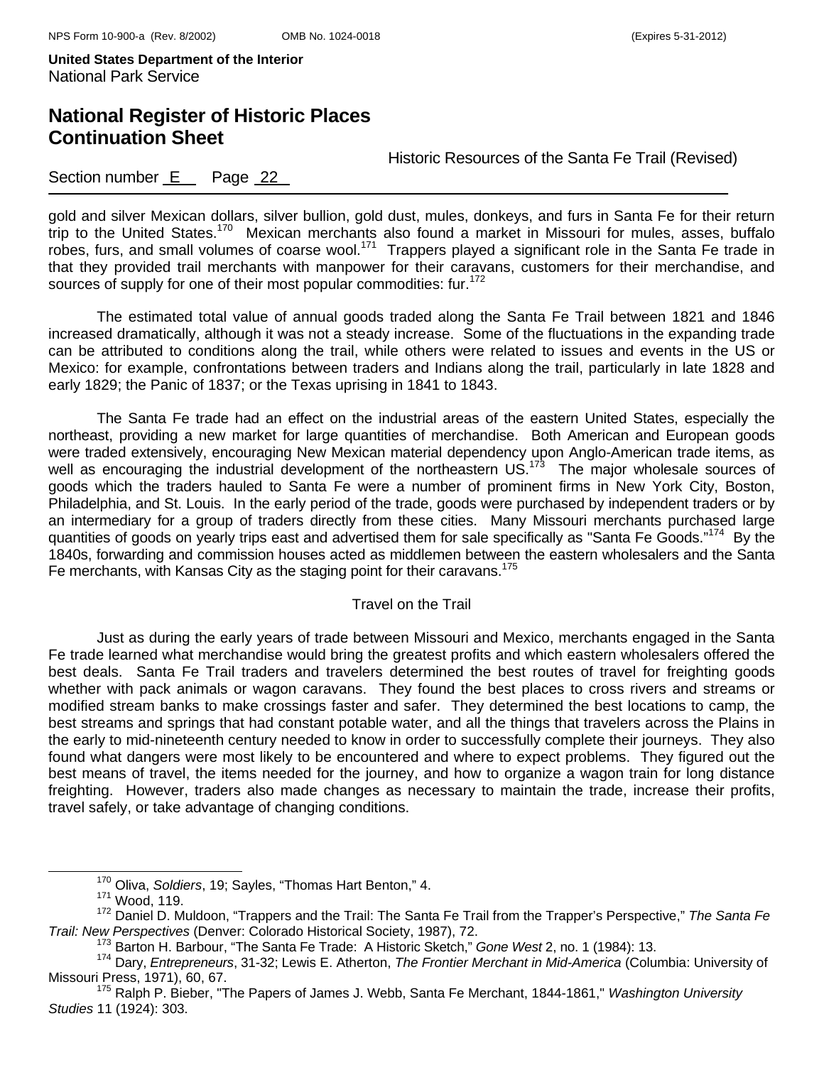gold and silver Mexican dollars, silver bullion, gold dust, mules, donkeys, and furs in Santa Fe for their return trip to the United States.[170] Mexican merchants also found a market in Missouri for mules, asses, buffalo robes, furs, and small volumes of coarse wool.[171] Trappers played a significant role in the Santa Fe trade in that they provided trail merchants with manpower for their caravans, customers for their merchandise, and sources of supply for one of their most popular commodities: fur.[172]

The estimated total value of annual goods traded along the Santa Fe Trail between 1821 and 1846 increased dramatically, although it was not a steady increase. Some of the fluctuations in the expanding trade can be attributed to conditions along the trail, while others were related to issues and events in the US or Mexico: for example, confrontations between traders and Indians along the trail, particularly in late 1828 and early 1829; the Panic of 1837; or the Texas uprising in 1841 to 1843.

The Santa Fe trade had an effect on the industrial areas of the eastern United States, especially the northeast, providing a new market for large quantities of merchandise. Both American and European goods were traded extensively, encouraging New Mexican material dependency upon Anglo-American trade items, as well as encouraging the industrial development of the northeastern US.[173] The major wholesale sources of goods which the traders hauled to Santa Fe were a number of prominent firms in New York City, Boston, Philadelphia, and St. Louis. In the early period of the trade, goods were purchased by independent traders or by an intermediary for a group of traders directly from these cities. Many Missouri merchants purchased large quantities of goods on yearly trips east and advertised them for sale specifically as "Santa Fe Goods."[174] By the 1840s, forwarding and commission houses acted as middlemen between the eastern wholesalers and the Santa Fe merchants, with Kansas City as the staging point for their caravans.[175]

### Travel on the Trail

Just as during the early years of trade between Missouri and Mexico, merchants engaged in the Santa Fe trade learned what merchandise would bring the greatest profits and which eastern wholesalers offered the best deals. Santa Fe Trail traders and travelers determined the best routes of travel for freighting goods whether with pack animals or wagon caravans. They found the best places to cross rivers and streams or modified stream banks to make crossings faster and safer. They determined the best locations to camp, the best streams and springs that had constant potable water, and all the things that travelers across the Plains in the early to mid-nineteenth century needed to know in order to successfully complete their journeys. They also found what dangers were most likely to be encountered and where to expect problems. They figured out the best means of travel, the items needed for the journey, and how to organize a wagon train for long distance freighting. However, traders also made changes as necessary to maintain the trade, increase their profits, travel safely, or take advantage of changing conditions.

---

[170] Oliva, *Soldiers*, 19; Sayles, "Thomas Hart Benton," 4.

[171] Wood, 119.

[172] Daniel D. Muldoon, "Trappers and the Trail: The Santa Fe Trail from the Trapper's Perspective," *The Santa Fe Trail: New Perspectives* (Denver: Colorado Historical Society, 1987), 72.

[173] Barton H. Barbour, "The Santa Fe Trade: A Historic Sketch," *Gone West* 2, no. 1 (1984): 13.

[174] Dary, *Entrepreneurs*, 31-32; Lewis E. Atherton, *The Frontier Merchant in Mid-America* (Columbia: University of Missouri Press, 1971), 60, 67.

[175] Ralph P. Bieber, "The Papers of James J. Webb, Santa Fe Merchant, 1844-1861," *Washington University Studies* 11 (1924): 303.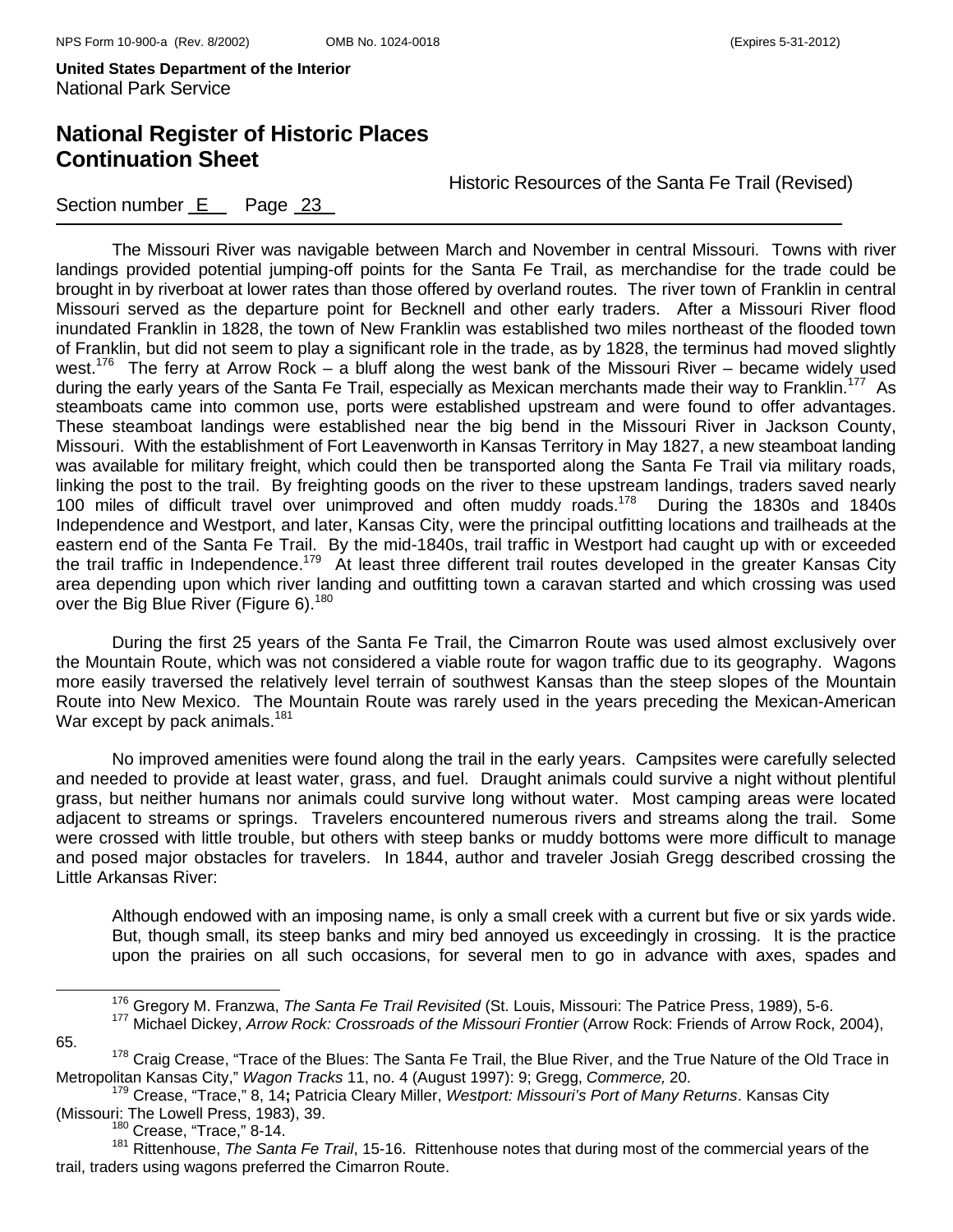The Missouri River was navigable between March and November in central Missouri. Towns with river landings provided potential jumping-off points for the Santa Fe Trail, as merchandise for the trade could be brought in by riverboat at lower rates than those offered by overland routes. The river town of Franklin in central Missouri served as the departure point for Becknell and other early traders. After a Missouri River flood inundated Franklin in 1828, the town of New Franklin was established two miles northeast of the flooded town of Franklin, but did not seem to play a significant role in the trade, as by 1828, the terminus had moved slightly west.[176] The ferry at Arrow Rock – a bluff along the west bank of the Missouri River – became widely used during the early years of the Santa Fe Trail, especially as Mexican merchants made their way to Franklin.[177] As steamboats came into common use, ports were established upstream and were found to offer advantages. These steamboat landings were established near the big bend in the Missouri River in Jackson County, Missouri. With the establishment of Fort Leavenworth in Kansas Territory in May 1827, a new steamboat landing was available for military freight, which could then be transported along the Santa Fe Trail via military roads, linking the post to the trail. By freighting goods on the river to these upstream landings, traders saved nearly 100 miles of difficult travel over unimproved and often muddy roads.[178] During the 1830s and 1840s Independence and Westport, and later, Kansas City, were the principal outfitting locations and trailheads at the eastern end of the Santa Fe Trail. By the mid-1840s, trail traffic in Westport had caught up with or exceeded the trail traffic in Independence.[179] At least three different trail routes developed in the greater Kansas City area depending upon which river landing and outfitting town a caravan started and which crossing was used over the Big Blue River (Figure 6).[180]

During the first 25 years of the Santa Fe Trail, the Cimarron Route was used almost exclusively over the Mountain Route, which was not considered a viable route for wagon traffic due to its geography. Wagons more easily traversed the relatively level terrain of southwest Kansas than the steep slopes of the Mountain Route into New Mexico. The Mountain Route was rarely used in the years preceding the Mexican-American War except by pack animals.[181]

No improved amenities were found along the trail in the early years. Campsites were carefully selected and needed to provide at least water, grass, and fuel. Draught animals could survive a night without plentiful grass, but neither humans nor animals could survive long without water. Most camping areas were located adjacent to streams or springs. Travelers encountered numerous rivers and streams along the trail. Some were crossed with little trouble, but others with steep banks or muddy bottoms were more difficult to manage and posed major obstacles for travelers. In 1844, author and traveler Josiah Gregg described crossing the Little Arkansas River:

> Although endowed with an imposing name, is only a small creek with a current but five or six yards wide. But, though small, its steep banks and miry bed annoyed us exceedingly in crossing. It is the practice upon the prairies on all such occasions, for several men to go in advance with axes, spades and

---

[176] Gregory M. Franzwa, *The Santa Fe Trail Revisited* (St. Louis, Missouri: The Patrice Press, 1989), 5-6.

[177] Michael Dickey, *Arrow Rock: Crossroads of the Missouri Frontier* (Arrow Rock: Friends of Arrow Rock, 2004), 65.

[178] Craig Crease, "Trace of the Blues: The Santa Fe Trail, the Blue River, and the True Nature of the Old Trace in Metropolitan Kansas City," *Wagon Tracks* 11, no. 4 (August 1997): 9; Gregg, *Commerce,* 20.

[179] Crease, "Trace," 8, 14**;** Patricia Cleary Miller, *Westport: Missouri's Port of Many Returns*. Kansas City (Missouri: The Lowell Press, 1983), 39.

[180] Crease, "Trace," 8-14.

[181] Rittenhouse, *The Santa Fe Trail*, 15-16. Rittenhouse notes that during most of the commercial years of the trail, traders using wagons preferred the Cimarron Route.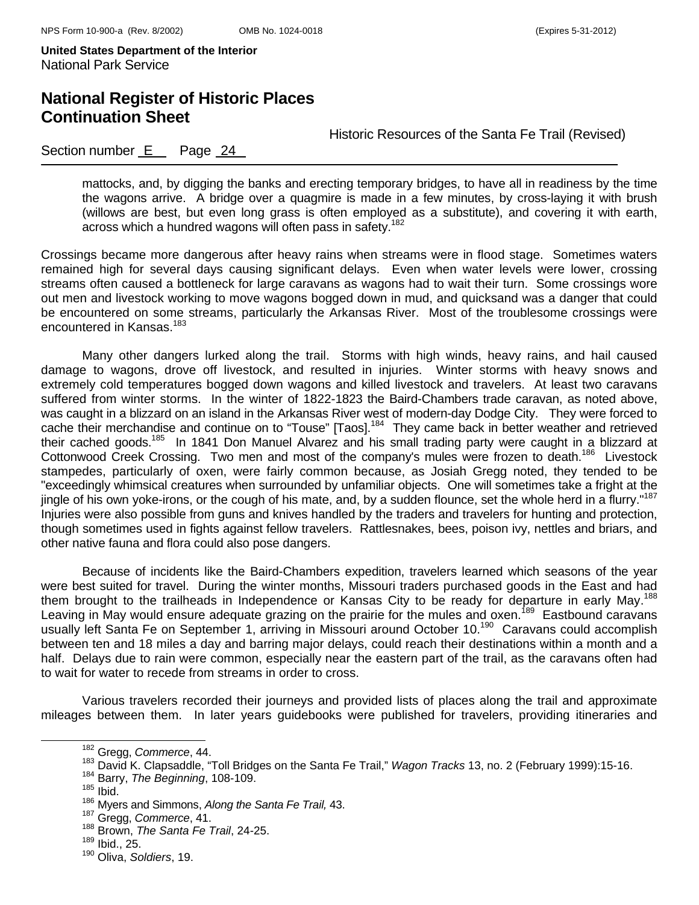mattocks, and, by digging the banks and erecting temporary bridges, to have all in readiness by the time the wagons arrive. A bridge over a quagmire is made in a few minutes, by cross-laying it with brush (willows are best, but even long grass is often employed as a substitute), and covering it with earth, across which a hundred wagons will often pass in safety.[182]

Crossings became more dangerous after heavy rains when streams were in flood stage. Sometimes waters remained high for several days causing significant delays. Even when water levels were lower, crossing streams often caused a bottleneck for large caravans as wagons had to wait their turn. Some crossings wore out men and livestock working to move wagons bogged down in mud, and quicksand was a danger that could be encountered on some streams, particularly the Arkansas River. Most of the troublesome crossings were encountered in Kansas.[183]

Many other dangers lurked along the trail. Storms with high winds, heavy rains, and hail caused damage to wagons, drove off livestock, and resulted in injuries. Winter storms with heavy snows and extremely cold temperatures bogged down wagons and killed livestock and travelers. At least two caravans suffered from winter storms. In the winter of 1822-1823 the Baird-Chambers trade caravan, as noted above, was caught in a blizzard on an island in the Arkansas River west of modern-day Dodge City. They were forced to cache their merchandise and continue on to "Touse" [Taos].[184] They came back in better weather and retrieved their cached goods.[185] In 1841 Don Manuel Alvarez and his small trading party were caught in a blizzard at Cottonwood Creek Crossing. Two men and most of the company's mules were frozen to death.[186] Livestock stampedes, particularly of oxen, were fairly common because, as Josiah Gregg noted, they tended to be "exceedingly whimsical creatures when surrounded by unfamiliar objects. One will sometimes take a fright at the jingle of his own yoke-irons, or the cough of his mate, and, by a sudden flounce, set the whole herd in a flurry."[187] Injuries were also possible from guns and knives handled by the traders and travelers for hunting and protection, though sometimes used in fights against fellow travelers. Rattlesnakes, bees, poison ivy, nettles and briars, and other native fauna and flora could also pose dangers.

Because of incidents like the Baird-Chambers expedition, travelers learned which seasons of the year were best suited for travel. During the winter months, Missouri traders purchased goods in the East and had them brought to the trailheads in Independence or Kansas City to be ready for departure in early May.[188] Leaving in May would ensure adequate grazing on the prairie for the mules and oxen.[189] Eastbound caravans usually left Santa Fe on September 1, arriving in Missouri around October 10.[190] Caravans could accomplish between ten and 18 miles a day and barring major delays, could reach their destinations within a month and a half. Delays due to rain were common, especially near the eastern part of the trail, as the caravans often had to wait for water to recede from streams in order to cross.

Various travelers recorded their journeys and provided lists of places along the trail and approximate mileages between them. In later years guidebooks were published for travelers, providing itineraries and

---

[182] Gregg, *Commerce*, 44.

[183] David K. Clapsaddle, "Toll Bridges on the Santa Fe Trail," *Wagon Tracks* 13, no. 2 (February 1999):15-16.

[184] Barry, *The Beginning*, 108-109.

[185] Ibid.

[186] Myers and Simmons, *Along the Santa Fe Trail,* 43.

[187] Gregg, *Commerce*, 41.

[188] Brown, *The Santa Fe Trail*, 24-25.

[189] Ibid., 25.

[190] Oliva, *Soldiers*, 19.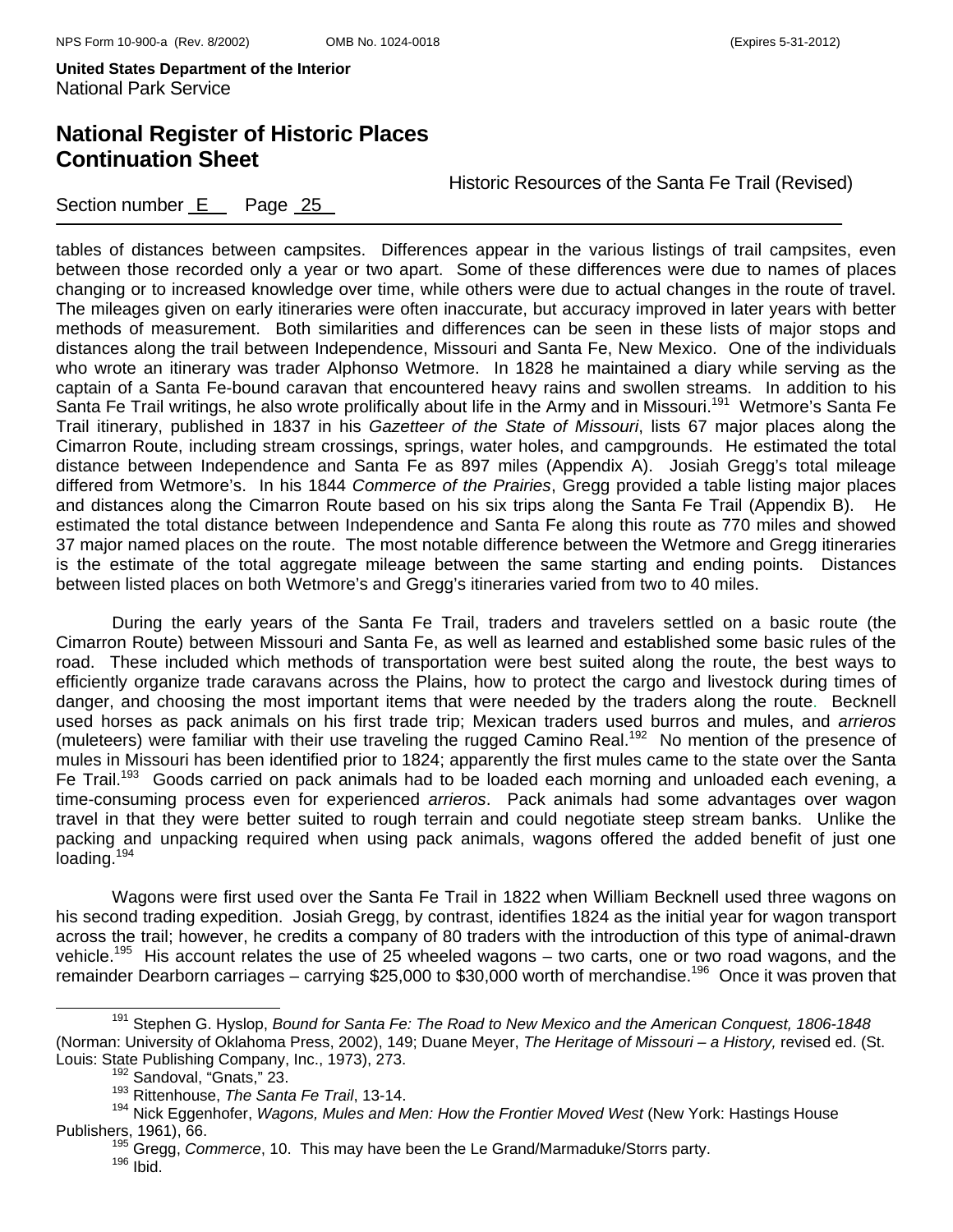tables of distances between campsites. Differences appear in the various listings of trail campsites, even between those recorded only a year or two apart. Some of these differences were due to names of places changing or to increased knowledge over time, while others were due to actual changes in the route of travel. The mileages given on early itineraries were often inaccurate, but accuracy improved in later years with better methods of measurement. Both similarities and differences can be seen in these lists of major stops and distances along the trail between Independence, Missouri and Santa Fe, New Mexico. One of the individuals who wrote an itinerary was trader Alphonso Wetmore. In 1828 he maintained a diary while serving as the captain of a Santa Fe-bound caravan that encountered heavy rains and swollen streams. In addition to his Santa Fe Trail writings, he also wrote prolifically about life in the Army and in Missouri.[191] Wetmore's Santa Fe Trail itinerary, published in 1837 in his *Gazetteer of the State of Missouri*, lists 67 major places along the Cimarron Route, including stream crossings, springs, water holes, and campgrounds. He estimated the total distance between Independence and Santa Fe as 897 miles (Appendix A). Josiah Gregg's total mileage differed from Wetmore's. In his 1844 *Commerce of the Prairies*, Gregg provided a table listing major places and distances along the Cimarron Route based on his six trips along the Santa Fe Trail (Appendix B). He estimated the total distance between Independence and Santa Fe along this route as 770 miles and showed 37 major named places on the route. The most notable difference between the Wetmore and Gregg itineraries is the estimate of the total aggregate mileage between the same starting and ending points. Distances between listed places on both Wetmore's and Gregg's itineraries varied from two to 40 miles.

During the early years of the Santa Fe Trail, traders and travelers settled on a basic route (the Cimarron Route) between Missouri and Santa Fe, as well as learned and established some basic rules of the road. These included which methods of transportation were best suited along the route, the best ways to efficiently organize trade caravans across the Plains, how to protect the cargo and livestock during times of danger, and choosing the most important items that were needed by the traders along the route. Becknell used horses as pack animals on his first trade trip; Mexican traders used burros and mules, and *arrieros* (muleteers) were familiar with their use traveling the rugged Camino Real.[192] No mention of the presence of mules in Missouri has been identified prior to 1824; apparently the first mules came to the state over the Santa Fe Trail.[193] Goods carried on pack animals had to be loaded each morning and unloaded each evening, a time-consuming process even for experienced *arrieros*. Pack animals had some advantages over wagon travel in that they were better suited to rough terrain and could negotiate steep stream banks. Unlike the packing and unpacking required when using pack animals, wagons offered the added benefit of just one loading.[194]

Wagons were first used over the Santa Fe Trail in 1822 when William Becknell used three wagons on his second trading expedition. Josiah Gregg, by contrast, identifies 1824 as the initial year for wagon transport across the trail; however, he credits a company of 80 traders with the introduction of this type of animal-drawn vehicle.[195] His account relates the use of 25 wheeled wagons – two carts, one or two road wagons, and the remainder Dearborn carriages – carrying $25,000 to $30,000 worth of merchandise.[196] Once it was proven that

---

[191] Stephen G. Hyslop, *Bound for Santa Fe: The Road to New Mexico and the American Conquest, 1806-1848* (Norman: University of Oklahoma Press, 2002), 149; Duane Meyer, *The Heritage of Missouri – a History,* revised ed. (St. Louis: State Publishing Company, Inc., 1973), 273.

[192] Sandoval, "Gnats," 23.

[193] Rittenhouse, *The Santa Fe Trail*, 13-14.

[194] Nick Eggenhofer, *Wagons, Mules and Men: How the Frontier Moved West* (New York: Hastings House Publishers, 1961), 66.

[195] Gregg, *Commerce*, 10. This may have been the Le Grand/Marmaduke/Storrs party.

[196] Ibid.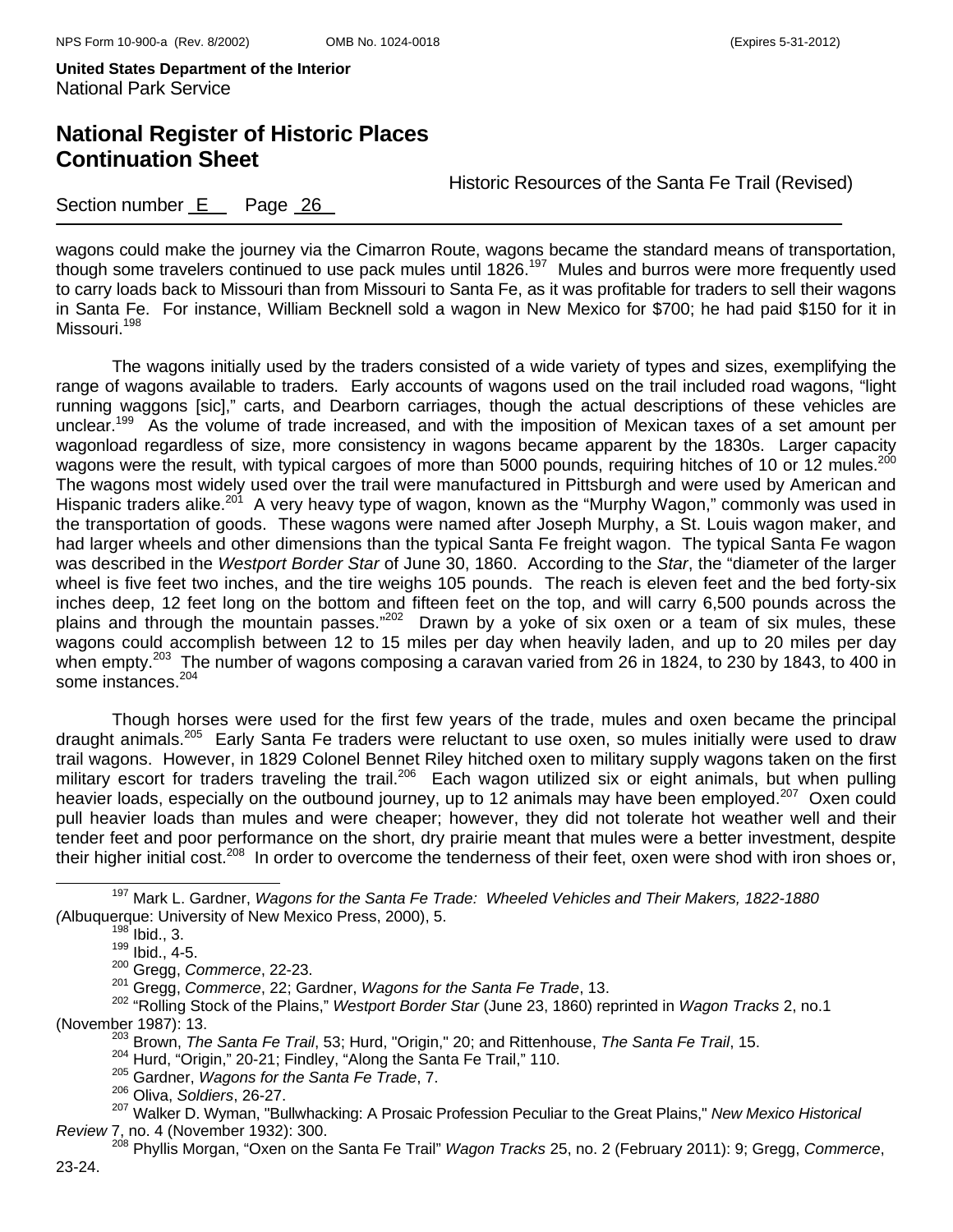wagons could make the journey via the Cimarron Route, wagons became the standard means of transportation, though some travelers continued to use pack mules until 1826.[197] Mules and burros were more frequently used to carry loads back to Missouri than from Missouri to Santa Fe, as it was profitable for traders to sell their wagons in Santa Fe. For instance, William Becknell sold a wagon in New Mexico for $700; he had paid $150 for it in Missouri.[198]

The wagons initially used by the traders consisted of a wide variety of types and sizes, exemplifying the range of wagons available to traders. Early accounts of wagons used on the trail included road wagons, "light running waggons [sic]," carts, and Dearborn carriages, though the actual descriptions of these vehicles are unclear.[199] As the volume of trade increased, and with the imposition of Mexican taxes of a set amount per wagonload regardless of size, more consistency in wagons became apparent by the 1830s. Larger capacity wagons were the result, with typical cargoes of more than 5000 pounds, requiring hitches of 10 or 12 mules.[200] The wagons most widely used over the trail were manufactured in Pittsburgh and were used by American and Hispanic traders alike.[201] A very heavy type of wagon, known as the "Murphy Wagon," commonly was used in the transportation of goods. These wagons were named after Joseph Murphy, a St. Louis wagon maker, and had larger wheels and other dimensions than the typical Santa Fe freight wagon. The typical Santa Fe wagon was described in the *Westport Border Star* of June 30, 1860. According to the *Star*, the "diameter of the larger wheel is five feet two inches, and the tire weighs 105 pounds. The reach is eleven feet and the bed forty-six inches deep, 12 feet long on the bottom and fifteen feet on the top, and will carry 6,500 pounds across the plains and through the mountain passes."[202] Drawn by a yoke of six oxen or a team of six mules, these wagons could accomplish between 12 to 15 miles per day when heavily laden, and up to 20 miles per day when empty.[203] The number of wagons composing a caravan varied from 26 in 1824, to 230 by 1843, to 400 in some instances.[204]

Though horses were used for the first few years of the trade, mules and oxen became the principal draught animals.[205] Early Santa Fe traders were reluctant to use oxen, so mules initially were used to draw trail wagons. However, in 1829 Colonel Bennet Riley hitched oxen to military supply wagons taken on the first military escort for traders traveling the trail.[206] Each wagon utilized six or eight animals, but when pulling heavier loads, especially on the outbound journey, up to 12 animals may have been employed.[207] Oxen could pull heavier loads than mules and were cheaper; however, they did not tolerate hot weather well and their tender feet and poor performance on the short, dry prairie meant that mules were a better investment, despite their higher initial cost.[208] In order to overcome the tenderness of their feet, oxen were shod with iron shoes or,

---

[197] Mark L. Gardner, *Wagons for the Santa Fe Trade: Wheeled Vehicles and Their Makers, 1822-1880* (Albuquerque: University of New Mexico Press, 2000), 5.

[198] Ibid., 3.

[199] Ibid., 4-5.

[200] Gregg, *Commerce*, 22-23.

[201] Gregg, *Commerce*, 22; Gardner, *Wagons for the Santa Fe Trade*, 13.

[202] "Rolling Stock of the Plains," *Westport Border Star* (June 23, 1860) reprinted in *Wagon Tracks* 2, no.1 (November 1987): 13.

[203] Brown, *The Santa Fe Trail*, 53; Hurd, "Origin," 20; and Rittenhouse, *The Santa Fe Trail*, 15.

[204] Hurd, "Origin," 20-21; Findley, "Along the Santa Fe Trail," 110.

[205] Gardner, *Wagons for the Santa Fe Trade*, 7.

[206] Oliva, *Soldiers*, 26-27.

[207] Walker D. Wyman, "Bullwhacking: A Prosaic Profession Peculiar to the Great Plains," *New Mexico Historical Review* 7, no. 4 (November 1932): 300.

[208] Phyllis Morgan, "Oxen on the Santa Fe Trail" *Wagon Tracks* 25, no. 2 (February 2011): 9; Gregg, *Commerce*, 23-24.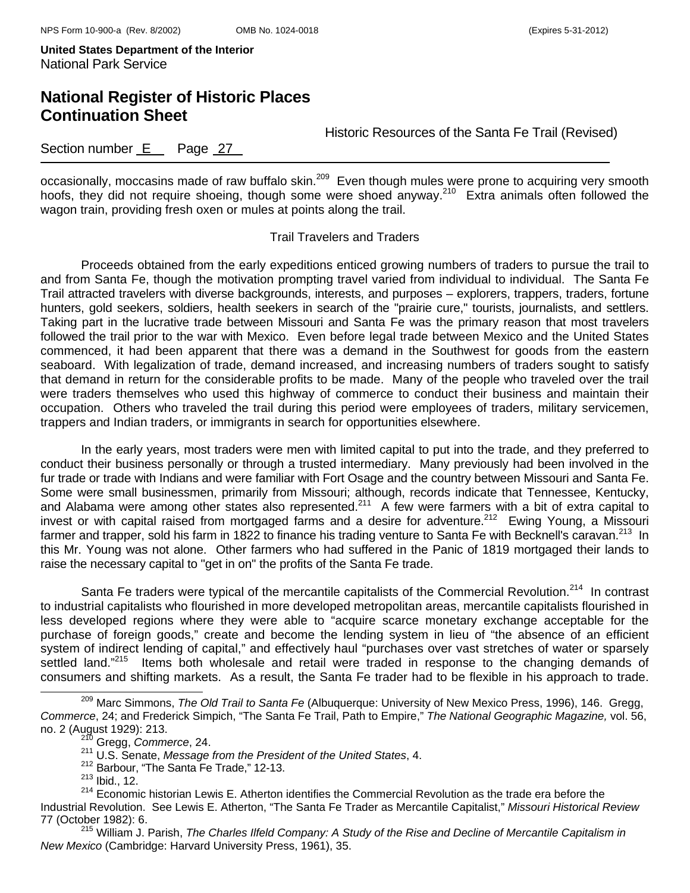occasionally, moccasins made of raw buffalo skin.[209] Even though mules were prone to acquiring very smooth hoofs, they did not require shoeing, though some were shoed anyway.[210] Extra animals often followed the wagon train, providing fresh oxen or mules at points along the trail.

### Trail Travelers and Traders

Proceeds obtained from the early expeditions enticed growing numbers of traders to pursue the trail to and from Santa Fe, though the motivation prompting travel varied from individual to individual. The Santa Fe Trail attracted travelers with diverse backgrounds, interests, and purposes – explorers, trappers, traders, fortune hunters, gold seekers, soldiers, health seekers in search of the "prairie cure," tourists, journalists, and settlers. Taking part in the lucrative trade between Missouri and Santa Fe was the primary reason that most travelers followed the trail prior to the war with Mexico. Even before legal trade between Mexico and the United States commenced, it had been apparent that there was a demand in the Southwest for goods from the eastern seaboard. With legalization of trade, demand increased, and increasing numbers of traders sought to satisfy that demand in return for the considerable profits to be made. Many of the people who traveled over the trail were traders themselves who used this highway of commerce to conduct their business and maintain their occupation. Others who traveled the trail during this period were employees of traders, military servicemen, trappers and Indian traders, or immigrants in search for opportunities elsewhere.

In the early years, most traders were men with limited capital to put into the trade, and they preferred to conduct their business personally or through a trusted intermediary. Many previously had been involved in the fur trade or trade with Indians and were familiar with Fort Osage and the country between Missouri and Santa Fe. Some were small businessmen, primarily from Missouri; although, records indicate that Tennessee, Kentucky, and Alabama were among other states also represented.[211] A few were farmers with a bit of extra capital to invest or with capital raised from mortgaged farms and a desire for adventure.[212] Ewing Young, a Missouri farmer and trapper, sold his farm in 1822 to finance his trading venture to Santa Fe with Becknell's caravan.[213] In this Mr. Young was not alone. Other farmers who had suffered in the Panic of 1819 mortgaged their lands to raise the necessary capital to "get in on" the profits of the Santa Fe trade.

Santa Fe traders were typical of the mercantile capitalists of the Commercial Revolution.[214] In contrast to industrial capitalists who flourished in more developed metropolitan areas, mercantile capitalists flourished in less developed regions where they were able to "acquire scarce monetary exchange acceptable for the purchase of foreign goods," create and become the lending system in lieu of "the absence of an efficient system of indirect lending of capital," and effectively haul "purchases over vast stretches of water or sparsely settled land."[215] Items both wholesale and retail were traded in response to the changing demands of consumers and shifting markets. As a result, the Santa Fe trader had to be flexible in his approach to trade.

---

[209] Marc Simmons, *The Old Trail to Santa Fe* (Albuquerque: University of New Mexico Press, 1996), 146. Gregg, *Commerce*, 24; and Frederick Simpich, "The Santa Fe Trail, Path to Empire," *The National Geographic Magazine,* vol. 56, no. 2 (August 1929): 213.

[210] Gregg, *Commerce*, 24.

[211] U.S. Senate, *Message from the President of the United States*, 4.

[212] Barbour, "The Santa Fe Trade," 12-13.

[213] Ibid., 12.

[214] Economic historian Lewis E. Atherton identifies the Commercial Revolution as the trade era before the Industrial Revolution. See Lewis E. Atherton, "The Santa Fe Trader as Mercantile Capitalist," *Missouri Historical Review* 77 (October 1982): 6.

[215] William J. Parish, *The Charles Ilfeld Company: A Study of the Rise and Decline of Mercantile Capitalism in New Mexico* (Cambridge: Harvard University Press, 1961), 35.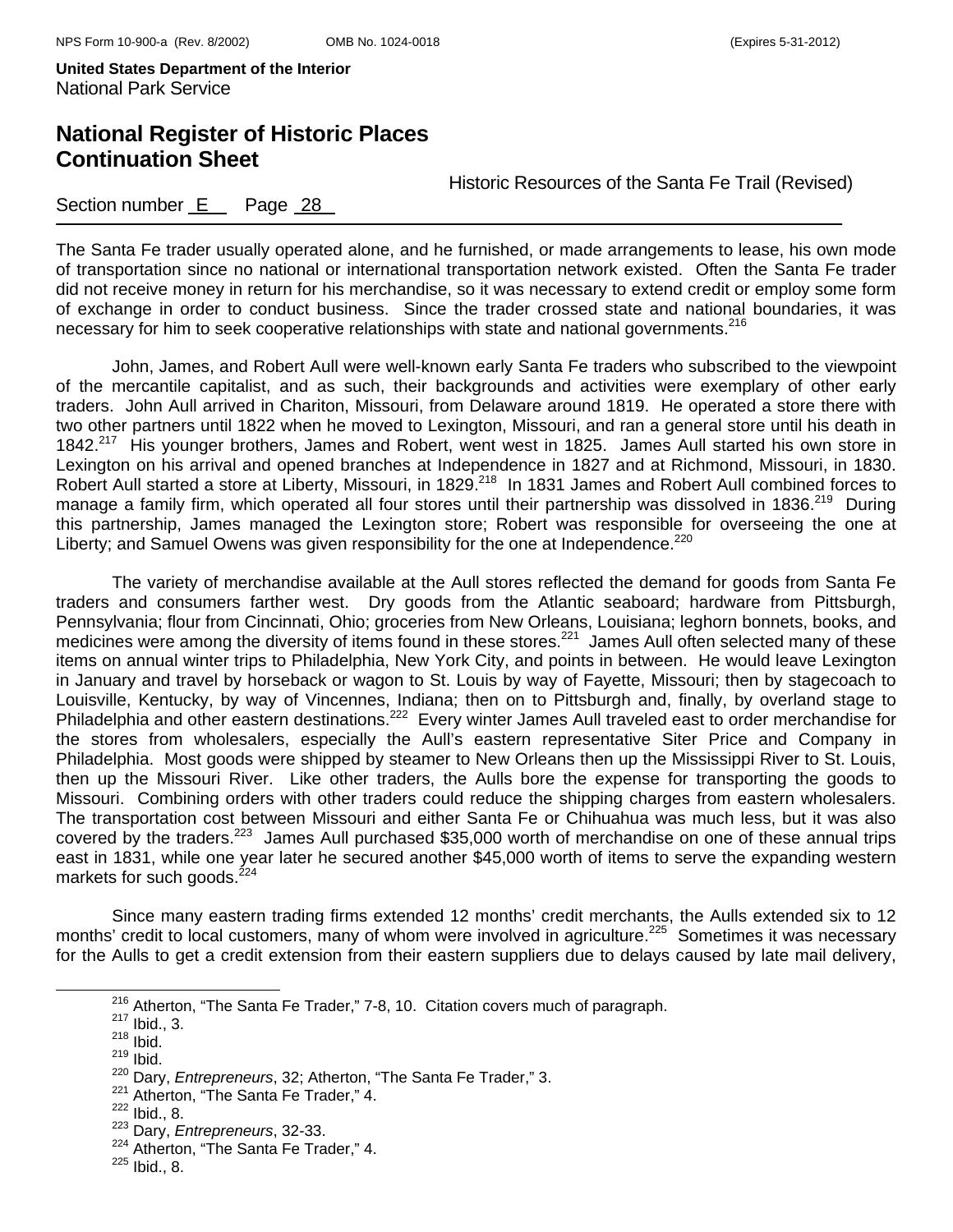The Santa Fe trader usually operated alone, and he furnished, or made arrangements to lease, his own mode of transportation since no national or international transportation network existed. Often the Santa Fe trader did not receive money in return for his merchandise, so it was necessary to extend credit or employ some form of exchange in order to conduct business. Since the trader crossed state and national boundaries, it was necessary for him to seek cooperative relationships with state and national governments.[216]

John, James, and Robert Aull were well-known early Santa Fe traders who subscribed to the viewpoint of the mercantile capitalist, and as such, their backgrounds and activities were exemplary of other early traders. John Aull arrived in Chariton, Missouri, from Delaware around 1819. He operated a store there with two other partners until 1822 when he moved to Lexington, Missouri, and ran a general store until his death in 1842.[217] His younger brothers, James and Robert, went west in 1825. James Aull started his own store in Lexington on his arrival and opened branches at Independence in 1827 and at Richmond, Missouri, in 1830. Robert Aull started a store at Liberty, Missouri, in 1829.[218] In 1831 James and Robert Aull combined forces to manage a family firm, which operated all four stores until their partnership was dissolved in 1836.[219] During this partnership, James managed the Lexington store; Robert was responsible for overseeing the one at Liberty; and Samuel Owens was given responsibility for the one at Independence.[220]

The variety of merchandise available at the Aull stores reflected the demand for goods from Santa Fe traders and consumers farther west. Dry goods from the Atlantic seaboard; hardware from Pittsburgh, Pennsylvania; flour from Cincinnati, Ohio; groceries from New Orleans, Louisiana; leghorn bonnets, books, and medicines were among the diversity of items found in these stores.[221] James Aull often selected many of these items on annual winter trips to Philadelphia, New York City, and points in between. He would leave Lexington in January and travel by horseback or wagon to St. Louis by way of Fayette, Missouri; then by stagecoach to Louisville, Kentucky, by way of Vincennes, Indiana; then on to Pittsburgh and, finally, by overland stage to Philadelphia and other eastern destinations.[222] Every winter James Aull traveled east to order merchandise for the stores from wholesalers, especially the Aull's eastern representative Siter Price and Company in Philadelphia. Most goods were shipped by steamer to New Orleans then up the Mississippi River to St. Louis, then up the Missouri River. Like other traders, the Aulls bore the expense for transporting the goods to Missouri. Combining orders with other traders could reduce the shipping charges from eastern wholesalers. The transportation cost between Missouri and either Santa Fe or Chihuahua was much less, but it was also covered by the traders.[223] James Aull purchased $35,000 worth of merchandise on one of these annual trips east in 1831, while one year later he secured another $45,000 worth of items to serve the expanding western markets for such goods.[224]

Since many eastern trading firms extended 12 months' credit merchants, the Aulls extended six to 12 months' credit to local customers, many of whom were involved in agriculture.[225] Sometimes it was necessary for the Aulls to get a credit extension from their eastern suppliers due to delays caused by late mail delivery,

---

[216] Atherton, "The Santa Fe Trader," 7-8, 10. Citation covers much of paragraph.
[217] Ibid., 3.
[218] Ibid.
[219] Ibid.
[220] Dary, *Entrepreneurs*, 32; Atherton, "The Santa Fe Trader," 3.
[221] Atherton, "The Santa Fe Trader," 4.
[222] Ibid., 8.
[223] Dary, *Entrepreneurs*, 32-33.
[224] Atherton, "The Santa Fe Trader," 4.
[225] Ibid., 8.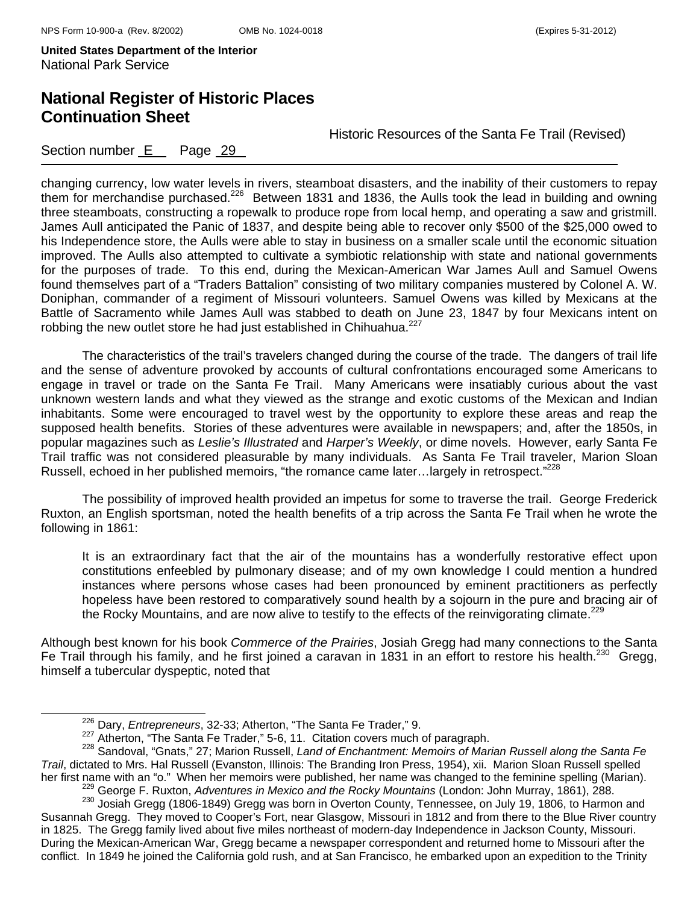changing currency, low water levels in rivers, steamboat disasters, and the inability of their customers to repay them for merchandise purchased.[226] Between 1831 and 1836, the Aulls took the lead in building and owning three steamboats, constructing a ropewalk to produce rope from local hemp, and operating a saw and gristmill. James Aull anticipated the Panic of 1837, and despite being able to recover only $500 of the $25,000 owed to his Independence store, the Aulls were able to stay in business on a smaller scale until the economic situation improved. The Aulls also attempted to cultivate a symbiotic relationship with state and national governments for the purposes of trade. To this end, during the Mexican-American War James Aull and Samuel Owens found themselves part of a "Traders Battalion" consisting of two military companies mustered by Colonel A. W. Doniphan, commander of a regiment of Missouri volunteers. Samuel Owens was killed by Mexicans at the Battle of Sacramento while James Aull was stabbed to death on June 23, 1847 by four Mexicans intent on robbing the new outlet store he had just established in Chihuahua.[227]

The characteristics of the trail's travelers changed during the course of the trade. The dangers of trail life and the sense of adventure provoked by accounts of cultural confrontations encouraged some Americans to engage in travel or trade on the Santa Fe Trail. Many Americans were insatiably curious about the vast unknown western lands and what they viewed as the strange and exotic customs of the Mexican and Indian inhabitants. Some were encouraged to travel west by the opportunity to explore these areas and reap the supposed health benefits. Stories of these adventures were available in newspapers; and, after the 1850s, in popular magazines such as *Leslie's Illustrated* and *Harper's Weekly*, or dime novels. However, early Santa Fe Trail traffic was not considered pleasurable by many individuals. As Santa Fe Trail traveler, Marion Sloan Russell, echoed in her published memoirs, "the romance came later…largely in retrospect."[228]

The possibility of improved health provided an impetus for some to traverse the trail. George Frederick Ruxton, an English sportsman, noted the health benefits of a trip across the Santa Fe Trail when he wrote the following in 1861:

> It is an extraordinary fact that the air of the mountains has a wonderfully restorative effect upon constitutions enfeebled by pulmonary disease; and of my own knowledge I could mention a hundred instances where persons whose cases had been pronounced by eminent practitioners as perfectly hopeless have been restored to comparatively sound health by a sojourn in the pure and bracing air of the Rocky Mountains, and are now alive to testify to the effects of the reinvigorating climate.[229]

Although best known for his book *Commerce of the Prairies*, Josiah Gregg had many connections to the Santa Fe Trail through his family, and he first joined a caravan in 1831 in an effort to restore his health.[230] Gregg, himself a tubercular dyspeptic, noted that

---

[226] Dary, *Entrepreneurs*, 32-33; Atherton, "The Santa Fe Trader," 9.

[227] Atherton, "The Santa Fe Trader," 5-6, 11. Citation covers much of paragraph.

[228] Sandoval, "Gnats," 27; Marion Russell, *Land of Enchantment: Memoirs of Marian Russell along the Santa Fe Trail*, dictated to Mrs. Hal Russell (Evanston, Illinois: The Branding Iron Press, 1954), xii. Marion Sloan Russell spelled her first name with an "o." When her memoirs were published, her name was changed to the feminine spelling (Marian).

[229] George F. Ruxton, *Adventures in Mexico and the Rocky Mountains* (London: John Murray, 1861), 288.

[230] Josiah Gregg (1806-1849) Gregg was born in Overton County, Tennessee, on July 19, 1806, to Harmon and Susannah Gregg. They moved to Cooper's Fort, near Glasgow, Missouri in 1812 and from there to the Blue River country in 1825. The Gregg family lived about five miles northeast of modern-day Independence in Jackson County, Missouri. During the Mexican-American War, Gregg became a newspaper correspondent and returned home to Missouri after the conflict. In 1849 he joined the California gold rush, and at San Francisco, he embarked upon an expedition to the Trinity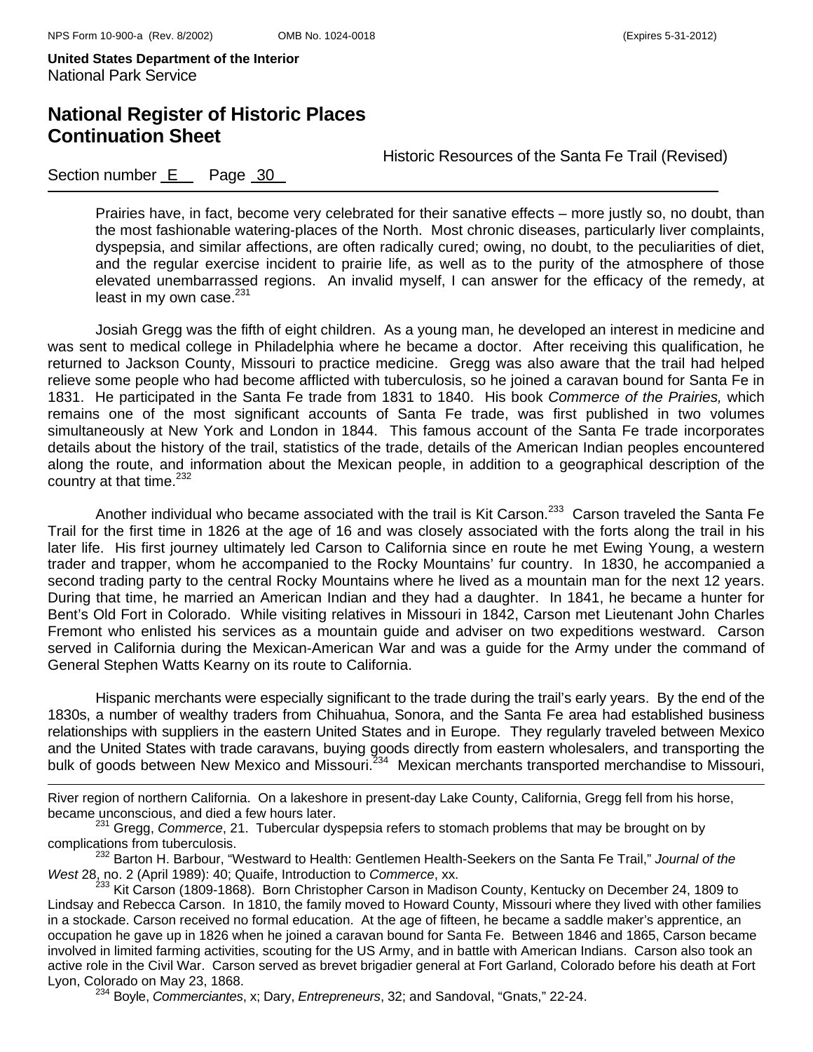Prairies have, in fact, become very celebrated for their sanative effects – more justly so, no doubt, than the most fashionable watering-places of the North. Most chronic diseases, particularly liver complaints, dyspepsia, and similar affections, are often radically cured; owing, no doubt, to the peculiarities of diet, and the regular exercise incident to prairie life, as well as to the purity of the atmosphere of those elevated unembarrassed regions. An invalid myself, I can answer for the efficacy of the remedy, at least in my own case.[231]

Josiah Gregg was the fifth of eight children. As a young man, he developed an interest in medicine and was sent to medical college in Philadelphia where he became a doctor. After receiving this qualification, he returned to Jackson County, Missouri to practice medicine. Gregg was also aware that the trail had helped relieve some people who had become afflicted with tuberculosis, so he joined a caravan bound for Santa Fe in 1831. He participated in the Santa Fe trade from 1831 to 1840. His book *Commerce of the Prairies,* which remains one of the most significant accounts of Santa Fe trade, was first published in two volumes simultaneously at New York and London in 1844. This famous account of the Santa Fe trade incorporates details about the history of the trail, statistics of the trade, details of the American Indian peoples encountered along the route, and information about the Mexican people, in addition to a geographical description of the country at that time.[232]

Another individual who became associated with the trail is Kit Carson.[233] Carson traveled the Santa Fe Trail for the first time in 1826 at the age of 16 and was closely associated with the forts along the trail in his later life. His first journey ultimately led Carson to California since en route he met Ewing Young, a western trader and trapper, whom he accompanied to the Rocky Mountains' fur country. In 1830, he accompanied a second trading party to the central Rocky Mountains where he lived as a mountain man for the next 12 years. During that time, he married an American Indian and they had a daughter. In 1841, he became a hunter for Bent's Old Fort in Colorado. While visiting relatives in Missouri in 1842, Carson met Lieutenant John Charles Fremont who enlisted his services as a mountain guide and adviser on two expeditions westward. Carson served in California during the Mexican-American War and was a guide for the Army under the command of General Stephen Watts Kearny on its route to California.

Hispanic merchants were especially significant to the trade during the trail's early years. By the end of the 1830s, a number of wealthy traders from Chihuahua, Sonora, and the Santa Fe area had established business relationships with suppliers in the eastern United States and in Europe. They regularly traveled between Mexico and the United States with trade caravans, buying goods directly from eastern wholesalers, and transporting the bulk of goods between New Mexico and Missouri.[234] Mexican merchants transported merchandise to Missouri,

---

River region of northern California. On a lakeshore in present-day Lake County, California, Gregg fell from his horse, became unconscious, and died a few hours later.

[231] Gregg, *Commerce*, 21. Tubercular dyspepsia refers to stomach problems that may be brought on by complications from tuberculosis.

[232] Barton H. Barbour, "Westward to Health: Gentlemen Health-Seekers on the Santa Fe Trail," *Journal of the West* 28, no. 2 (April 1989): 40; Quaife, Introduction to *Commerce*, xx.

[233] Kit Carson (1809-1868). Born Christopher Carson in Madison County, Kentucky on December 24, 1809 to Lindsay and Rebecca Carson. In 1810, the family moved to Howard County, Missouri where they lived with other families in a stockade. Carson received no formal education. At the age of fifteen, he became a saddle maker's apprentice, an occupation he gave up in 1826 when he joined a caravan bound for Santa Fe. Between 1846 and 1865, Carson became involved in limited farming activities, scouting for the US Army, and in battle with American Indians. Carson also took an active role in the Civil War. Carson served as brevet brigadier general at Fort Garland, Colorado before his death at Fort Lyon, Colorado on May 23, 1868.

[234] Boyle, *Commerciantes*, x; Dary, *Entrepreneurs*, 32; and Sandoval, "Gnats," 22-24.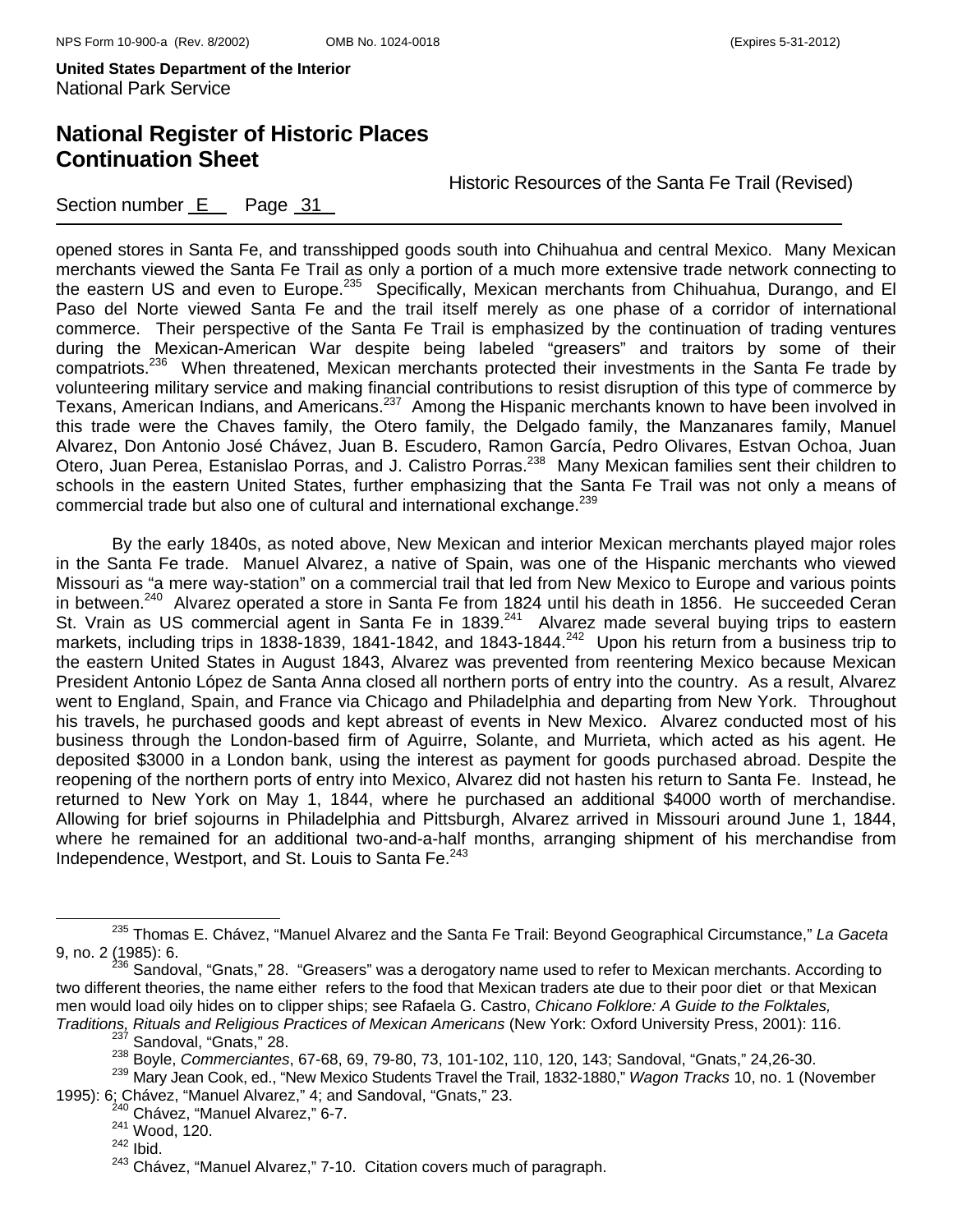opened stores in Santa Fe, and transshipped goods south into Chihuahua and central Mexico. Many Mexican merchants viewed the Santa Fe Trail as only a portion of a much more extensive trade network connecting to the eastern US and even to Europe.[235] Specifically, Mexican merchants from Chihuahua, Durango, and El Paso del Norte viewed Santa Fe and the trail itself merely as one phase of a corridor of international commerce. Their perspective of the Santa Fe Trail is emphasized by the continuation of trading ventures during the Mexican-American War despite being labeled "greasers" and traitors by some of their compatriots.[236] When threatened, Mexican merchants protected their investments in the Santa Fe trade by volunteering military service and making financial contributions to resist disruption of this type of commerce by Texans, American Indians, and Americans.[237] Among the Hispanic merchants known to have been involved in this trade were the Chaves family, the Otero family, the Delgado family, the Manzanares family, Manuel Alvarez, Don Antonio José Chávez, Juan B. Escudero, Ramon García, Pedro Olivares, Estvan Ochoa, Juan Otero, Juan Perea, Estanislao Porras, and J. Calistro Porras.[238] Many Mexican families sent their children to schools in the eastern United States, further emphasizing that the Santa Fe Trail was not only a means of commercial trade but also one of cultural and international exchange.[239]

By the early 1840s, as noted above, New Mexican and interior Mexican merchants played major roles in the Santa Fe trade. Manuel Alvarez, a native of Spain, was one of the Hispanic merchants who viewed Missouri as "a mere way-station" on a commercial trail that led from New Mexico to Europe and various points in between.[240] Alvarez operated a store in Santa Fe from 1824 until his death in 1856. He succeeded Ceran St. Vrain as US commercial agent in Santa Fe in 1839.[241] Alvarez made several buying trips to eastern markets, including trips in 1838-1839, 1841-1842, and 1843-1844.[242] Upon his return from a business trip to the eastern United States in August 1843, Alvarez was prevented from reentering Mexico because Mexican President Antonio López de Santa Anna closed all northern ports of entry into the country. As a result, Alvarez went to England, Spain, and France via Chicago and Philadelphia and departing from New York. Throughout his travels, he purchased goods and kept abreast of events in New Mexico. Alvarez conducted most of his business through the London-based firm of Aguirre, Solante, and Murrieta, which acted as his agent. He deposited $3000 in a London bank, using the interest as payment for goods purchased abroad. Despite the reopening of the northern ports of entry into Mexico, Alvarez did not hasten his return to Santa Fe. Instead, he returned to New York on May 1, 1844, where he purchased an additional $4000 worth of merchandise. Allowing for brief sojourns in Philadelphia and Pittsburgh, Alvarez arrived in Missouri around June 1, 1844, where he remained for an additional two-and-a-half months, arranging shipment of his merchandise from Independence, Westport, and St. Louis to Santa Fe.[243]

---

[235] Thomas E. Chávez, "Manuel Alvarez and the Santa Fe Trail: Beyond Geographical Circumstance," *La Gaceta* 9, no. 2 (1985): 6.

[236] Sandoval, "Gnats," 28. "Greasers" was a derogatory name used to refer to Mexican merchants. According to two different theories, the name either refers to the food that Mexican traders ate due to their poor diet or that Mexican men would load oily hides on to clipper ships; see Rafaela G. Castro, *Chicano Folklore: A Guide to the Folktales, Traditions, Rituals and Religious Practices of Mexican Americans* (New York: Oxford University Press, 2001): 116.

[237] Sandoval, "Gnats," 28.

[238] Boyle, *Commerciantes*, 67-68, 69, 79-80, 73, 101-102, 110, 120, 143; Sandoval, "Gnats," 24,26-30.

[239] Mary Jean Cook, ed., "New Mexico Students Travel the Trail, 1832-1880," *Wagon Tracks* 10, no. 1 (November 1995): 6; Chávez, "Manuel Alvarez," 4; and Sandoval, "Gnats," 23.

[240] Chávez, "Manuel Alvarez," 6-7.

[241] Wood, 120.

[242] Ibid.

[243] Chávez, "Manuel Alvarez," 7-10. Citation covers much of paragraph.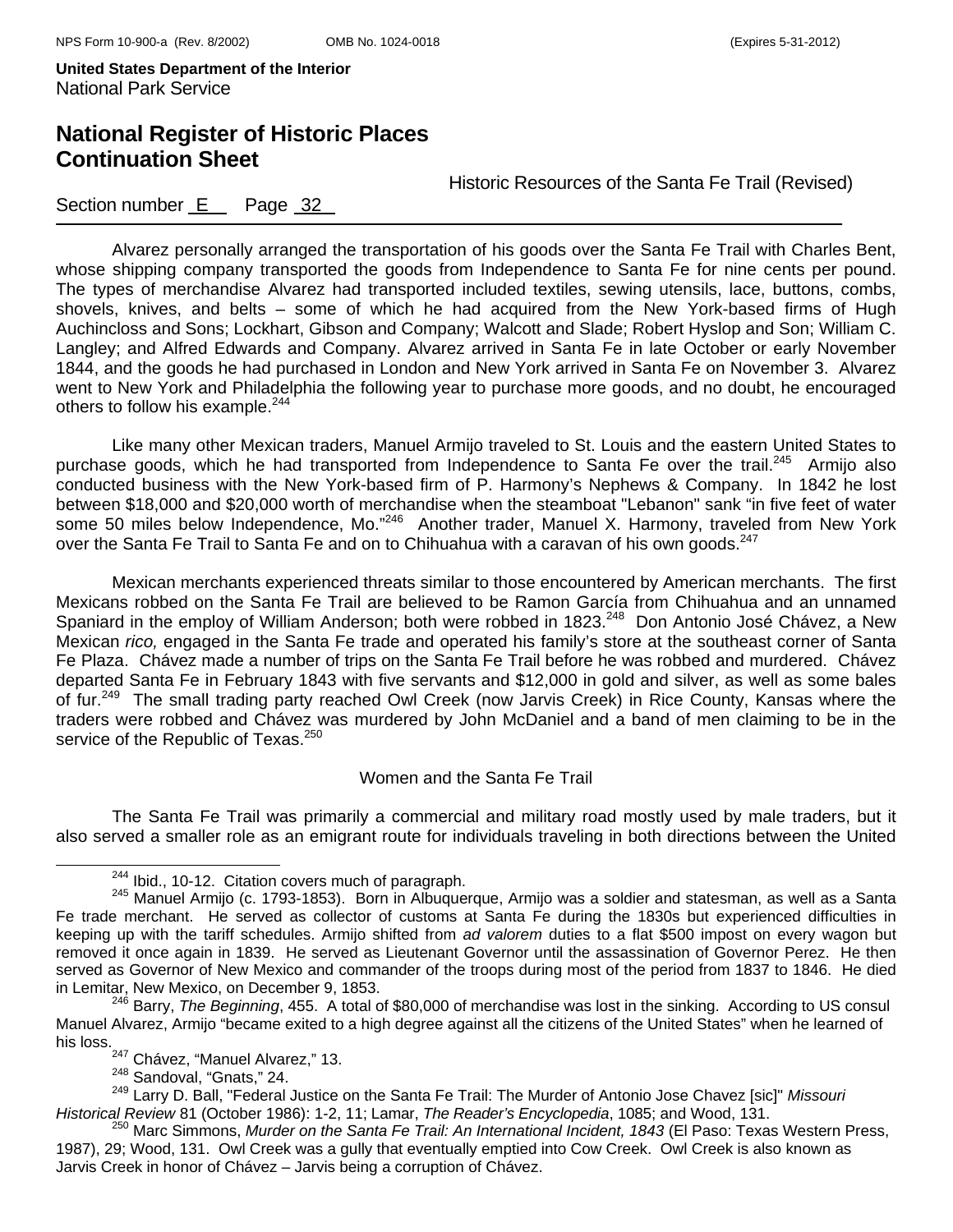Alvarez personally arranged the transportation of his goods over the Santa Fe Trail with Charles Bent, whose shipping company transported the goods from Independence to Santa Fe for nine cents per pound. The types of merchandise Alvarez had transported included textiles, sewing utensils, lace, buttons, combs, shovels, knives, and belts – some of which he had acquired from the New York-based firms of Hugh Auchincloss and Sons; Lockhart, Gibson and Company; Walcott and Slade; Robert Hyslop and Son; William C. Langley; and Alfred Edwards and Company. Alvarez arrived in Santa Fe in late October or early November 1844, and the goods he had purchased in London and New York arrived in Santa Fe on November 3. Alvarez went to New York and Philadelphia the following year to purchase more goods, and no doubt, he encouraged others to follow his example.[244]

Like many other Mexican traders, Manuel Armijo traveled to St. Louis and the eastern United States to purchase goods, which he had transported from Independence to Santa Fe over the trail.[245] Armijo also conducted business with the New York-based firm of P. Harmony's Nephews & Company. In 1842 he lost between $18,000 and $20,000 worth of merchandise when the steamboat "Lebanon" sank "in five feet of water some 50 miles below Independence, Mo."[246] Another trader, Manuel X. Harmony, traveled from New York over the Santa Fe Trail to Santa Fe and on to Chihuahua with a caravan of his own goods.[247]

Mexican merchants experienced threats similar to those encountered by American merchants. The first Mexicans robbed on the Santa Fe Trail are believed to be Ramon García from Chihuahua and an unnamed Spaniard in the employ of William Anderson; both were robbed in 1823.[248] Don Antonio José Chávez, a New Mexican *rico,* engaged in the Santa Fe trade and operated his family's store at the southeast corner of Santa Fe Plaza. Chávez made a number of trips on the Santa Fe Trail before he was robbed and murdered. Chávez departed Santa Fe in February 1843 with five servants and $12,000 in gold and silver, as well as some bales of fur.[249] The small trading party reached Owl Creek (now Jarvis Creek) in Rice County, Kansas where the traders were robbed and Chávez was murdered by John McDaniel and a band of men claiming to be in the service of the Republic of Texas.[250]

### Women and the Santa Fe Trail

The Santa Fe Trail was primarily a commercial and military road mostly used by male traders, but it also served a smaller role as an emigrant route for individuals traveling in both directions between the United

---

[244] Ibid., 10-12. Citation covers much of paragraph.

[245] Manuel Armijo (c. 1793-1853). Born in Albuquerque, Armijo was a soldier and statesman, as well as a Santa Fe trade merchant. He served as collector of customs at Santa Fe during the 1830s but experienced difficulties in keeping up with the tariff schedules. Armijo shifted from *ad valorem* duties to a flat $500 impost on every wagon but removed it once again in 1839. He served as Lieutenant Governor until the assassination of Governor Perez. He then served as Governor of New Mexico and commander of the troops during most of the period from 1837 to 1846. He died in Lemitar, New Mexico, on December 9, 1853.

[246] Barry, *The Beginning*, 455. A total of $80,000 of merchandise was lost in the sinking. According to US consul Manuel Alvarez, Armijo "became exited to a high degree against all the citizens of the United States" when he learned of his loss.

[247] Chávez, "Manuel Alvarez," 13.

[248] Sandoval, "Gnats," 24.

[249] Larry D. Ball, "Federal Justice on the Santa Fe Trail: The Murder of Antonio Jose Chavez [sic]" *Missouri Historical Review* 81 (October 1986): 1-2, 11; Lamar, *The Reader's Encyclopedia*, 1085; and Wood, 131.

[250] Marc Simmons, *Murder on the Santa Fe Trail: An International Incident, 1843* (El Paso: Texas Western Press, 1987), 29; Wood, 131. Owl Creek was a gully that eventually emptied into Cow Creek. Owl Creek is also known as Jarvis Creek in honor of Chávez – Jarvis being a corruption of Chávez.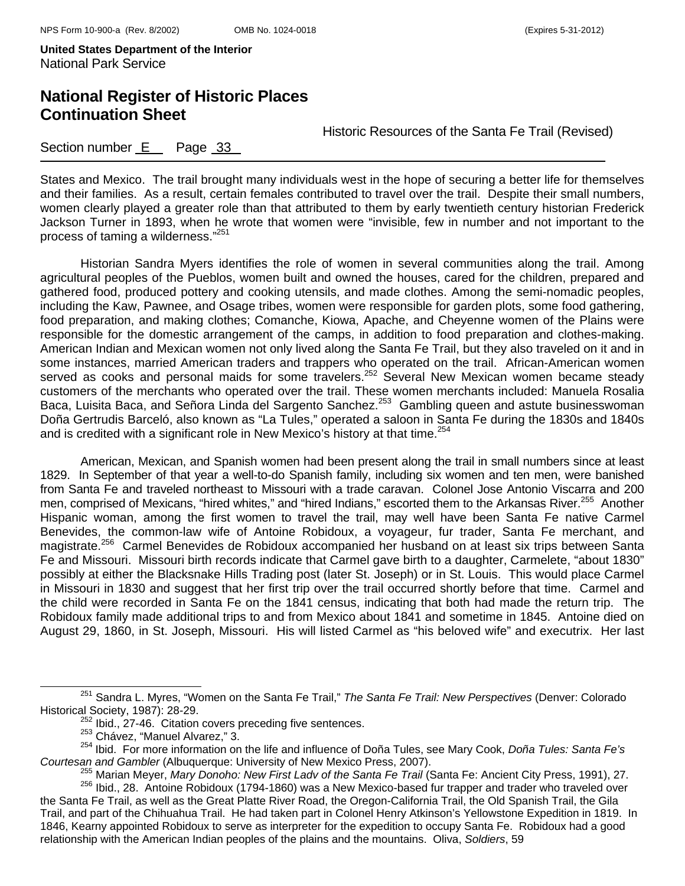States and Mexico. The trail brought many individuals west in the hope of securing a better life for themselves and their families. As a result, certain females contributed to travel over the trail. Despite their small numbers, women clearly played a greater role than that attributed to them by early twentieth century historian Frederick Jackson Turner in 1893, when he wrote that women were "invisible, few in number and not important to the process of taming a wilderness."[251]

Historian Sandra Myers identifies the role of women in several communities along the trail. Among agricultural peoples of the Pueblos, women built and owned the houses, cared for the children, prepared and gathered food, produced pottery and cooking utensils, and made clothes. Among the semi-nomadic peoples, including the Kaw, Pawnee, and Osage tribes, women were responsible for garden plots, some food gathering, food preparation, and making clothes; Comanche, Kiowa, Apache, and Cheyenne women of the Plains were responsible for the domestic arrangement of the camps, in addition to food preparation and clothes-making. American Indian and Mexican women not only lived along the Santa Fe Trail, but they also traveled on it and in some instances, married American traders and trappers who operated on the trail. African-American women served as cooks and personal maids for some travelers.[252] Several New Mexican women became steady customers of the merchants who operated over the trail. These women merchants included: Manuela Rosalia Baca, Luisita Baca, and Señora Linda del Sargento Sanchez.[253] Gambling queen and astute businesswoman Doña Gertrudis Barceló, also known as "La Tules," operated a saloon in Santa Fe during the 1830s and 1840s and is credited with a significant role in New Mexico's history at that time.[254]

American, Mexican, and Spanish women had been present along the trail in small numbers since at least 1829. In September of that year a well-to-do Spanish family, including six women and ten men, were banished from Santa Fe and traveled northeast to Missouri with a trade caravan. Colonel Jose Antonio Viscarra and 200 men, comprised of Mexicans, "hired whites," and "hired Indians," escorted them to the Arkansas River.[255] Another Hispanic woman, among the first women to travel the trail, may well have been Santa Fe native Carmel Benevides, the common-law wife of Antoine Robidoux, a voyageur, fur trader, Santa Fe merchant, and magistrate.[256] Carmel Benevides de Robidoux accompanied her husband on at least six trips between Santa Fe and Missouri. Missouri birth records indicate that Carmel gave birth to a daughter, Carmelete, "about 1830" possibly at either the Blacksnake Hills Trading post (later St. Joseph) or in St. Louis. This would place Carmel in Missouri in 1830 and suggest that her first trip over the trail occurred shortly before that time. Carmel and the child were recorded in Santa Fe on the 1841 census, indicating that both had made the return trip. The Robidoux family made additional trips to and from Mexico about 1841 and sometime in 1845. Antoine died on August 29, 1860, in St. Joseph, Missouri. His will listed Carmel as "his beloved wife" and executrix. Her last

---

[251] Sandra L. Myres, "Women on the Santa Fe Trail," *The Santa Fe Trail: New Perspectives* (Denver: Colorado Historical Society, 1987): 28-29.

[252] Ibid., 27-46. Citation covers preceding five sentences.

[253] Chávez, "Manuel Alvarez," 3.

[254] Ibid. For more information on the life and influence of Doña Tules, see Mary Cook, *Doña Tules: Santa Fe's Courtesan and Gambler* (Albuquerque: University of New Mexico Press, 2007).

[255] Marian Meyer, *Mary Donoho: New First Lady of the Santa Fe Trail* (Santa Fe: Ancient City Press, 1991), 27.

[256] Ibid., 28. Antoine Robidoux (1794-1860) was a New Mexico-based fur trapper and trader who traveled over the Santa Fe Trail, as well as the Great Platte River Road, the Oregon-California Trail, the Old Spanish Trail, the Gila Trail, and part of the Chihuahua Trail. He had taken part in Colonel Henry Atkinson's Yellowstone Expedition in 1819. In 1846, Kearny appointed Robidoux to serve as interpreter for the expedition to occupy Santa Fe. Robidoux had a good relationship with the American Indian peoples of the plains and the mountains. Oliva, *Soldiers*, 59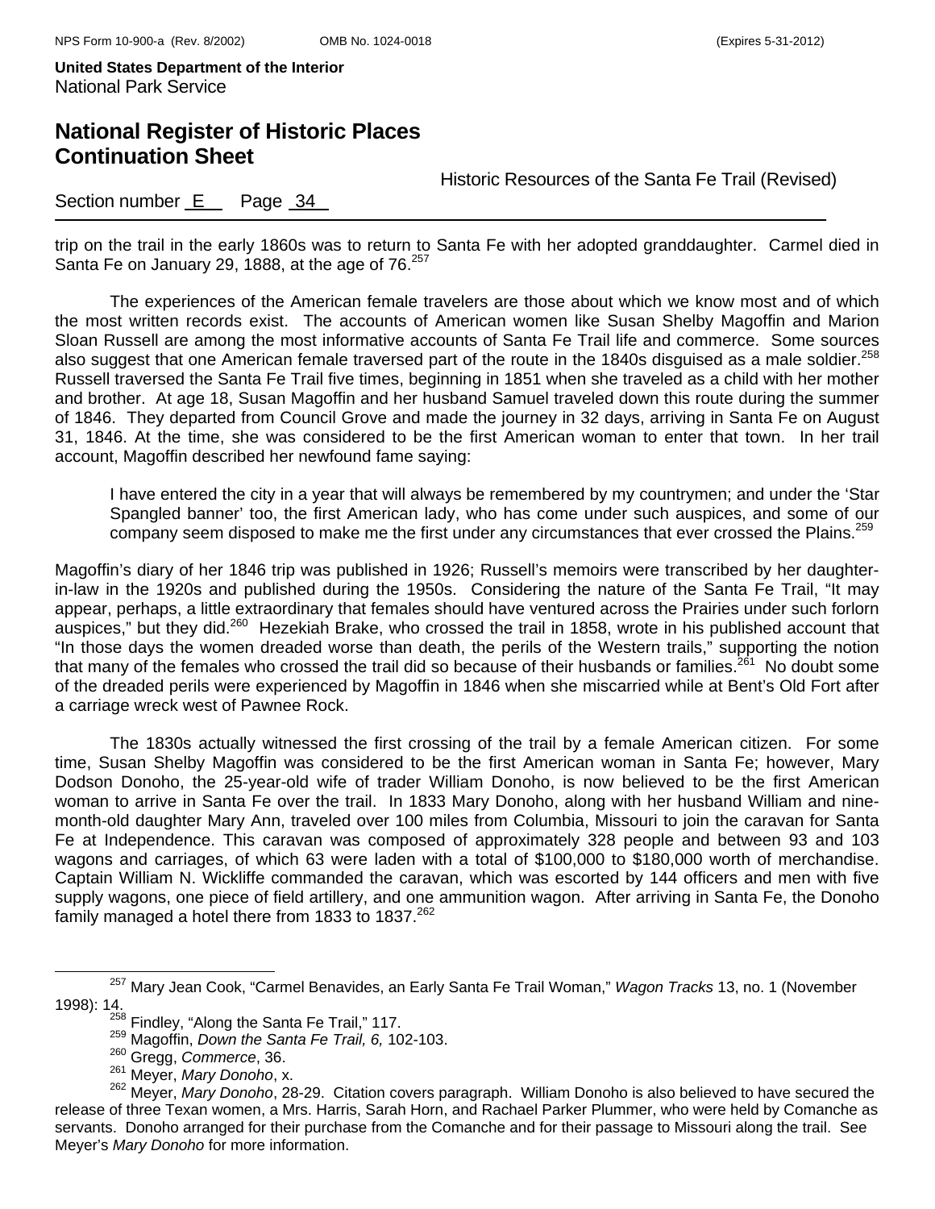trip on the trail in the early 1860s was to return to Santa Fe with her adopted granddaughter. Carmel died in Santa Fe on January 29, 1888, at the age of 76.[257]

The experiences of the American female travelers are those about which we know most and of which the most written records exist. The accounts of American women like Susan Shelby Magoffin and Marion Sloan Russell are among the most informative accounts of Santa Fe Trail life and commerce. Some sources also suggest that one American female traversed part of the route in the 1840s disguised as a male soldier.[258] Russell traversed the Santa Fe Trail five times, beginning in 1851 when she traveled as a child with her mother and brother. At age 18, Susan Magoffin and her husband Samuel traveled down this route during the summer of 1846. They departed from Council Grove and made the journey in 32 days, arriving in Santa Fe on August 31, 1846. At the time, she was considered to be the first American woman to enter that town. In her trail account, Magoffin described her newfound fame saying:

> I have entered the city in a year that will always be remembered by my countrymen; and under the 'Star Spangled banner' too, the first American lady, who has come under such auspices, and some of our company seem disposed to make me the first under any circumstances that ever crossed the Plains.[259]

Magoffin's diary of her 1846 trip was published in 1926; Russell's memoirs were transcribed by her daughter-in-law in the 1920s and published during the 1950s. Considering the nature of the Santa Fe Trail, "It may appear, perhaps, a little extraordinary that females should have ventured across the Prairies under such forlorn auspices," but they did.[260] Hezekiah Brake, who crossed the trail in 1858, wrote in his published account that "In those days the women dreaded worse than death, the perils of the Western trails," supporting the notion that many of the females who crossed the trail did so because of their husbands or families.[261] No doubt some of the dreaded perils were experienced by Magoffin in 1846 when she miscarried while at Bent's Old Fort after a carriage wreck west of Pawnee Rock.

The 1830s actually witnessed the first crossing of the trail by a female American citizen. For some time, Susan Shelby Magoffin was considered to be the first American woman in Santa Fe; however, Mary Dodson Donoho, the 25-year-old wife of trader William Donoho, is now believed to be the first American woman to arrive in Santa Fe over the trail. In 1833 Mary Donoho, along with her husband William and nine-month-old daughter Mary Ann, traveled over 100 miles from Columbia, Missouri to join the caravan for Santa Fe at Independence. This caravan was composed of approximately 328 people and between 93 and 103 wagons and carriages, of which 63 were laden with a total of $100,000 to $180,000 worth of merchandise. Captain William N. Wickliffe commanded the caravan, which was escorted by 144 officers and men with five supply wagons, one piece of field artillery, and one ammunition wagon. After arriving in Santa Fe, the Donoho family managed a hotel there from 1833 to 1837.[262]

---

[257] Mary Jean Cook, "Carmel Benavides, an Early Santa Fe Trail Woman," *Wagon Tracks* 13, no. 1 (November 1998): 14.

[258] Findley, "Along the Santa Fe Trail," 117.

[259] Magoffin, *Down the Santa Fe Trail, 6,* 102-103.

[260] Gregg, *Commerce*, 36.

[261] Meyer, *Mary Donoho*, x.

[262] Meyer, *Mary Donoho*, 28-29. Citation covers paragraph. William Donoho is also believed to have secured the release of three Texan women, a Mrs. Harris, Sarah Horn, and Rachael Parker Plummer, who were held by Comanche as servants. Donoho arranged for their purchase from the Comanche and for their passage to Missouri along the trail. See Meyer's *Mary Donoho* for more information.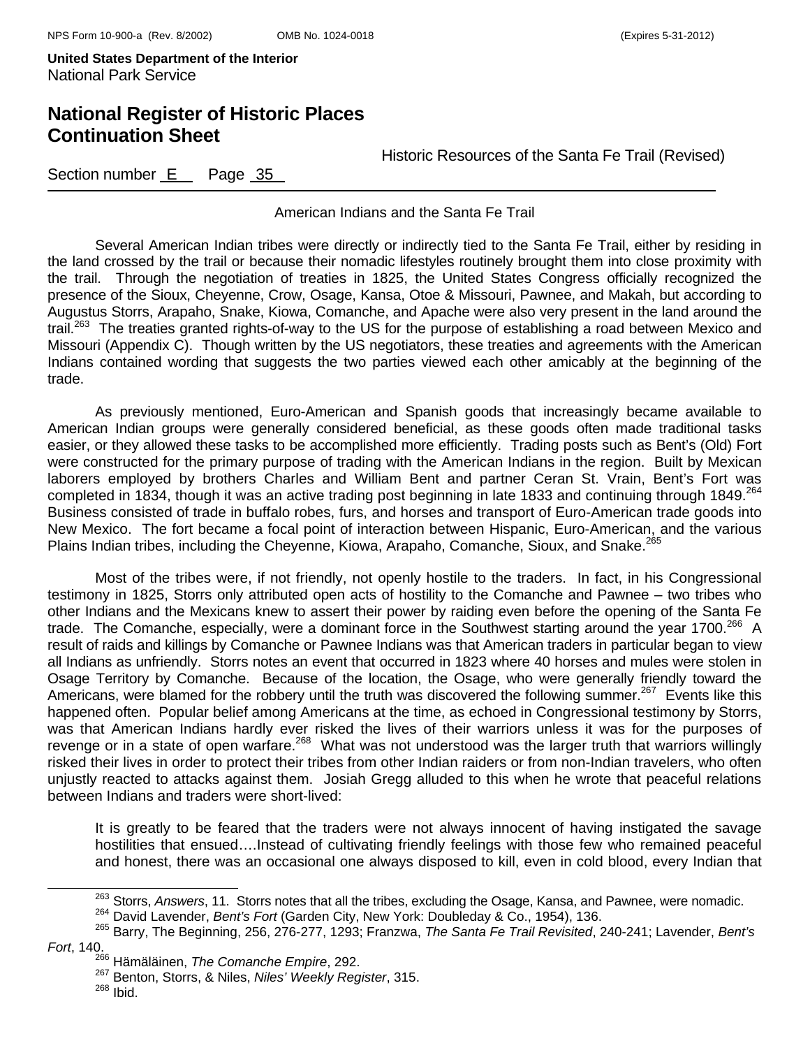## American Indians and the Santa Fe Trail

Several American Indian tribes were directly or indirectly tied to the Santa Fe Trail, either by residing in the land crossed by the trail or because their nomadic lifestyles routinely brought them into close proximity with the trail. Through the negotiation of treaties in 1825, the United States Congress officially recognized the presence of the Sioux, Cheyenne, Crow, Osage, Kansa, Otoe & Missouri, Pawnee, and Makah, but according to Augustus Storrs, Arapaho, Snake, Kiowa, Comanche, and Apache were also very present in the land around the trail.[263] The treaties granted rights-of-way to the US for the purpose of establishing a road between Mexico and Missouri (Appendix C). Though written by the US negotiators, these treaties and agreements with the American Indians contained wording that suggests the two parties viewed each other amicably at the beginning of the trade.

As previously mentioned, Euro-American and Spanish goods that increasingly became available to American Indian groups were generally considered beneficial, as these goods often made traditional tasks easier, or they allowed these tasks to be accomplished more efficiently. Trading posts such as Bent's (Old) Fort were constructed for the primary purpose of trading with the American Indians in the region. Built by Mexican laborers employed by brothers Charles and William Bent and partner Ceran St. Vrain, Bent's Fort was completed in 1834, though it was an active trading post beginning in late 1833 and continuing through 1849.[264] Business consisted of trade in buffalo robes, furs, and horses and transport of Euro-American trade goods into New Mexico. The fort became a focal point of interaction between Hispanic, Euro-American, and the various Plains Indian tribes, including the Cheyenne, Kiowa, Arapaho, Comanche, Sioux, and Snake.[265]

Most of the tribes were, if not friendly, not openly hostile to the traders. In fact, in his Congressional testimony in 1825, Storrs only attributed open acts of hostility to the Comanche and Pawnee – two tribes who other Indians and the Mexicans knew to assert their power by raiding even before the opening of the Santa Fe trade. The Comanche, especially, were a dominant force in the Southwest starting around the year 1700.[266] A result of raids and killings by Comanche or Pawnee Indians was that American traders in particular began to view all Indians as unfriendly. Storrs notes an event that occurred in 1823 where 40 horses and mules were stolen in Osage Territory by Comanche. Because of the location, the Osage, who were generally friendly toward the Americans, were blamed for the robbery until the truth was discovered the following summer.[267] Events like this happened often. Popular belief among Americans at the time, as echoed in Congressional testimony by Storrs, was that American Indians hardly ever risked the lives of their warriors unless it was for the purposes of revenge or in a state of open warfare.[268] What was not understood was the larger truth that warriors willingly risked their lives in order to protect their tribes from other Indian raiders or from non-Indian travelers, who often unjustly reacted to attacks against them. Josiah Gregg alluded to this when he wrote that peaceful relations between Indians and traders were short-lived:

> It is greatly to be feared that the traders were not always innocent of having instigated the savage hostilities that ensued….Instead of cultivating friendly feelings with those few who remained peaceful and honest, there was an occasional one always disposed to kill, even in cold blood, every Indian that

---

[263] Storrs, *Answers*, 11. Storrs notes that all the tribes, excluding the Osage, Kansa, and Pawnee, were nomadic.

[264] David Lavender, *Bent's Fort* (Garden City, New York: Doubleday & Co., 1954), 136.

[265] Barry, The Beginning, 256, 276-277, 1293; Franzwa, *The Santa Fe Trail Revisited*, 240-241; Lavender, *Bent's Fort*, 140.

[266] Hämäläinen, *The Comanche Empire*, 292.

[267] Benton, Storrs, & Niles, *Niles' Weekly Register*, 315.

[268] Ibid.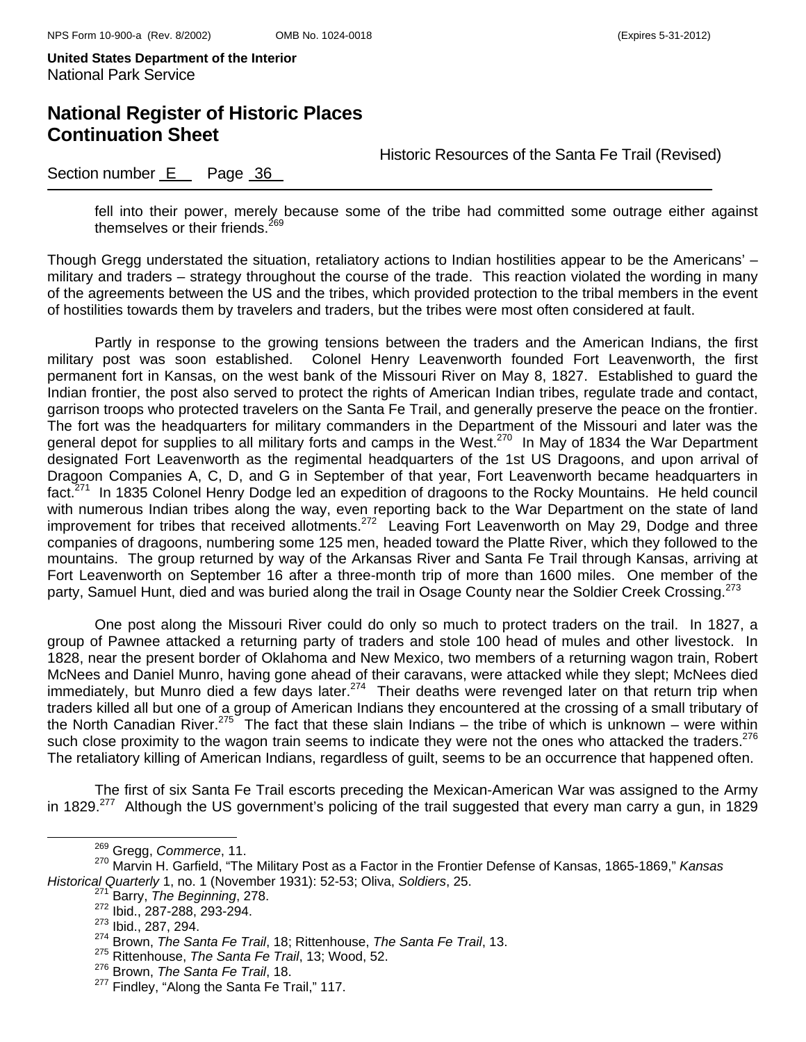fell into their power, merely because some of the tribe had committed some outrage either against themselves or their friends.[269]

Though Gregg understated the situation, retaliatory actions to Indian hostilities appear to be the Americans' – military and traders – strategy throughout the course of the trade. This reaction violated the wording in many of the agreements between the US and the tribes, which provided protection to the tribal members in the event of hostilities towards them by travelers and traders, but the tribes were most often considered at fault.

Partly in response to the growing tensions between the traders and the American Indians, the first military post was soon established. Colonel Henry Leavenworth founded Fort Leavenworth, the first permanent fort in Kansas, on the west bank of the Missouri River on May 8, 1827. Established to guard the Indian frontier, the post also served to protect the rights of American Indian tribes, regulate trade and contact, garrison troops who protected travelers on the Santa Fe Trail, and generally preserve the peace on the frontier. The fort was the headquarters for military commanders in the Department of the Missouri and later was the general depot for supplies to all military forts and camps in the West.[270] In May of 1834 the War Department designated Fort Leavenworth as the regimental headquarters of the 1st US Dragoons, and upon arrival of Dragoon Companies A, C, D, and G in September of that year, Fort Leavenworth became headquarters in fact.[271] In 1835 Colonel Henry Dodge led an expedition of dragoons to the Rocky Mountains. He held council with numerous Indian tribes along the way, even reporting back to the War Department on the state of land improvement for tribes that received allotments.[272] Leaving Fort Leavenworth on May 29, Dodge and three companies of dragoons, numbering some 125 men, headed toward the Platte River, which they followed to the mountains. The group returned by way of the Arkansas River and Santa Fe Trail through Kansas, arriving at Fort Leavenworth on September 16 after a three-month trip of more than 1600 miles. One member of the party, Samuel Hunt, died and was buried along the trail in Osage County near the Soldier Creek Crossing.[273]

One post along the Missouri River could do only so much to protect traders on the trail. In 1827, a group of Pawnee attacked a returning party of traders and stole 100 head of mules and other livestock. In 1828, near the present border of Oklahoma and New Mexico, two members of a returning wagon train, Robert McNees and Daniel Munro, having gone ahead of their caravans, were attacked while they slept; McNees died immediately, but Munro died a few days later.[274] Their deaths were revenged later on that return trip when traders killed all but one of a group of American Indians they encountered at the crossing of a small tributary of the North Canadian River.[275] The fact that these slain Indians – the tribe of which is unknown – were within such close proximity to the wagon train seems to indicate they were not the ones who attacked the traders.[276] The retaliatory killing of American Indians, regardless of guilt, seems to be an occurrence that happened often.

The first of six Santa Fe Trail escorts preceding the Mexican-American War was assigned to the Army in 1829.[277] Although the US government's policing of the trail suggested that every man carry a gun, in 1829

[269] Gregg, *Commerce*, 11.

[270] Marvin H. Garfield, "The Military Post as a Factor in the Frontier Defense of Kansas, 1865-1869," *Kansas Historical Quarterly* 1, no. 1 (November 1931): 52-53; Oliva, *Soldiers*, 25.

[271] Barry, *The Beginning*, 278.

[272] Ibid., 287-288, 293-294.

[273] Ibid., 287, 294.

[274] Brown, *The Santa Fe Trail*, 18; Rittenhouse, *The Santa Fe Trail*, 13.

[275] Rittenhouse, *The Santa Fe Trail*, 13; Wood, 52.

[276] Brown, *The Santa Fe Trail*, 18.

[277] Findley, "Along the Santa Fe Trail," 117.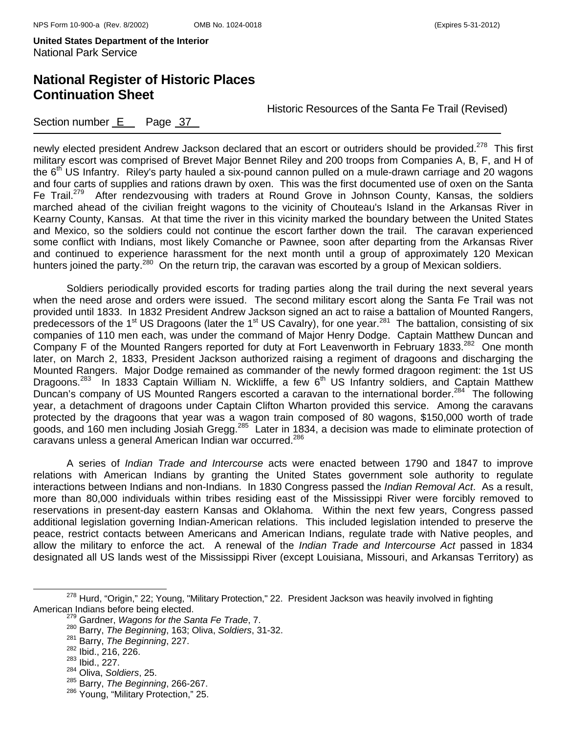newly elected president Andrew Jackson declared that an escort or outriders should be provided.[278] This first military escort was comprised of Brevet Major Bennet Riley and 200 troops from Companies A, B, F, and H of the 6th US Infantry. Riley's party hauled a six-pound cannon pulled on a mule-drawn carriage and 20 wagons and four carts of supplies and rations drawn by oxen. This was the first documented use of oxen on the Santa Fe Trail.[279] After rendezvousing with traders at Round Grove in Johnson County, Kansas, the soldiers marched ahead of the civilian freight wagons to the vicinity of Chouteau's Island in the Arkansas River in Kearny County, Kansas. At that time the river in this vicinity marked the boundary between the United States and Mexico, so the soldiers could not continue the escort farther down the trail. The caravan experienced some conflict with Indians, most likely Comanche or Pawnee, soon after departing from the Arkansas River and continued to experience harassment for the next month until a group of approximately 120 Mexican hunters joined the party.[280] On the return trip, the caravan was escorted by a group of Mexican soldiers.

Soldiers periodically provided escorts for trading parties along the trail during the next several years when the need arose and orders were issued. The second military escort along the Santa Fe Trail was not provided until 1833. In 1832 President Andrew Jackson signed an act to raise a battalion of Mounted Rangers, predecessors of the 1st US Dragoons (later the 1st US Cavalry), for one year.[281] The battalion, consisting of six companies of 110 men each, was under the command of Major Henry Dodge. Captain Matthew Duncan and Company F of the Mounted Rangers reported for duty at Fort Leavenworth in February 1833.[282] One month later, on March 2, 1833, President Jackson authorized raising a regiment of dragoons and discharging the Mounted Rangers. Major Dodge remained as commander of the newly formed dragoon regiment: the 1st US Dragoons.[283] In 1833 Captain William N. Wickliffe, a few 6th US Infantry soldiers, and Captain Matthew Duncan's company of US Mounted Rangers escorted a caravan to the international border.[284] The following year, a detachment of dragoons under Captain Clifton Wharton provided this service. Among the caravans protected by the dragoons that year was a wagon train composed of 80 wagons, $150,000 worth of trade goods, and 160 men including Josiah Gregg.[285] Later in 1834, a decision was made to eliminate protection of caravans unless a general American Indian war occurred.[286]

A series of *Indian Trade and Intercourse* acts were enacted between 1790 and 1847 to improve relations with American Indians by granting the United States government sole authority to regulate interactions between Indians and non-Indians. In 1830 Congress passed the *Indian Removal Act*. As a result, more than 80,000 individuals within tribes residing east of the Mississippi River were forcibly removed to reservations in present-day eastern Kansas and Oklahoma. Within the next few years, Congress passed additional legislation governing Indian-American relations. This included legislation intended to preserve the peace, restrict contacts between Americans and American Indians, regulate trade with Native peoples, and allow the military to enforce the act. A renewal of the *Indian Trade and Intercourse Act* passed in 1834 designated all US lands west of the Mississippi River (except Louisiana, Missouri, and Arkansas Territory) as

---

[278] Hurd, "Origin," 22; Young, "Military Protection," 22. President Jackson was heavily involved in fighting American Indians before being elected.

[279] Gardner, *Wagons for the Santa Fe Trade*, 7.

[280] Barry, *The Beginning*, 163; Oliva, *Soldiers*, 31-32.

[281] Barry, *The Beginning*, 227.

[282] Ibid., 216, 226.

[283] Ibid., 227.

[284] Oliva, *Soldiers*, 25.

[285] Barry, *The Beginning*, 266-267.

[286] Young, "Military Protection," 25.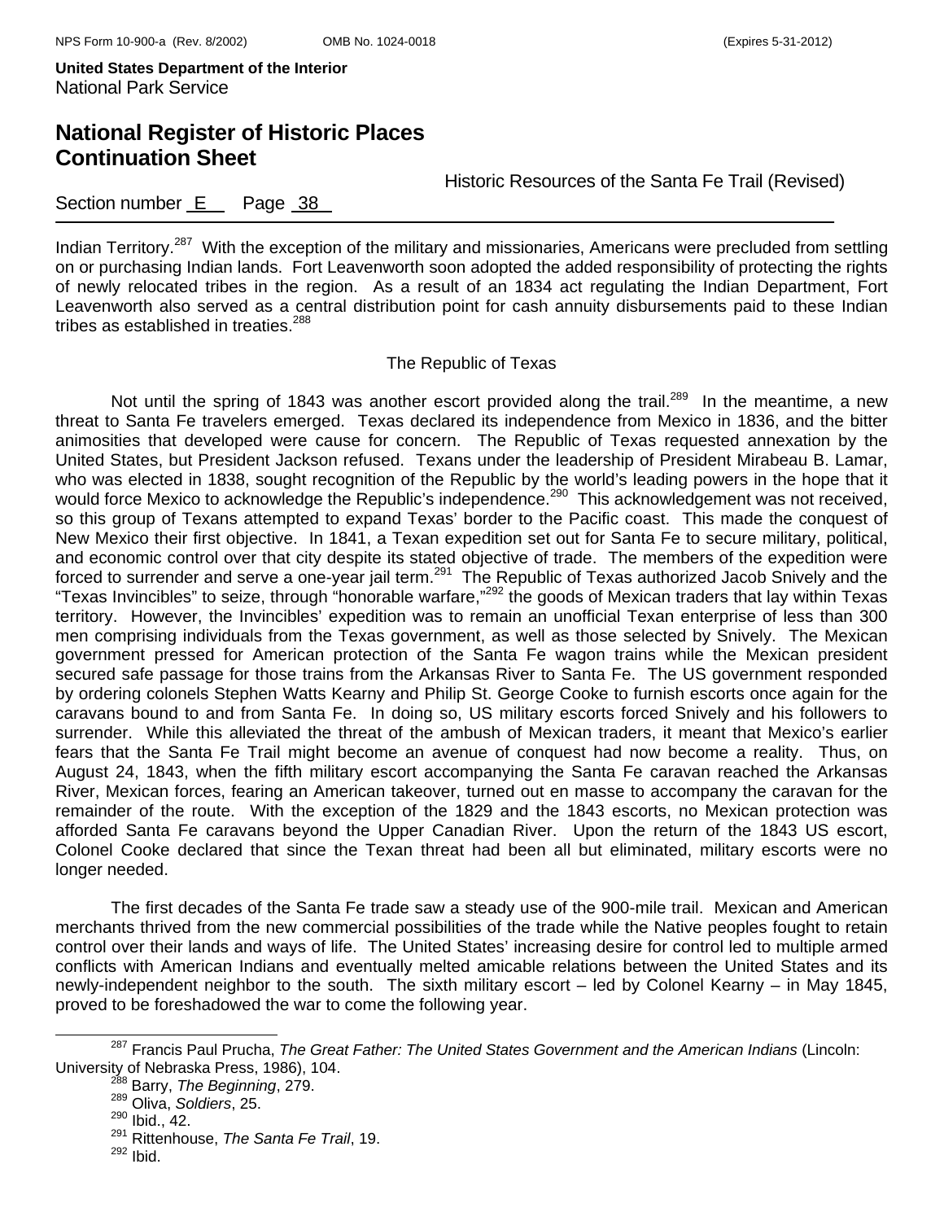Indian Territory.[287] With the exception of the military and missionaries, Americans were precluded from settling on or purchasing Indian lands. Fort Leavenworth soon adopted the added responsibility of protecting the rights of newly relocated tribes in the region. As a result of an 1834 act regulating the Indian Department, Fort Leavenworth also served as a central distribution point for cash annuity disbursements paid to these Indian tribes as established in treaties.[288]

### The Republic of Texas

Not until the spring of 1843 was another escort provided along the trail.[289] In the meantime, a new threat to Santa Fe travelers emerged. Texas declared its independence from Mexico in 1836, and the bitter animosities that developed were cause for concern. The Republic of Texas requested annexation by the United States, but President Jackson refused. Texans under the leadership of President Mirabeau B. Lamar, who was elected in 1838, sought recognition of the Republic by the world's leading powers in the hope that it would force Mexico to acknowledge the Republic's independence.[290] This acknowledgement was not received, so this group of Texans attempted to expand Texas' border to the Pacific coast. This made the conquest of New Mexico their first objective. In 1841, a Texan expedition set out for Santa Fe to secure military, political, and economic control over that city despite its stated objective of trade. The members of the expedition were forced to surrender and serve a one-year jail term.[291] The Republic of Texas authorized Jacob Snively and the "Texas Invincibles" to seize, through "honorable warfare,"[292] the goods of Mexican traders that lay within Texas territory. However, the Invincibles' expedition was to remain an unofficial Texan enterprise of less than 300 men comprising individuals from the Texas government, as well as those selected by Snively. The Mexican government pressed for American protection of the Santa Fe wagon trains while the Mexican president secured safe passage for those trains from the Arkansas River to Santa Fe. The US government responded by ordering colonels Stephen Watts Kearny and Philip St. George Cooke to furnish escorts once again for the caravans bound to and from Santa Fe. In doing so, US military escorts forced Snively and his followers to surrender. While this alleviated the threat of the ambush of Mexican traders, it meant that Mexico's earlier fears that the Santa Fe Trail might become an avenue of conquest had now become a reality. Thus, on August 24, 1843, when the fifth military escort accompanying the Santa Fe caravan reached the Arkansas River, Mexican forces, fearing an American takeover, turned out en masse to accompany the caravan for the remainder of the route. With the exception of the 1829 and the 1843 escorts, no Mexican protection was afforded Santa Fe caravans beyond the Upper Canadian River. Upon the return of the 1843 US escort, Colonel Cooke declared that since the Texan threat had been all but eliminated, military escorts were no longer needed.

The first decades of the Santa Fe trade saw a steady use of the 900-mile trail. Mexican and American merchants thrived from the new commercial possibilities of the trade while the Native peoples fought to retain control over their lands and ways of life. The United States' increasing desire for control led to multiple armed conflicts with American Indians and eventually melted amicable relations between the United States and its newly-independent neighbor to the south. The sixth military escort – led by Colonel Kearny – in May 1845, proved to be foreshadowed the war to come the following year.

---

[287] Francis Paul Prucha, *The Great Father: The United States Government and the American Indians* (Lincoln: University of Nebraska Press, 1986), 104.

[288] Barry, *The Beginning*, 279.

[289] Oliva, *Soldiers*, 25.

[290] Ibid., 42.

[291] Rittenhouse, *The Santa Fe Trail*, 19.

[292] Ibid.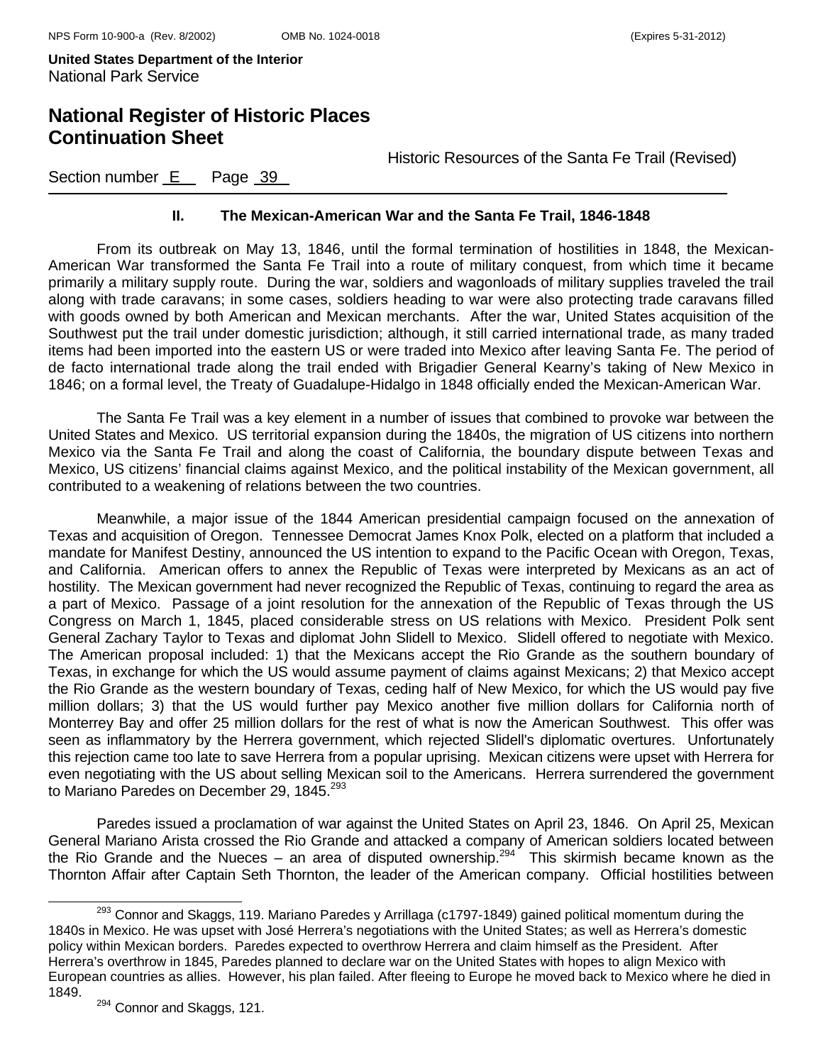## II. The Mexican-American War and the Santa Fe Trail, 1846-1848

From its outbreak on May 13, 1846, until the formal termination of hostilities in 1848, the Mexican-American War transformed the Santa Fe Trail into a route of military conquest, from which time it became primarily a military supply route. During the war, soldiers and wagonloads of military supplies traveled the trail along with trade caravans; in some cases, soldiers heading to war were also protecting trade caravans filled with goods owned by both American and Mexican merchants. After the war, United States acquisition of the Southwest put the trail under domestic jurisdiction; although, it still carried international trade, as many traded items had been imported into the eastern US or were traded into Mexico after leaving Santa Fe. The period of de facto international trade along the trail ended with Brigadier General Kearny's taking of New Mexico in 1846; on a formal level, the Treaty of Guadalupe-Hidalgo in 1848 officially ended the Mexican-American War.

The Santa Fe Trail was a key element in a number of issues that combined to provoke war between the United States and Mexico. US territorial expansion during the 1840s, the migration of US citizens into northern Mexico via the Santa Fe Trail and along the coast of California, the boundary dispute between Texas and Mexico, US citizens' financial claims against Mexico, and the political instability of the Mexican government, all contributed to a weakening of relations between the two countries.

Meanwhile, a major issue of the 1844 American presidential campaign focused on the annexation of Texas and acquisition of Oregon. Tennessee Democrat James Knox Polk, elected on a platform that included a mandate for Manifest Destiny, announced the US intention to expand to the Pacific Ocean with Oregon, Texas, and California. American offers to annex the Republic of Texas were interpreted by Mexicans as an act of hostility. The Mexican government had never recognized the Republic of Texas, continuing to regard the area as a part of Mexico. Passage of a joint resolution for the annexation of the Republic of Texas through the US Congress on March 1, 1845, placed considerable stress on US relations with Mexico. President Polk sent General Zachary Taylor to Texas and diplomat John Slidell to Mexico. Slidell offered to negotiate with Mexico. The American proposal included: 1) that the Mexicans accept the Rio Grande as the southern boundary of Texas, in exchange for which the US would assume payment of claims against Mexicans; 2) that Mexico accept the Rio Grande as the western boundary of Texas, ceding half of New Mexico, for which the US would pay five million dollars; 3) that the US would further pay Mexico another five million dollars for California north of Monterrey Bay and offer 25 million dollars for the rest of what is now the American Southwest. This offer was seen as inflammatory by the Herrera government, which rejected Slidell's diplomatic overtures. Unfortunately this rejection came too late to save Herrera from a popular uprising. Mexican citizens were upset with Herrera for even negotiating with the US about selling Mexican soil to the Americans. Herrera surrendered the government to Mariano Paredes on December 29, 1845.[293]

Paredes issued a proclamation of war against the United States on April 23, 1846. On April 25, Mexican General Mariano Arista crossed the Rio Grande and attacked a company of American soldiers located between the Rio Grande and the Nueces – an area of disputed ownership.[294] This skirmish became known as the Thornton Affair after Captain Seth Thornton, the leader of the American company. Official hostilities between

---

[293] Connor and Skaggs, 119. Mariano Paredes y Arrillaga (c1797-1849) gained political momentum during the 1840s in Mexico. He was upset with José Herrera's negotiations with the United States; as well as Herrera's domestic policy within Mexican borders. Paredes expected to overthrow Herrera and claim himself as the President. After Herrera's overthrow in 1845, Paredes planned to declare war on the United States with hopes to align Mexico with European countries as allies. However, his plan failed. After fleeing to Europe he moved back to Mexico where he died in 1849.

[294] Connor and Skaggs, 121.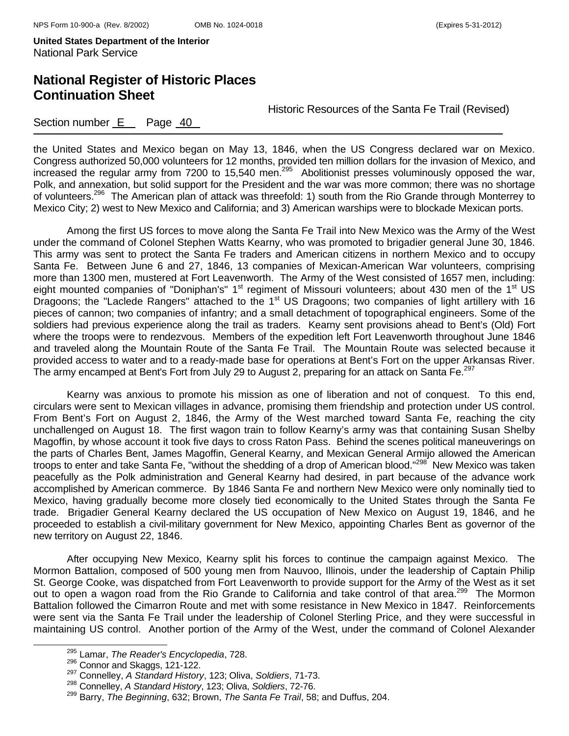the United States and Mexico began on May 13, 1846, when the US Congress declared war on Mexico. Congress authorized 50,000 volunteers for 12 months, provided ten million dollars for the invasion of Mexico, and increased the regular army from 7200 to 15,540 men.[295] Abolitionist presses voluminously opposed the war, Polk, and annexation, but solid support for the President and the war was more common; there was no shortage of volunteers.[296] The American plan of attack was threefold: 1) south from the Rio Grande through Monterrey to Mexico City; 2) west to New Mexico and California; and 3) American warships were to blockade Mexican ports.

Among the first US forces to move along the Santa Fe Trail into New Mexico was the Army of the West under the command of Colonel Stephen Watts Kearny, who was promoted to brigadier general June 30, 1846. This army was sent to protect the Santa Fe traders and American citizens in northern Mexico and to occupy Santa Fe. Between June 6 and 27, 1846, 13 companies of Mexican-American War volunteers, comprising more than 1300 men, mustered at Fort Leavenworth. The Army of the West consisted of 1657 men, including: eight mounted companies of "Doniphan's" 1st regiment of Missouri volunteers; about 430 men of the 1st US Dragoons; the "Laclede Rangers" attached to the 1st US Dragoons; two companies of light artillery with 16 pieces of cannon; two companies of infantry; and a small detachment of topographical engineers. Some of the soldiers had previous experience along the trail as traders. Kearny sent provisions ahead to Bent's (Old) Fort where the troops were to rendezvous. Members of the expedition left Fort Leavenworth throughout June 1846 and traveled along the Mountain Route of the Santa Fe Trail. The Mountain Route was selected because it provided access to water and to a ready-made base for operations at Bent's Fort on the upper Arkansas River. The army encamped at Bent's Fort from July 29 to August 2, preparing for an attack on Santa Fe.[297]

Kearny was anxious to promote his mission as one of liberation and not of conquest. To this end, circulars were sent to Mexican villages in advance, promising them friendship and protection under US control. From Bent's Fort on August 2, 1846, the Army of the West marched toward Santa Fe, reaching the city unchallenged on August 18. The first wagon train to follow Kearny's army was that containing Susan Shelby Magoffin, by whose account it took five days to cross Raton Pass. Behind the scenes political maneuverings on the parts of Charles Bent, James Magoffin, General Kearny, and Mexican General Armijo allowed the American troops to enter and take Santa Fe, "without the shedding of a drop of American blood."[298] New Mexico was taken peacefully as the Polk administration and General Kearny had desired, in part because of the advance work accomplished by American commerce. By 1846 Santa Fe and northern New Mexico were only nominally tied to Mexico, having gradually become more closely tied economically to the United States through the Santa Fe trade. Brigadier General Kearny declared the US occupation of New Mexico on August 19, 1846, and he proceeded to establish a civil-military government for New Mexico, appointing Charles Bent as governor of the new territory on August 22, 1846.

After occupying New Mexico, Kearny split his forces to continue the campaign against Mexico. The Mormon Battalion, composed of 500 young men from Nauvoo, Illinois, under the leadership of Captain Philip St. George Cooke, was dispatched from Fort Leavenworth to provide support for the Army of the West as it set out to open a wagon road from the Rio Grande to California and take control of that area.[299] The Mormon Battalion followed the Cimarron Route and met with some resistance in New Mexico in 1847. Reinforcements were sent via the Santa Fe Trail under the leadership of Colonel Sterling Price, and they were successful in maintaining US control. Another portion of the Army of the West, under the command of Colonel Alexander

---

[295] Lamar, *The Reader's Encyclopedia*, 728.

[296] Connor and Skaggs, 121-122.

[297] Connelley, *A Standard History*, 123; Oliva, *Soldiers*, 71-73.

[298] Connelley, *A Standard History*, 123; Oliva, *Soldiers*, 72-76.

[299] Barry, *The Beginning*, 632; Brown, *The Santa Fe Trail*, 58; and Duffus, 204.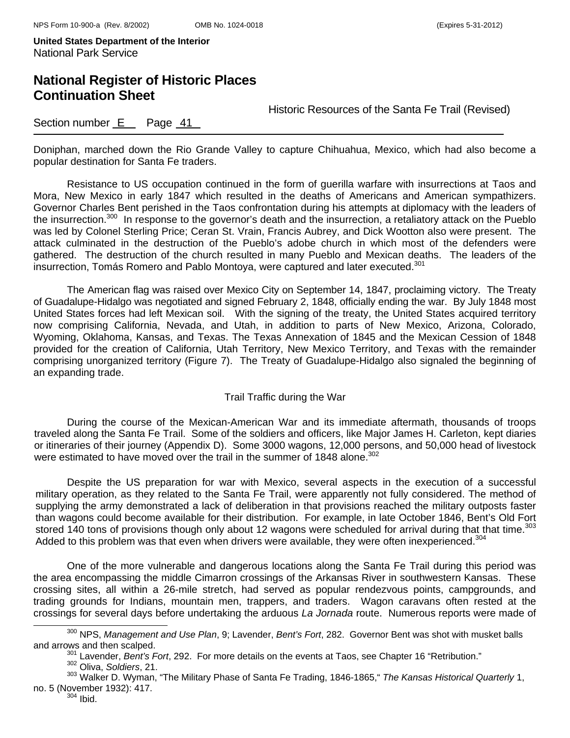Doniphan, marched down the Rio Grande Valley to capture Chihuahua, Mexico, which had also become a popular destination for Santa Fe traders.

Resistance to US occupation continued in the form of guerilla warfare with insurrections at Taos and Mora, New Mexico in early 1847 which resulted in the deaths of Americans and American sympathizers. Governor Charles Bent perished in the Taos confrontation during his attempts at diplomacy with the leaders of the insurrection.[300] In response to the governor's death and the insurrection, a retaliatory attack on the Pueblo was led by Colonel Sterling Price; Ceran St. Vrain, Francis Aubrey, and Dick Wootton also were present. The attack culminated in the destruction of the Pueblo's adobe church in which most of the defenders were gathered. The destruction of the church resulted in many Pueblo and Mexican deaths. The leaders of the insurrection, Tomás Romero and Pablo Montoya, were captured and later executed.[301]

The American flag was raised over Mexico City on September 14, 1847, proclaiming victory. The Treaty of Guadalupe-Hidalgo was negotiated and signed February 2, 1848, officially ending the war. By July 1848 most United States forces had left Mexican soil. With the signing of the treaty, the United States acquired territory now comprising California, Nevada, and Utah, in addition to parts of New Mexico, Arizona, Colorado, Wyoming, Oklahoma, Kansas, and Texas. The Texas Annexation of 1845 and the Mexican Cession of 1848 provided for the creation of California, Utah Territory, New Mexico Territory, and Texas with the remainder comprising unorganized territory (Figure 7). The Treaty of Guadalupe-Hidalgo also signaled the beginning of an expanding trade.

### Trail Traffic during the War

During the course of the Mexican-American War and its immediate aftermath, thousands of troops traveled along the Santa Fe Trail. Some of the soldiers and officers, like Major James H. Carleton, kept diaries or itineraries of their journey (Appendix D). Some 3000 wagons, 12,000 persons, and 50,000 head of livestock were estimated to have moved over the trail in the summer of 1848 alone.[302]

Despite the US preparation for war with Mexico, several aspects in the execution of a successful military operation, as they related to the Santa Fe Trail, were apparently not fully considered. The method of supplying the army demonstrated a lack of deliberation in that provisions reached the military outposts faster than wagons could become available for their distribution. For example, in late October 1846, Bent's Old Fort stored 140 tons of provisions though only about 12 wagons were scheduled for arrival during that that time.[303] Added to this problem was that even when drivers were available, they were often inexperienced.[304]

One of the more vulnerable and dangerous locations along the Santa Fe Trail during this period was the area encompassing the middle Cimarron crossings of the Arkansas River in southwestern Kansas. These crossing sites, all within a 26-mile stretch, had served as popular rendezvous points, campgrounds, and trading grounds for Indians, mountain men, trappers, and traders. Wagon caravans often rested at the crossings for several days before undertaking the arduous *La Jornada* route. Numerous reports were made of

---

[300] NPS, *Management and Use Plan*, 9; Lavender, *Bent's Fort*, 282. Governor Bent was shot with musket balls and arrows and then scalped.

[301] Lavender, *Bent's Fort*, 292. For more details on the events at Taos, see Chapter 16 "Retribution."

[302] Oliva, *Soldiers*, 21.

[303] Walker D. Wyman, "The Military Phase of Santa Fe Trading, 1846-1865," *The Kansas Historical Quarterly* 1, no. 5 (November 1932): 417.

[304] Ibid.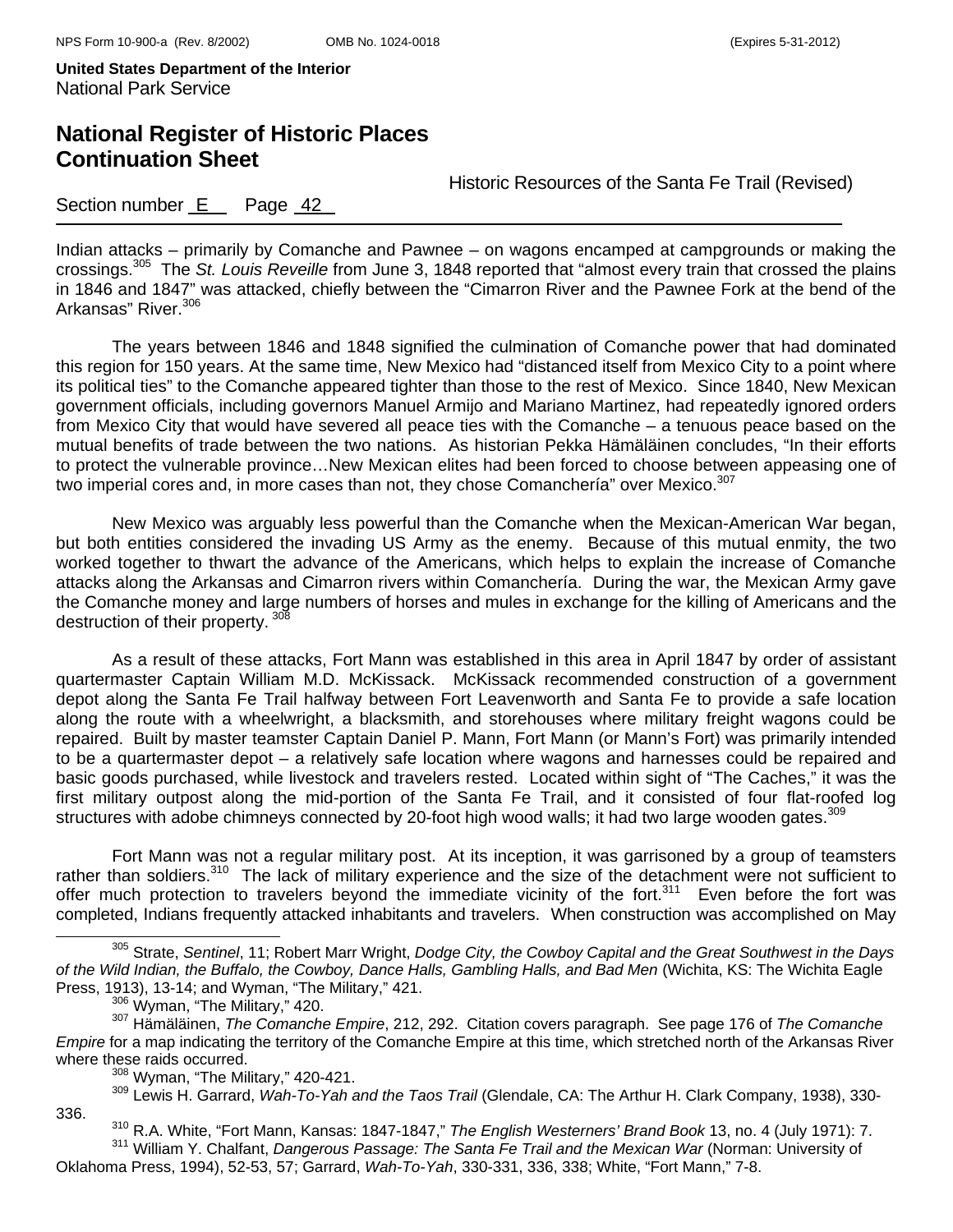Indian attacks – primarily by Comanche and Pawnee – on wagons encamped at campgrounds or making the crossings.[305] The *St. Louis Reveille* from June 3, 1848 reported that "almost every train that crossed the plains in 1846 and 1847" was attacked, chiefly between the "Cimarron River and the Pawnee Fork at the bend of the Arkansas" River.[306]

The years between 1846 and 1848 signified the culmination of Comanche power that had dominated this region for 150 years. At the same time, New Mexico had "distanced itself from Mexico City to a point where its political ties" to the Comanche appeared tighter than those to the rest of Mexico. Since 1840, New Mexican government officials, including governors Manuel Armijo and Mariano Martinez, had repeatedly ignored orders from Mexico City that would have severed all peace ties with the Comanche – a tenuous peace based on the mutual benefits of trade between the two nations. As historian Pekka Hämäläinen concludes, "In their efforts to protect the vulnerable province…New Mexican elites had been forced to choose between appeasing one of two imperial cores and, in more cases than not, they chose Comanchería" over Mexico.[307]

New Mexico was arguably less powerful than the Comanche when the Mexican-American War began, but both entities considered the invading US Army as the enemy. Because of this mutual enmity, the two worked together to thwart the advance of the Americans, which helps to explain the increase of Comanche attacks along the Arkansas and Cimarron rivers within Comanchería. During the war, the Mexican Army gave the Comanche money and large numbers of horses and mules in exchange for the killing of Americans and the destruction of their property.[308]

As a result of these attacks, Fort Mann was established in this area in April 1847 by order of assistant quartermaster Captain William M.D. McKissack. McKissack recommended construction of a government depot along the Santa Fe Trail halfway between Fort Leavenworth and Santa Fe to provide a safe location along the route with a wheelwright, a blacksmith, and storehouses where military freight wagons could be repaired. Built by master teamster Captain Daniel P. Mann, Fort Mann (or Mann's Fort) was primarily intended to be a quartermaster depot – a relatively safe location where wagons and harnesses could be repaired and basic goods purchased, while livestock and travelers rested. Located within sight of "The Caches," it was the first military outpost along the mid-portion of the Santa Fe Trail, and it consisted of four flat-roofed log structures with adobe chimneys connected by 20-foot high wood walls; it had two large wooden gates.[309]

Fort Mann was not a regular military post. At its inception, it was garrisoned by a group of teamsters rather than soldiers.[310] The lack of military experience and the size of the detachment were not sufficient to offer much protection to travelers beyond the immediate vicinity of the fort.[311] Even before the fort was completed, Indians frequently attacked inhabitants and travelers. When construction was accomplished on May

---

[305] Strate, *Sentinel*, 11; Robert Marr Wright, *Dodge City, the Cowboy Capital and the Great Southwest in the Days of the Wild Indian, the Buffalo, the Cowboy, Dance Halls, Gambling Halls, and Bad Men* (Wichita, KS: The Wichita Eagle Press, 1913), 13-14; and Wyman, "The Military," 421.

[306] Wyman, "The Military," 420.

[307] Hämäläinen, *The Comanche Empire*, 212, 292. Citation covers paragraph. See page 176 of *The Comanche Empire* for a map indicating the territory of the Comanche Empire at this time, which stretched north of the Arkansas River where these raids occurred.

[308] Wyman, "The Military," 420-421.

[309] Lewis H. Garrard, *Wah-To-Yah and the Taos Trail* (Glendale, CA: The Arthur H. Clark Company, 1938), 330-336.

[310] R.A. White, "Fort Mann, Kansas: 1847-1847," *The English Westerners' Brand Book* 13, no. 4 (July 1971): 7.

[311] William Y. Chalfant, *Dangerous Passage: The Santa Fe Trail and the Mexican War* (Norman: University of Oklahoma Press, 1994), 52-53, 57; Garrard, *Wah-To-Yah*, 330-331, 336, 338; White, "Fort Mann," 7-8.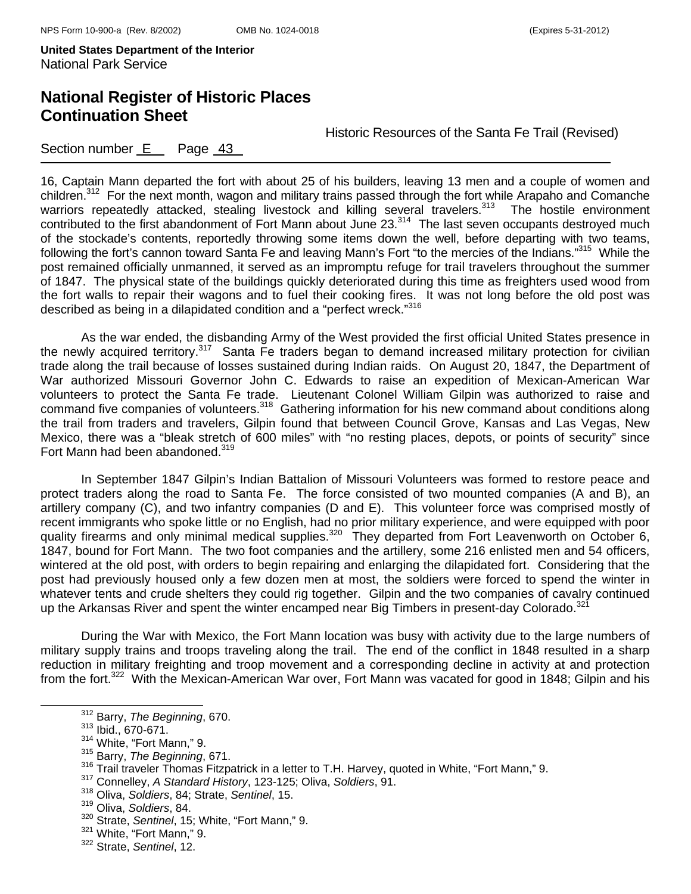16, Captain Mann departed the fort with about 25 of his builders, leaving 13 men and a couple of women and children.[312] For the next month, wagon and military trains passed through the fort while Arapaho and Comanche warriors repeatedly attacked, stealing livestock and killing several travelers.[313] The hostile environment contributed to the first abandonment of Fort Mann about June 23.[314] The last seven occupants destroyed much of the stockade's contents, reportedly throwing some items down the well, before departing with two teams, following the fort's cannon toward Santa Fe and leaving Mann's Fort "to the mercies of the Indians."[315] While the post remained officially unmanned, it served as an impromptu refuge for trail travelers throughout the summer of 1847. The physical state of the buildings quickly deteriorated during this time as freighters used wood from the fort walls to repair their wagons and to fuel their cooking fires. It was not long before the old post was described as being in a dilapidated condition and a "perfect wreck."[316]

As the war ended, the disbanding Army of the West provided the first official United States presence in the newly acquired territory.[317] Santa Fe traders began to demand increased military protection for civilian trade along the trail because of losses sustained during Indian raids. On August 20, 1847, the Department of War authorized Missouri Governor John C. Edwards to raise an expedition of Mexican-American War volunteers to protect the Santa Fe trade. Lieutenant Colonel William Gilpin was authorized to raise and command five companies of volunteers.[318] Gathering information for his new command about conditions along the trail from traders and travelers, Gilpin found that between Council Grove, Kansas and Las Vegas, New Mexico, there was a "bleak stretch of 600 miles" with "no resting places, depots, or points of security" since Fort Mann had been abandoned.[319]

In September 1847 Gilpin's Indian Battalion of Missouri Volunteers was formed to restore peace and protect traders along the road to Santa Fe. The force consisted of two mounted companies (A and B), an artillery company (C), and two infantry companies (D and E). This volunteer force was comprised mostly of recent immigrants who spoke little or no English, had no prior military experience, and were equipped with poor quality firearms and only minimal medical supplies.[320] They departed from Fort Leavenworth on October 6, 1847, bound for Fort Mann. The two foot companies and the artillery, some 216 enlisted men and 54 officers, wintered at the old post, with orders to begin repairing and enlarging the dilapidated fort. Considering that the post had previously housed only a few dozen men at most, the soldiers were forced to spend the winter in whatever tents and crude shelters they could rig together. Gilpin and the two companies of cavalry continued up the Arkansas River and spent the winter encamped near Big Timbers in present-day Colorado.[321]

During the War with Mexico, the Fort Mann location was busy with activity due to the large numbers of military supply trains and troops traveling along the trail. The end of the conflict in 1848 resulted in a sharp reduction in military freighting and troop movement and a corresponding decline in activity at and protection from the fort.[322] With the Mexican-American War over, Fort Mann was vacated for good in 1848; Gilpin and his

---

[312] Barry, *The Beginning*, 670.
[313] Ibid., 670-671.
[314] White, "Fort Mann," 9.
[315] Barry, *The Beginning*, 671.
[316] Trail traveler Thomas Fitzpatrick in a letter to T.H. Harvey, quoted in White, "Fort Mann," 9.
[317] Connelley, *A Standard History*, 123-125; Oliva, *Soldiers*, 91.
[318] Oliva, *Soldiers*, 84; Strate, *Sentinel*, 15.
[319] Oliva, *Soldiers*, 84.
[320] Strate, *Sentinel*, 15; White, "Fort Mann," 9.
[321] White, "Fort Mann," 9.
[322] Strate, *Sentinel*, 12.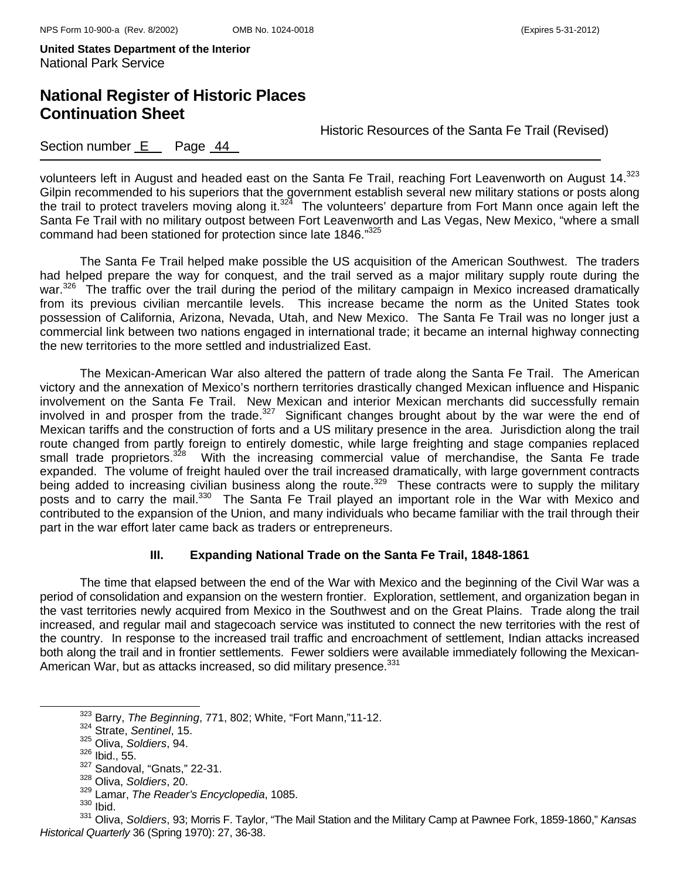volunteers left in August and headed east on the Santa Fe Trail, reaching Fort Leavenworth on August 14.[323] Gilpin recommended to his superiors that the government establish several new military stations or posts along the trail to protect travelers moving along it.[324] The volunteers' departure from Fort Mann once again left the Santa Fe Trail with no military outpost between Fort Leavenworth and Las Vegas, New Mexico, "where a small command had been stationed for protection since late 1846."[325]

The Santa Fe Trail helped make possible the US acquisition of the American Southwest. The traders had helped prepare the way for conquest, and the trail served as a major military supply route during the war.[326] The traffic over the trail during the period of the military campaign in Mexico increased dramatically from its previous civilian mercantile levels. This increase became the norm as the United States took possession of California, Arizona, Nevada, Utah, and New Mexico. The Santa Fe Trail was no longer just a commercial link between two nations engaged in international trade; it became an internal highway connecting the new territories to the more settled and industrialized East.

The Mexican-American War also altered the pattern of trade along the Santa Fe Trail. The American victory and the annexation of Mexico's northern territories drastically changed Mexican influence and Hispanic involvement on the Santa Fe Trail. New Mexican and interior Mexican merchants did successfully remain involved in and prosper from the trade.[327] Significant changes brought about by the war were the end of Mexican tariffs and the construction of forts and a US military presence in the area. Jurisdiction along the trail route changed from partly foreign to entirely domestic, while large freighting and stage companies replaced small trade proprietors.[328] With the increasing commercial value of merchandise, the Santa Fe trade expanded. The volume of freight hauled over the trail increased dramatically, with large government contracts being added to increasing civilian business along the route.[329] These contracts were to supply the military posts and to carry the mail.[330] The Santa Fe Trail played an important role in the War with Mexico and contributed to the expansion of the Union, and many individuals who became familiar with the trail through their part in the war effort later came back as traders or entrepreneurs.

### III. Expanding National Trade on the Santa Fe Trail, 1848-1861

The time that elapsed between the end of the War with Mexico and the beginning of the Civil War was a period of consolidation and expansion on the western frontier. Exploration, settlement, and organization began in the vast territories newly acquired from Mexico in the Southwest and on the Great Plains. Trade along the trail increased, and regular mail and stagecoach service was instituted to connect the new territories with the rest of the country. In response to the increased trail traffic and encroachment of settlement, Indian attacks increased both along the trail and in frontier settlements. Fewer soldiers were available immediately following the Mexican-American War, but as attacks increased, so did military presence.[331]

---

[323] Barry, *The Beginning*, 771, 802; White, "Fort Mann,"11-12.
[324] Strate, *Sentinel*, 15.
[325] Oliva, *Soldiers*, 94.
[326] Ibid., 55.
[327] Sandoval, "Gnats," 22-31.
[328] Oliva, *Soldiers*, 20.
[329] Lamar, *The Reader's Encyclopedia*, 1085.
[330] Ibid.
[331] Oliva, *Soldiers*, 93; Morris F. Taylor, "The Mail Station and the Military Camp at Pawnee Fork, 1859-1860," *Kansas Historical Quarterly* 36 (Spring 1970): 27, 36-38.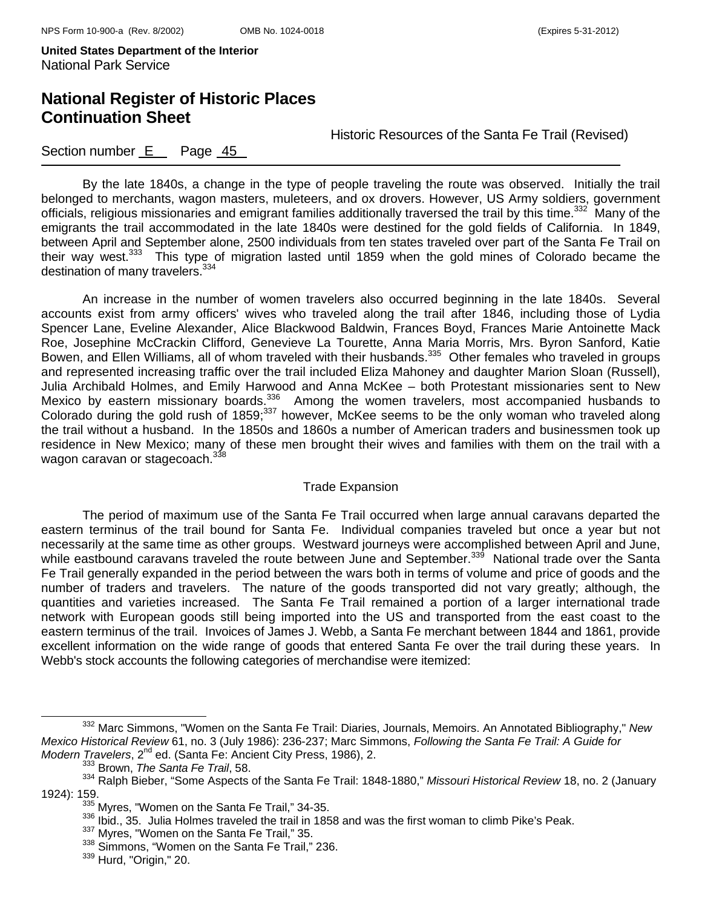By the late 1840s, a change in the type of people traveling the route was observed. Initially the trail belonged to merchants, wagon masters, muleteers, and ox drovers. However, US Army soldiers, government officials, religious missionaries and emigrant families additionally traversed the trail by this time.[332] Many of the emigrants the trail accommodated in the late 1840s were destined for the gold fields of California. In 1849, between April and September alone, 2500 individuals from ten states traveled over part of the Santa Fe Trail on their way west.[333] This type of migration lasted until 1859 when the gold mines of Colorado became the destination of many travelers.[334]

An increase in the number of women travelers also occurred beginning in the late 1840s. Several accounts exist from army officers' wives who traveled along the trail after 1846, including those of Lydia Spencer Lane, Eveline Alexander, Alice Blackwood Baldwin, Frances Boyd, Frances Marie Antoinette Mack Roe, Josephine McCrackin Clifford, Genevieve La Tourette, Anna Maria Morris, Mrs. Byron Sanford, Katie Bowen, and Ellen Williams, all of whom traveled with their husbands.[335] Other females who traveled in groups and represented increasing traffic over the trail included Eliza Mahoney and daughter Marion Sloan (Russell), Julia Archibald Holmes, and Emily Harwood and Anna McKee – both Protestant missionaries sent to New Mexico by eastern missionary boards.[336] Among the women travelers, most accompanied husbands to Colorado during the gold rush of 1859;[337] however, McKee seems to be the only woman who traveled along the trail without a husband. In the 1850s and 1860s a number of American traders and businessmen took up residence in New Mexico; many of these men brought their wives and families with them on the trail with a wagon caravan or stagecoach.[338]

### Trade Expansion

The period of maximum use of the Santa Fe Trail occurred when large annual caravans departed the eastern terminus of the trail bound for Santa Fe. Individual companies traveled but once a year but not necessarily at the same time as other groups. Westward journeys were accomplished between April and June, while eastbound caravans traveled the route between June and September.[339] National trade over the Santa Fe Trail generally expanded in the period between the wars both in terms of volume and price of goods and the number of traders and travelers. The nature of the goods transported did not vary greatly; although, the quantities and varieties increased. The Santa Fe Trail remained a portion of a larger international trade network with European goods still being imported into the US and transported from the east coast to the eastern terminus of the trail. Invoices of James J. Webb, a Santa Fe merchant between 1844 and 1861, provide excellent information on the wide range of goods that entered Santa Fe over the trail during these years. In Webb's stock accounts the following categories of merchandise were itemized:

---

[332] Marc Simmons, "Women on the Santa Fe Trail: Diaries, Journals, Memoirs. An Annotated Bibliography," *New Mexico Historical Review* 61, no. 3 (July 1986): 236-237; Marc Simmons, *Following the Santa Fe Trail: A Guide for Modern Travelers*, 2nd ed. (Santa Fe: Ancient City Press, 1986), 2.

[333] Brown, *The Santa Fe Trail*, 58.

[334] Ralph Bieber, "Some Aspects of the Santa Fe Trail: 1848-1880," *Missouri Historical Review* 18, no. 2 (January 1924): 159.

[335] Myres, "Women on the Santa Fe Trail," 34-35.

[336] Ibid., 35. Julia Holmes traveled the trail in 1858 and was the first woman to climb Pike's Peak.

[337] Myres, "Women on the Santa Fe Trail," 35.

[338] Simmons, "Women on the Santa Fe Trail," 236.

[339] Hurd, "Origin," 20.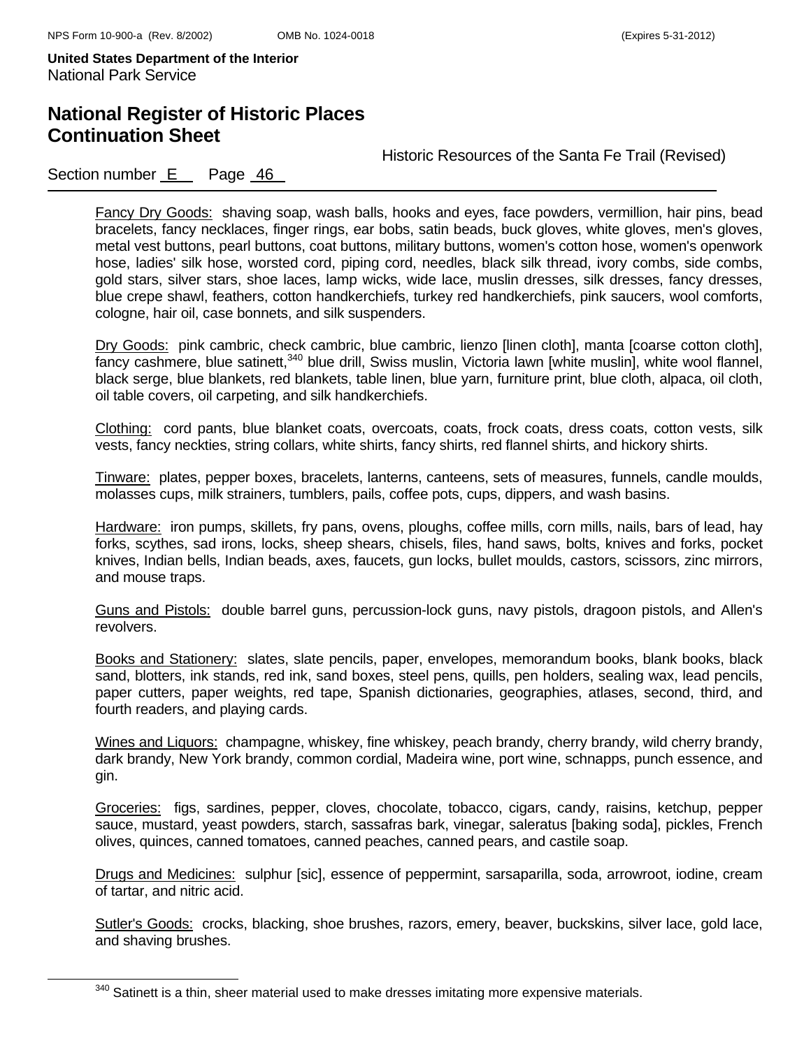<u>Fancy Dry Goods:</u> shaving soap, wash balls, hooks and eyes, face powders, vermillion, hair pins, bead bracelets, fancy necklaces, finger rings, ear bobs, satin beads, buck gloves, white gloves, men's gloves, metal vest buttons, pearl buttons, coat buttons, military buttons, women's cotton hose, women's openwork hose, ladies' silk hose, worsted cord, piping cord, needles, black silk thread, ivory combs, side combs, gold stars, silver stars, shoe laces, lamp wicks, wide lace, muslin dresses, silk dresses, fancy dresses, blue crepe shawl, feathers, cotton handkerchiefs, turkey red handkerchiefs, pink saucers, wool comforts, cologne, hair oil, case bonnets, and silk suspenders.

<u>Dry Goods:</u> pink cambric, check cambric, blue cambric, lienzo [linen cloth], manta [coarse cotton cloth], fancy cashmere, blue satinett,[340] blue drill, Swiss muslin, Victoria lawn [white muslin], white wool flannel, black serge, blue blankets, red blankets, table linen, blue yarn, furniture print, blue cloth, alpaca, oil cloth, oil table covers, oil carpeting, and silk handkerchiefs.

<u>Clothing:</u> cord pants, blue blanket coats, overcoats, coats, frock coats, dress coats, cotton vests, silk vests, fancy neckties, string collars, white shirts, fancy shirts, red flannel shirts, and hickory shirts.

<u>Tinware:</u> plates, pepper boxes, bracelets, lanterns, canteens, sets of measures, funnels, candle moulds, molasses cups, milk strainers, tumblers, pails, coffee pots, cups, dippers, and wash basins.

<u>Hardware:</u> iron pumps, skillets, fry pans, ovens, ploughs, coffee mills, corn mills, nails, bars of lead, hay forks, scythes, sad irons, locks, sheep shears, chisels, files, hand saws, bolts, knives and forks, pocket knives, Indian bells, Indian beads, axes, faucets, gun locks, bullet moulds, castors, scissors, zinc mirrors, and mouse traps.

<u>Guns and Pistols:</u> double barrel guns, percussion-lock guns, navy pistols, dragoon pistols, and Allen's revolvers.

<u>Books and Stationery:</u> slates, slate pencils, paper, envelopes, memorandum books, blank books, black sand, blotters, ink stands, red ink, sand boxes, steel pens, quills, pen holders, sealing wax, lead pencils, paper cutters, paper weights, red tape, Spanish dictionaries, geographies, atlases, second, third, and fourth readers, and playing cards.

<u>Wines and Liquors:</u> champagne, whiskey, fine whiskey, peach brandy, cherry brandy, wild cherry brandy, dark brandy, New York brandy, common cordial, Madeira wine, port wine, schnapps, punch essence, and gin.

<u>Groceries:</u> figs, sardines, pepper, cloves, chocolate, tobacco, cigars, candy, raisins, ketchup, pepper sauce, mustard, yeast powders, starch, sassafras bark, vinegar, saleratus [baking soda], pickles, French olives, quinces, canned tomatoes, canned peaches, canned pears, and castile soap.

<u>Drugs and Medicines:</u> sulphur [sic], essence of peppermint, sarsaparilla, soda, arrowroot, iodine, cream of tartar, and nitric acid.

<u>Sutler's Goods:</u> crocks, blacking, shoe brushes, razors, emery, beaver, buckskins, silver lace, gold lace, and shaving brushes.

---

[340] Satinett is a thin, sheer material used to make dresses imitating more expensive materials.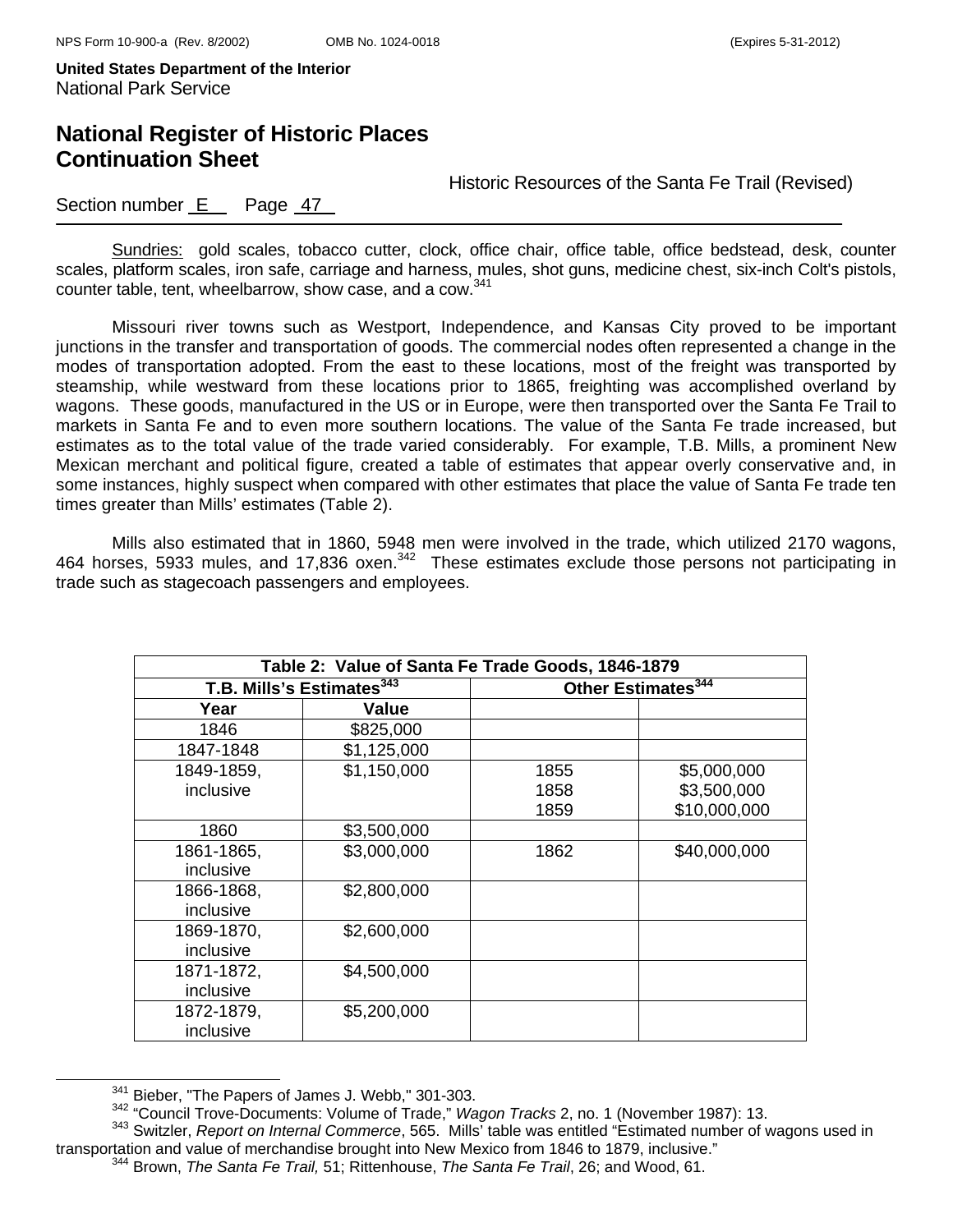Sundries: gold scales, tobacco cutter, clock, office chair, office table, office bedstead, desk, counter scales, platform scales, iron safe, carriage and harness, mules, shot guns, medicine chest, six-inch Colt's pistols, counter table, tent, wheelbarrow, show case, and a cow.[341]

Missouri river towns such as Westport, Independence, and Kansas City proved to be important junctions in the transfer and transportation of goods. The commercial nodes often represented a change in the modes of transportation adopted. From the east to these locations, most of the freight was transported by steamship, while westward from these locations prior to 1865, freighting was accomplished overland by wagons. These goods, manufactured in the US or in Europe, were then transported over the Santa Fe Trail to markets in Santa Fe and to even more southern locations. The value of the Santa Fe trade increased, but estimates as to the total value of the trade varied considerably. For example, T.B. Mills, a prominent New Mexican merchant and political figure, created a table of estimates that appear overly conservative and, in some instances, highly suspect when compared with other estimates that place the value of Santa Fe trade ten times greater than Mills' estimates (Table 2).

Mills also estimated that in 1860, 5948 men were involved in the trade, which utilized 2170 wagons, 464 horses, 5933 mules, and 17,836 oxen.[342] These estimates exclude those persons not participating in trade such as stagecoach passengers and employees.

**Table 2: Value of Santa Fe Trade Goods, 1846-1879**

| T.B. Mills's Estimates[343] | | Other Estimates[344] | |
|---|---|---|---|
| **Year** | **Value** | | |
| 1846 | $825,000 | | |
| 1847-1848 | $1,125,000 | | |
| 1849-1859, inclusive | $1,150,000 | 1855<br>1858<br>1859 | $5,000,000<br>$3,500,000<br>$10,000,000 |
| 1860 | $3,500,000 | | |
| 1861-1865, inclusive | $3,000,000 | 1862 | $40,000,000 |
| 1866-1868, inclusive | $2,800,000 | | |
| 1869-1870, inclusive | $2,600,000 | | |
| 1871-1872, inclusive | $4,500,000 | | |
| 1872-1879, inclusive | $5,200,000 | | |

[341] Bieber, "The Papers of James J. Webb," 301-303.

[342] "Council Trove-Documents: Volume of Trade," *Wagon Tracks* 2, no. 1 (November 1987): 13.

[343] Switzler, *Report on Internal Commerce*, 565. Mills' table was entitled "Estimated number of wagons used in transportation and value of merchandise brought into New Mexico from 1846 to 1879, inclusive."

[344] Brown, *The Santa Fe Trail,* 51; Rittenhouse, *The Santa Fe Trail*, 26; and Wood, 61.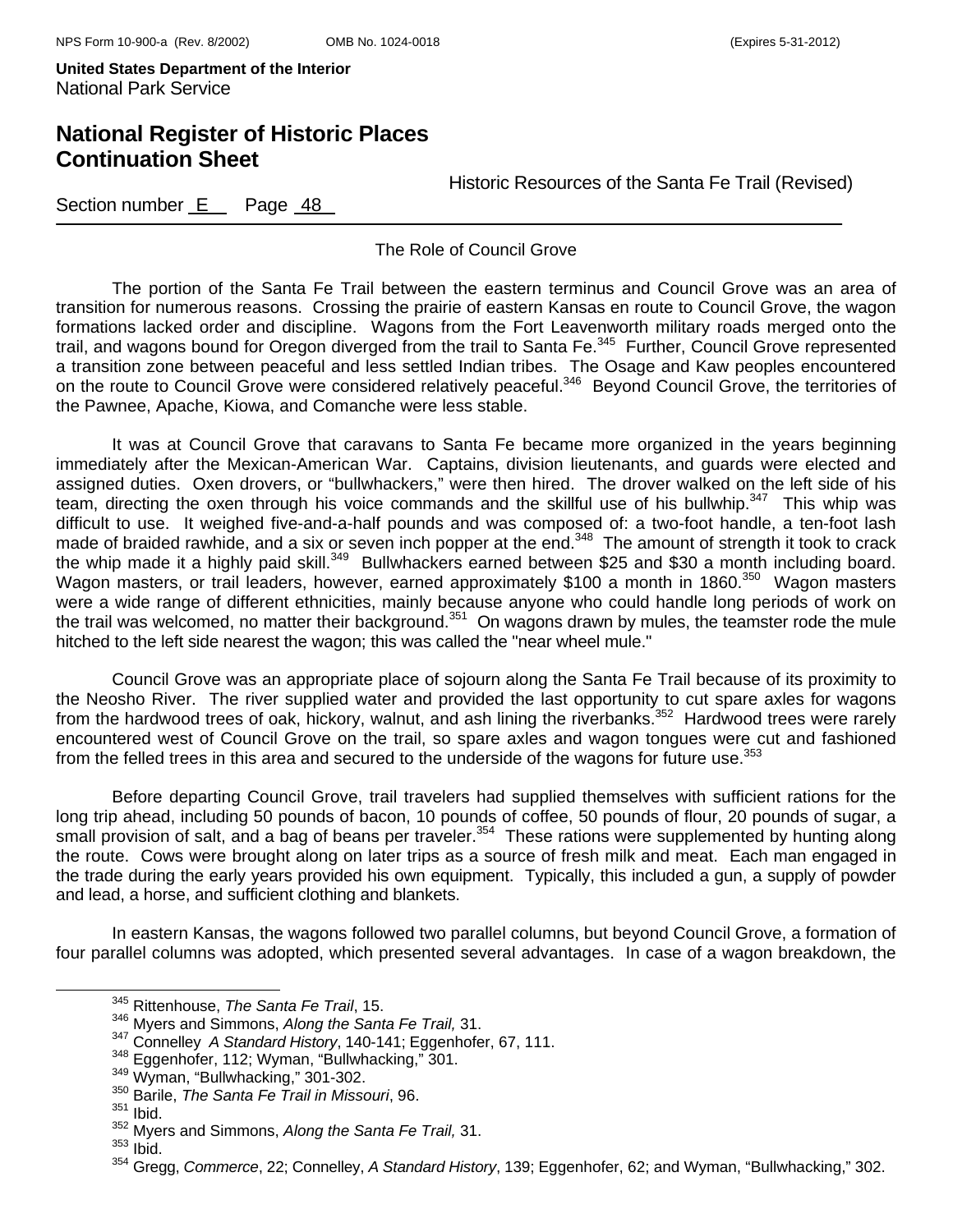The Role of Council Grove

The portion of the Santa Fe Trail between the eastern terminus and Council Grove was an area of transition for numerous reasons. Crossing the prairie of eastern Kansas en route to Council Grove, the wagon formations lacked order and discipline. Wagons from the Fort Leavenworth military roads merged onto the trail, and wagons bound for Oregon diverged from the trail to Santa Fe.[345] Further, Council Grove represented a transition zone between peaceful and less settled Indian tribes. The Osage and Kaw peoples encountered on the route to Council Grove were considered relatively peaceful.[346] Beyond Council Grove, the territories of the Pawnee, Apache, Kiowa, and Comanche were less stable.

It was at Council Grove that caravans to Santa Fe became more organized in the years beginning immediately after the Mexican-American War. Captains, division lieutenants, and guards were elected and assigned duties. Oxen drovers, or "bullwhackers," were then hired. The drover walked on the left side of his team, directing the oxen through his voice commands and the skillful use of his bullwhip.[347] This whip was difficult to use. It weighed five-and-a-half pounds and was composed of: a two-foot handle, a ten-foot lash made of braided rawhide, and a six or seven inch popper at the end.[348] The amount of strength it took to crack the whip made it a highly paid skill.[349] Bullwhackers earned between $25 and $30 a month including board. Wagon masters, or trail leaders, however, earned approximately $100 a month in 1860.[350] Wagon masters were a wide range of different ethnicities, mainly because anyone who could handle long periods of work on the trail was welcomed, no matter their background.[351] On wagons drawn by mules, the teamster rode the mule hitched to the left side nearest the wagon; this was called the "near wheel mule."

Council Grove was an appropriate place of sojourn along the Santa Fe Trail because of its proximity to the Neosho River. The river supplied water and provided the last opportunity to cut spare axles for wagons from the hardwood trees of oak, hickory, walnut, and ash lining the riverbanks.[352] Hardwood trees were rarely encountered west of Council Grove on the trail, so spare axles and wagon tongues were cut and fashioned from the felled trees in this area and secured to the underside of the wagons for future use.[353]

Before departing Council Grove, trail travelers had supplied themselves with sufficient rations for the long trip ahead, including 50 pounds of bacon, 10 pounds of coffee, 50 pounds of flour, 20 pounds of sugar, a small provision of salt, and a bag of beans per traveler.[354] These rations were supplemented by hunting along the route. Cows were brought along on later trips as a source of fresh milk and meat. Each man engaged in the trade during the early years provided his own equipment. Typically, this included a gun, a supply of powder and lead, a horse, and sufficient clothing and blankets.

In eastern Kansas, the wagons followed two parallel columns, but beyond Council Grove, a formation of four parallel columns was adopted, which presented several advantages. In case of a wagon breakdown, the

---

[345] Rittenhouse, *The Santa Fe Trail*, 15.
[346] Myers and Simmons, *Along the Santa Fe Trail,* 31.
[347] Connelley *A Standard History*, 140-141; Eggenhofer, 67, 111.
[348] Eggenhofer, 112; Wyman, "Bullwhacking," 301.
[349] Wyman, "Bullwhacking," 301-302.
[350] Barile, *The Santa Fe Trail in Missouri*, 96.
[351] Ibid.
[352] Myers and Simmons, *Along the Santa Fe Trail,* 31.
[353] Ibid.
[354] Gregg, *Commerce*, 22; Connelley, *A Standard History*, 139; Eggenhofer, 62; and Wyman, "Bullwhacking," 302.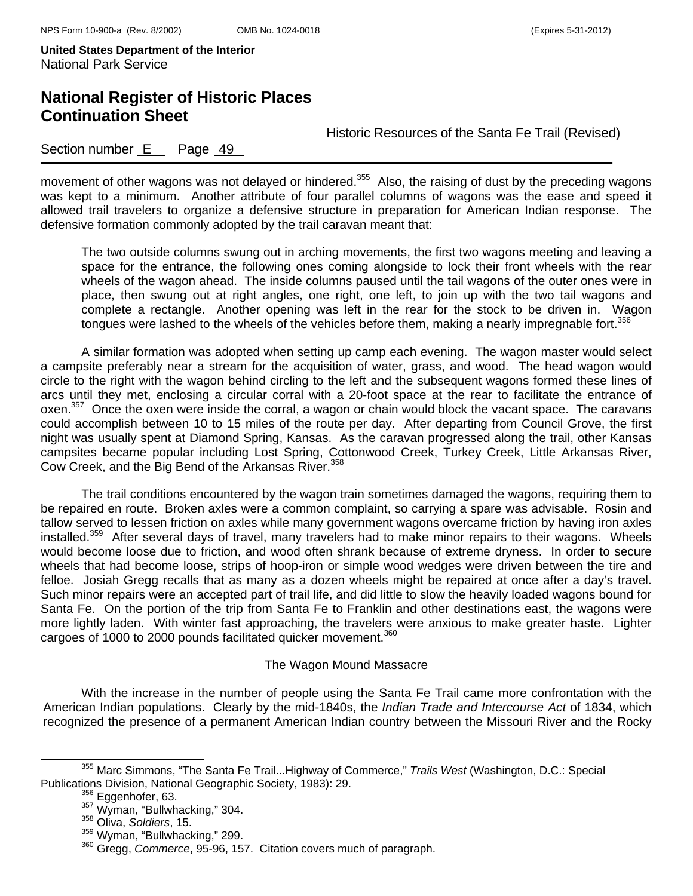movement of other wagons was not delayed or hindered.[355] Also, the raising of dust by the preceding wagons was kept to a minimum. Another attribute of four parallel columns of wagons was the ease and speed it allowed trail travelers to organize a defensive structure in preparation for American Indian response. The defensive formation commonly adopted by the trail caravan meant that:

> The two outside columns swung out in arching movements, the first two wagons meeting and leaving a space for the entrance, the following ones coming alongside to lock their front wheels with the rear wheels of the wagon ahead. The inside columns paused until the tail wagons of the outer ones were in place, then swung out at right angles, one right, one left, to join up with the two tail wagons and complete a rectangle. Another opening was left in the rear for the stock to be driven in. Wagon tongues were lashed to the wheels of the vehicles before them, making a nearly impregnable fort.[356]

A similar formation was adopted when setting up camp each evening. The wagon master would select a campsite preferably near a stream for the acquisition of water, grass, and wood. The head wagon would circle to the right with the wagon behind circling to the left and the subsequent wagons formed these lines of arcs until they met, enclosing a circular corral with a 20-foot space at the rear to facilitate the entrance of oxen.[357] Once the oxen were inside the corral, a wagon or chain would block the vacant space. The caravans could accomplish between 10 to 15 miles of the route per day. After departing from Council Grove, the first night was usually spent at Diamond Spring, Kansas. As the caravan progressed along the trail, other Kansas campsites became popular including Lost Spring, Cottonwood Creek, Turkey Creek, Little Arkansas River, Cow Creek, and the Big Bend of the Arkansas River.[358]

The trail conditions encountered by the wagon train sometimes damaged the wagons, requiring them to be repaired en route. Broken axles were a common complaint, so carrying a spare was advisable. Rosin and tallow served to lessen friction on axles while many government wagons overcame friction by having iron axles installed.[359] After several days of travel, many travelers had to make minor repairs to their wagons. Wheels would become loose due to friction, and wood often shrank because of extreme dryness. In order to secure wheels that had become loose, strips of hoop-iron or simple wood wedges were driven between the tire and felloe. Josiah Gregg recalls that as many as a dozen wheels might be repaired at once after a day's travel. Such minor repairs were an accepted part of trail life, and did little to slow the heavily loaded wagons bound for Santa Fe. On the portion of the trip from Santa Fe to Franklin and other destinations east, the wagons were more lightly laden. With winter fast approaching, the travelers were anxious to make greater haste. Lighter cargoes of 1000 to 2000 pounds facilitated quicker movement.[360]

### The Wagon Mound Massacre

With the increase in the number of people using the Santa Fe Trail came more confrontation with the American Indian populations. Clearly by the mid-1840s, the *Indian Trade and Intercourse Act* of 1834, which recognized the presence of a permanent American Indian country between the Missouri River and the Rocky

---

[355] Marc Simmons, "The Santa Fe Trail...Highway of Commerce," *Trails West* (Washington, D.C.: Special Publications Division, National Geographic Society, 1983): 29.

[356] Eggenhofer, 63.

[357] Wyman, "Bullwhacking," 304.

[358] Oliva, *Soldiers*, 15.

[359] Wyman, "Bullwhacking," 299.

[360] Gregg, *Commerce*, 95-96, 157. Citation covers much of paragraph.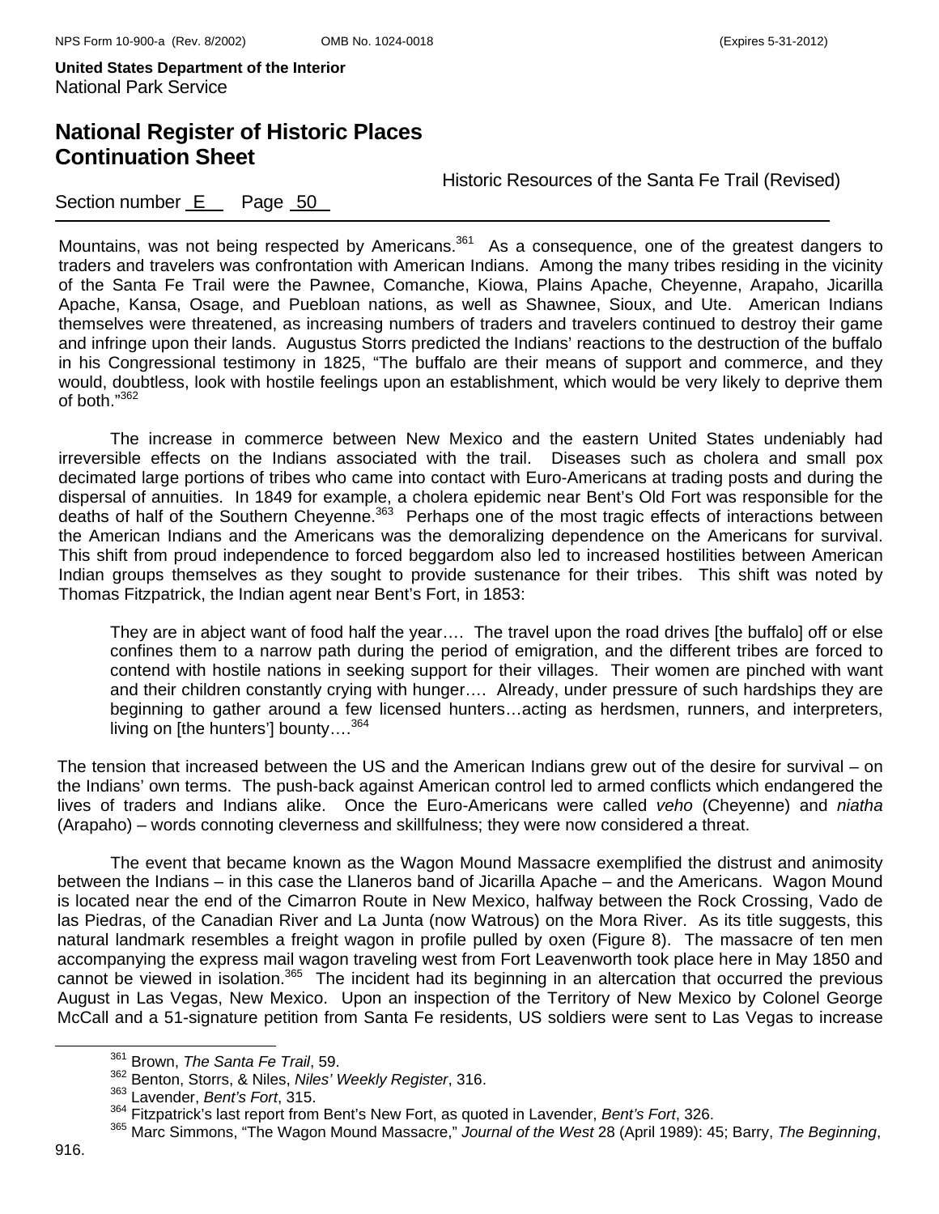Mountains, was not being respected by Americans.[361] As a consequence, one of the greatest dangers to traders and travelers was confrontation with American Indians. Among the many tribes residing in the vicinity of the Santa Fe Trail were the Pawnee, Comanche, Kiowa, Plains Apache, Cheyenne, Arapaho, Jicarilla Apache, Kansa, Osage, and Puebloan nations, as well as Shawnee, Sioux, and Ute. American Indians themselves were threatened, as increasing numbers of traders and travelers continued to destroy their game and infringe upon their lands. Augustus Storrs predicted the Indians' reactions to the destruction of the buffalo in his Congressional testimony in 1825, "The buffalo are their means of support and commerce, and they would, doubtless, look with hostile feelings upon an establishment, which would be very likely to deprive them of both."[362]

The increase in commerce between New Mexico and the eastern United States undeniably had irreversible effects on the Indians associated with the trail. Diseases such as cholera and small pox decimated large portions of tribes who came into contact with Euro-Americans at trading posts and during the dispersal of annuities. In 1849 for example, a cholera epidemic near Bent's Old Fort was responsible for the deaths of half of the Southern Cheyenne.[363] Perhaps one of the most tragic effects of interactions between the American Indians and the Americans was the demoralizing dependence on the Americans for survival. This shift from proud independence to forced beggardom also led to increased hostilities between American Indian groups themselves as they sought to provide sustenance for their tribes. This shift was noted by Thomas Fitzpatrick, the Indian agent near Bent's Fort, in 1853:

> They are in abject want of food half the year…. The travel upon the road drives [the buffalo] off or else confines them to a narrow path during the period of emigration, and the different tribes are forced to contend with hostile nations in seeking support for their villages. Their women are pinched with want and their children constantly crying with hunger…. Already, under pressure of such hardships they are beginning to gather around a few licensed hunters…acting as herdsmen, runners, and interpreters, living on [the hunters'] bounty….[364]

The tension that increased between the US and the American Indians grew out of the desire for survival – on the Indians' own terms. The push-back against American control led to armed conflicts which endangered the lives of traders and Indians alike. Once the Euro-Americans were called *veho* (Cheyenne) and *niatha* (Arapaho) – words connoting cleverness and skillfulness; they were now considered a threat.

The event that became known as the Wagon Mound Massacre exemplified the distrust and animosity between the Indians – in this case the Llaneros band of Jicarilla Apache – and the Americans. Wagon Mound is located near the end of the Cimarron Route in New Mexico, halfway between the Rock Crossing, Vado de las Piedras, of the Canadian River and La Junta (now Watrous) on the Mora River. As its title suggests, this natural landmark resembles a freight wagon in profile pulled by oxen (Figure 8). The massacre of ten men accompanying the express mail wagon traveling west from Fort Leavenworth took place here in May 1850 and cannot be viewed in isolation.[365] The incident had its beginning in an altercation that occurred the previous August in Las Vegas, New Mexico. Upon an inspection of the Territory of New Mexico by Colonel George McCall and a 51-signature petition from Santa Fe residents, US soldiers were sent to Las Vegas to increase

---

[361] Brown, *The Santa Fe Trail*, 59.

[362] Benton, Storrs, & Niles, *Niles' Weekly Register*, 316.

[363] Lavender, *Bent's Fort*, 315.

[364] Fitzpatrick's last report from Bent's New Fort, as quoted in Lavender, *Bent's Fort*, 326.

[365] Marc Simmons, "The Wagon Mound Massacre," *Journal of the West* 28 (April 1989): 45; Barry, *The Beginning*, 916.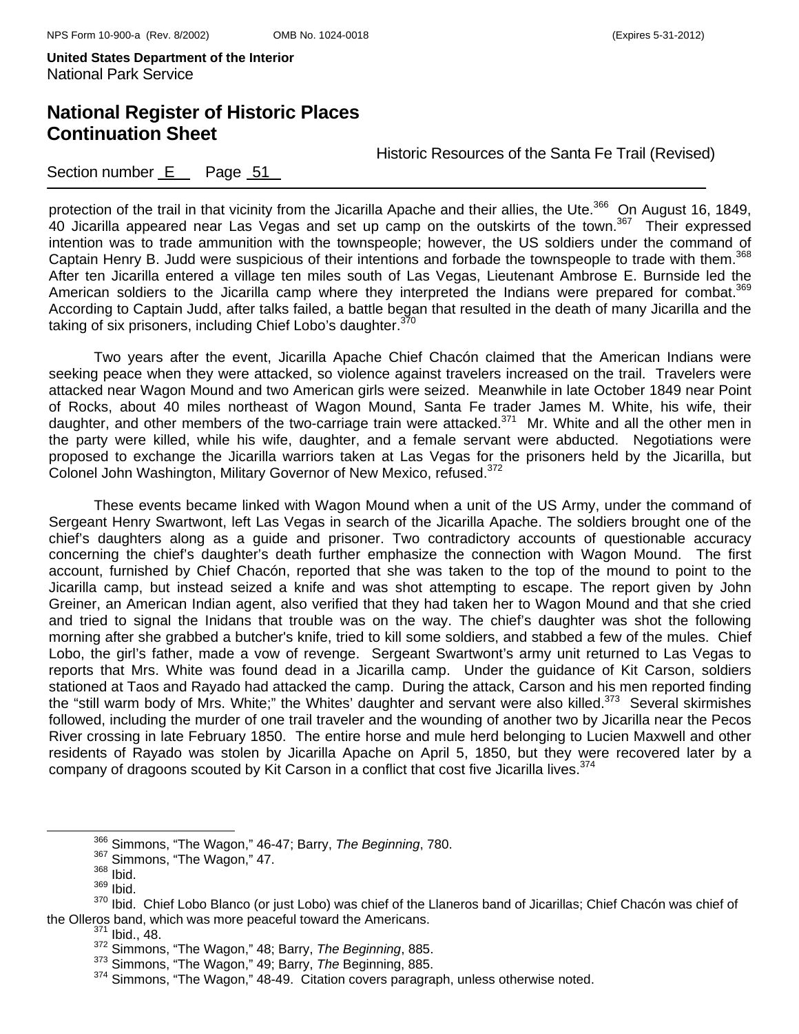protection of the trail in that vicinity from the Jicarilla Apache and their allies, the Ute.[366] On August 16, 1849, 40 Jicarilla appeared near Las Vegas and set up camp on the outskirts of the town.[367] Their expressed intention was to trade ammunition with the townspeople; however, the US soldiers under the command of Captain Henry B. Judd were suspicious of their intentions and forbade the townspeople to trade with them.[368] After ten Jicarilla entered a village ten miles south of Las Vegas, Lieutenant Ambrose E. Burnside led the American soldiers to the Jicarilla camp where they interpreted the Indians were prepared for combat.[369] According to Captain Judd, after talks failed, a battle began that resulted in the death of many Jicarilla and the taking of six prisoners, including Chief Lobo's daughter.[370]

Two years after the event, Jicarilla Apache Chief Chacón claimed that the American Indians were seeking peace when they were attacked, so violence against travelers increased on the trail. Travelers were attacked near Wagon Mound and two American girls were seized. Meanwhile in late October 1849 near Point of Rocks, about 40 miles northeast of Wagon Mound, Santa Fe trader James M. White, his wife, their daughter, and other members of the two-carriage train were attacked.[371] Mr. White and all the other men in the party were killed, while his wife, daughter, and a female servant were abducted. Negotiations were proposed to exchange the Jicarilla warriors taken at Las Vegas for the prisoners held by the Jicarilla, but Colonel John Washington, Military Governor of New Mexico, refused.[372]

These events became linked with Wagon Mound when a unit of the US Army, under the command of Sergeant Henry Swartwont, left Las Vegas in search of the Jicarilla Apache. The soldiers brought one of the chief's daughters along as a guide and prisoner. Two contradictory accounts of questionable accuracy concerning the chief's daughter's death further emphasize the connection with Wagon Mound. The first account, furnished by Chief Chacón, reported that she was taken to the top of the mound to point to the Jicarilla camp, but instead seized a knife and was shot attempting to escape. The report given by John Greiner, an American Indian agent, also verified that they had taken her to Wagon Mound and that she cried and tried to signal the Inidans that trouble was on the way. The chief's daughter was shot the following morning after she grabbed a butcher's knife, tried to kill some soldiers, and stabbed a few of the mules. Chief Lobo, the girl's father, made a vow of revenge. Sergeant Swartwont's army unit returned to Las Vegas to reports that Mrs. White was found dead in a Jicarilla camp. Under the guidance of Kit Carson, soldiers stationed at Taos and Rayado had attacked the camp. During the attack, Carson and his men reported finding the "still warm body of Mrs. White;" the Whites' daughter and servant were also killed.[373] Several skirmishes followed, including the murder of one trail traveler and the wounding of another two by Jicarilla near the Pecos River crossing in late February 1850. The entire horse and mule herd belonging to Lucien Maxwell and other residents of Rayado was stolen by Jicarilla Apache on April 5, 1850, but they were recovered later by a company of dragoons scouted by Kit Carson in a conflict that cost five Jicarilla lives.[374]

---

[366] Simmons, "The Wagon," 46-47; Barry, *The Beginning*, 780.
[367] Simmons, "The Wagon," 47.
[368] Ibid.
[369] Ibid.
[370] Ibid. Chief Lobo Blanco (or just Lobo) was chief of the Llaneros band of Jicarillas; Chief Chacón was chief of the Olleros band, which was more peaceful toward the Americans.
[371] Ibid., 48.
[372] Simmons, "The Wagon," 48; Barry, *The Beginning*, 885.
[373] Simmons, "The Wagon," 49; Barry, *The* Beginning, 885.
[374] Simmons, "The Wagon," 48-49. Citation covers paragraph, unless otherwise noted.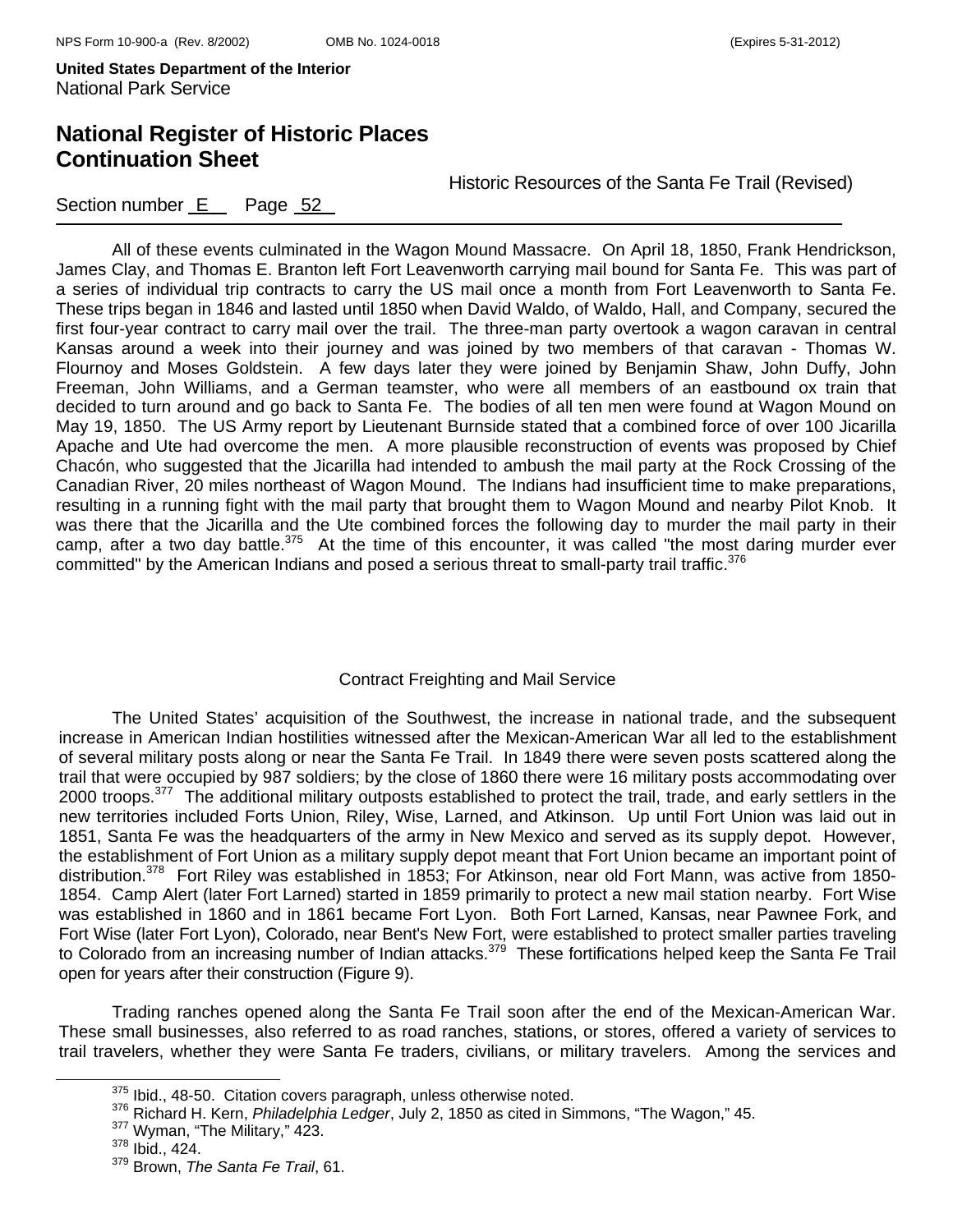All of these events culminated in the Wagon Mound Massacre. On April 18, 1850, Frank Hendrickson, James Clay, and Thomas E. Branton left Fort Leavenworth carrying mail bound for Santa Fe. This was part of a series of individual trip contracts to carry the US mail once a month from Fort Leavenworth to Santa Fe. These trips began in 1846 and lasted until 1850 when David Waldo, of Waldo, Hall, and Company, secured the first four-year contract to carry mail over the trail. The three-man party overtook a wagon caravan in central Kansas around a week into their journey and was joined by two members of that caravan - Thomas W. Flournoy and Moses Goldstein. A few days later they were joined by Benjamin Shaw, John Duffy, John Freeman, John Williams, and a German teamster, who were all members of an eastbound ox train that decided to turn around and go back to Santa Fe. The bodies of all ten men were found at Wagon Mound on May 19, 1850. The US Army report by Lieutenant Burnside stated that a combined force of over 100 Jicarilla Apache and Ute had overcome the men. A more plausible reconstruction of events was proposed by Chief Chacón, who suggested that the Jicarilla had intended to ambush the mail party at the Rock Crossing of the Canadian River, 20 miles northeast of Wagon Mound. The Indians had insufficient time to make preparations, resulting in a running fight with the mail party that brought them to Wagon Mound and nearby Pilot Knob. It was there that the Jicarilla and the Ute combined forces the following day to murder the mail party in their camp, after a two day battle.[375] At the time of this encounter, it was called "the most daring murder ever committed" by the American Indians and posed a serious threat to small-party trail traffic.[376]

## Contract Freighting and Mail Service

The United States' acquisition of the Southwest, the increase in national trade, and the subsequent increase in American Indian hostilities witnessed after the Mexican-American War all led to the establishment of several military posts along or near the Santa Fe Trail. In 1849 there were seven posts scattered along the trail that were occupied by 987 soldiers; by the close of 1860 there were 16 military posts accommodating over 2000 troops.[377] The additional military outposts established to protect the trail, trade, and early settlers in the new territories included Forts Union, Riley, Wise, Larned, and Atkinson. Up until Fort Union was laid out in 1851, Santa Fe was the headquarters of the army in New Mexico and served as its supply depot. However, the establishment of Fort Union as a military supply depot meant that Fort Union became an important point of distribution.[378] Fort Riley was established in 1853; For Atkinson, near old Fort Mann, was active from 1850-1854. Camp Alert (later Fort Larned) started in 1859 primarily to protect a new mail station nearby. Fort Wise was established in 1860 and in 1861 became Fort Lyon. Both Fort Larned, Kansas, near Pawnee Fork, and Fort Wise (later Fort Lyon), Colorado, near Bent's New Fort, were established to protect smaller parties traveling to Colorado from an increasing number of Indian attacks.[379] These fortifications helped keep the Santa Fe Trail open for years after their construction (Figure 9).

Trading ranches opened along the Santa Fe Trail soon after the end of the Mexican-American War. These small businesses, also referred to as road ranches, stations, or stores, offered a variety of services to trail travelers, whether they were Santa Fe traders, civilians, or military travelers. Among the services and

---

[375] Ibid., 48-50. Citation covers paragraph, unless otherwise noted.
[376] Richard H. Kern, *Philadelphia Ledger*, July 2, 1850 as cited in Simmons, "The Wagon," 45.
[377] Wyman, "The Military," 423.
[378] Ibid., 424.
[379] Brown, *The Santa Fe Trail*, 61.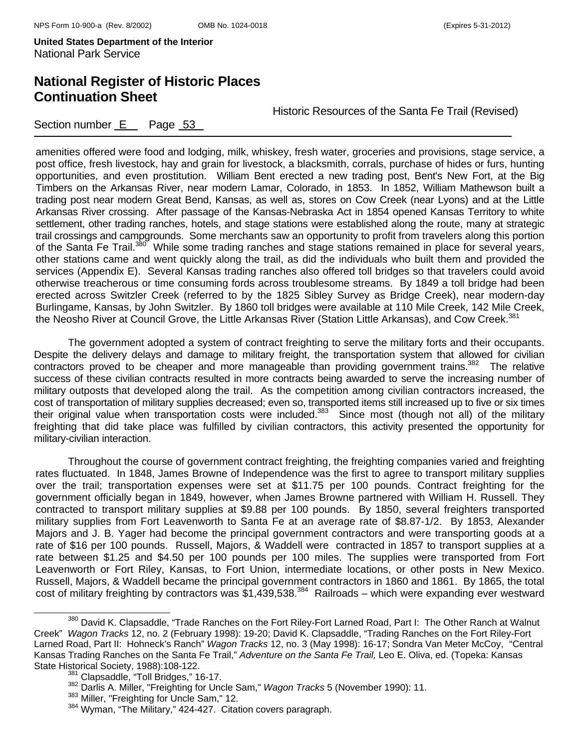amenities offered were food and lodging, milk, whiskey, fresh water, groceries and provisions, stage service, a post office, fresh livestock, hay and grain for livestock, a blacksmith, corrals, purchase of hides or furs, hunting opportunities, and even prostitution. William Bent erected a new trading post, Bent's New Fort, at the Big Timbers on the Arkansas River, near modern Lamar, Colorado, in 1853. In 1852, William Mathewson built a trading post near modern Great Bend, Kansas, as well as, stores on Cow Creek (near Lyons) and at the Little Arkansas River crossing. After passage of the Kansas-Nebraska Act in 1854 opened Kansas Territory to white settlement, other trading ranches, hotels, and stage stations were established along the route, many at strategic trail crossings and campgrounds. Some merchants saw an opportunity to profit from travelers along this portion of the Santa Fe Trail.[380] While some trading ranches and stage stations remained in place for several years, other stations came and went quickly along the trail, as did the individuals who built them and provided the services (Appendix E). Several Kansas trading ranches also offered toll bridges so that travelers could avoid otherwise treacherous or time consuming fords across troublesome streams. By 1849 a toll bridge had been erected across Switzler Creek (referred to by the 1825 Sibley Survey as Bridge Creek), near modern-day Burlingame, Kansas, by John Switzler. By 1860 toll bridges were available at 110 Mile Creek, 142 Mile Creek, the Neosho River at Council Grove, the Little Arkansas River (Station Little Arkansas), and Cow Creek.[381]

The government adopted a system of contract freighting to serve the military forts and their occupants. Despite the delivery delays and damage to military freight, the transportation system that allowed for civilian contractors proved to be cheaper and more manageable than providing government trains.[382] The relative success of these civilian contracts resulted in more contracts being awarded to serve the increasing number of military outposts that developed along the trail. As the competition among civilian contractors increased, the cost of transportation of military supplies decreased; even so, transported items still increased up to five or six times their original value when transportation costs were included.[383] Since most (though not all) of the military freighting that did take place was fulfilled by civilian contractors, this activity presented the opportunity for military-civilian interaction.

Throughout the course of government contract freighting, the freighting companies varied and freighting rates fluctuated. In 1848, James Browne of Independence was the first to agree to transport military supplies over the trail; transportation expenses were set at $11.75 per 100 pounds. Contract freighting for the government officially began in 1849, however, when James Browne partnered with William H. Russell. They contracted to transport military supplies at $9.88 per 100 pounds. By 1850, several freighters transported military supplies from Fort Leavenworth to Santa Fe at an average rate of $8.87-1/2. By 1853, Alexander Majors and J. B. Yager had become the principal government contractors and were transporting goods at a rate of $16 per 100 pounds. Russell, Majors, & Waddell were contracted in 1857 to transport supplies at a rate between $1.25 and $4.50 per 100 pounds per 100 miles. The supplies were transported from Fort Leavenworth or Fort Riley, Kansas, to Fort Union, intermediate locations, or other posts in New Mexico. Russell, Majors, & Waddell became the principal government contractors in 1860 and 1861. By 1865, the total cost of military freighting by contractors was $1,439,538.[384] Railroads – which were expanding ever westward

---

[380] David K. Clapsaddle, "Trade Ranches on the Fort Riley-Fort Larned Road, Part I: The Other Ranch at Walnut Creek" *Wagon Tracks* 12, no. 2 (February 1998): 19-20; David K. Clapsaddle, "Trading Ranches on the Fort Riley-Fort Larned Road, Part II: Hohneck's Ranch" *Wagon Tracks* 12, no. 3 (May 1998): 16-17; Sondra Van Meter McCoy, "Central Kansas Trading Ranches on the Santa Fe Trail," *Adventure on the Santa Fe Trail,* Leo E. Oliva, ed. (Topeka: Kansas State Historical Society, 1988):108-122.

[381] Clapsaddle, "Toll Bridges," 16-17.

[382] Darlis A. Miller, "Freighting for Uncle Sam," *Wagon Tracks* 5 (November 1990): 11.

[383] Miller, "Freighting for Uncle Sam," 12.

[384] Wyman, "The Military," 424-427. Citation covers paragraph.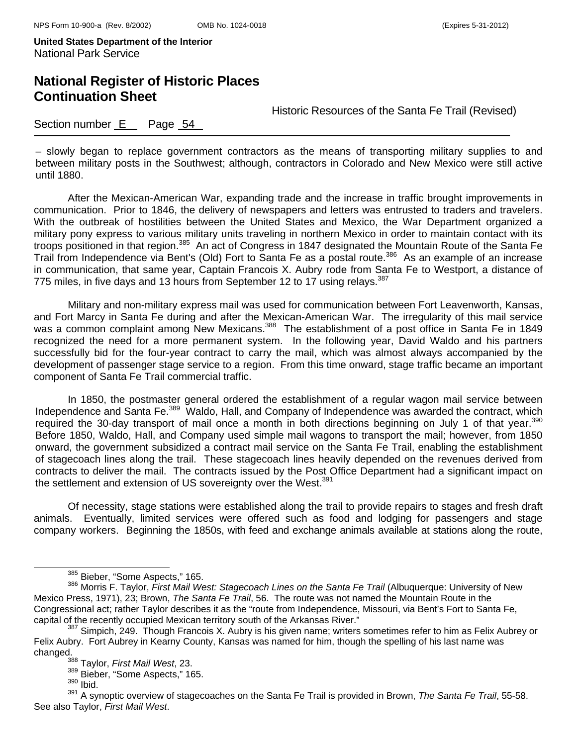– slowly began to replace government contractors as the means of transporting military supplies to and between military posts in the Southwest; although, contractors in Colorado and New Mexico were still active until 1880.

After the Mexican-American War, expanding trade and the increase in traffic brought improvements in communication. Prior to 1846, the delivery of newspapers and letters was entrusted to traders and travelers. With the outbreak of hostilities between the United States and Mexico, the War Department organized a military pony express to various military units traveling in northern Mexico in order to maintain contact with its troops positioned in that region.[385] An act of Congress in 1847 designated the Mountain Route of the Santa Fe Trail from Independence via Bent's (Old) Fort to Santa Fe as a postal route.[386] As an example of an increase in communication, that same year, Captain Francois X. Aubry rode from Santa Fe to Westport, a distance of 775 miles, in five days and 13 hours from September 12 to 17 using relays.[387]

Military and non-military express mail was used for communication between Fort Leavenworth, Kansas, and Fort Marcy in Santa Fe during and after the Mexican-American War. The irregularity of this mail service was a common complaint among New Mexicans.[388] The establishment of a post office in Santa Fe in 1849 recognized the need for a more permanent system. In the following year, David Waldo and his partners successfully bid for the four-year contract to carry the mail, which was almost always accompanied by the development of passenger stage service to a region. From this time onward, stage traffic became an important component of Santa Fe Trail commercial traffic.

In 1850, the postmaster general ordered the establishment of a regular wagon mail service between Independence and Santa Fe.[389] Waldo, Hall, and Company of Independence was awarded the contract, which required the 30-day transport of mail once a month in both directions beginning on July 1 of that year.[390] Before 1850, Waldo, Hall, and Company used simple mail wagons to transport the mail; however, from 1850 onward, the government subsidized a contract mail service on the Santa Fe Trail, enabling the establishment of stagecoach lines along the trail. These stagecoach lines heavily depended on the revenues derived from contracts to deliver the mail. The contracts issued by the Post Office Department had a significant impact on the settlement and extension of US sovereignty over the West.[391]

Of necessity, stage stations were established along the trail to provide repairs to stages and fresh draft animals. Eventually, limited services were offered such as food and lodging for passengers and stage company workers. Beginning the 1850s, with feed and exchange animals available at stations along the route,

---

[385] Bieber, "Some Aspects," 165.

[386] Morris F. Taylor, *First Mail West: Stagecoach Lines on the Santa Fe Trail* (Albuquerque: University of New Mexico Press, 1971), 23; Brown, *The Santa Fe Trail*, 56. The route was not named the Mountain Route in the Congressional act; rather Taylor describes it as the "route from Independence, Missouri, via Bent's Fort to Santa Fe, capital of the recently occupied Mexican territory south of the Arkansas River."

[387] Simpich, 249. Though Francois X. Aubry is his given name; writers sometimes refer to him as Felix Aubrey or Felix Aubry. Fort Aubrey in Kearny County, Kansas was named for him, though the spelling of his last name was changed.

[388] Taylor, *First Mail West*, 23.

[389] Bieber, "Some Aspects," 165.

[390] Ibid.

[391] A synoptic overview of stagecoaches on the Santa Fe Trail is provided in Brown, *The Santa Fe Trail*, 55-58. See also Taylor, *First Mail West*.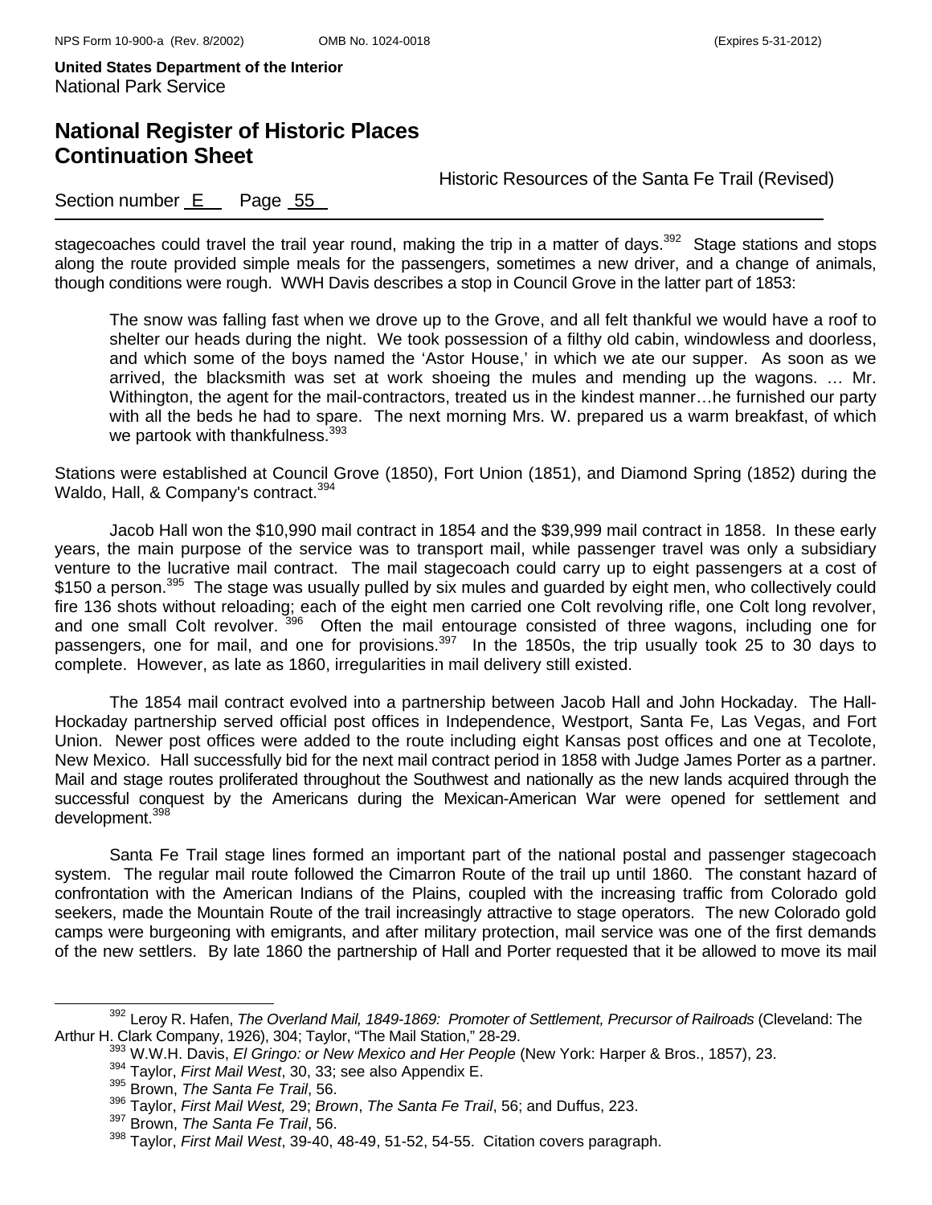stagecoaches could travel the trail year round, making the trip in a matter of days.[392] Stage stations and stops along the route provided simple meals for the passengers, sometimes a new driver, and a change of animals, though conditions were rough. WWH Davis describes a stop in Council Grove in the latter part of 1853:

> The snow was falling fast when we drove up to the Grove, and all felt thankful we would have a roof to shelter our heads during the night. We took possession of a filthy old cabin, windowless and doorless, and which some of the boys named the 'Astor House,' in which we ate our supper. As soon as we arrived, the blacksmith was set at work shoeing the mules and mending up the wagons. … Mr. Withington, the agent for the mail-contractors, treated us in the kindest manner…he furnished our party with all the beds he had to spare. The next morning Mrs. W. prepared us a warm breakfast, of which we partook with thankfulness.[393]

Stations were established at Council Grove (1850), Fort Union (1851), and Diamond Spring (1852) during the Waldo, Hall, & Company's contract.[394]

Jacob Hall won the $10,990 mail contract in 1854 and the $39,999 mail contract in 1858. In these early years, the main purpose of the service was to transport mail, while passenger travel was only a subsidiary venture to the lucrative mail contract. The mail stagecoach could carry up to eight passengers at a cost of $150 a person.[395] The stage was usually pulled by six mules and guarded by eight men, who collectively could fire 136 shots without reloading; each of the eight men carried one Colt revolving rifle, one Colt long revolver, and one small Colt revolver.[396] Often the mail entourage consisted of three wagons, including one for passengers, one for mail, and one for provisions.[397] In the 1850s, the trip usually took 25 to 30 days to complete. However, as late as 1860, irregularities in mail delivery still existed.

The 1854 mail contract evolved into a partnership between Jacob Hall and John Hockaday. The Hall-Hockaday partnership served official post offices in Independence, Westport, Santa Fe, Las Vegas, and Fort Union. Newer post offices were added to the route including eight Kansas post offices and one at Tecolote, New Mexico. Hall successfully bid for the next mail contract period in 1858 with Judge James Porter as a partner. Mail and stage routes proliferated throughout the Southwest and nationally as the new lands acquired through the successful conquest by the Americans during the Mexican-American War were opened for settlement and development.[398]

Santa Fe Trail stage lines formed an important part of the national postal and passenger stagecoach system. The regular mail route followed the Cimarron Route of the trail up until 1860. The constant hazard of confrontation with the American Indians of the Plains, coupled with the increasing traffic from Colorado gold seekers, made the Mountain Route of the trail increasingly attractive to stage operators. The new Colorado gold camps were burgeoning with emigrants, and after military protection, mail service was one of the first demands of the new settlers. By late 1860 the partnership of Hall and Porter requested that it be allowed to move its mail

---

[392] Leroy R. Hafen, *The Overland Mail, 1849-1869: Promoter of Settlement, Precursor of Railroads* (Cleveland: The Arthur H. Clark Company, 1926), 304; Taylor, "The Mail Station," 28-29.

[393] W.W.H. Davis, *El Gringo: or New Mexico and Her People* (New York: Harper & Bros., 1857), 23.

[394] Taylor, *First Mail West*, 30, 33; see also Appendix E.

[395] Brown, *The Santa Fe Trail*, 56.

[396] Taylor, *First Mail West,* 29; *Brown*, *The Santa Fe Trail*, 56; and Duffus, 223.

[397] Brown, *The Santa Fe Trail*, 56.

[398] Taylor, *First Mail West*, 39-40, 48-49, 51-52, 54-55. Citation covers paragraph.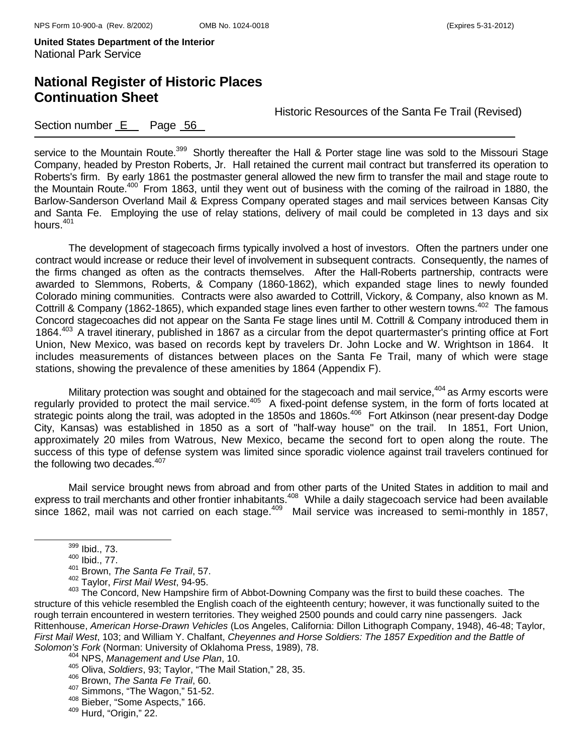service to the Mountain Route.[399] Shortly thereafter the Hall & Porter stage line was sold to the Missouri Stage Company, headed by Preston Roberts, Jr. Hall retained the current mail contract but transferred its operation to Roberts's firm. By early 1861 the postmaster general allowed the new firm to transfer the mail and stage route to the Mountain Route.[400] From 1863, until they went out of business with the coming of the railroad in 1880, the Barlow-Sanderson Overland Mail & Express Company operated stages and mail services between Kansas City and Santa Fe. Employing the use of relay stations, delivery of mail could be completed in 13 days and six hours.[401]

The development of stagecoach firms typically involved a host of investors. Often the partners under one contract would increase or reduce their level of involvement in subsequent contracts. Consequently, the names of the firms changed as often as the contracts themselves. After the Hall-Roberts partnership, contracts were awarded to Slemmons, Roberts, & Company (1860-1862), which expanded stage lines to newly founded Colorado mining communities. Contracts were also awarded to Cottrill, Vickory, & Company, also known as M. Cottrill & Company (1862-1865), which expanded stage lines even farther to other western towns.[402] The famous Concord stagecoaches did not appear on the Santa Fe stage lines until M. Cottrill & Company introduced them in 1864.[403] A travel itinerary, published in 1867 as a circular from the depot quartermaster's printing office at Fort Union, New Mexico, was based on records kept by travelers Dr. John Locke and W. Wrightson in 1864. It includes measurements of distances between places on the Santa Fe Trail, many of which were stage stations, showing the prevalence of these amenities by 1864 (Appendix F).

Military protection was sought and obtained for the stagecoach and mail service,[404] as Army escorts were regularly provided to protect the mail service.[405] A fixed-point defense system, in the form of forts located at strategic points along the trail, was adopted in the 1850s and 1860s.[406] Fort Atkinson (near present-day Dodge City, Kansas) was established in 1850 as a sort of "half-way house" on the trail. In 1851, Fort Union, approximately 20 miles from Watrous, New Mexico, became the second fort to open along the route. The success of this type of defense system was limited since sporadic violence against trail travelers continued for the following two decades.[407]

Mail service brought news from abroad and from other parts of the United States in addition to mail and express to trail merchants and other frontier inhabitants.[408] While a daily stagecoach service had been available since 1862, mail was not carried on each stage.[409] Mail service was increased to semi-monthly in 1857,

---

[399] Ibid., 73.

[400] Ibid., 77.

[401] Brown, *The Santa Fe Trail*, 57.

[402] Taylor, *First Mail West*, 94-95.

[403] The Concord, New Hampshire firm of Abbot-Downing Company was the first to build these coaches. The structure of this vehicle resembled the English coach of the eighteenth century; however, it was functionally suited to the rough terrain encountered in western territories. They weighed 2500 pounds and could carry nine passengers. Jack Rittenhouse, *American Horse-Drawn Vehicles* (Los Angeles, California: Dillon Lithograph Company, 1948), 46-48; Taylor, *First Mail West*, 103; and William Y. Chalfant, *Cheyennes and Horse Soldiers: The 1857 Expedition and the Battle of Solomon's Fork* (Norman: University of Oklahoma Press, 1989), 78.

[404] NPS, *Management and Use Plan*, 10.

[405] Oliva, *Soldiers*, 93; Taylor, "The Mail Station," 28, 35.

[406] Brown, *The Santa Fe Trail*, 60.

[407] Simmons, "The Wagon," 51-52.

[408] Bieber, "Some Aspects," 166.

[409] Hurd, "Origin," 22.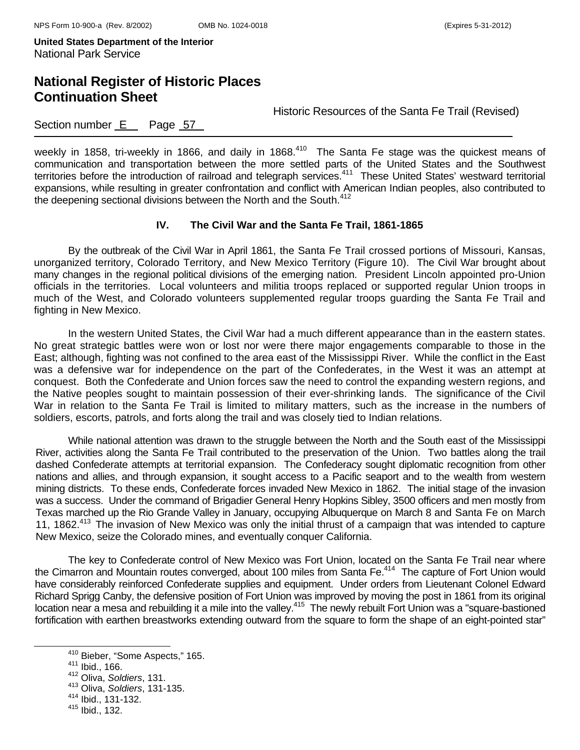weekly in 1858, tri-weekly in 1866, and daily in 1868.[410] The Santa Fe stage was the quickest means of communication and transportation between the more settled parts of the United States and the Southwest territories before the introduction of railroad and telegraph services.[411] These United States' westward territorial expansions, while resulting in greater confrontation and conflict with American Indian peoples, also contributed to the deepening sectional divisions between the North and the South.[412]

### IV. The Civil War and the Santa Fe Trail, 1861-1865

By the outbreak of the Civil War in April 1861, the Santa Fe Trail crossed portions of Missouri, Kansas, unorganized territory, Colorado Territory, and New Mexico Territory (Figure 10). The Civil War brought about many changes in the regional political divisions of the emerging nation. President Lincoln appointed pro-Union officials in the territories. Local volunteers and militia troops replaced or supported regular Union troops in much of the West, and Colorado volunteers supplemented regular troops guarding the Santa Fe Trail and fighting in New Mexico.

In the western United States, the Civil War had a much different appearance than in the eastern states. No great strategic battles were won or lost nor were there major engagements comparable to those in the East; although, fighting was not confined to the area east of the Mississippi River. While the conflict in the East was a defensive war for independence on the part of the Confederates, in the West it was an attempt at conquest. Both the Confederate and Union forces saw the need to control the expanding western regions, and the Native peoples sought to maintain possession of their ever-shrinking lands. The significance of the Civil War in relation to the Santa Fe Trail is limited to military matters, such as the increase in the numbers of soldiers, escorts, patrols, and forts along the trail and was closely tied to Indian relations.

While national attention was drawn to the struggle between the North and the South east of the Mississippi River, activities along the Santa Fe Trail contributed to the preservation of the Union. Two battles along the trail dashed Confederate attempts at territorial expansion. The Confederacy sought diplomatic recognition from other nations and allies, and through expansion, it sought access to a Pacific seaport and to the wealth from western mining districts. To these ends, Confederate forces invaded New Mexico in 1862. The initial stage of the invasion was a success. Under the command of Brigadier General Henry Hopkins Sibley, 3500 officers and men mostly from Texas marched up the Rio Grande Valley in January, occupying Albuquerque on March 8 and Santa Fe on March 11, 1862.[413] The invasion of New Mexico was only the initial thrust of a campaign that was intended to capture New Mexico, seize the Colorado mines, and eventually conquer California.

The key to Confederate control of New Mexico was Fort Union, located on the Santa Fe Trail near where the Cimarron and Mountain routes converged, about 100 miles from Santa Fe.[414] The capture of Fort Union would have considerably reinforced Confederate supplies and equipment. Under orders from Lieutenant Colonel Edward Richard Sprigg Canby, the defensive position of Fort Union was improved by moving the post in 1861 from its original location near a mesa and rebuilding it a mile into the valley.[415] The newly rebuilt Fort Union was a "square-bastioned fortification with earthen breastworks extending outward from the square to form the shape of an eight-pointed star"

---

[410] Bieber, "Some Aspects," 165.
[411] Ibid., 166.
[412] Oliva, *Soldiers*, 131.
[413] Oliva, *Soldiers*, 131-135.
[414] Ibid., 131-132.
[415] Ibid., 132.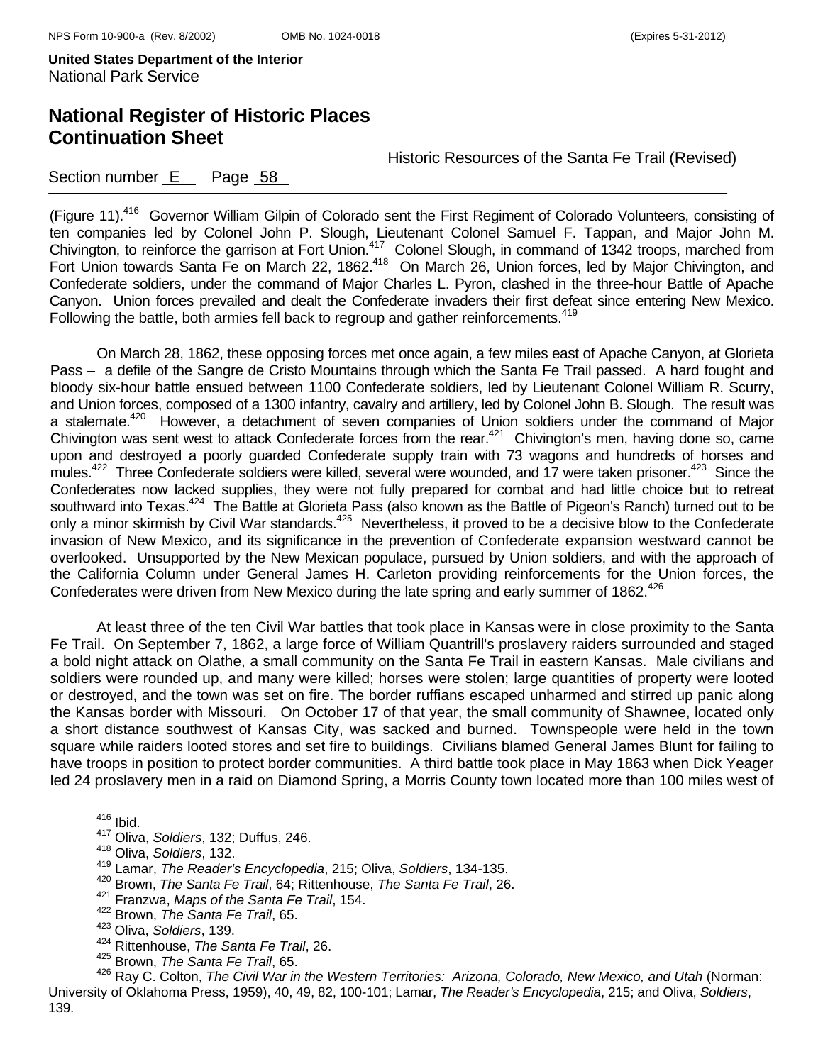(Figure 11).[416] Governor William Gilpin of Colorado sent the First Regiment of Colorado Volunteers, consisting of ten companies led by Colonel John P. Slough, Lieutenant Colonel Samuel F. Tappan, and Major John M. Chivington, to reinforce the garrison at Fort Union.[417] Colonel Slough, in command of 1342 troops, marched from Fort Union towards Santa Fe on March 22, 1862.[418] On March 26, Union forces, led by Major Chivington, and Confederate soldiers, under the command of Major Charles L. Pyron, clashed in the three-hour Battle of Apache Canyon. Union forces prevailed and dealt the Confederate invaders their first defeat since entering New Mexico. Following the battle, both armies fell back to regroup and gather reinforcements.[419]

On March 28, 1862, these opposing forces met once again, a few miles east of Apache Canyon, at Glorieta Pass – a defile of the Sangre de Cristo Mountains through which the Santa Fe Trail passed. A hard fought and bloody six-hour battle ensued between 1100 Confederate soldiers, led by Lieutenant Colonel William R. Scurry, and Union forces, composed of a 1300 infantry, cavalry and artillery, led by Colonel John B. Slough. The result was a stalemate.[420] However, a detachment of seven companies of Union soldiers under the command of Major Chivington was sent west to attack Confederate forces from the rear.[421] Chivington's men, having done so, came upon and destroyed a poorly guarded Confederate supply train with 73 wagons and hundreds of horses and mules.[422] Three Confederate soldiers were killed, several were wounded, and 17 were taken prisoner.[423] Since the Confederates now lacked supplies, they were not fully prepared for combat and had little choice but to retreat southward into Texas.[424] The Battle at Glorieta Pass (also known as the Battle of Pigeon's Ranch) turned out to be only a minor skirmish by Civil War standards.[425] Nevertheless, it proved to be a decisive blow to the Confederate invasion of New Mexico, and its significance in the prevention of Confederate expansion westward cannot be overlooked. Unsupported by the New Mexican populace, pursued by Union soldiers, and with the approach of the California Column under General James H. Carleton providing reinforcements for the Union forces, the Confederates were driven from New Mexico during the late spring and early summer of 1862.[426]

At least three of the ten Civil War battles that took place in Kansas were in close proximity to the Santa Fe Trail. On September 7, 1862, a large force of William Quantrill's proslavery raiders surrounded and staged a bold night attack on Olathe, a small community on the Santa Fe Trail in eastern Kansas. Male civilians and soldiers were rounded up, and many were killed; horses were stolen; large quantities of property were looted or destroyed, and the town was set on fire. The border ruffians escaped unharmed and stirred up panic along the Kansas border with Missouri. On October 17 of that year, the small community of Shawnee, located only a short distance southwest of Kansas City, was sacked and burned. Townspeople were held in the town square while raiders looted stores and set fire to buildings. Civilians blamed General James Blunt for failing to have troops in position to protect border communities. A third battle took place in May 1863 when Dick Yeager led 24 proslavery men in a raid on Diamond Spring, a Morris County town located more than 100 miles west of

[416] Ibid.
[417] Oliva, *Soldiers*, 132; Duffus, 246.
[418] Oliva, *Soldiers*, 132.
[419] Lamar, *The Reader's Encyclopedia*, 215; Oliva, *Soldiers*, 134-135.
[420] Brown, *The Santa Fe Trail*, 64; Rittenhouse, *The Santa Fe Trail*, 26.
[421] Franzwa, *Maps of the Santa Fe Trail*, 154.
[422] Brown, *The Santa Fe Trail*, 65.
[423] Oliva, *Soldiers*, 139.
[424] Rittenhouse, *The Santa Fe Trail*, 26.
[425] Brown, *The Santa Fe Trail*, 65.
[426] Ray C. Colton, *The Civil War in the Western Territories: Arizona, Colorado, New Mexico, and Utah* (Norman: University of Oklahoma Press, 1959), 40, 49, 82, 100-101; Lamar, *The Reader's Encyclopedia*, 215; and Oliva, *Soldiers*, 139.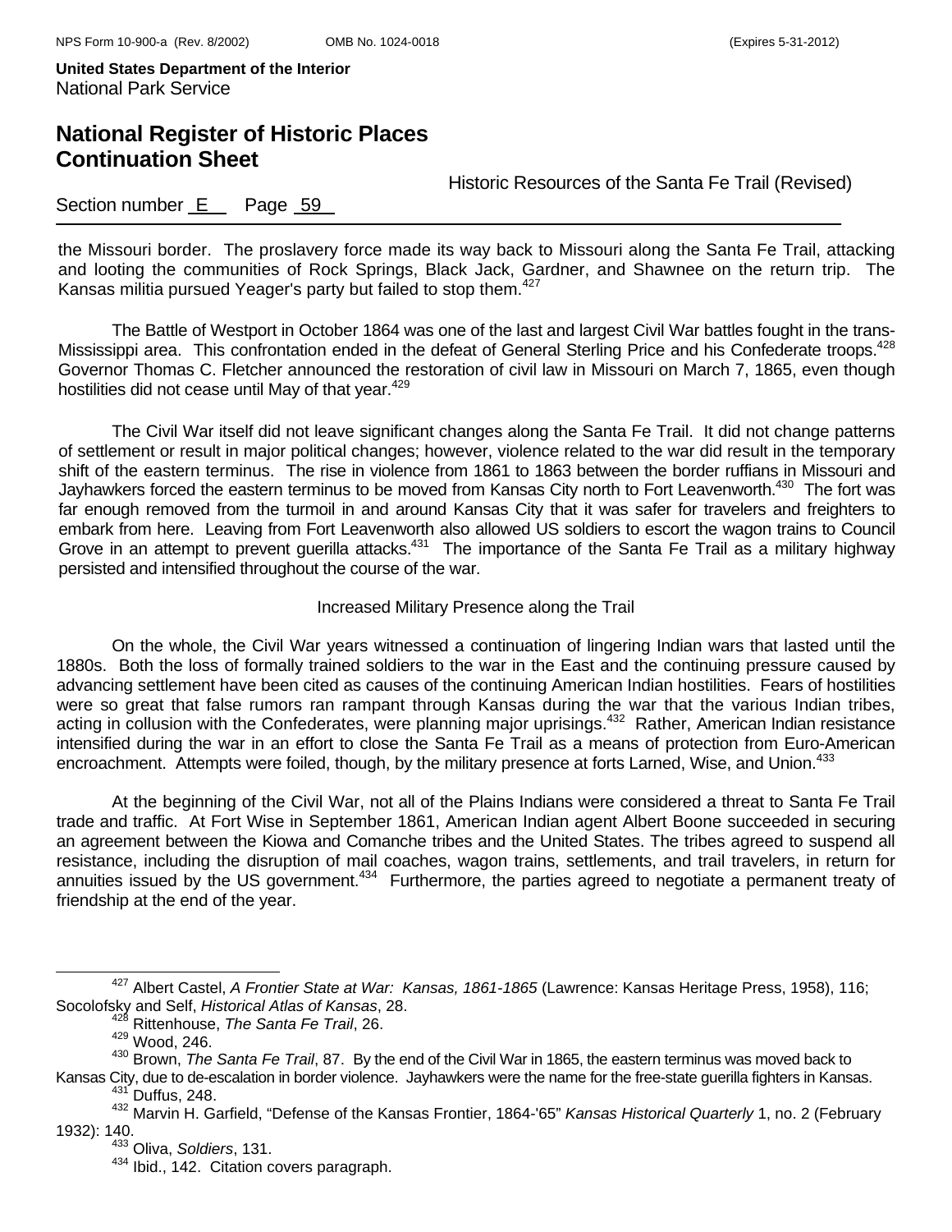the Missouri border. The proslavery force made its way back to Missouri along the Santa Fe Trail, attacking and looting the communities of Rock Springs, Black Jack, Gardner, and Shawnee on the return trip. The Kansas militia pursued Yeager's party but failed to stop them.[427]

The Battle of Westport in October 1864 was one of the last and largest Civil War battles fought in the trans-Mississippi area. This confrontation ended in the defeat of General Sterling Price and his Confederate troops.[428] Governor Thomas C. Fletcher announced the restoration of civil law in Missouri on March 7, 1865, even though hostilities did not cease until May of that year.[429]

The Civil War itself did not leave significant changes along the Santa Fe Trail. It did not change patterns of settlement or result in major political changes; however, violence related to the war did result in the temporary shift of the eastern terminus. The rise in violence from 1861 to 1863 between the border ruffians in Missouri and Jayhawkers forced the eastern terminus to be moved from Kansas City north to Fort Leavenworth.[430] The fort was far enough removed from the turmoil in and around Kansas City that it was safer for travelers and freighters to embark from here. Leaving from Fort Leavenworth also allowed US soldiers to escort the wagon trains to Council Grove in an attempt to prevent guerilla attacks.[431] The importance of the Santa Fe Trail as a military highway persisted and intensified throughout the course of the war.

Increased Military Presence along the Trail

On the whole, the Civil War years witnessed a continuation of lingering Indian wars that lasted until the 1880s. Both the loss of formally trained soldiers to the war in the East and the continuing pressure caused by advancing settlement have been cited as causes of the continuing American Indian hostilities. Fears of hostilities were so great that false rumors ran rampant through Kansas during the war that the various Indian tribes, acting in collusion with the Confederates, were planning major uprisings.[432] Rather, American Indian resistance intensified during the war in an effort to close the Santa Fe Trail as a means of protection from Euro-American encroachment. Attempts were foiled, though, by the military presence at forts Larned, Wise, and Union.[433]

At the beginning of the Civil War, not all of the Plains Indians were considered a threat to Santa Fe Trail trade and traffic. At Fort Wise in September 1861, American Indian agent Albert Boone succeeded in securing an agreement between the Kiowa and Comanche tribes and the United States. The tribes agreed to suspend all resistance, including the disruption of mail coaches, wagon trains, settlements, and trail travelers, in return for annuities issued by the US government.[434] Furthermore, the parties agreed to negotiate a permanent treaty of friendship at the end of the year.

---

[427] Albert Castel, *A Frontier State at War: Kansas, 1861-1865* (Lawrence: Kansas Heritage Press, 1958), 116; Socolofsky and Self, *Historical Atlas of Kansas*, 28.

[428] Rittenhouse, *The Santa Fe Trail*, 26.

[429] Wood, 246.

[430] Brown, *The Santa Fe Trail*, 87. By the end of the Civil War in 1865, the eastern terminus was moved back to Kansas City, due to de-escalation in border violence. Jayhawkers were the name for the free-state guerilla fighters in Kansas.

[431] Duffus, 248.

[432] Marvin H. Garfield, "Defense of the Kansas Frontier, 1864-'65" *Kansas Historical Quarterly* 1, no. 2 (February 1932): 140.

[433] Oliva, *Soldiers*, 131.

[434] Ibid., 142. Citation covers paragraph.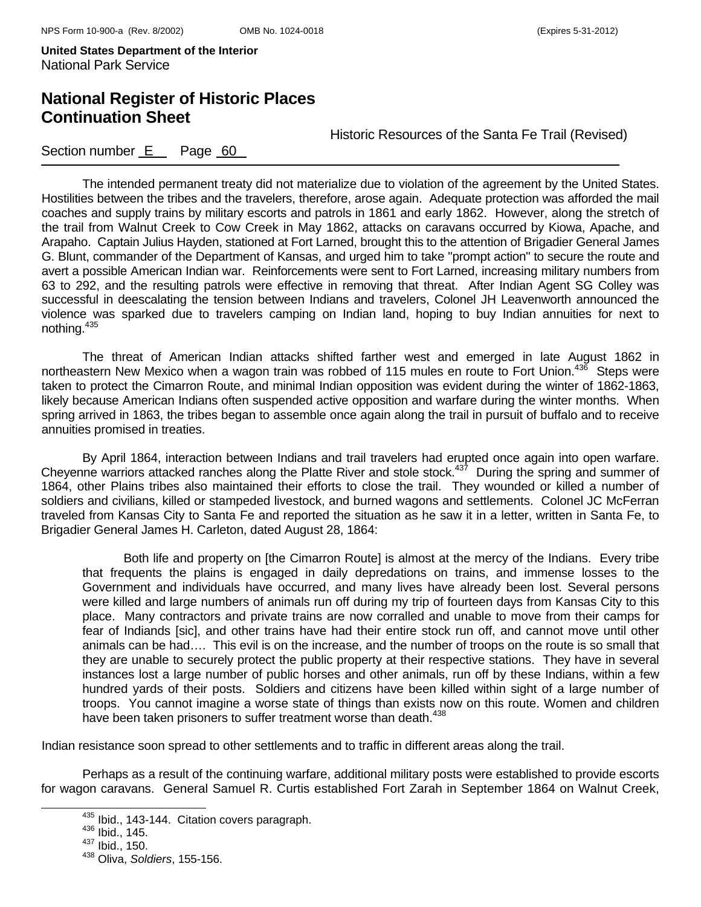The intended permanent treaty did not materialize due to violation of the agreement by the United States. Hostilities between the tribes and the travelers, therefore, arose again. Adequate protection was afforded the mail coaches and supply trains by military escorts and patrols in 1861 and early 1862. However, along the stretch of the trail from Walnut Creek to Cow Creek in May 1862, attacks on caravans occurred by Kiowa, Apache, and Arapaho. Captain Julius Hayden, stationed at Fort Larned, brought this to the attention of Brigadier General James G. Blunt, commander of the Department of Kansas, and urged him to take "prompt action" to secure the route and avert a possible American Indian war. Reinforcements were sent to Fort Larned, increasing military numbers from 63 to 292, and the resulting patrols were effective in removing that threat. After Indian Agent SG Colley was successful in deescalating the tension between Indians and travelers, Colonel JH Leavenworth announced the violence was sparked due to travelers camping on Indian land, hoping to buy Indian annuities for next to nothing.[435]

The threat of American Indian attacks shifted farther west and emerged in late August 1862 in northeastern New Mexico when a wagon train was robbed of 115 mules en route to Fort Union.[436] Steps were taken to protect the Cimarron Route, and minimal Indian opposition was evident during the winter of 1862-1863, likely because American Indians often suspended active opposition and warfare during the winter months. When spring arrived in 1863, the tribes began to assemble once again along the trail in pursuit of buffalo and to receive annuities promised in treaties.

By April 1864, interaction between Indians and trail travelers had erupted once again into open warfare. Cheyenne warriors attacked ranches along the Platte River and stole stock.[437] During the spring and summer of 1864, other Plains tribes also maintained their efforts to close the trail. They wounded or killed a number of soldiers and civilians, killed or stampeded livestock, and burned wagons and settlements. Colonel JC McFerran traveled from Kansas City to Santa Fe and reported the situation as he saw it in a letter, written in Santa Fe, to Brigadier General James H. Carleton, dated August 28, 1864:

> Both life and property on [the Cimarron Route] is almost at the mercy of the Indians. Every tribe that frequents the plains is engaged in daily depredations on trains, and immense losses to the Government and individuals have occurred, and many lives have already been lost. Several persons were killed and large numbers of animals run off during my trip of fourteen days from Kansas City to this place. Many contractors and private trains are now corralled and unable to move from their camps for fear of Indiands [sic], and other trains have had their entire stock run off, and cannot move until other animals can be had…. This evil is on the increase, and the number of troops on the route is so small that they are unable to securely protect the public property at their respective stations. They have in several instances lost a large number of public horses and other animals, run off by these Indians, within a few hundred yards of their posts. Soldiers and citizens have been killed within sight of a large number of troops. You cannot imagine a worse state of things than exists now on this route. Women and children have been taken prisoners to suffer treatment worse than death.[438]

Indian resistance soon spread to other settlements and to traffic in different areas along the trail.

Perhaps as a result of the continuing warfare, additional military posts were established to provide escorts for wagon caravans. General Samuel R. Curtis established Fort Zarah in September 1864 on Walnut Creek,

---

[435] Ibid., 143-144. Citation covers paragraph.
[436] Ibid., 145.
[437] Ibid., 150.
[438] Oliva, *Soldiers*, 155-156.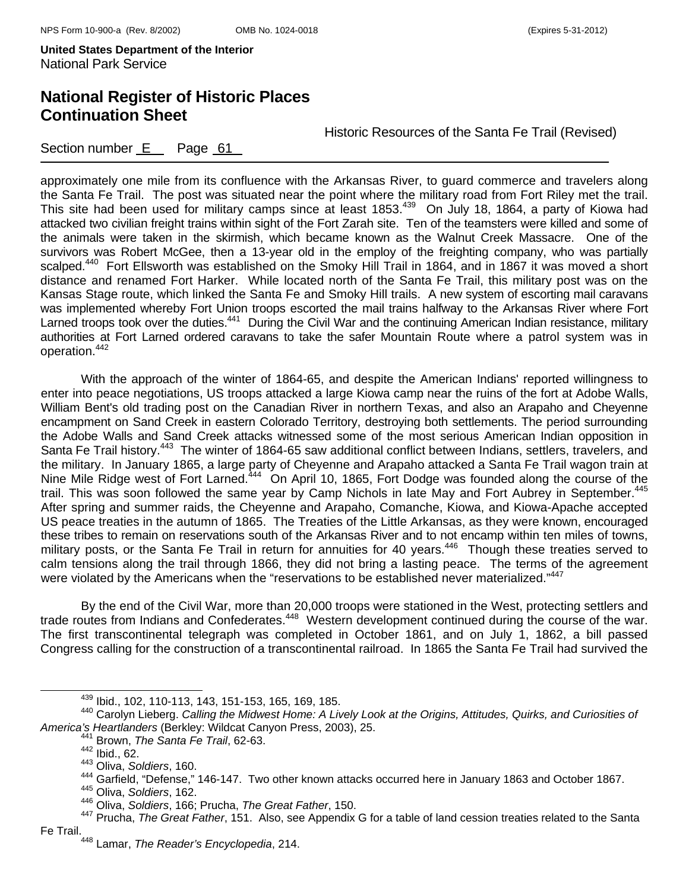approximately one mile from its confluence with the Arkansas River, to guard commerce and travelers along the Santa Fe Trail. The post was situated near the point where the military road from Fort Riley met the trail. This site had been used for military camps since at least 1853.[439] On July 18, 1864, a party of Kiowa had attacked two civilian freight trains within sight of the Fort Zarah site. Ten of the teamsters were killed and some of the animals were taken in the skirmish, which became known as the Walnut Creek Massacre. One of the survivors was Robert McGee, then a 13-year old in the employ of the freighting company, who was partially scalped.[440] Fort Ellsworth was established on the Smoky Hill Trail in 1864, and in 1867 it was moved a short distance and renamed Fort Harker. While located north of the Santa Fe Trail, this military post was on the Kansas Stage route, which linked the Santa Fe and Smoky Hill trails. A new system of escorting mail caravans was implemented whereby Fort Union troops escorted the mail trains halfway to the Arkansas River where Fort Larned troops took over the duties.[441] During the Civil War and the continuing American Indian resistance, military authorities at Fort Larned ordered caravans to take the safer Mountain Route where a patrol system was in operation.[442]

With the approach of the winter of 1864-65, and despite the American Indians' reported willingness to enter into peace negotiations, US troops attacked a large Kiowa camp near the ruins of the fort at Adobe Walls, William Bent's old trading post on the Canadian River in northern Texas, and also an Arapaho and Cheyenne encampment on Sand Creek in eastern Colorado Territory, destroying both settlements. The period surrounding the Adobe Walls and Sand Creek attacks witnessed some of the most serious American Indian opposition in Santa Fe Trail history.[443] The winter of 1864-65 saw additional conflict between Indians, settlers, travelers, and the military. In January 1865, a large party of Cheyenne and Arapaho attacked a Santa Fe Trail wagon train at Nine Mile Ridge west of Fort Larned.[444] On April 10, 1865, Fort Dodge was founded along the course of the trail. This was soon followed the same year by Camp Nichols in late May and Fort Aubrey in September.[445] After spring and summer raids, the Cheyenne and Arapaho, Comanche, Kiowa, and Kiowa-Apache accepted US peace treaties in the autumn of 1865. The Treaties of the Little Arkansas, as they were known, encouraged these tribes to remain on reservations south of the Arkansas River and to not encamp within ten miles of towns, military posts, or the Santa Fe Trail in return for annuities for 40 years.[446] Though these treaties served to calm tensions along the trail through 1866, they did not bring a lasting peace. The terms of the agreement were violated by the Americans when the "reservations to be established never materialized."[447]

By the end of the Civil War, more than 20,000 troops were stationed in the West, protecting settlers and trade routes from Indians and Confederates.[448] Western development continued during the course of the war. The first transcontinental telegraph was completed in October 1861, and on July 1, 1862, a bill passed Congress calling for the construction of a transcontinental railroad. In 1865 the Santa Fe Trail had survived the

---

[439] Ibid., 102, 110-113, 143, 151-153, 165, 169, 185.

[440] Carolyn Lieberg. *Calling the Midwest Home: A Lively Look at the Origins, Attitudes, Quirks, and Curiosities of America's Heartlanders* (Berkley: Wildcat Canyon Press, 2003), 25.

[441] Brown, *The Santa Fe Trail*, 62-63.

[442] Ibid., 62.

[443] Oliva, *Soldiers*, 160.

[444] Garfield, "Defense," 146-147. Two other known attacks occurred here in January 1863 and October 1867.

[445] Oliva, *Soldiers*, 162.

[446] Oliva, *Soldiers*, 166; Prucha, *The Great Father*, 150.

[447] Prucha, *The Great Father*, 151. Also, see Appendix G for a table of land cession treaties related to the Santa Fe Trail.

[448] Lamar, *The Reader's Encyclopedia*, 214.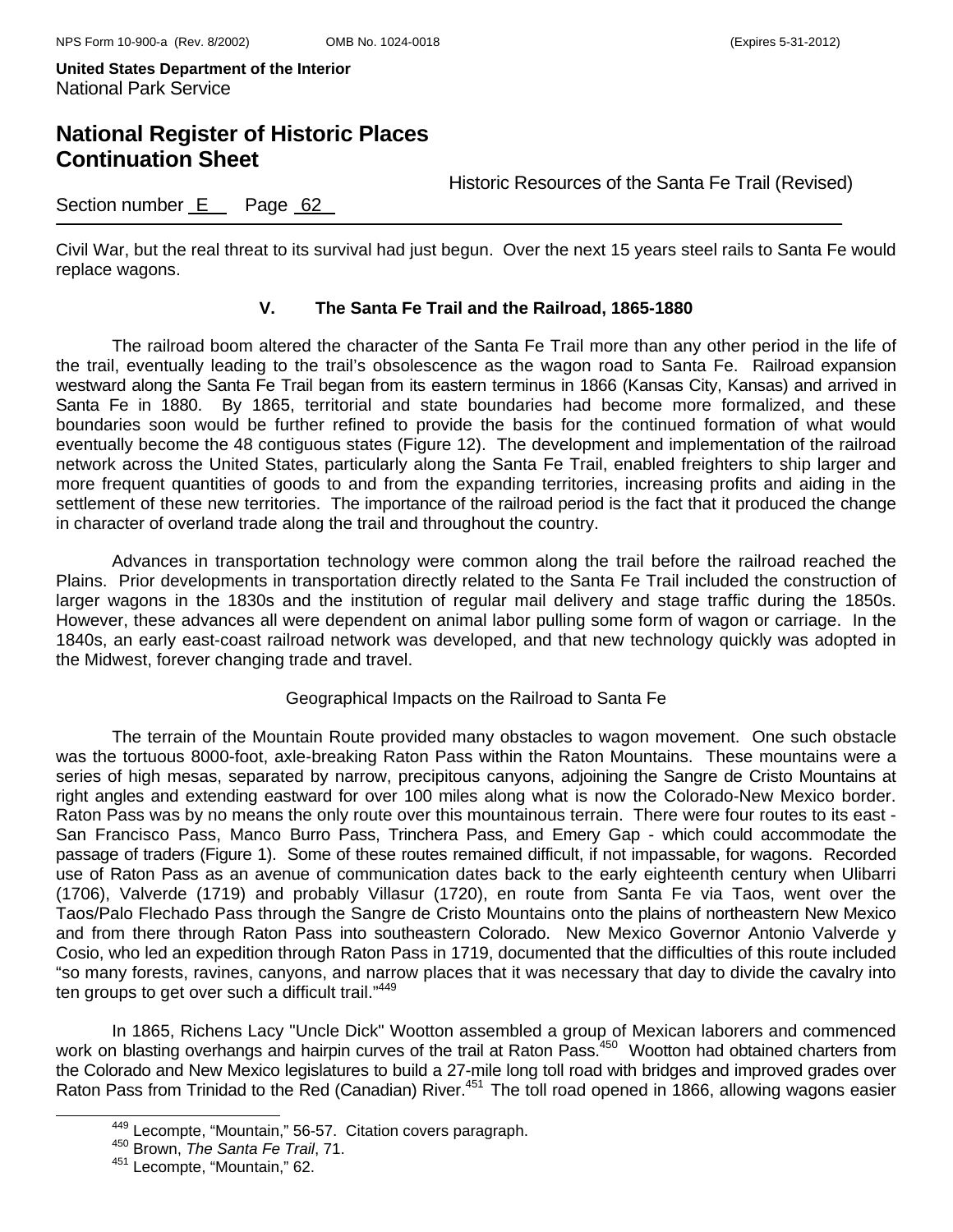Civil War, but the real threat to its survival had just begun. Over the next 15 years steel rails to Santa Fe would replace wagons.

## V. The Santa Fe Trail and the Railroad, 1865-1880

The railroad boom altered the character of the Santa Fe Trail more than any other period in the life of the trail, eventually leading to the trail's obsolescence as the wagon road to Santa Fe. Railroad expansion westward along the Santa Fe Trail began from its eastern terminus in 1866 (Kansas City, Kansas) and arrived in Santa Fe in 1880. By 1865, territorial and state boundaries had become more formalized, and these boundaries soon would be further refined to provide the basis for the continued formation of what would eventually become the 48 contiguous states (Figure 12). The development and implementation of the railroad network across the United States, particularly along the Santa Fe Trail, enabled freighters to ship larger and more frequent quantities of goods to and from the expanding territories, increasing profits and aiding in the settlement of these new territories. The importance of the railroad period is the fact that it produced the change in character of overland trade along the trail and throughout the country.

Advances in transportation technology were common along the trail before the railroad reached the Plains. Prior developments in transportation directly related to the Santa Fe Trail included the construction of larger wagons in the 1830s and the institution of regular mail delivery and stage traffic during the 1850s. However, these advances all were dependent on animal labor pulling some form of wagon or carriage. In the 1840s, an early east-coast railroad network was developed, and that new technology quickly was adopted in the Midwest, forever changing trade and travel.

### Geographical Impacts on the Railroad to Santa Fe

The terrain of the Mountain Route provided many obstacles to wagon movement. One such obstacle was the tortuous 8000-foot, axle-breaking Raton Pass within the Raton Mountains. These mountains were a series of high mesas, separated by narrow, precipitous canyons, adjoining the Sangre de Cristo Mountains at right angles and extending eastward for over 100 miles along what is now the Colorado-New Mexico border. Raton Pass was by no means the only route over this mountainous terrain. There were four routes to its east - San Francisco Pass, Manco Burro Pass, Trinchera Pass, and Emery Gap - which could accommodate the passage of traders (Figure 1). Some of these routes remained difficult, if not impassable, for wagons. Recorded use of Raton Pass as an avenue of communication dates back to the early eighteenth century when Ulibarri (1706), Valverde (1719) and probably Villasur (1720), en route from Santa Fe via Taos, went over the Taos/Palo Flechado Pass through the Sangre de Cristo Mountains onto the plains of northeastern New Mexico and from there through Raton Pass into southeastern Colorado. New Mexico Governor Antonio Valverde y Cosio, who led an expedition through Raton Pass in 1719, documented that the difficulties of this route included "so many forests, ravines, canyons, and narrow places that it was necessary that day to divide the cavalry into ten groups to get over such a difficult trail."[449]

In 1865, Richens Lacy "Uncle Dick" Wootton assembled a group of Mexican laborers and commenced work on blasting overhangs and hairpin curves of the trail at Raton Pass.[450] Wootton had obtained charters from the Colorado and New Mexico legislatures to build a 27-mile long toll road with bridges and improved grades over Raton Pass from Trinidad to the Red (Canadian) River.[451] The toll road opened in 1866, allowing wagons easier

[449] Lecompte, "Mountain," 56-57. Citation covers paragraph.

[450] Brown, *The Santa Fe Trail*, 71.

[451] Lecompte, "Mountain," 62.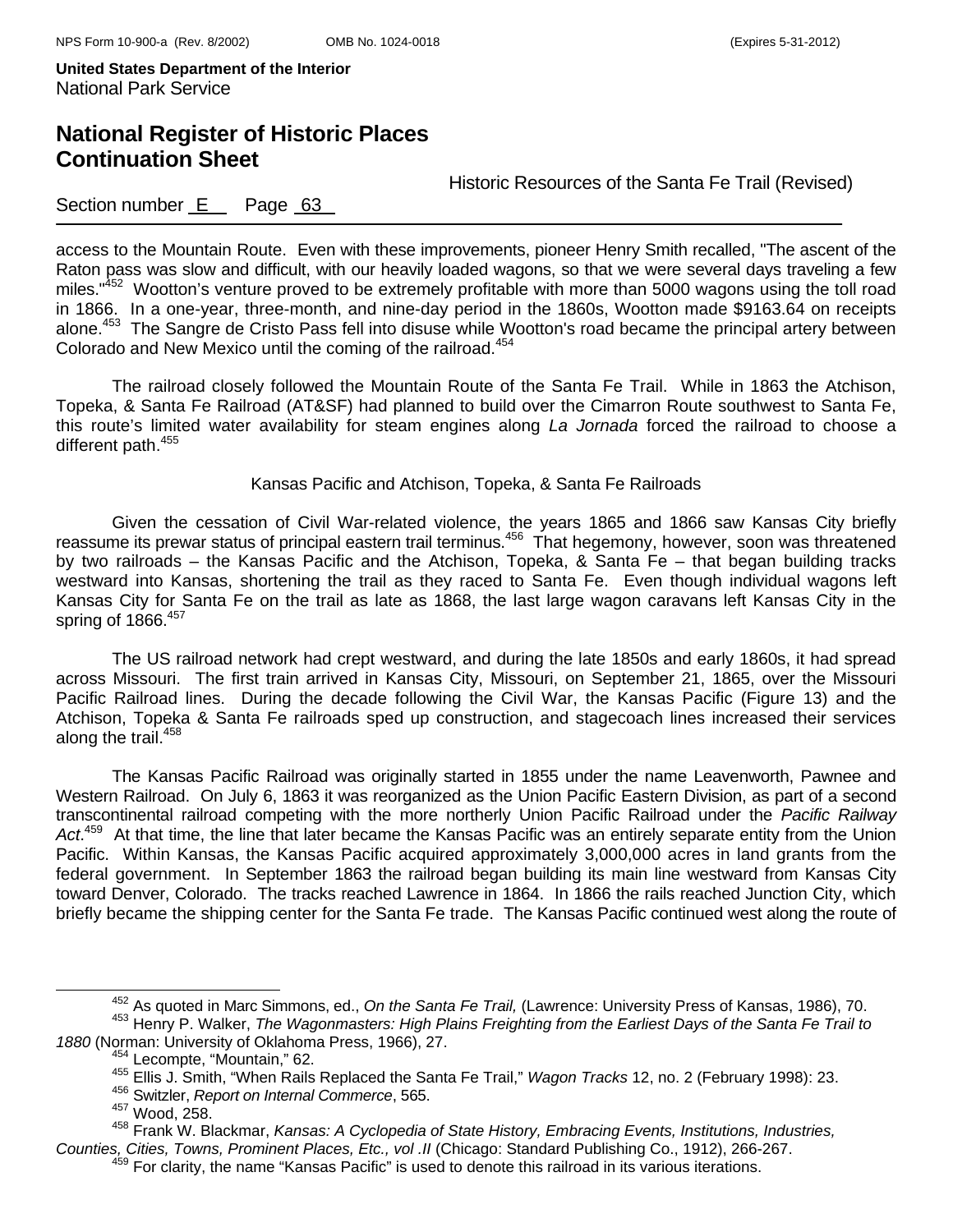access to the Mountain Route. Even with these improvements, pioneer Henry Smith recalled, "The ascent of the Raton pass was slow and difficult, with our heavily loaded wagons, so that we were several days traveling a few miles."[452] Wootton's venture proved to be extremely profitable with more than 5000 wagons using the toll road in 1866. In a one-year, three-month, and nine-day period in the 1860s, Wootton made $9163.64 on receipts alone.[453] The Sangre de Cristo Pass fell into disuse while Wootton's road became the principal artery between Colorado and New Mexico until the coming of the railroad.[454]

The railroad closely followed the Mountain Route of the Santa Fe Trail. While in 1863 the Atchison, Topeka, & Santa Fe Railroad (AT&SF) had planned to build over the Cimarron Route southwest to Santa Fe, this route's limited water availability for steam engines along *La Jornada* forced the railroad to choose a different path.[455]

### Kansas Pacific and Atchison, Topeka, & Santa Fe Railroads

Given the cessation of Civil War-related violence, the years 1865 and 1866 saw Kansas City briefly reassume its prewar status of principal eastern trail terminus.[456] That hegemony, however, soon was threatened by two railroads – the Kansas Pacific and the Atchison, Topeka, & Santa Fe – that began building tracks westward into Kansas, shortening the trail as they raced to Santa Fe. Even though individual wagons left Kansas City for Santa Fe on the trail as late as 1868, the last large wagon caravans left Kansas City in the spring of 1866.[457]

The US railroad network had crept westward, and during the late 1850s and early 1860s, it had spread across Missouri. The first train arrived in Kansas City, Missouri, on September 21, 1865, over the Missouri Pacific Railroad lines. During the decade following the Civil War, the Kansas Pacific (Figure 13) and the Atchison, Topeka & Santa Fe railroads sped up construction, and stagecoach lines increased their services along the trail.[458]

The Kansas Pacific Railroad was originally started in 1855 under the name Leavenworth, Pawnee and Western Railroad. On July 6, 1863 it was reorganized as the Union Pacific Eastern Division, as part of a second transcontinental railroad competing with the more northerly Union Pacific Railroad under the *Pacific Railway Act*.[459] At that time, the line that later became the Kansas Pacific was an entirely separate entity from the Union Pacific. Within Kansas, the Kansas Pacific acquired approximately 3,000,000 acres in land grants from the federal government. In September 1863 the railroad began building its main line westward from Kansas City toward Denver, Colorado. The tracks reached Lawrence in 1864. In 1866 the rails reached Junction City, which briefly became the shipping center for the Santa Fe trade. The Kansas Pacific continued west along the route of

---

[452] As quoted in Marc Simmons, ed., *On the Santa Fe Trail,* (Lawrence: University Press of Kansas, 1986), 70.

[453] Henry P. Walker, *The Wagonmasters: High Plains Freighting from the Earliest Days of the Santa Fe Trail to 1880* (Norman: University of Oklahoma Press, 1966), 27.

[454] Lecompte, "Mountain," 62.

[455] Ellis J. Smith, "When Rails Replaced the Santa Fe Trail," *Wagon Tracks* 12, no. 2 (February 1998): 23.

[456] Switzler, *Report on Internal Commerce*, 565.

[457] Wood, 258.

[458] Frank W. Blackmar, *Kansas: A Cyclopedia of State History, Embracing Events, Institutions, Industries, Counties, Cities, Towns, Prominent Places, Etc., vol .II* (Chicago: Standard Publishing Co., 1912), 266-267.

[459] For clarity, the name "Kansas Pacific" is used to denote this railroad in its various iterations.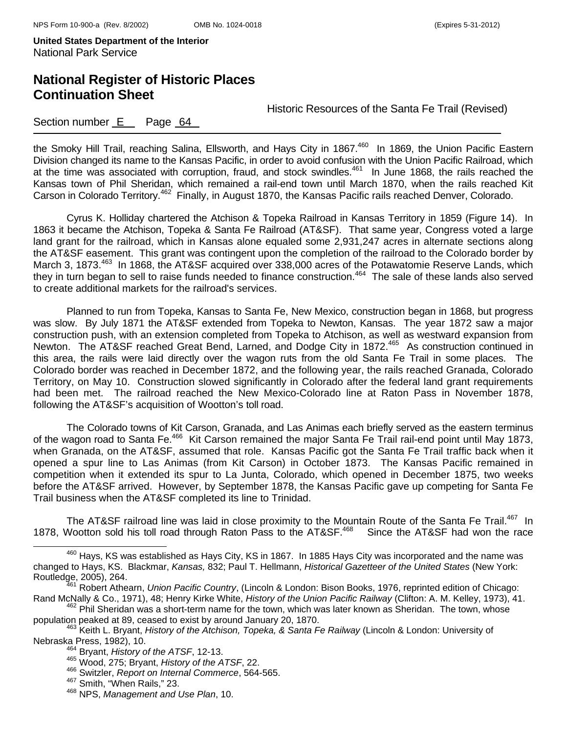the Smoky Hill Trail, reaching Salina, Ellsworth, and Hays City in 1867.[460] In 1869, the Union Pacific Eastern Division changed its name to the Kansas Pacific, in order to avoid confusion with the Union Pacific Railroad, which at the time was associated with corruption, fraud, and stock swindles.[461] In June 1868, the rails reached the Kansas town of Phil Sheridan, which remained a rail-end town until March 1870, when the rails reached Kit Carson in Colorado Territory.[462] Finally, in August 1870, the Kansas Pacific rails reached Denver, Colorado.

Cyrus K. Holliday chartered the Atchison & Topeka Railroad in Kansas Territory in 1859 (Figure 14). In 1863 it became the Atchison, Topeka & Santa Fe Railroad (AT&SF). That same year, Congress voted a large land grant for the railroad, which in Kansas alone equaled some 2,931,247 acres in alternate sections along the AT&SF easement. This grant was contingent upon the completion of the railroad to the Colorado border by March 3, 1873.[463] In 1868, the AT&SF acquired over 338,000 acres of the Potawatomie Reserve Lands, which they in turn began to sell to raise funds needed to finance construction.[464] The sale of these lands also served to create additional markets for the railroad's services.

Planned to run from Topeka, Kansas to Santa Fe, New Mexico, construction began in 1868, but progress was slow. By July 1871 the AT&SF extended from Topeka to Newton, Kansas. The year 1872 saw a major construction push, with an extension completed from Topeka to Atchison, as well as westward expansion from Newton. The AT&SF reached Great Bend, Larned, and Dodge City in 1872.[465] As construction continued in this area, the rails were laid directly over the wagon ruts from the old Santa Fe Trail in some places. The Colorado border was reached in December 1872, and the following year, the rails reached Granada, Colorado Territory, on May 10. Construction slowed significantly in Colorado after the federal land grant requirements had been met. The railroad reached the New Mexico-Colorado line at Raton Pass in November 1878, following the AT&SF's acquisition of Wootton's toll road.

The Colorado towns of Kit Carson, Granada, and Las Animas each briefly served as the eastern terminus of the wagon road to Santa Fe.[466] Kit Carson remained the major Santa Fe Trail rail-end point until May 1873, when Granada, on the AT&SF, assumed that role. Kansas Pacific got the Santa Fe Trail traffic back when it opened a spur line to Las Animas (from Kit Carson) in October 1873. The Kansas Pacific remained in competition when it extended its spur to La Junta, Colorado, which opened in December 1875, two weeks before the AT&SF arrived. However, by September 1878, the Kansas Pacific gave up competing for Santa Fe Trail business when the AT&SF completed its line to Trinidad.

The AT&SF railroad line was laid in close proximity to the Mountain Route of the Santa Fe Trail.[467] In 1878, Wootton sold his toll road through Raton Pass to the AT&SF.[468] Since the AT&SF had won the race

---

[460] Hays, KS was established as Hays City, KS in 1867. In 1885 Hays City was incorporated and the name was changed to Hays, KS. Blackmar, *Kansas,* 832; Paul T. Hellmann, *Historical Gazetteer of the United States* (New York: Routledge, 2005), 264.

[461] Robert Athearn, *Union Pacific Country*, (Lincoln & London: Bison Books, 1976, reprinted edition of Chicago: Rand McNally & Co., 1971), 48; Henry Kirke White, *History of the Union Pacific Railway* (Clifton: A. M. Kelley, 1973), 41.

[462] Phil Sheridan was a short-term name for the town, which was later known as Sheridan. The town, whose population peaked at 89, ceased to exist by around January 20, 1870.

[463] Keith L. Bryant, *History of the Atchison, Topeka, & Santa Fe Railway* (Lincoln & London: University of Nebraska Press, 1982), 10.

[464] Bryant, *History of the ATSF*, 12-13.

[465] Wood, 275; Bryant, *History of the ATSF*, 22.

[466] Switzler, *Report on Internal Commerce*, 564-565.

[467] Smith, "When Rails," 23.

[468] NPS, *Management and Use Plan*, 10.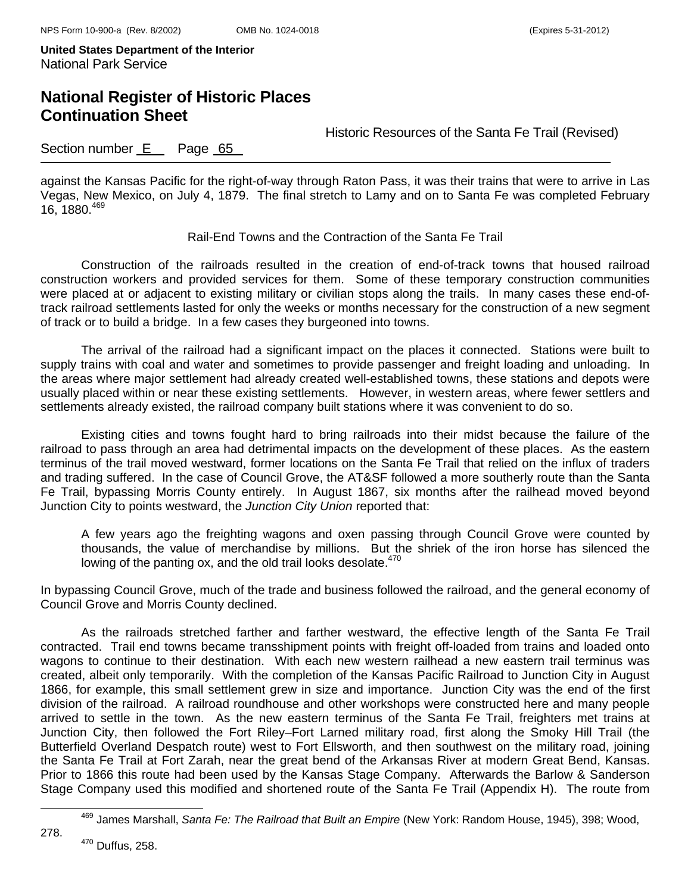against the Kansas Pacific for the right-of-way through Raton Pass, it was their trains that were to arrive in Las Vegas, New Mexico, on July 4, 1879. The final stretch to Lamy and on to Santa Fe was completed February 16, 1880.[469]

Rail-End Towns and the Contraction of the Santa Fe Trail

Construction of the railroads resulted in the creation of end-of-track towns that housed railroad construction workers and provided services for them. Some of these temporary construction communities were placed at or adjacent to existing military or civilian stops along the trails. In many cases these end-of-track railroad settlements lasted for only the weeks or months necessary for the construction of a new segment of track or to build a bridge. In a few cases they burgeoned into towns.

The arrival of the railroad had a significant impact on the places it connected. Stations were built to supply trains with coal and water and sometimes to provide passenger and freight loading and unloading. In the areas where major settlement had already created well-established towns, these stations and depots were usually placed within or near these existing settlements. However, in western areas, where fewer settlers and settlements already existed, the railroad company built stations where it was convenient to do so.

Existing cities and towns fought hard to bring railroads into their midst because the failure of the railroad to pass through an area had detrimental impacts on the development of these places. As the eastern terminus of the trail moved westward, former locations on the Santa Fe Trail that relied on the influx of traders and trading suffered. In the case of Council Grove, the AT&SF followed a more southerly route than the Santa Fe Trail, bypassing Morris County entirely. In August 1867, six months after the railhead moved beyond Junction City to points westward, the *Junction City Union* reported that:

> A few years ago the freighting wagons and oxen passing through Council Grove were counted by thousands, the value of merchandise by millions. But the shriek of the iron horse has silenced the lowing of the panting ox, and the old trail looks desolate.[470]

In bypassing Council Grove, much of the trade and business followed the railroad, and the general economy of Council Grove and Morris County declined.

As the railroads stretched farther and farther westward, the effective length of the Santa Fe Trail contracted. Trail end towns became transshipment points with freight off-loaded from trains and loaded onto wagons to continue to their destination. With each new western railhead a new eastern trail terminus was created, albeit only temporarily. With the completion of the Kansas Pacific Railroad to Junction City in August 1866, for example, this small settlement grew in size and importance. Junction City was the end of the first division of the railroad. A railroad roundhouse and other workshops were constructed here and many people arrived to settle in the town. As the new eastern terminus of the Santa Fe Trail, freighters met trains at Junction City, then followed the Fort Riley–Fort Larned military road, first along the Smoky Hill Trail (the Butterfield Overland Despatch route) west to Fort Ellsworth, and then southwest on the military road, joining the Santa Fe Trail at Fort Zarah, near the great bend of the Arkansas River at modern Great Bend, Kansas. Prior to 1866 this route had been used by the Kansas Stage Company. Afterwards the Barlow & Sanderson Stage Company used this modified and shortened route of the Santa Fe Trail (Appendix H). The route from

---

[469] James Marshall, *Santa Fe: The Railroad that Built an Empire* (New York: Random House, 1945), 398; Wood, 278.

[470] Duffus, 258.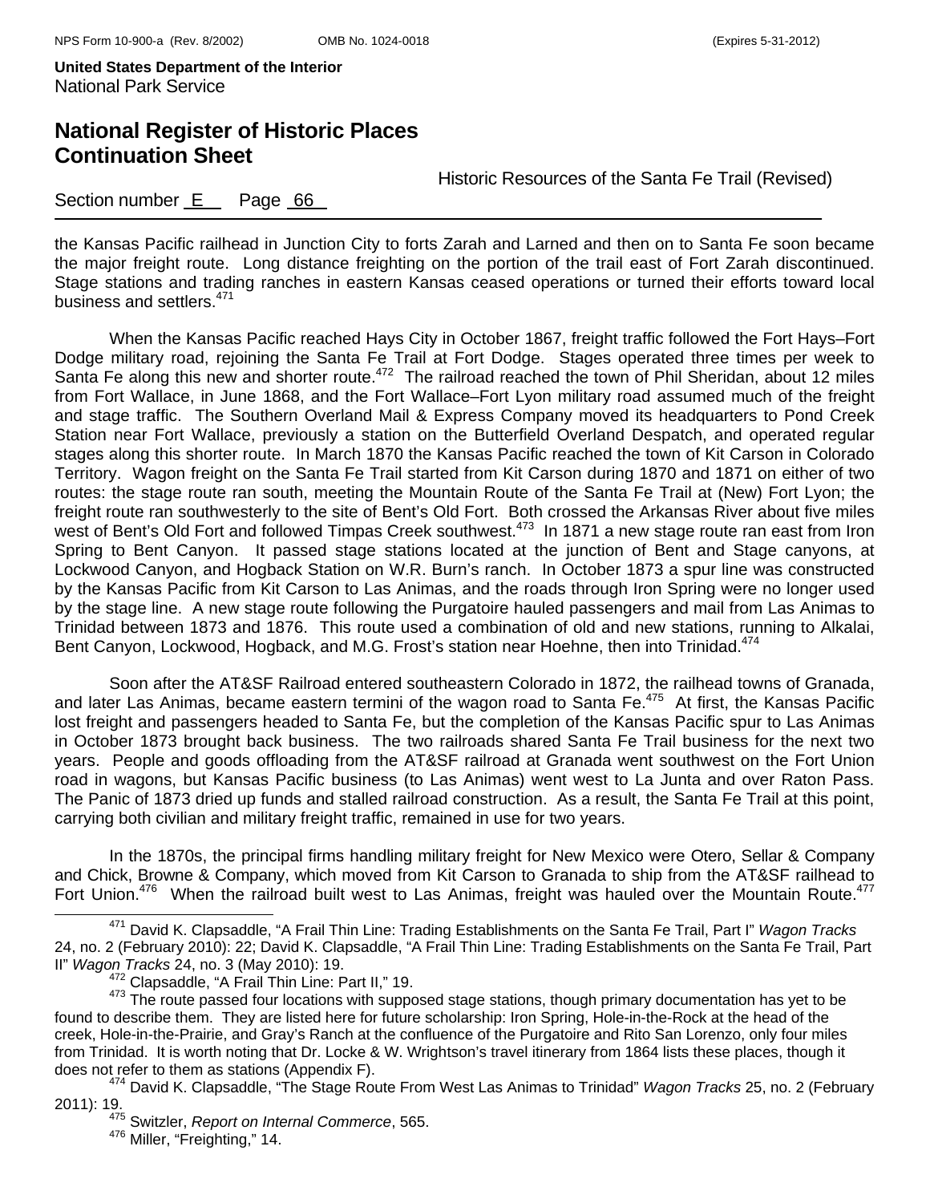the Kansas Pacific railhead in Junction City to forts Zarah and Larned and then on to Santa Fe soon became the major freight route. Long distance freighting on the portion of the trail east of Fort Zarah discontinued. Stage stations and trading ranches in eastern Kansas ceased operations or turned their efforts toward local business and settlers.[471]

When the Kansas Pacific reached Hays City in October 1867, freight traffic followed the Fort Hays–Fort Dodge military road, rejoining the Santa Fe Trail at Fort Dodge. Stages operated three times per week to Santa Fe along this new and shorter route.[472] The railroad reached the town of Phil Sheridan, about 12 miles from Fort Wallace, in June 1868, and the Fort Wallace–Fort Lyon military road assumed much of the freight and stage traffic. The Southern Overland Mail & Express Company moved its headquarters to Pond Creek Station near Fort Wallace, previously a station on the Butterfield Overland Despatch, and operated regular stages along this shorter route. In March 1870 the Kansas Pacific reached the town of Kit Carson in Colorado Territory. Wagon freight on the Santa Fe Trail started from Kit Carson during 1870 and 1871 on either of two routes: the stage route ran south, meeting the Mountain Route of the Santa Fe Trail at (New) Fort Lyon; the freight route ran southwesterly to the site of Bent's Old Fort. Both crossed the Arkansas River about five miles west of Bent's Old Fort and followed Timpas Creek southwest.[473] In 1871 a new stage route ran east from Iron Spring to Bent Canyon. It passed stage stations located at the junction of Bent and Stage canyons, at Lockwood Canyon, and Hogback Station on W.R. Burn's ranch. In October 1873 a spur line was constructed by the Kansas Pacific from Kit Carson to Las Animas, and the roads through Iron Spring were no longer used by the stage line. A new stage route following the Purgatoire hauled passengers and mail from Las Animas to Trinidad between 1873 and 1876. This route used a combination of old and new stations, running to Alkalai, Bent Canyon, Lockwood, Hogback, and M.G. Frost's station near Hoehne, then into Trinidad.[474]

Soon after the AT&SF Railroad entered southeastern Colorado in 1872, the railhead towns of Granada, and later Las Animas, became eastern termini of the wagon road to Santa Fe.[475] At first, the Kansas Pacific lost freight and passengers headed to Santa Fe, but the completion of the Kansas Pacific spur to Las Animas in October 1873 brought back business. The two railroads shared Santa Fe Trail business for the next two years. People and goods offloading from the AT&SF railroad at Granada went southwest on the Fort Union road in wagons, but Kansas Pacific business (to Las Animas) went west to La Junta and over Raton Pass. The Panic of 1873 dried up funds and stalled railroad construction. As a result, the Santa Fe Trail at this point, carrying both civilian and military freight traffic, remained in use for two years.

In the 1870s, the principal firms handling military freight for New Mexico were Otero, Sellar & Company and Chick, Browne & Company, which moved from Kit Carson to Granada to ship from the AT&SF railhead to Fort Union.[476] When the railroad built west to Las Animas, freight was hauled over the Mountain Route.[477]

---

[471] David K. Clapsaddle, "A Frail Thin Line: Trading Establishments on the Santa Fe Trail, Part I" *Wagon Tracks* 24, no. 2 (February 2010): 22; David K. Clapsaddle, "A Frail Thin Line: Trading Establishments on the Santa Fe Trail, Part II" *Wagon Tracks* 24, no. 3 (May 2010): 19.

[472] Clapsaddle, "A Frail Thin Line: Part II," 19.

[473] The route passed four locations with supposed stage stations, though primary documentation has yet to be found to describe them. They are listed here for future scholarship: Iron Spring, Hole-in-the-Rock at the head of the creek, Hole-in-the-Prairie, and Gray's Ranch at the confluence of the Purgatoire and Rito San Lorenzo, only four miles from Trinidad. It is worth noting that Dr. Locke & W. Wrightson's travel itinerary from 1864 lists these places, though it does not refer to them as stations (Appendix F).

[474] David K. Clapsaddle, "The Stage Route From West Las Animas to Trinidad" *Wagon Tracks* 25, no. 2 (February 2011): 19.

[475] Switzler, *Report on Internal Commerce*, 565.

[476] Miller, "Freighting," 14.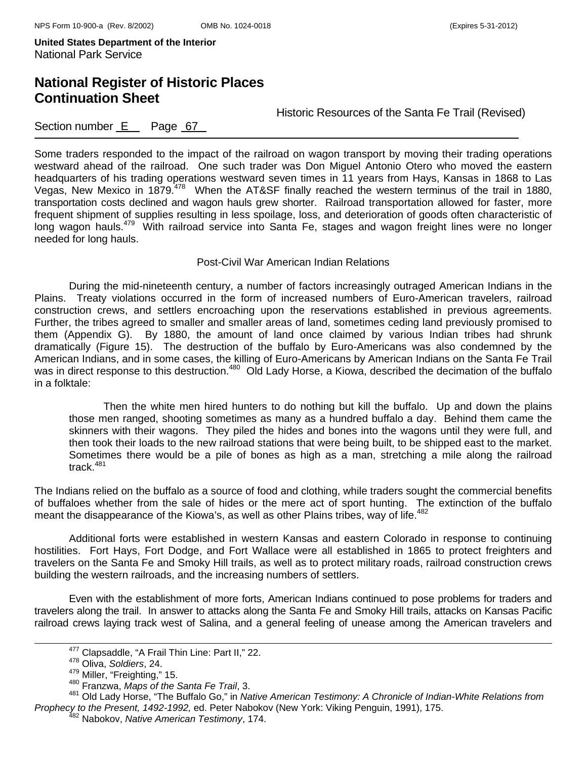Some traders responded to the impact of the railroad on wagon transport by moving their trading operations westward ahead of the railroad. One such trader was Don Miguel Antonio Otero who moved the eastern headquarters of his trading operations westward seven times in 11 years from Hays, Kansas in 1868 to Las Vegas, New Mexico in 1879.[478] When the AT&SF finally reached the western terminus of the trail in 1880, transportation costs declined and wagon hauls grew shorter. Railroad transportation allowed for faster, more frequent shipment of supplies resulting in less spoilage, loss, and deterioration of goods often characteristic of long wagon hauls.[479] With railroad service into Santa Fe, stages and wagon freight lines were no longer needed for long hauls.

### Post-Civil War American Indian Relations

During the mid-nineteenth century, a number of factors increasingly outraged American Indians in the Plains. Treaty violations occurred in the form of increased numbers of Euro-American travelers, railroad construction crews, and settlers encroaching upon the reservations established in previous agreements. Further, the tribes agreed to smaller and smaller areas of land, sometimes ceding land previously promised to them (Appendix G). By 1880, the amount of land once claimed by various Indian tribes had shrunk dramatically (Figure 15). The destruction of the buffalo by Euro-Americans was also condemned by the American Indians, and in some cases, the killing of Euro-Americans by American Indians on the Santa Fe Trail was in direct response to this destruction.[480] Old Lady Horse, a Kiowa, described the decimation of the buffalo in a folktale:

> Then the white men hired hunters to do nothing but kill the buffalo. Up and down the plains those men ranged, shooting sometimes as many as a hundred buffalo a day. Behind them came the skinners with their wagons. They piled the hides and bones into the wagons until they were full, and then took their loads to the new railroad stations that were being built, to be shipped east to the market. Sometimes there would be a pile of bones as high as a man, stretching a mile along the railroad track.[481]

The Indians relied on the buffalo as a source of food and clothing, while traders sought the commercial benefits of buffaloes whether from the sale of hides or the mere act of sport hunting. The extinction of the buffalo meant the disappearance of the Kiowa's, as well as other Plains tribes, way of life.[482]

Additional forts were established in western Kansas and eastern Colorado in response to continuing hostilities. Fort Hays, Fort Dodge, and Fort Wallace were all established in 1865 to protect freighters and travelers on the Santa Fe and Smoky Hill trails, as well as to protect military roads, railroad construction crews building the western railroads, and the increasing numbers of settlers.

Even with the establishment of more forts, American Indians continued to pose problems for traders and travelers along the trail. In answer to attacks along the Santa Fe and Smoky Hill trails, attacks on Kansas Pacific railroad crews laying track west of Salina, and a general feeling of unease among the American travelers and

---

[477] Clapsaddle, "A Frail Thin Line: Part II," 22.

[478] Oliva, *Soldiers*, 24.

[479] Miller, "Freighting," 15.

[480] Franzwa, *Maps of the Santa Fe Trail*, 3.

[481] Old Lady Horse, "The Buffalo Go," in *Native American Testimony: A Chronicle of Indian-White Relations from Prophecy to the Present, 1492-1992,* ed. Peter Nabokov (New York: Viking Penguin, 1991), 175.

[482] Nabokov, *Native American Testimony*, 174.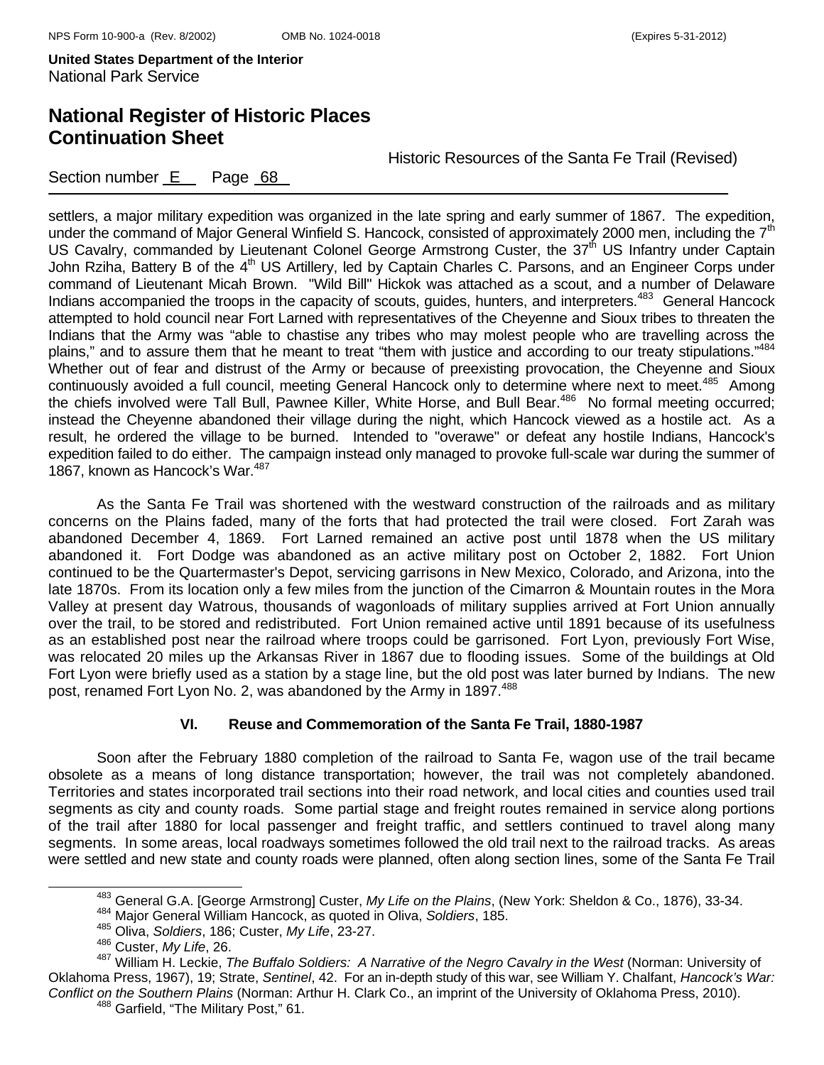settlers, a major military expedition was organized in the late spring and early summer of 1867. The expedition, under the command of Major General Winfield S. Hancock, consisted of approximately 2000 men, including the 7th US Cavalry, commanded by Lieutenant Colonel George Armstrong Custer, the 37th US Infantry under Captain John Rziha, Battery B of the 4th US Artillery, led by Captain Charles C. Parsons, and an Engineer Corps under command of Lieutenant Micah Brown. "Wild Bill" Hickok was attached as a scout, and a number of Delaware Indians accompanied the troops in the capacity of scouts, guides, hunters, and interpreters.[483] General Hancock attempted to hold council near Fort Larned with representatives of the Cheyenne and Sioux tribes to threaten the Indians that the Army was "able to chastise any tribes who may molest people who are travelling across the plains," and to assure them that he meant to treat "them with justice and according to our treaty stipulations."[484] Whether out of fear and distrust of the Army or because of preexisting provocation, the Cheyenne and Sioux continuously avoided a full council, meeting General Hancock only to determine where next to meet.[485] Among the chiefs involved were Tall Bull, Pawnee Killer, White Horse, and Bull Bear.[486] No formal meeting occurred; instead the Cheyenne abandoned their village during the night, which Hancock viewed as a hostile act. As a result, he ordered the village to be burned. Intended to "overawe" or defeat any hostile Indians, Hancock's expedition failed to do either. The campaign instead only managed to provoke full-scale war during the summer of 1867, known as Hancock's War.[487]

As the Santa Fe Trail was shortened with the westward construction of the railroads and as military concerns on the Plains faded, many of the forts that had protected the trail were closed. Fort Zarah was abandoned December 4, 1869. Fort Larned remained an active post until 1878 when the US military abandoned it. Fort Dodge was abandoned as an active military post on October 2, 1882. Fort Union continued to be the Quartermaster's Depot, servicing garrisons in New Mexico, Colorado, and Arizona, into the late 1870s. From its location only a few miles from the junction of the Cimarron & Mountain routes in the Mora Valley at present day Watrous, thousands of wagonloads of military supplies arrived at Fort Union annually over the trail, to be stored and redistributed. Fort Union remained active until 1891 because of its usefulness as an established post near the railroad where troops could be garrisoned. Fort Lyon, previously Fort Wise, was relocated 20 miles up the Arkansas River in 1867 due to flooding issues. Some of the buildings at Old Fort Lyon were briefly used as a station by a stage line, but the old post was later burned by Indians. The new post, renamed Fort Lyon No. 2, was abandoned by the Army in 1897.[488]

### VI. Reuse and Commemoration of the Santa Fe Trail, 1880-1987

Soon after the February 1880 completion of the railroad to Santa Fe, wagon use of the trail became obsolete as a means of long distance transportation; however, the trail was not completely abandoned. Territories and states incorporated trail sections into their road network, and local cities and counties used trail segments as city and county roads. Some partial stage and freight routes remained in service along portions of the trail after 1880 for local passenger and freight traffic, and settlers continued to travel along many segments. In some areas, local roadways sometimes followed the old trail next to the railroad tracks. As areas were settled and new state and county roads were planned, often along section lines, some of the Santa Fe Trail

---

[483] General G.A. [George Armstrong] Custer, *My Life on the Plains*, (New York: Sheldon & Co., 1876), 33-34.

[484] Major General William Hancock, as quoted in Oliva, *Soldiers*, 185.

[485] Oliva, *Soldiers*, 186; Custer, *My Life*, 23-27.

[486] Custer, *My Life*, 26.

[487] William H. Leckie, *The Buffalo Soldiers: A Narrative of the Negro Cavalry in the West* (Norman: University of Oklahoma Press, 1967), 19; Strate, *Sentinel*, 42. For an in-depth study of this war, see William Y. Chalfant, *Hancock's War: Conflict on the Southern Plains* (Norman: Arthur H. Clark Co., an imprint of the University of Oklahoma Press, 2010).

[488] Garfield, "The Military Post," 61.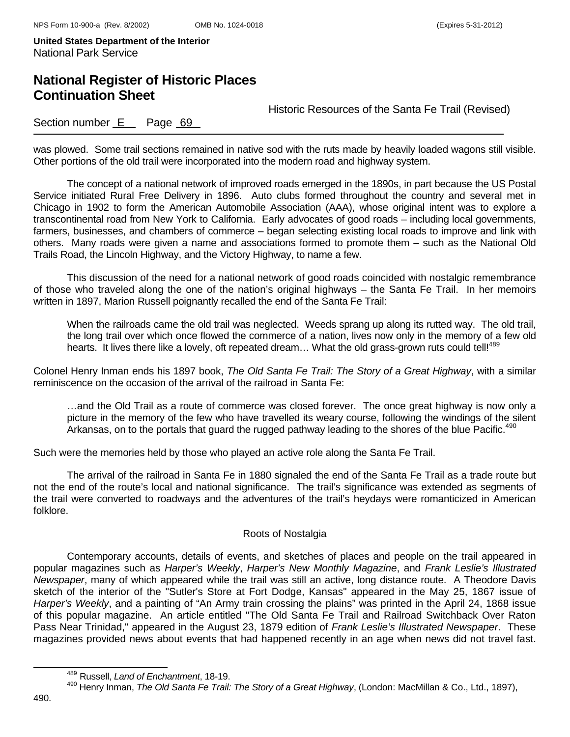was plowed. Some trail sections remained in native sod with the ruts made by heavily loaded wagons still visible. Other portions of the old trail were incorporated into the modern road and highway system.

The concept of a national network of improved roads emerged in the 1890s, in part because the US Postal Service initiated Rural Free Delivery in 1896. Auto clubs formed throughout the country and several met in Chicago in 1902 to form the American Automobile Association (AAA), whose original intent was to explore a transcontinental road from New York to California. Early advocates of good roads – including local governments, farmers, businesses, and chambers of commerce – began selecting existing local roads to improve and link with others. Many roads were given a name and associations formed to promote them – such as the National Old Trails Road, the Lincoln Highway, and the Victory Highway, to name a few.

This discussion of the need for a national network of good roads coincided with nostalgic remembrance of those who traveled along the one of the nation's original highways – the Santa Fe Trail. In her memoirs written in 1897, Marion Russell poignantly recalled the end of the Santa Fe Trail:

> When the railroads came the old trail was neglected. Weeds sprang up along its rutted way. The old trail, the long trail over which once flowed the commerce of a nation, lives now only in the memory of a few old hearts. It lives there like a lovely, oft repeated dream… What the old grass-grown ruts could tell![489]

Colonel Henry Inman ends his 1897 book, *The Old Santa Fe Trail: The Story of a Great Highway*, with a similar reminiscence on the occasion of the arrival of the railroad in Santa Fe:

> …and the Old Trail as a route of commerce was closed forever. The once great highway is now only a picture in the memory of the few who have travelled its weary course, following the windings of the silent Arkansas, on to the portals that guard the rugged pathway leading to the shores of the blue Pacific.[490]

Such were the memories held by those who played an active role along the Santa Fe Trail.

The arrival of the railroad in Santa Fe in 1880 signaled the end of the Santa Fe Trail as a trade route but not the end of the route's local and national significance. The trail's significance was extended as segments of the trail were converted to roadways and the adventures of the trail's heydays were romanticized in American folklore.

## Roots of Nostalgia

Contemporary accounts, details of events, and sketches of places and people on the trail appeared in popular magazines such as *Harper's Weekly*, *Harper's New Monthly Magazine*, and *Frank Leslie's Illustrated Newspaper*, many of which appeared while the trail was still an active, long distance route. A Theodore Davis sketch of the interior of the "Sutler's Store at Fort Dodge, Kansas" appeared in the May 25, 1867 issue of *Harper's Weekly*, and a painting of "An Army train crossing the plains" was printed in the April 24, 1868 issue of this popular magazine. An article entitled "The Old Santa Fe Trail and Railroad Switchback Over Raton Pass Near Trinidad," appeared in the August 23, 1879 edition of *Frank Leslie's Illustrated Newspaper*. These magazines provided news about events that had happened recently in an age when news did not travel fast.

---

[489] Russell, *Land of Enchantment*, 18-19.

[490] Henry Inman, *The Old Santa Fe Trail: The Story of a Great Highway*, (London: MacMillan & Co., Ltd., 1897), 490.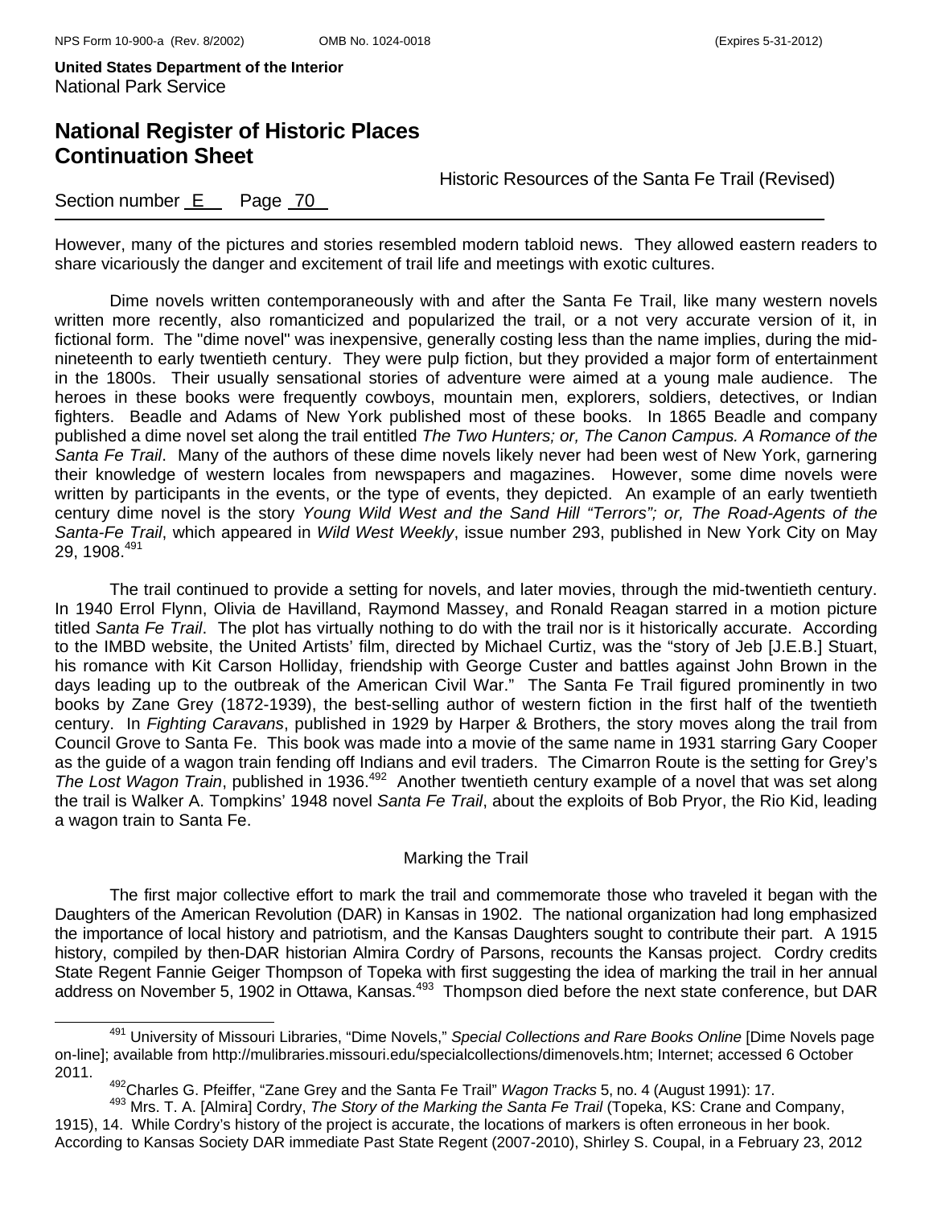However, many of the pictures and stories resembled modern tabloid news. They allowed eastern readers to share vicariously the danger and excitement of trail life and meetings with exotic cultures.

Dime novels written contemporaneously with and after the Santa Fe Trail, like many western novels written more recently, also romanticized and popularized the trail, or a not very accurate version of it, in fictional form. The "dime novel" was inexpensive, generally costing less than the name implies, during the mid-nineteenth to early twentieth century. They were pulp fiction, but they provided a major form of entertainment in the 1800s. Their usually sensational stories of adventure were aimed at a young male audience. The heroes in these books were frequently cowboys, mountain men, explorers, soldiers, detectives, or Indian fighters. Beadle and Adams of New York published most of these books. In 1865 Beadle and company published a dime novel set along the trail entitled *The Two Hunters; or, The Canon Campus. A Romance of the Santa Fe Trail*. Many of the authors of these dime novels likely never had been west of New York, garnering their knowledge of western locales from newspapers and magazines. However, some dime novels were written by participants in the events, or the type of events, they depicted. An example of an early twentieth century dime novel is the story *Young Wild West and the Sand Hill "Terrors"; or, The Road-Agents of the Santa-Fe Trail*, which appeared in *Wild West Weekly*, issue number 293, published in New York City on May 29, 1908.[491]

The trail continued to provide a setting for novels, and later movies, through the mid-twentieth century. In 1940 Errol Flynn, Olivia de Havilland, Raymond Massey, and Ronald Reagan starred in a motion picture titled *Santa Fe Trail*. The plot has virtually nothing to do with the trail nor is it historically accurate. According to the IMBD website, the United Artists' film, directed by Michael Curtiz, was the "story of Jeb [J.E.B.] Stuart, his romance with Kit Carson Holliday, friendship with George Custer and battles against John Brown in the days leading up to the outbreak of the American Civil War." The Santa Fe Trail figured prominently in two books by Zane Grey (1872-1939), the best-selling author of western fiction in the first half of the twentieth century. In *Fighting Caravans*, published in 1929 by Harper & Brothers, the story moves along the trail from Council Grove to Santa Fe. This book was made into a movie of the same name in 1931 starring Gary Cooper as the guide of a wagon train fending off Indians and evil traders. The Cimarron Route is the setting for Grey's *The Lost Wagon Train*, published in 1936.[492] Another twentieth century example of a novel that was set along the trail is Walker A. Tompkins' 1948 novel *Santa Fe Trail*, about the exploits of Bob Pryor, the Rio Kid, leading a wagon train to Santa Fe.

## Marking the Trail

The first major collective effort to mark the trail and commemorate those who traveled it began with the Daughters of the American Revolution (DAR) in Kansas in 1902. The national organization had long emphasized the importance of local history and patriotism, and the Kansas Daughters sought to contribute their part. A 1915 history, compiled by then-DAR historian Almira Cordry of Parsons, recounts the Kansas project. Cordry credits State Regent Fannie Geiger Thompson of Topeka with first suggesting the idea of marking the trail in her annual address on November 5, 1902 in Ottawa, Kansas.[493] Thompson died before the next state conference, but DAR

---

[491] University of Missouri Libraries, "Dime Novels," *Special Collections and Rare Books Online* [Dime Novels page on-line]; available from http://mulibraries.missouri.edu/specialcollections/dimenovels.htm; Internet; accessed 6 October 2011.

[492] Charles G. Pfeiffer, "Zane Grey and the Santa Fe Trail" *Wagon Tracks* 5, no. 4 (August 1991): 17.

[493] Mrs. T. A. [Almira] Cordry, *The Story of the Marking the Santa Fe Trail* (Topeka, KS: Crane and Company, 1915), 14. While Cordry's history of the project is accurate, the locations of markers is often erroneous in her book. According to Kansas Society DAR immediate Past State Regent (2007-2010), Shirley S. Coupal, in a February 23, 2012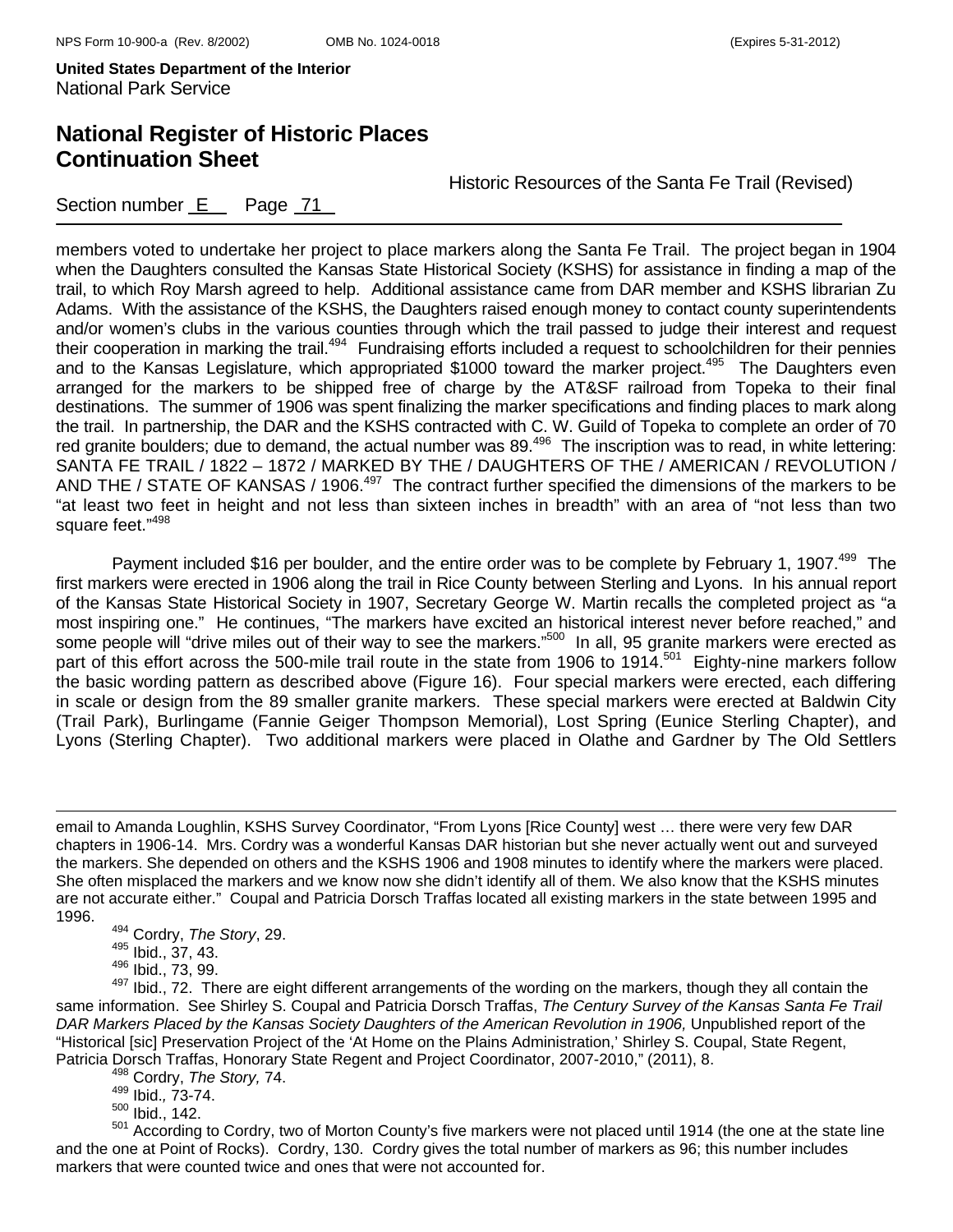members voted to undertake her project to place markers along the Santa Fe Trail. The project began in 1904 when the Daughters consulted the Kansas State Historical Society (KSHS) for assistance in finding a map of the trail, to which Roy Marsh agreed to help. Additional assistance came from DAR member and KSHS librarian Zu Adams. With the assistance of the KSHS, the Daughters raised enough money to contact county superintendents and/or women's clubs in the various counties through which the trail passed to judge their interest and request their cooperation in marking the trail.[494] Fundraising efforts included a request to schoolchildren for their pennies and to the Kansas Legislature, which appropriated $1000 toward the marker project.[495] The Daughters even arranged for the markers to be shipped free of charge by the AT&SF railroad from Topeka to their final destinations. The summer of 1906 was spent finalizing the marker specifications and finding places to mark along the trail. In partnership, the DAR and the KSHS contracted with C. W. Guild of Topeka to complete an order of 70 red granite boulders; due to demand, the actual number was 89.[496] The inscription was to read, in white lettering: SANTA FE TRAIL / 1822 – 1872 / MARKED BY THE / DAUGHTERS OF THE / AMERICAN / REVOLUTION / AND THE / STATE OF KANSAS / 1906.[497] The contract further specified the dimensions of the markers to be "at least two feet in height and not less than sixteen inches in breadth" with an area of "not less than two square feet."[498]

Payment included $16 per boulder, and the entire order was to be complete by February 1, 1907.[499] The first markers were erected in 1906 along the trail in Rice County between Sterling and Lyons. In his annual report of the Kansas State Historical Society in 1907, Secretary George W. Martin recalls the completed project as "a most inspiring one." He continues, "The markers have excited an historical interest never before reached," and some people will "drive miles out of their way to see the markers."[500] In all, 95 granite markers were erected as part of this effort across the 500-mile trail route in the state from 1906 to 1914.[501] Eighty-nine markers follow the basic wording pattern as described above (Figure 16). Four special markers were erected, each differing in scale or design from the 89 smaller granite markers. These special markers were erected at Baldwin City (Trail Park), Burlingame (Fannie Geiger Thompson Memorial), Lost Spring (Eunice Sterling Chapter), and Lyons (Sterling Chapter). Two additional markers were placed in Olathe and Gardner by The Old Settlers

---

email to Amanda Loughlin, KSHS Survey Coordinator, "From Lyons [Rice County] west … there were very few DAR chapters in 1906-14. Mrs. Cordry was a wonderful Kansas DAR historian but she never actually went out and surveyed the markers. She depended on others and the KSHS 1906 and 1908 minutes to identify where the markers were placed. She often misplaced the markers and we know now she didn't identify all of them. We also know that the KSHS minutes are not accurate either." Coupal and Patricia Dorsch Traffas located all existing markers in the state between 1995 and 1996.

[494] Cordry, *The Story*, 29.

[495] Ibid., 37, 43.

[496] Ibid., 73, 99.

[497] Ibid., 72. There are eight different arrangements of the wording on the markers, though they all contain the same information. See Shirley S. Coupal and Patricia Dorsch Traffas, *The Century Survey of the Kansas Santa Fe Trail DAR Markers Placed by the Kansas Society Daughters of the American Revolution in 1906,* Unpublished report of the "Historical [sic] Preservation Project of the 'At Home on the Plains Administration,' Shirley S. Coupal, State Regent, Patricia Dorsch Traffas, Honorary State Regent and Project Coordinator, 2007-2010," (2011), 8.

[498] Cordry, *The Story,* 74.

[499] Ibid*.,* 73-74.

[500] Ibid., 142.

[501] According to Cordry, two of Morton County's five markers were not placed until 1914 (the one at the state line and the one at Point of Rocks). Cordry, 130. Cordry gives the total number of markers as 96; this number includes markers that were counted twice and ones that were not accounted for.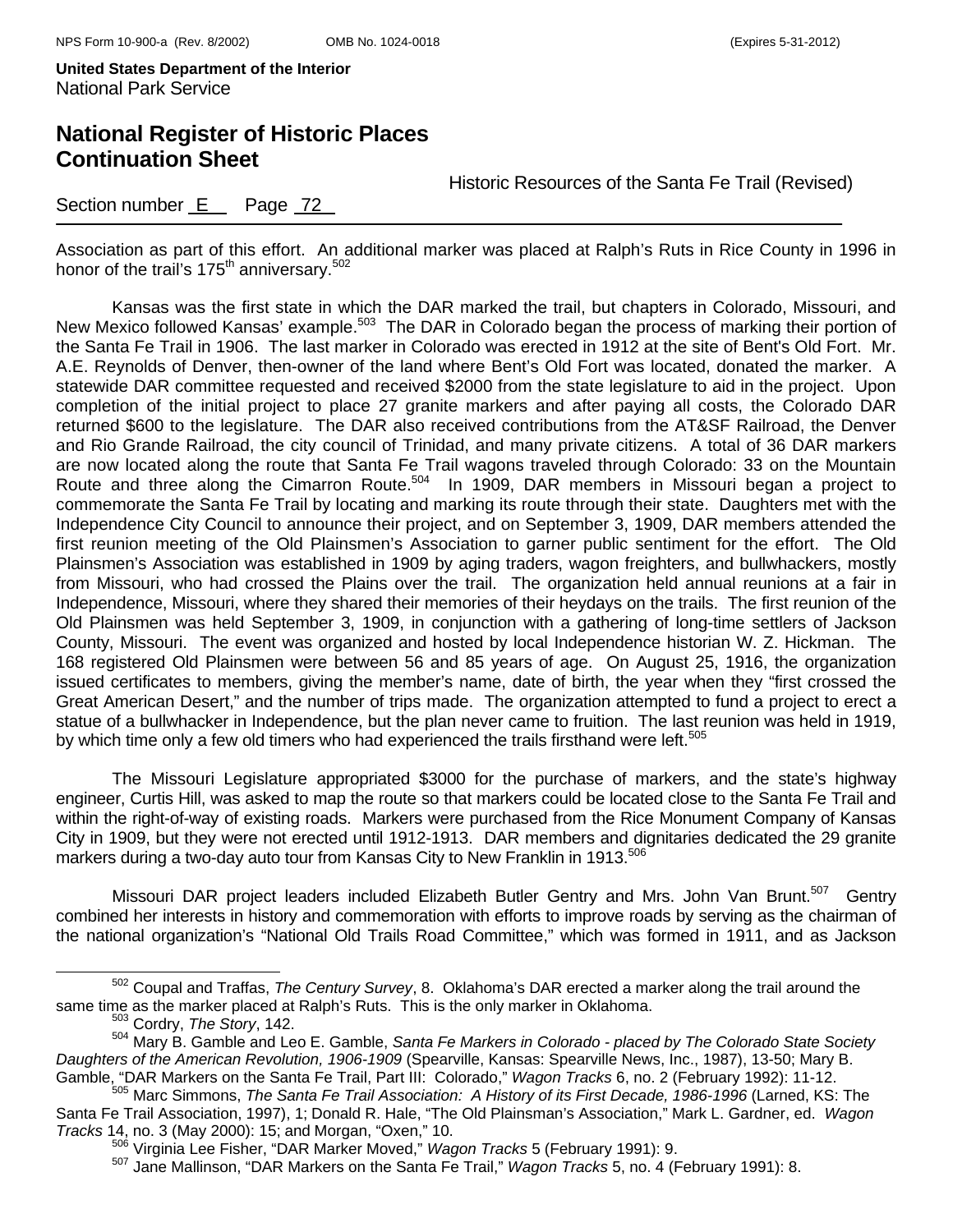Association as part of this effort. An additional marker was placed at Ralph's Ruts in Rice County in 1996 in honor of the trail's 175th anniversary.[502]

Kansas was the first state in which the DAR marked the trail, but chapters in Colorado, Missouri, and New Mexico followed Kansas' example.[503] The DAR in Colorado began the process of marking their portion of the Santa Fe Trail in 1906. The last marker in Colorado was erected in 1912 at the site of Bent's Old Fort. Mr. A.E. Reynolds of Denver, then-owner of the land where Bent's Old Fort was located, donated the marker. A statewide DAR committee requested and received $2000 from the state legislature to aid in the project. Upon completion of the initial project to place 27 granite markers and after paying all costs, the Colorado DAR returned $600 to the legislature. The DAR also received contributions from the AT&SF Railroad, the Denver and Rio Grande Railroad, the city council of Trinidad, and many private citizens. A total of 36 DAR markers are now located along the route that Santa Fe Trail wagons traveled through Colorado: 33 on the Mountain Route and three along the Cimarron Route.[504] In 1909, DAR members in Missouri began a project to commemorate the Santa Fe Trail by locating and marking its route through their state. Daughters met with the Independence City Council to announce their project, and on September 3, 1909, DAR members attended the first reunion meeting of the Old Plainsmen's Association to garner public sentiment for the effort. The Old Plainsmen's Association was established in 1909 by aging traders, wagon freighters, and bullwhackers, mostly from Missouri, who had crossed the Plains over the trail. The organization held annual reunions at a fair in Independence, Missouri, where they shared their memories of their heydays on the trails. The first reunion of the Old Plainsmen was held September 3, 1909, in conjunction with a gathering of long-time settlers of Jackson County, Missouri. The event was organized and hosted by local Independence historian W. Z. Hickman. The 168 registered Old Plainsmen were between 56 and 85 years of age. On August 25, 1916, the organization issued certificates to members, giving the member's name, date of birth, the year when they "first crossed the Great American Desert," and the number of trips made. The organization attempted to fund a project to erect a statue of a bullwhacker in Independence, but the plan never came to fruition. The last reunion was held in 1919, by which time only a few old timers who had experienced the trails firsthand were left.[505]

The Missouri Legislature appropriated $3000 for the purchase of markers, and the state's highway engineer, Curtis Hill, was asked to map the route so that markers could be located close to the Santa Fe Trail and within the right-of-way of existing roads. Markers were purchased from the Rice Monument Company of Kansas City in 1909, but they were not erected until 1912-1913. DAR members and dignitaries dedicated the 29 granite markers during a two-day auto tour from Kansas City to New Franklin in 1913.[506]

Missouri DAR project leaders included Elizabeth Butler Gentry and Mrs. John Van Brunt.[507] Gentry combined her interests in history and commemoration with efforts to improve roads by serving as the chairman of the national organization's "National Old Trails Road Committee," which was formed in 1911, and as Jackson

---

[502] Coupal and Traffas, *The Century Survey*, 8. Oklahoma's DAR erected a marker along the trail around the same time as the marker placed at Ralph's Ruts. This is the only marker in Oklahoma.

[503] Cordry, *The Story*, 142.

[504] Mary B. Gamble and Leo E. Gamble, *Santa Fe Markers in Colorado - placed by The Colorado State Society Daughters of the American Revolution, 1906-1909* (Spearville, Kansas: Spearville News, Inc., 1987), 13-50; Mary B. Gamble, "DAR Markers on the Santa Fe Trail, Part III: Colorado," *Wagon Tracks* 6, no. 2 (February 1992): 11-12.

[505] Marc Simmons, *The Santa Fe Trail Association: A History of its First Decade, 1986-1996* (Larned, KS: The Santa Fe Trail Association, 1997), 1; Donald R. Hale, "The Old Plainsman's Association," Mark L. Gardner, ed. *Wagon Tracks* 14, no. 3 (May 2000): 15; and Morgan, "Oxen," 10.

[506] Virginia Lee Fisher, "DAR Marker Moved," *Wagon Tracks* 5 (February 1991): 9.

[507] Jane Mallinson, "DAR Markers on the Santa Fe Trail," *Wagon Tracks* 5, no. 4 (February 1991): 8.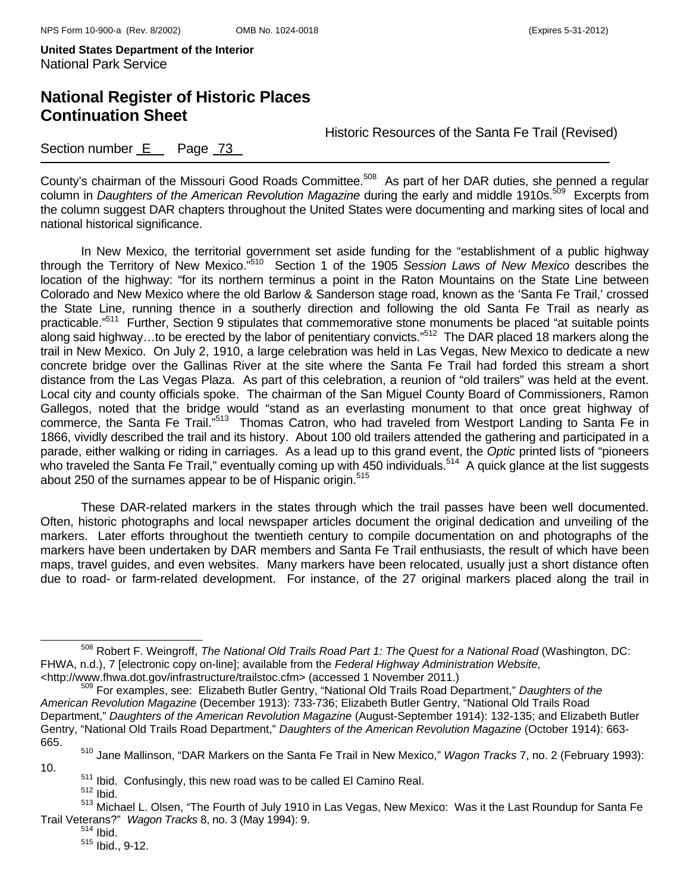County's chairman of the Missouri Good Roads Committee.[508] As part of her DAR duties, she penned a regular column in *Daughters of the American Revolution Magazine* during the early and middle 1910s.[509] Excerpts from the column suggest DAR chapters throughout the United States were documenting and marking sites of local and national historical significance.

In New Mexico, the territorial government set aside funding for the "establishment of a public highway through the Territory of New Mexico."[510] Section 1 of the 1905 *Session Laws of New Mexico* describes the location of the highway: "for its northern terminus a point in the Raton Mountains on the State Line between Colorado and New Mexico where the old Barlow & Sanderson stage road, known as the 'Santa Fe Trail,' crossed the State Line, running thence in a southerly direction and following the old Santa Fe Trail as nearly as practicable."[511] Further, Section 9 stipulates that commemorative stone monuments be placed "at suitable points along said highway…to be erected by the labor of penitentiary convicts."[512] The DAR placed 18 markers along the trail in New Mexico. On July 2, 1910, a large celebration was held in Las Vegas, New Mexico to dedicate a new concrete bridge over the Gallinas River at the site where the Santa Fe Trail had forded this stream a short distance from the Las Vegas Plaza. As part of this celebration, a reunion of "old trailers" was held at the event. Local city and county officials spoke. The chairman of the San Miguel County Board of Commissioners, Ramon Gallegos, noted that the bridge would "stand as an everlasting monument to that once great highway of commerce, the Santa Fe Trail."[513] Thomas Catron, who had traveled from Westport Landing to Santa Fe in 1866, vividly described the trail and its history. About 100 old trailers attended the gathering and participated in a parade, either walking or riding in carriages. As a lead up to this grand event, the *Optic* printed lists of "pioneers who traveled the Santa Fe Trail," eventually coming up with 450 individuals.[514] A quick glance at the list suggests about 250 of the surnames appear to be of Hispanic origin.[515]

These DAR-related markers in the states through which the trail passes have been well documented. Often, historic photographs and local newspaper articles document the original dedication and unveiling of the markers. Later efforts throughout the twentieth century to compile documentation on and photographs of the markers have been undertaken by DAR members and Santa Fe Trail enthusiasts, the result of which have been maps, travel guides, and even websites. Many markers have been relocated, usually just a short distance often due to road- or farm-related development. For instance, of the 27 original markers placed along the trail in

---

[508] Robert F. Weingroff, *The National Old Trails Road Part 1: The Quest for a National Road* (Washington, DC: FHWA, n.d.), 7 [electronic copy on-line]; available from the *Federal Highway Administration Website,* <http://www.fhwa.dot.gov/infrastructure/trailstoc.cfm> (accessed 1 November 2011.)

[509] For examples, see: Elizabeth Butler Gentry, "National Old Trails Road Department," *Daughters of the American Revolution Magazine* (December 1913): 733-736; Elizabeth Butler Gentry, "National Old Trails Road Department," *Daughters of the American Revolution Magazine* (August-September 1914): 132-135; and Elizabeth Butler Gentry, "National Old Trails Road Department," *Daughters of the American Revolution Magazine* (October 1914): 663-665.

[510] Jane Mallinson, "DAR Markers on the Santa Fe Trail in New Mexico," *Wagon Tracks* 7, no. 2 (February 1993): 10.

[511] Ibid. Confusingly, this new road was to be called El Camino Real.

[512] Ibid.

[513] Michael L. Olsen, "The Fourth of July 1910 in Las Vegas, New Mexico: Was it the Last Roundup for Santa Fe Trail Veterans?" *Wagon Tracks* 8, no. 3 (May 1994): 9.

[514] Ibid.

[515] Ibid., 9-12.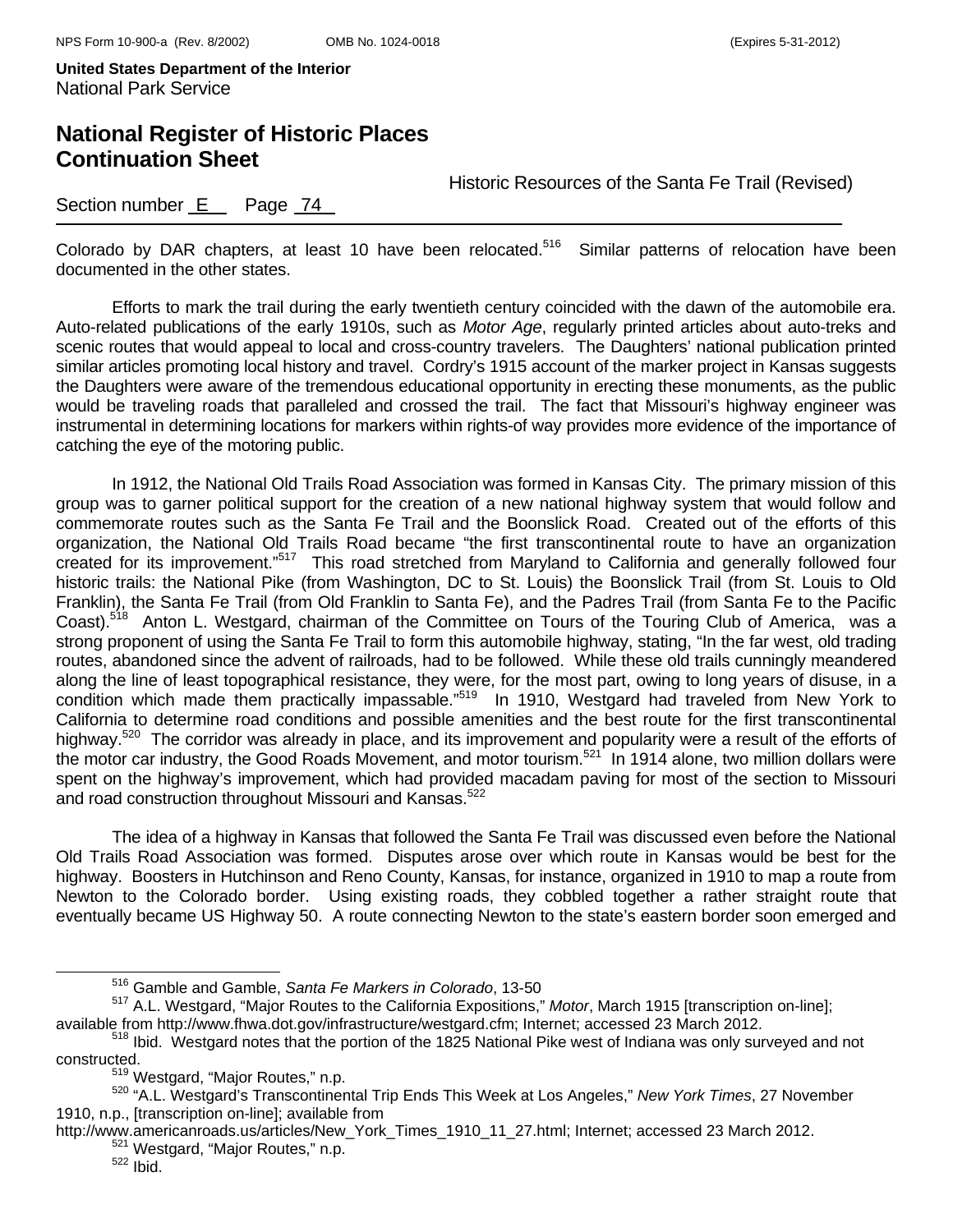Colorado by DAR chapters, at least 10 have been relocated.[516] Similar patterns of relocation have been documented in the other states.

Efforts to mark the trail during the early twentieth century coincided with the dawn of the automobile era. Auto-related publications of the early 1910s, such as *Motor Age*, regularly printed articles about auto-treks and scenic routes that would appeal to local and cross-country travelers. The Daughters' national publication printed similar articles promoting local history and travel. Cordry's 1915 account of the marker project in Kansas suggests the Daughters were aware of the tremendous educational opportunity in erecting these monuments, as the public would be traveling roads that paralleled and crossed the trail. The fact that Missouri's highway engineer was instrumental in determining locations for markers within rights-of way provides more evidence of the importance of catching the eye of the motoring public.

In 1912, the National Old Trails Road Association was formed in Kansas City. The primary mission of this group was to garner political support for the creation of a new national highway system that would follow and commemorate routes such as the Santa Fe Trail and the Boonslick Road. Created out of the efforts of this organization, the National Old Trails Road became "the first transcontinental route to have an organization created for its improvement."[517] This road stretched from Maryland to California and generally followed four historic trails: the National Pike (from Washington, DC to St. Louis) the Boonslick Trail (from St. Louis to Old Franklin), the Santa Fe Trail (from Old Franklin to Santa Fe), and the Padres Trail (from Santa Fe to the Pacific Coast).[518] Anton L. Westgard, chairman of the Committee on Tours of the Touring Club of America, was a strong proponent of using the Santa Fe Trail to form this automobile highway, stating, "In the far west, old trading routes, abandoned since the advent of railroads, had to be followed. While these old trails cunningly meandered along the line of least topographical resistance, they were, for the most part, owing to long years of disuse, in a condition which made them practically impassable."[519] In 1910, Westgard had traveled from New York to California to determine road conditions and possible amenities and the best route for the first transcontinental highway.[520] The corridor was already in place, and its improvement and popularity were a result of the efforts of the motor car industry, the Good Roads Movement, and motor tourism.[521] In 1914 alone, two million dollars were spent on the highway's improvement, which had provided macadam paving for most of the section to Missouri and road construction throughout Missouri and Kansas.[522]

The idea of a highway in Kansas that followed the Santa Fe Trail was discussed even before the National Old Trails Road Association was formed. Disputes arose over which route in Kansas would be best for the highway. Boosters in Hutchinson and Reno County, Kansas, for instance, organized in 1910 to map a route from Newton to the Colorado border. Using existing roads, they cobbled together a rather straight route that eventually became US Highway 50. A route connecting Newton to the state's eastern border soon emerged and

---

[516] Gamble and Gamble, *Santa Fe Markers in Colorado*, 13-50

[517] A.L. Westgard, "Major Routes to the California Expositions," *Motor*, March 1915 [transcription on-line]; available from http://www.fhwa.dot.gov/infrastructure/westgard.cfm; Internet; accessed 23 March 2012.

[518] Ibid. Westgard notes that the portion of the 1825 National Pike west of Indiana was only surveyed and not constructed.

[519] Westgard, "Major Routes," n.p.

[520] "A.L. Westgard's Transcontinental Trip Ends This Week at Los Angeles," *New York Times*, 27 November 1910, n.p., [transcription on-line]; available from http://www.americanroads.us/articles/New_York_Times_1910_11_27.html; Internet; accessed 23 March 2012.

[521] Westgard, "Major Routes," n.p.

[522] Ibid.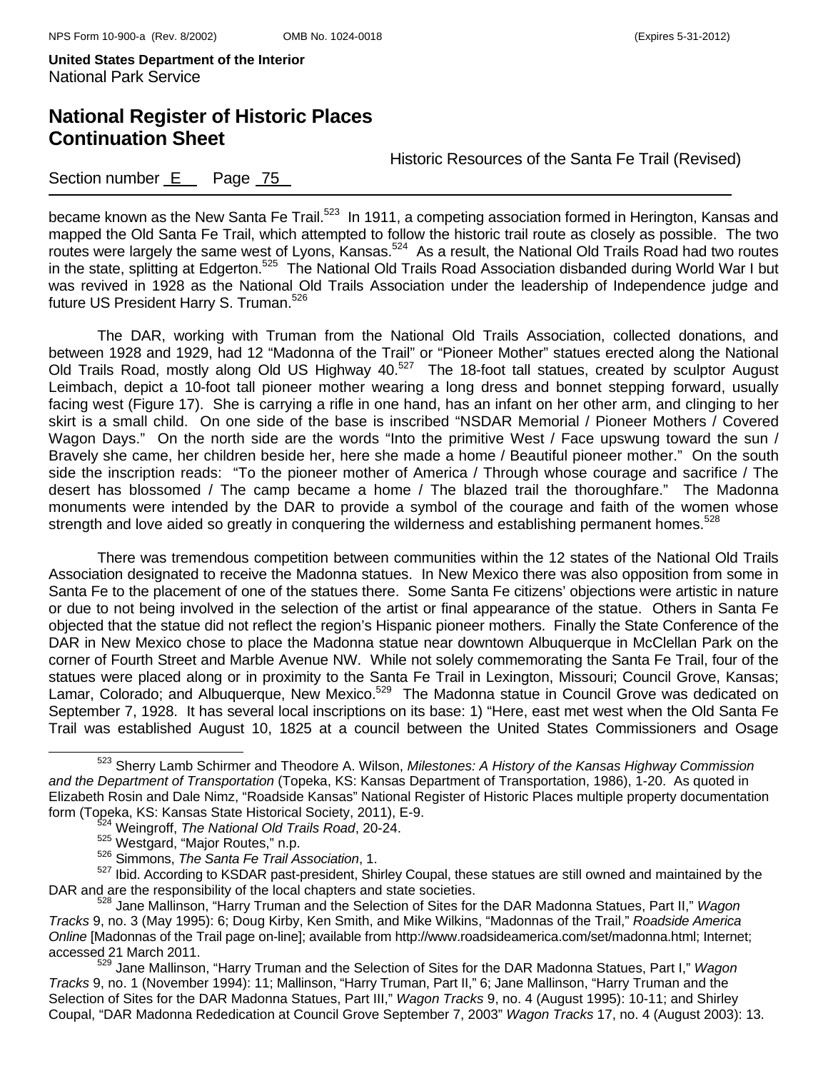became known as the New Santa Fe Trail.[523] In 1911, a competing association formed in Herington, Kansas and mapped the Old Santa Fe Trail, which attempted to follow the historic trail route as closely as possible. The two routes were largely the same west of Lyons, Kansas.[524] As a result, the National Old Trails Road had two routes in the state, splitting at Edgerton.[525] The National Old Trails Road Association disbanded during World War I but was revived in 1928 as the National Old Trails Association under the leadership of Independence judge and future US President Harry S. Truman.[526]

The DAR, working with Truman from the National Old Trails Association, collected donations, and between 1928 and 1929, had 12 "Madonna of the Trail" or "Pioneer Mother" statues erected along the National Old Trails Road, mostly along Old US Highway 40.[527] The 18-foot tall statues, created by sculptor August Leimbach, depict a 10-foot tall pioneer mother wearing a long dress and bonnet stepping forward, usually facing west (Figure 17). She is carrying a rifle in one hand, has an infant on her other arm, and clinging to her skirt is a small child. On one side of the base is inscribed "NSDAR Memorial / Pioneer Mothers / Covered Wagon Days." On the north side are the words "Into the primitive West / Face upswung toward the sun / Bravely she came, her children beside her, here she made a home / Beautiful pioneer mother." On the south side the inscription reads: "To the pioneer mother of America / Through whose courage and sacrifice / The desert has blossomed / The camp became a home / The blazed trail the thoroughfare." The Madonna monuments were intended by the DAR to provide a symbol of the courage and faith of the women whose strength and love aided so greatly in conquering the wilderness and establishing permanent homes.[528]

There was tremendous competition between communities within the 12 states of the National Old Trails Association designated to receive the Madonna statues. In New Mexico there was also opposition from some in Santa Fe to the placement of one of the statues there. Some Santa Fe citizens' objections were artistic in nature or due to not being involved in the selection of the artist or final appearance of the statue. Others in Santa Fe objected that the statue did not reflect the region's Hispanic pioneer mothers. Finally the State Conference of the DAR in New Mexico chose to place the Madonna statue near downtown Albuquerque in McClellan Park on the corner of Fourth Street and Marble Avenue NW. While not solely commemorating the Santa Fe Trail, four of the statues were placed along or in proximity to the Santa Fe Trail in Lexington, Missouri; Council Grove, Kansas; Lamar, Colorado; and Albuquerque, New Mexico.[529] The Madonna statue in Council Grove was dedicated on September 7, 1928. It has several local inscriptions on its base: 1) "Here, east met west when the Old Santa Fe Trail was established August 10, 1825 at a council between the United States Commissioners and Osage

---

[523] Sherry Lamb Schirmer and Theodore A. Wilson, *Milestones: A History of the Kansas Highway Commission and the Department of Transportation* (Topeka, KS: Kansas Department of Transportation, 1986), 1-20. As quoted in Elizabeth Rosin and Dale Nimz, "Roadside Kansas" National Register of Historic Places multiple property documentation form (Topeka, KS: Kansas State Historical Society, 2011), E-9.

[524] Weingroff, *The National Old Trails Road*, 20-24.

[525] Westgard, "Major Routes," n.p.

[526] Simmons, *The Santa Fe Trail Association*, 1.

[527] Ibid. According to KSDAR past-president, Shirley Coupal, these statues are still owned and maintained by the DAR and are the responsibility of the local chapters and state societies.

[528] Jane Mallinson, "Harry Truman and the Selection of Sites for the DAR Madonna Statues, Part II," *Wagon Tracks* 9, no. 3 (May 1995): 6; Doug Kirby, Ken Smith, and Mike Wilkins, "Madonnas of the Trail," *Roadside America Online* [Madonnas of the Trail page on-line]; available from http://www.roadsideamerica.com/set/madonna.html; Internet; accessed 21 March 2011.

[529] Jane Mallinson, "Harry Truman and the Selection of Sites for the DAR Madonna Statues, Part I," *Wagon Tracks* 9, no. 1 (November 1994): 11; Mallinson, "Harry Truman, Part II," 6; Jane Mallinson, "Harry Truman and the Selection of Sites for the DAR Madonna Statues, Part III," *Wagon Tracks* 9, no. 4 (August 1995): 10-11; and Shirley Coupal, "DAR Madonna Rededication at Council Grove September 7, 2003" *Wagon Tracks* 17, no. 4 (August 2003): 13.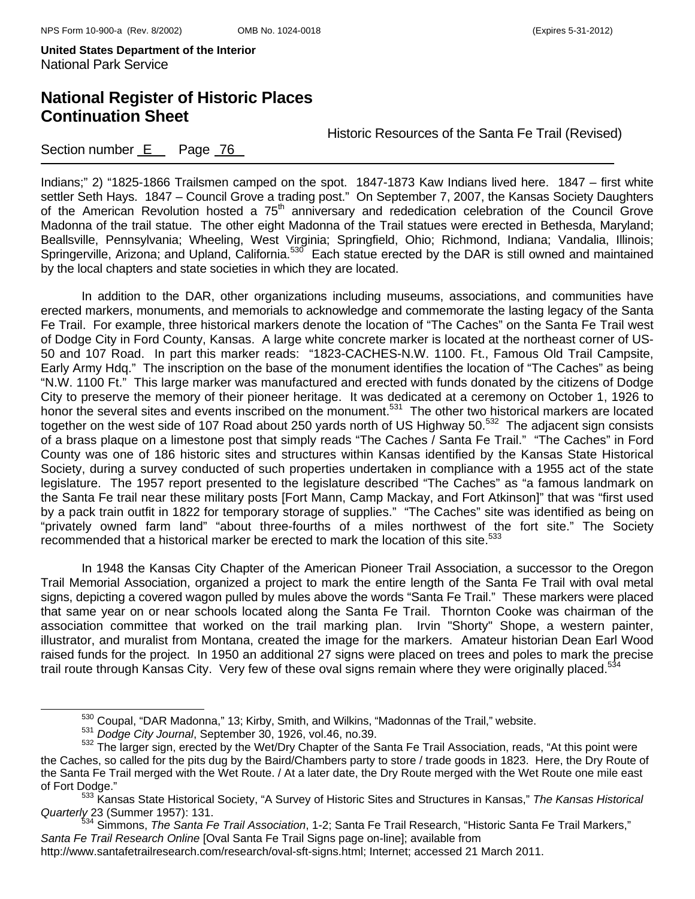Indians;" 2) "1825-1866 Trailsmen camped on the spot. 1847-1873 Kaw Indians lived here. 1847 – first white settler Seth Hays. 1847 – Council Grove a trading post." On September 7, 2007, the Kansas Society Daughters of the American Revolution hosted a 75th anniversary and rededication celebration of the Council Grove Madonna of the trail statue. The other eight Madonna of the Trail statues were erected in Bethesda, Maryland; Beallsville, Pennsylvania; Wheeling, West Virginia; Springfield, Ohio; Richmond, Indiana; Vandalia, Illinois; Springerville, Arizona; and Upland, California.[530] Each statue erected by the DAR is still owned and maintained by the local chapters and state societies in which they are located.

In addition to the DAR, other organizations including museums, associations, and communities have erected markers, monuments, and memorials to acknowledge and commemorate the lasting legacy of the Santa Fe Trail. For example, three historical markers denote the location of "The Caches" on the Santa Fe Trail west of Dodge City in Ford County, Kansas. A large white concrete marker is located at the northeast corner of US-50 and 107 Road. In part this marker reads: "1823-CACHES-N.W. 1100. Ft., Famous Old Trail Campsite, Early Army Hdq." The inscription on the base of the monument identifies the location of "The Caches" as being "N.W. 1100 Ft." This large marker was manufactured and erected with funds donated by the citizens of Dodge City to preserve the memory of their pioneer heritage. It was dedicated at a ceremony on October 1, 1926 to honor the several sites and events inscribed on the monument.[531] The other two historical markers are located together on the west side of 107 Road about 250 yards north of US Highway 50.[532] The adjacent sign consists of a brass plaque on a limestone post that simply reads "The Caches / Santa Fe Trail." "The Caches" in Ford County was one of 186 historic sites and structures within Kansas identified by the Kansas State Historical Society, during a survey conducted of such properties undertaken in compliance with a 1955 act of the state legislature. The 1957 report presented to the legislature described "The Caches" as "a famous landmark on the Santa Fe trail near these military posts [Fort Mann, Camp Mackay, and Fort Atkinson]" that was "first used by a pack train outfit in 1822 for temporary storage of supplies." "The Caches" site was identified as being on "privately owned farm land" "about three-fourths of a miles northwest of the fort site." The Society recommended that a historical marker be erected to mark the location of this site.[533]

In 1948 the Kansas City Chapter of the American Pioneer Trail Association, a successor to the Oregon Trail Memorial Association, organized a project to mark the entire length of the Santa Fe Trail with oval metal signs, depicting a covered wagon pulled by mules above the words "Santa Fe Trail." These markers were placed that same year on or near schools located along the Santa Fe Trail. Thornton Cooke was chairman of the association committee that worked on the trail marking plan. Irvin "Shorty" Shope, a western painter, illustrator, and muralist from Montana, created the image for the markers. Amateur historian Dean Earl Wood raised funds for the project. In 1950 an additional 27 signs were placed on trees and poles to mark the precise trail route through Kansas City. Very few of these oval signs remain where they were originally placed.[534]

---

[530] Coupal, "DAR Madonna," 13; Kirby, Smith, and Wilkins, "Madonnas of the Trail," website.

[531] *Dodge City Journal*, September 30, 1926, vol.46, no.39.

[532] The larger sign, erected by the Wet/Dry Chapter of the Santa Fe Trail Association, reads, "At this point were the Caches, so called for the pits dug by the Baird/Chambers party to store / trade goods in 1823. Here, the Dry Route of the Santa Fe Trail merged with the Wet Route. / At a later date, the Dry Route merged with the Wet Route one mile east of Fort Dodge."

[533] Kansas State Historical Society, "A Survey of Historic Sites and Structures in Kansas," *The Kansas Historical Quarterly* 23 (Summer 1957): 131.

[534] Simmons, *The Santa Fe Trail Association*, 1-2; Santa Fe Trail Research, "Historic Santa Fe Trail Markers," *Santa Fe Trail Research Online* [Oval Santa Fe Trail Signs page on-line]; available from http://www.santafetrailresearch.com/research/oval-sft-signs.html; Internet; accessed 21 March 2011.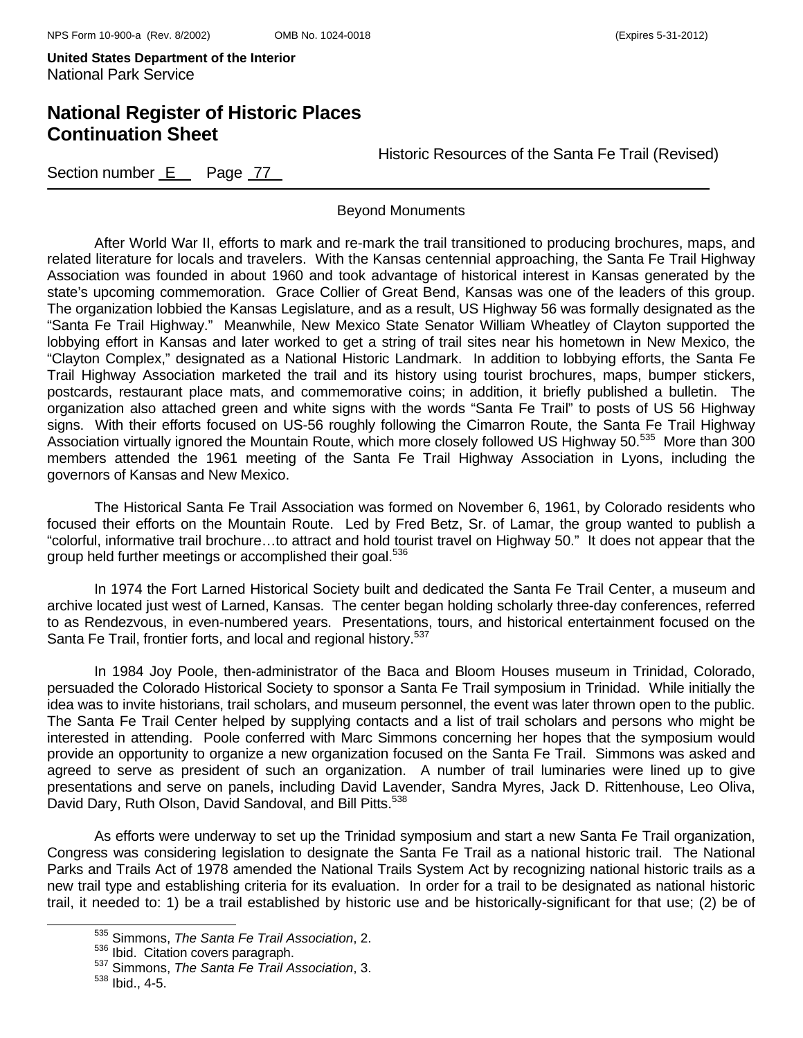## Beyond Monuments

After World War II, efforts to mark and re-mark the trail transitioned to producing brochures, maps, and related literature for locals and travelers. With the Kansas centennial approaching, the Santa Fe Trail Highway Association was founded in about 1960 and took advantage of historical interest in Kansas generated by the state's upcoming commemoration. Grace Collier of Great Bend, Kansas was one of the leaders of this group. The organization lobbied the Kansas Legislature, and as a result, US Highway 56 was formally designated as the "Santa Fe Trail Highway." Meanwhile, New Mexico State Senator William Wheatley of Clayton supported the lobbying effort in Kansas and later worked to get a string of trail sites near his hometown in New Mexico, the "Clayton Complex," designated as a National Historic Landmark. In addition to lobbying efforts, the Santa Fe Trail Highway Association marketed the trail and its history using tourist brochures, maps, bumper stickers, postcards, restaurant place mats, and commemorative coins; in addition, it briefly published a bulletin. The organization also attached green and white signs with the words "Santa Fe Trail" to posts of US 56 Highway signs. With their efforts focused on US-56 roughly following the Cimarron Route, the Santa Fe Trail Highway Association virtually ignored the Mountain Route, which more closely followed US Highway 50.[535] More than 300 members attended the 1961 meeting of the Santa Fe Trail Highway Association in Lyons, including the governors of Kansas and New Mexico.

The Historical Santa Fe Trail Association was formed on November 6, 1961, by Colorado residents who focused their efforts on the Mountain Route. Led by Fred Betz, Sr. of Lamar, the group wanted to publish a "colorful, informative trail brochure…to attract and hold tourist travel on Highway 50." It does not appear that the group held further meetings or accomplished their goal.[536]

In 1974 the Fort Larned Historical Society built and dedicated the Santa Fe Trail Center, a museum and archive located just west of Larned, Kansas. The center began holding scholarly three-day conferences, referred to as Rendezvous, in even-numbered years. Presentations, tours, and historical entertainment focused on the Santa Fe Trail, frontier forts, and local and regional history.[537]

In 1984 Joy Poole, then-administrator of the Baca and Bloom Houses museum in Trinidad, Colorado, persuaded the Colorado Historical Society to sponsor a Santa Fe Trail symposium in Trinidad. While initially the idea was to invite historians, trail scholars, and museum personnel, the event was later thrown open to the public. The Santa Fe Trail Center helped by supplying contacts and a list of trail scholars and persons who might be interested in attending. Poole conferred with Marc Simmons concerning her hopes that the symposium would provide an opportunity to organize a new organization focused on the Santa Fe Trail. Simmons was asked and agreed to serve as president of such an organization. A number of trail luminaries were lined up to give presentations and serve on panels, including David Lavender, Sandra Myres, Jack D. Rittenhouse, Leo Oliva, David Dary, Ruth Olson, David Sandoval, and Bill Pitts.[538]

As efforts were underway to set up the Trinidad symposium and start a new Santa Fe Trail organization, Congress was considering legislation to designate the Santa Fe Trail as a national historic trail. The National Parks and Trails Act of 1978 amended the National Trails System Act by recognizing national historic trails as a new trail type and establishing criteria for its evaluation. In order for a trail to be designated as national historic trail, it needed to: 1) be a trail established by historic use and be historically-significant for that use; (2) be of

---

[535] Simmons, *The Santa Fe Trail Association*, 2.
[536] Ibid. Citation covers paragraph.
[537] Simmons, *The Santa Fe Trail Association*, 3.
[538] Ibid., 4-5.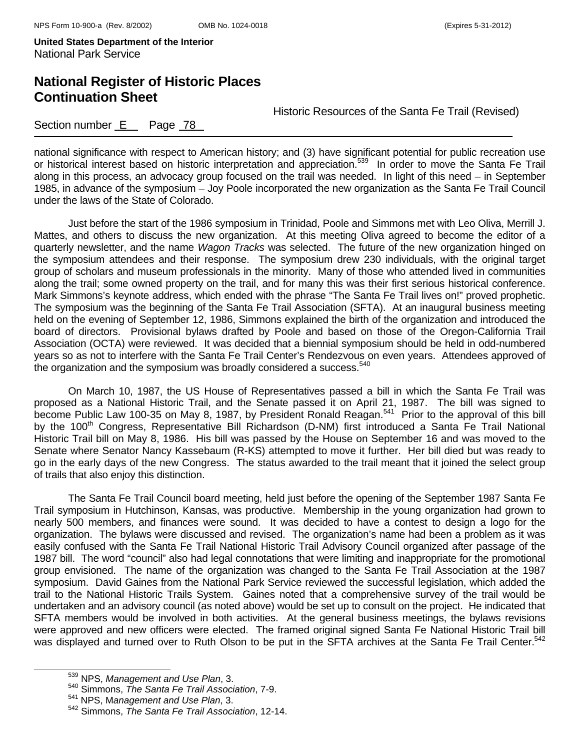national significance with respect to American history; and (3) have significant potential for public recreation use or historical interest based on historic interpretation and appreciation.[539] In order to move the Santa Fe Trail along in this process, an advocacy group focused on the trail was needed. In light of this need – in September 1985, in advance of the symposium – Joy Poole incorporated the new organization as the Santa Fe Trail Council under the laws of the State of Colorado.

Just before the start of the 1986 symposium in Trinidad, Poole and Simmons met with Leo Oliva, Merrill J. Mattes, and others to discuss the new organization. At this meeting Oliva agreed to become the editor of a quarterly newsletter, and the name *Wagon Tracks* was selected. The future of the new organization hinged on the symposium attendees and their response. The symposium drew 230 individuals, with the original target group of scholars and museum professionals in the minority. Many of those who attended lived in communities along the trail; some owned property on the trail, and for many this was their first serious historical conference. Mark Simmons's keynote address, which ended with the phrase "The Santa Fe Trail lives on!" proved prophetic. The symposium was the beginning of the Santa Fe Trail Association (SFTA). At an inaugural business meeting held on the evening of September 12, 1986, Simmons explained the birth of the organization and introduced the board of directors. Provisional bylaws drafted by Poole and based on those of the Oregon-California Trail Association (OCTA) were reviewed. It was decided that a biennial symposium should be held in odd-numbered years so as not to interfere with the Santa Fe Trail Center's Rendezvous on even years. Attendees approved of the organization and the symposium was broadly considered a success.[540]

On March 10, 1987, the US House of Representatives passed a bill in which the Santa Fe Trail was proposed as a National Historic Trail, and the Senate passed it on April 21, 1987. The bill was signed to become Public Law 100-35 on May 8, 1987, by President Ronald Reagan.[541] Prior to the approval of this bill by the 100th Congress, Representative Bill Richardson (D-NM) first introduced a Santa Fe Trail National Historic Trail bill on May 8, 1986. His bill was passed by the House on September 16 and was moved to the Senate where Senator Nancy Kassebaum (R-KS) attempted to move it further. Her bill died but was ready to go in the early days of the new Congress. The status awarded to the trail meant that it joined the select group of trails that also enjoy this distinction.

The Santa Fe Trail Council board meeting, held just before the opening of the September 1987 Santa Fe Trail symposium in Hutchinson, Kansas, was productive. Membership in the young organization had grown to nearly 500 members, and finances were sound. It was decided to have a contest to design a logo for the organization. The bylaws were discussed and revised. The organization's name had been a problem as it was easily confused with the Santa Fe Trail National Historic Trail Advisory Council organized after passage of the 1987 bill. The word "council" also had legal connotations that were limiting and inappropriate for the promotional group envisioned. The name of the organization was changed to the Santa Fe Trail Association at the 1987 symposium. David Gaines from the National Park Service reviewed the successful legislation, which added the trail to the National Historic Trails System. Gaines noted that a comprehensive survey of the trail would be undertaken and an advisory council (as noted above) would be set up to consult on the project. He indicated that SFTA members would be involved in both activities. At the general business meetings, the bylaws revisions were approved and new officers were elected. The framed original signed Santa Fe National Historic Trail bill was displayed and turned over to Ruth Olson to be put in the SFTA archives at the Santa Fe Trail Center.[542]

---

[539] NPS, *Management and Use Plan*, 3.
[540] Simmons, *The Santa Fe Trail Association*, 7-9.
[541] NPS, M*anagement and Use Plan*, 3.
[542] Simmons, *The Santa Fe Trail Association*, 12-14.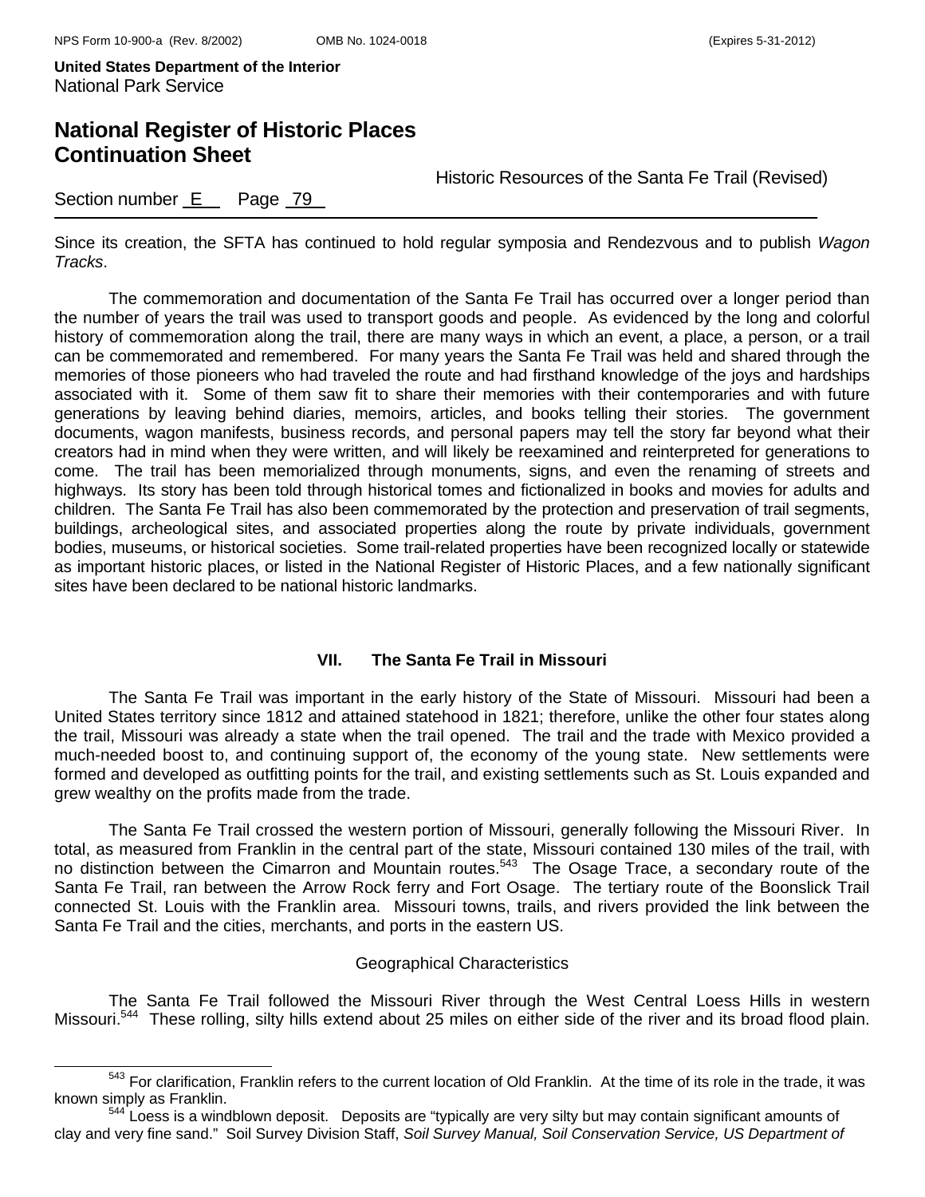Since its creation, the SFTA has continued to hold regular symposia and Rendezvous and to publish *Wagon Tracks*.

The commemoration and documentation of the Santa Fe Trail has occurred over a longer period than the number of years the trail was used to transport goods and people. As evidenced by the long and colorful history of commemoration along the trail, there are many ways in which an event, a place, a person, or a trail can be commemorated and remembered. For many years the Santa Fe Trail was held and shared through the memories of those pioneers who had traveled the route and had firsthand knowledge of the joys and hardships associated with it. Some of them saw fit to share their memories with their contemporaries and with future generations by leaving behind diaries, memoirs, articles, and books telling their stories. The government documents, wagon manifests, business records, and personal papers may tell the story far beyond what their creators had in mind when they were written, and will likely be reexamined and reinterpreted for generations to come. The trail has been memorialized through monuments, signs, and even the renaming of streets and highways. Its story has been told through historical tomes and fictionalized in books and movies for adults and children. The Santa Fe Trail has also been commemorated by the protection and preservation of trail segments, buildings, archeological sites, and associated properties along the route by private individuals, government bodies, museums, or historical societies. Some trail-related properties have been recognized locally or statewide as important historic places, or listed in the National Register of Historic Places, and a few nationally significant sites have been declared to be national historic landmarks.

## VII. The Santa Fe Trail in Missouri

The Santa Fe Trail was important in the early history of the State of Missouri. Missouri had been a United States territory since 1812 and attained statehood in 1821; therefore, unlike the other four states along the trail, Missouri was already a state when the trail opened. The trail and the trade with Mexico provided a much-needed boost to, and continuing support of, the economy of the young state. New settlements were formed and developed as outfitting points for the trail, and existing settlements such as St. Louis expanded and grew wealthy on the profits made from the trade.

The Santa Fe Trail crossed the western portion of Missouri, generally following the Missouri River. In total, as measured from Franklin in the central part of the state, Missouri contained 130 miles of the trail, with no distinction between the Cimarron and Mountain routes.[543] The Osage Trace, a secondary route of the Santa Fe Trail, ran between the Arrow Rock ferry and Fort Osage. The tertiary route of the Boonslick Trail connected St. Louis with the Franklin area. Missouri towns, trails, and rivers provided the link between the Santa Fe Trail and the cities, merchants, and ports in the eastern US.

### Geographical Characteristics

The Santa Fe Trail followed the Missouri River through the West Central Loess Hills in western Missouri.[544] These rolling, silty hills extend about 25 miles on either side of the river and its broad flood plain.

---

[543] For clarification, Franklin refers to the current location of Old Franklin. At the time of its role in the trade, it was known simply as Franklin.

[544] Loess is a windblown deposit. Deposits are "typically are very silty but may contain significant amounts of clay and very fine sand." Soil Survey Division Staff, *Soil Survey Manual, Soil Conservation Service, US Department of*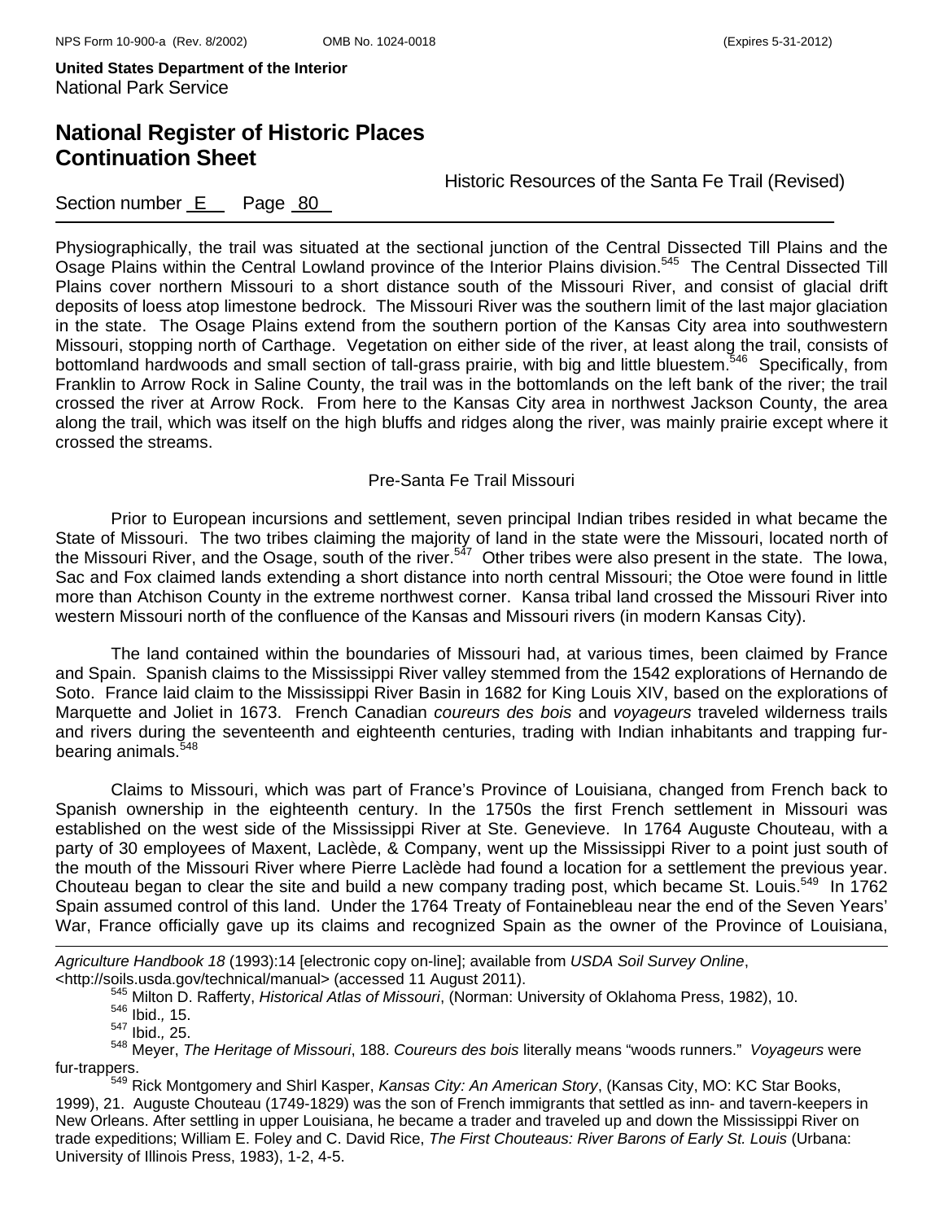Physiographically, the trail was situated at the sectional junction of the Central Dissected Till Plains and the Osage Plains within the Central Lowland province of the Interior Plains division.[545] The Central Dissected Till Plains cover northern Missouri to a short distance south of the Missouri River, and consist of glacial drift deposits of loess atop limestone bedrock. The Missouri River was the southern limit of the last major glaciation in the state. The Osage Plains extend from the southern portion of the Kansas City area into southwestern Missouri, stopping north of Carthage. Vegetation on either side of the river, at least along the trail, consists of bottomland hardwoods and small section of tall-grass prairie, with big and little bluestem.[546] Specifically, from Franklin to Arrow Rock in Saline County, the trail was in the bottomlands on the left bank of the river; the trail crossed the river at Arrow Rock. From here to the Kansas City area in northwest Jackson County, the area along the trail, which was itself on the high bluffs and ridges along the river, was mainly prairie except where it crossed the streams.

### Pre-Santa Fe Trail Missouri

Prior to European incursions and settlement, seven principal Indian tribes resided in what became the State of Missouri. The two tribes claiming the majority of land in the state were the Missouri, located north of the Missouri River, and the Osage, south of the river.[547] Other tribes were also present in the state. The Iowa, Sac and Fox claimed lands extending a short distance into north central Missouri; the Otoe were found in little more than Atchison County in the extreme northwest corner. Kansa tribal land crossed the Missouri River into western Missouri north of the confluence of the Kansas and Missouri rivers (in modern Kansas City).

The land contained within the boundaries of Missouri had, at various times, been claimed by France and Spain. Spanish claims to the Mississippi River valley stemmed from the 1542 explorations of Hernando de Soto. France laid claim to the Mississippi River Basin in 1682 for King Louis XIV, based on the explorations of Marquette and Joliet in 1673. French Canadian *coureurs des bois* and *voyageurs* traveled wilderness trails and rivers during the seventeenth and eighteenth centuries, trading with Indian inhabitants and trapping fur-bearing animals.[548]

Claims to Missouri, which was part of France's Province of Louisiana, changed from French back to Spanish ownership in the eighteenth century. In the 1750s the first French settlement in Missouri was established on the west side of the Mississippi River at Ste. Genevieve. In 1764 Auguste Chouteau, with a party of 30 employees of Maxent, Laclède, & Company, went up the Mississippi River to a point just south of the mouth of the Missouri River where Pierre Laclède had found a location for a settlement the previous year. Chouteau began to clear the site and build a new company trading post, which became St. Louis.[549] In 1762 Spain assumed control of this land. Under the 1764 Treaty of Fontainebleau near the end of the Seven Years' War, France officially gave up its claims and recognized Spain as the owner of the Province of Louisiana,

---

*Agriculture Handbook 18* (1993):14 [electronic copy on-line]; available from *USDA Soil Survey Online*, <http://soils.usda.gov/technical/manual> (accessed 11 August 2011).

[545] Milton D. Rafferty, *Historical Atlas of Missouri*, (Norman: University of Oklahoma Press, 1982), 10.

[546] Ibid.*,* 15.

[547] Ibid.*,* 25.

[548] Meyer, *The Heritage of Missouri*, 188. *Coureurs des bois* literally means "woods runners." *Voyageurs* were fur-trappers.

[549] Rick Montgomery and Shirl Kasper, *Kansas City: An American Story*, (Kansas City, MO: KC Star Books, 1999), 21. Auguste Chouteau (1749-1829) was the son of French immigrants that settled as inn- and tavern-keepers in New Orleans. After settling in upper Louisiana, he became a trader and traveled up and down the Mississippi River on trade expeditions; William E. Foley and C. David Rice, *The First Chouteaus: River Barons of Early St. Louis* (Urbana: University of Illinois Press, 1983), 1-2, 4-5.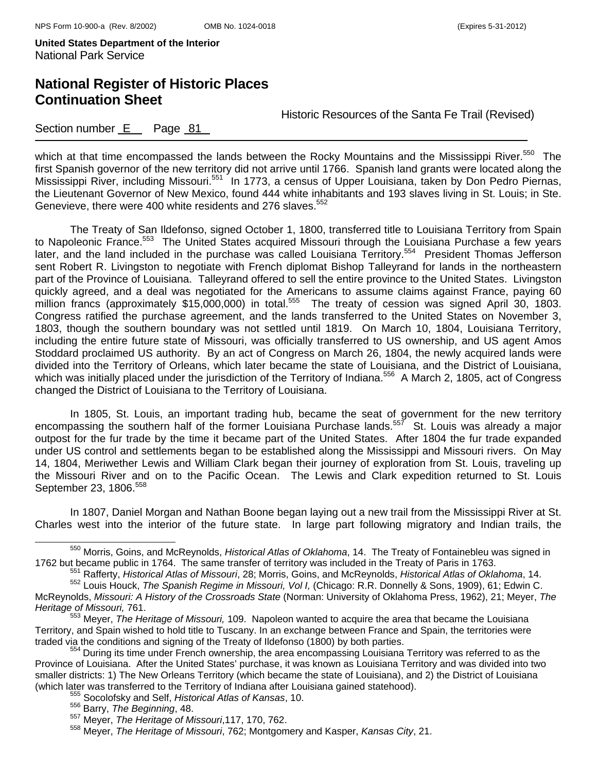which at that time encompassed the lands between the Rocky Mountains and the Mississippi River.[550] The first Spanish governor of the new territory did not arrive until 1766. Spanish land grants were located along the Mississippi River, including Missouri.[551] In 1773, a census of Upper Louisiana, taken by Don Pedro Piernas, the Lieutenant Governor of New Mexico, found 444 white inhabitants and 193 slaves living in St. Louis; in Ste. Genevieve, there were 400 white residents and 276 slaves.[552]

The Treaty of San Ildefonso, signed October 1, 1800, transferred title to Louisiana Territory from Spain to Napoleonic France.[553] The United States acquired Missouri through the Louisiana Purchase a few years later, and the land included in the purchase was called Louisiana Territory.[554] President Thomas Jefferson sent Robert R. Livingston to negotiate with French diplomat Bishop Talleyrand for lands in the northeastern part of the Province of Louisiana. Talleyrand offered to sell the entire province to the United States. Livingston quickly agreed, and a deal was negotiated for the Americans to assume claims against France, paying 60 million francs (approximately $15,000,000) in total.[555] The treaty of cession was signed April 30, 1803. Congress ratified the purchase agreement, and the lands transferred to the United States on November 3, 1803, though the southern boundary was not settled until 1819. On March 10, 1804, Louisiana Territory, including the entire future state of Missouri, was officially transferred to US ownership, and US agent Amos Stoddard proclaimed US authority. By an act of Congress on March 26, 1804, the newly acquired lands were divided into the Territory of Orleans, which later became the state of Louisiana, and the District of Louisiana, which was initially placed under the jurisdiction of the Territory of Indiana.[556] A March 2, 1805, act of Congress changed the District of Louisiana to the Territory of Louisiana.

In 1805, St. Louis, an important trading hub, became the seat of government for the new territory encompassing the southern half of the former Louisiana Purchase lands.[557] St. Louis was already a major outpost for the fur trade by the time it became part of the United States. After 1804 the fur trade expanded under US control and settlements began to be established along the Mississippi and Missouri rivers. On May 14, 1804, Meriwether Lewis and William Clark began their journey of exploration from St. Louis, traveling up the Missouri River and on to the Pacific Ocean. The Lewis and Clark expedition returned to St. Louis September 23, 1806.[558]

In 1807, Daniel Morgan and Nathan Boone began laying out a new trail from the Mississippi River at St. Charles west into the interior of the future state. In large part following migratory and Indian trails, the

---

[550] Morris, Goins, and McReynolds, *Historical Atlas of Oklahoma*, 14. The Treaty of Fontainebleu was signed in 1762 but became public in 1764. The same transfer of territory was included in the Treaty of Paris in 1763.

[551] Rafferty, *Historical Atlas of Missouri*, 28; Morris, Goins, and McReynolds, *Historical Atlas of Oklahoma*, 14.

[552] Louis Houck, *The Spanish Regime in Missouri, Vol I,* (Chicago: R.R. Donnelly & Sons, 1909), 61; Edwin C. McReynolds, *Missouri: A History of the Crossroads State* (Norman: University of Oklahoma Press, 1962), 21; Meyer, *The Heritage of Missouri,* 761.

[553] Meyer, *The Heritage of Missouri,* 109. Napoleon wanted to acquire the area that became the Louisiana Territory, and Spain wished to hold title to Tuscany. In an exchange between France and Spain, the territories were traded via the conditions and signing of the Treaty of Ildefonso (1800) by both parties.

[554] During its time under French ownership, the area encompassing Louisiana Territory was referred to as the Province of Louisiana. After the United States' purchase, it was known as Louisiana Territory and was divided into two smaller districts: 1) The New Orleans Territory (which became the state of Louisiana), and 2) the District of Louisiana (which later was transferred to the Territory of Indiana after Louisiana gained statehood).

[555] Socolofsky and Self, *Historical Atlas of Kansas*, 10.

[556] Barry, *The Beginning*, 48.

[557] Meyer, *The Heritage of Missouri*,117, 170, 762.

[558] Meyer, *The Heritage of Missouri*, 762; Montgomery and Kasper, *Kansas City*, 21.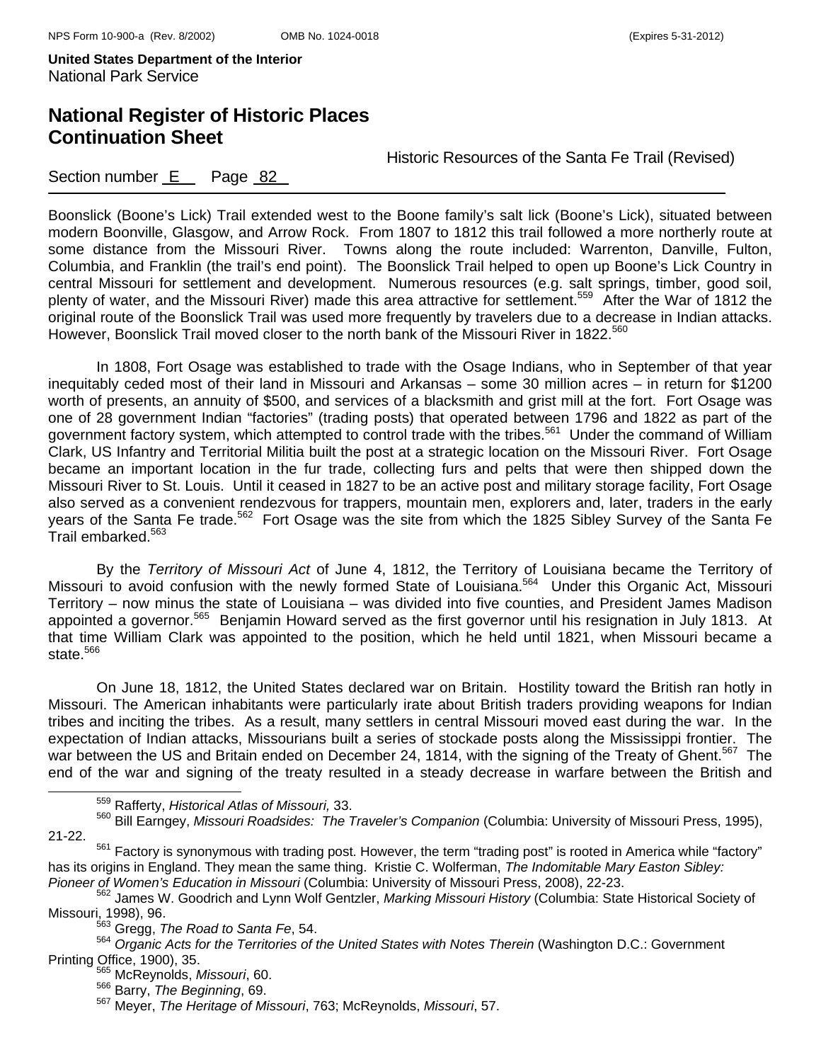Boonslick (Boone's Lick) Trail extended west to the Boone family's salt lick (Boone's Lick), situated between modern Boonville, Glasgow, and Arrow Rock. From 1807 to 1812 this trail followed a more northerly route at some distance from the Missouri River. Towns along the route included: Warrenton, Danville, Fulton, Columbia, and Franklin (the trail's end point). The Boonslick Trail helped to open up Boone's Lick Country in central Missouri for settlement and development. Numerous resources (e.g. salt springs, timber, good soil, plenty of water, and the Missouri River) made this area attractive for settlement.[559] After the War of 1812 the original route of the Boonslick Trail was used more frequently by travelers due to a decrease in Indian attacks. However, Boonslick Trail moved closer to the north bank of the Missouri River in 1822.[560]

In 1808, Fort Osage was established to trade with the Osage Indians, who in September of that year inequitably ceded most of their land in Missouri and Arkansas – some 30 million acres – in return for $1200 worth of presents, an annuity of $500, and services of a blacksmith and grist mill at the fort. Fort Osage was one of 28 government Indian "factories" (trading posts) that operated between 1796 and 1822 as part of the government factory system, which attempted to control trade with the tribes.[561] Under the command of William Clark, US Infantry and Territorial Militia built the post at a strategic location on the Missouri River. Fort Osage became an important location in the fur trade, collecting furs and pelts that were then shipped down the Missouri River to St. Louis. Until it ceased in 1827 to be an active post and military storage facility, Fort Osage also served as a convenient rendezvous for trappers, mountain men, explorers and, later, traders in the early years of the Santa Fe trade.[562] Fort Osage was the site from which the 1825 Sibley Survey of the Santa Fe Trail embarked.[563]

By the *Territory of Missouri Act* of June 4, 1812, the Territory of Louisiana became the Territory of Missouri to avoid confusion with the newly formed State of Louisiana.[564] Under this Organic Act, Missouri Territory – now minus the state of Louisiana – was divided into five counties, and President James Madison appointed a governor.[565] Benjamin Howard served as the first governor until his resignation in July 1813. At that time William Clark was appointed to the position, which he held until 1821, when Missouri became a state.[566]

On June 18, 1812, the United States declared war on Britain. Hostility toward the British ran hotly in Missouri. The American inhabitants were particularly irate about British traders providing weapons for Indian tribes and inciting the tribes. As a result, many settlers in central Missouri moved east during the war. In the expectation of Indian attacks, Missourians built a series of stockade posts along the Mississippi frontier. The war between the US and Britain ended on December 24, 1814, with the signing of the Treaty of Ghent.[567] The end of the war and signing of the treaty resulted in a steady decrease in warfare between the British and

---

[559] Rafferty, *Historical Atlas of Missouri,* 33.

[560] Bill Earngey, *Missouri Roadsides: The Traveler's Companion* (Columbia: University of Missouri Press, 1995), 21-22.

[561] Factory is synonymous with trading post. However, the term "trading post" is rooted in America while "factory" has its origins in England. They mean the same thing. Kristie C. Wolferman, *The Indomitable Mary Easton Sibley: Pioneer of Women's Education in Missouri* (Columbia: University of Missouri Press, 2008), 22-23.

[562] James W. Goodrich and Lynn Wolf Gentzler, *Marking Missouri History* (Columbia: State Historical Society of Missouri, 1998), 96.

[563] Gregg, *The Road to Santa Fe*, 54.

[564] *Organic Acts for the Territories of the United States with Notes Therein* (Washington D.C.: Government Printing Office, 1900), 35.

[565] McReynolds, *Missouri*, 60.

[566] Barry, *The Beginning*, 69.

[567] Meyer, *The Heritage of Missouri*, 763; McReynolds, *Missouri*, 57.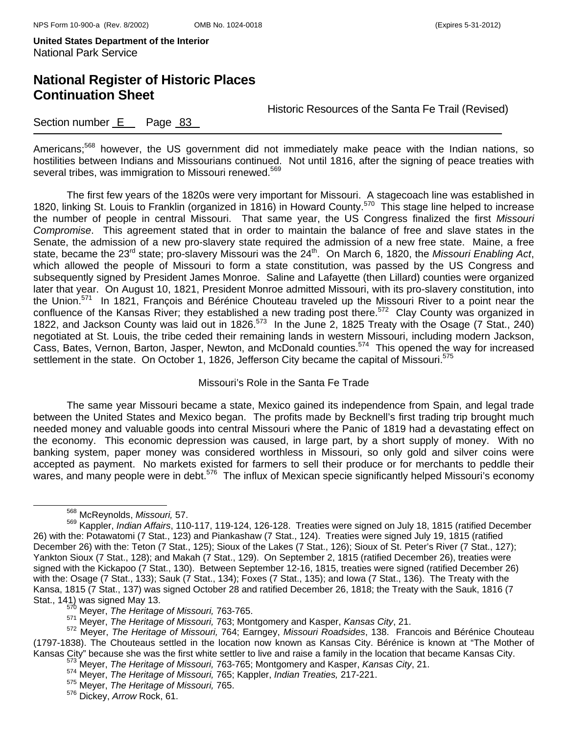Americans;[568] however, the US government did not immediately make peace with the Indian nations, so hostilities between Indians and Missourians continued. Not until 1816, after the signing of peace treaties with several tribes, was immigration to Missouri renewed.[569]

The first few years of the 1820s were very important for Missouri. A stagecoach line was established in 1820, linking St. Louis to Franklin (organized in 1816) in Howard County.[570] This stage line helped to increase the number of people in central Missouri. That same year, the US Congress finalized the first *Missouri Compromise*. This agreement stated that in order to maintain the balance of free and slave states in the Senate, the admission of a new pro-slavery state required the admission of a new free state. Maine, a free state, became the 23rd state; pro-slavery Missouri was the 24th. On March 6, 1820, the *Missouri Enabling Act*, which allowed the people of Missouri to form a state constitution, was passed by the US Congress and subsequently signed by President James Monroe. Saline and Lafayette (then Lillard) counties were organized later that year. On August 10, 1821, President Monroe admitted Missouri, with its pro-slavery constitution, into the Union.[571] In 1821, François and Bérénice Chouteau traveled up the Missouri River to a point near the confluence of the Kansas River; they established a new trading post there.[572] Clay County was organized in 1822, and Jackson County was laid out in 1826.[573] In the June 2, 1825 Treaty with the Osage (7 Stat., 240) negotiated at St. Louis, the tribe ceded their remaining lands in western Missouri, including modern Jackson, Cass, Bates, Vernon, Barton, Jasper, Newton, and McDonald counties.[574] This opened the way for increased settlement in the state. On October 1, 1826, Jefferson City became the capital of Missouri.[575]

### Missouri's Role in the Santa Fe Trade

The same year Missouri became a state, Mexico gained its independence from Spain, and legal trade between the United States and Mexico began. The profits made by Becknell's first trading trip brought much needed money and valuable goods into central Missouri where the Panic of 1819 had a devastating effect on the economy. This economic depression was caused, in large part, by a short supply of money. With no banking system, paper money was considered worthless in Missouri, so only gold and silver coins were accepted as payment. No markets existed for farmers to sell their produce or for merchants to peddle their wares, and many people were in debt.[576] The influx of Mexican specie significantly helped Missouri's economy

---

[568] McReynolds, *Missouri,* 57.

[569] Kappler, *Indian Affairs*, 110-117, 119-124, 126-128. Treaties were signed on July 18, 1815 (ratified December 26) with the: Potawatomi (7 Stat., 123) and Piankashaw (7 Stat., 124). Treaties were signed July 19, 1815 (ratified December 26) with the: Teton (7 Stat., 125); Sioux of the Lakes (7 Stat., 126); Sioux of St. Peter's River (7 Stat., 127); Yankton Sioux (7 Stat., 128); and Makah (7 Stat., 129). On September 2, 1815 (ratified December 26), treaties were signed with the Kickapoo (7 Stat., 130). Between September 12-16, 1815, treaties were signed (ratified December 26) with the: Osage (7 Stat., 133); Sauk (7 Stat., 134); Foxes (7 Stat., 135); and Iowa (7 Stat., 136). The Treaty with the Kansa, 1815 (7 Stat., 137) was signed October 28 and ratified December 26, 1818; the Treaty with the Sauk, 1816 (7 Stat., 141) was signed May 13.

[570] Meyer, *The Heritage of Missouri,* 763-765.

[571] Meyer, *The Heritage of Missouri,* 763; Montgomery and Kasper, *Kansas City*, 21.

[572] Meyer, *The Heritage of Missouri,* 764; Earngey, *Missouri Roadsides*, 138. Francois and Bérénice Chouteau (1797-1838). The Chouteaus settled in the location now known as Kansas City. Bérénice is known at "The Mother of Kansas City" because she was the first white settler to live and raise a family in the location that became Kansas City.

[573] Meyer, *The Heritage of Missouri,* 763-765; Montgomery and Kasper, *Kansas City*, 21.

[574] Meyer, *The Heritage of Missouri,* 765; Kappler, *Indian Treaties,* 217-221.

[575] Meyer, *The Heritage of Missouri,* 765.

[576] Dickey, *Arrow* Rock, 61.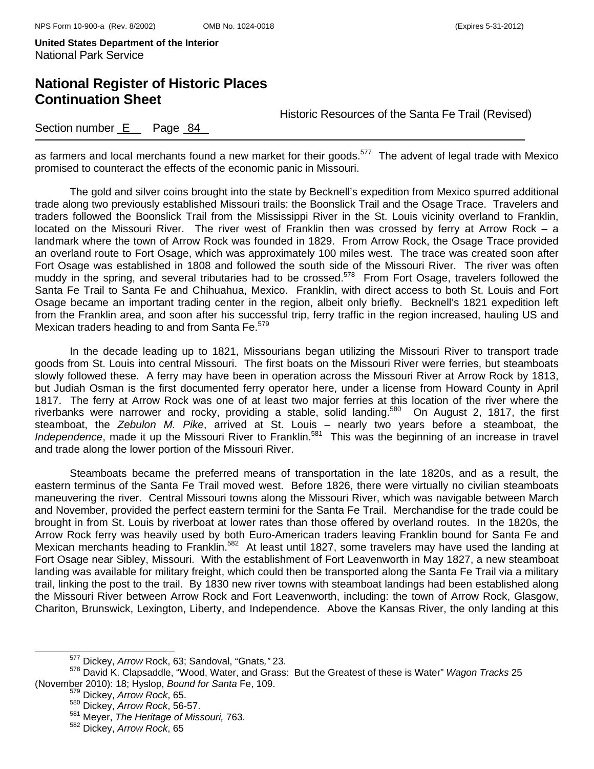as farmers and local merchants found a new market for their goods.[577] The advent of legal trade with Mexico promised to counteract the effects of the economic panic in Missouri.

The gold and silver coins brought into the state by Becknell's expedition from Mexico spurred additional trade along two previously established Missouri trails: the Boonslick Trail and the Osage Trace. Travelers and traders followed the Boonslick Trail from the Mississippi River in the St. Louis vicinity overland to Franklin, located on the Missouri River. The river west of Franklin then was crossed by ferry at Arrow Rock – a landmark where the town of Arrow Rock was founded in 1829. From Arrow Rock, the Osage Trace provided an overland route to Fort Osage, which was approximately 100 miles west. The trace was created soon after Fort Osage was established in 1808 and followed the south side of the Missouri River. The river was often muddy in the spring, and several tributaries had to be crossed.[578] From Fort Osage, travelers followed the Santa Fe Trail to Santa Fe and Chihuahua, Mexico. Franklin, with direct access to both St. Louis and Fort Osage became an important trading center in the region, albeit only briefly. Becknell's 1821 expedition left from the Franklin area, and soon after his successful trip, ferry traffic in the region increased, hauling US and Mexican traders heading to and from Santa Fe.[579]

In the decade leading up to 1821, Missourians began utilizing the Missouri River to transport trade goods from St. Louis into central Missouri. The first boats on the Missouri River were ferries, but steamboats slowly followed these. A ferry may have been in operation across the Missouri River at Arrow Rock by 1813, but Judiah Osman is the first documented ferry operator here, under a license from Howard County in April 1817. The ferry at Arrow Rock was one of at least two major ferries at this location of the river where the riverbanks were narrower and rocky, providing a stable, solid landing.[580] On August 2, 1817, the first steamboat, the *Zebulon M. Pike*, arrived at St. Louis – nearly two years before a steamboat, the *Independence*, made it up the Missouri River to Franklin.[581] This was the beginning of an increase in travel and trade along the lower portion of the Missouri River.

Steamboats became the preferred means of transportation in the late 1820s, and as a result, the eastern terminus of the Santa Fe Trail moved west. Before 1826, there were virtually no civilian steamboats maneuvering the river. Central Missouri towns along the Missouri River, which was navigable between March and November, provided the perfect eastern termini for the Santa Fe Trail. Merchandise for the trade could be brought in from St. Louis by riverboat at lower rates than those offered by overland routes. In the 1820s, the Arrow Rock ferry was heavily used by both Euro-American traders leaving Franklin bound for Santa Fe and Mexican merchants heading to Franklin.[582] At least until 1827, some travelers may have used the landing at Fort Osage near Sibley, Missouri. With the establishment of Fort Leavenworth in May 1827, a new steamboat landing was available for military freight, which could then be transported along the Santa Fe Trail via a military trail, linking the post to the trail. By 1830 new river towns with steamboat landings had been established along the Missouri River between Arrow Rock and Fort Leavenworth, including: the town of Arrow Rock, Glasgow, Chariton, Brunswick, Lexington, Liberty, and Independence. Above the Kansas River, the only landing at this

---

[577] Dickey, *Arrow* Rock, 63; Sandoval, "Gnats*,"* 23.

[578] David K. Clapsaddle, "Wood, Water, and Grass: But the Greatest of these is Water" *Wagon Tracks* 25 (November 2010): 18; Hyslop, *Bound for Santa* Fe, 109.

[579] Dickey, *Arrow Rock*, 65.

[580] Dickey, *Arrow Rock*, 56-57.

[581] Meyer, *The Heritage of Missouri,* 763.

[582] Dickey, *Arrow Rock*, 65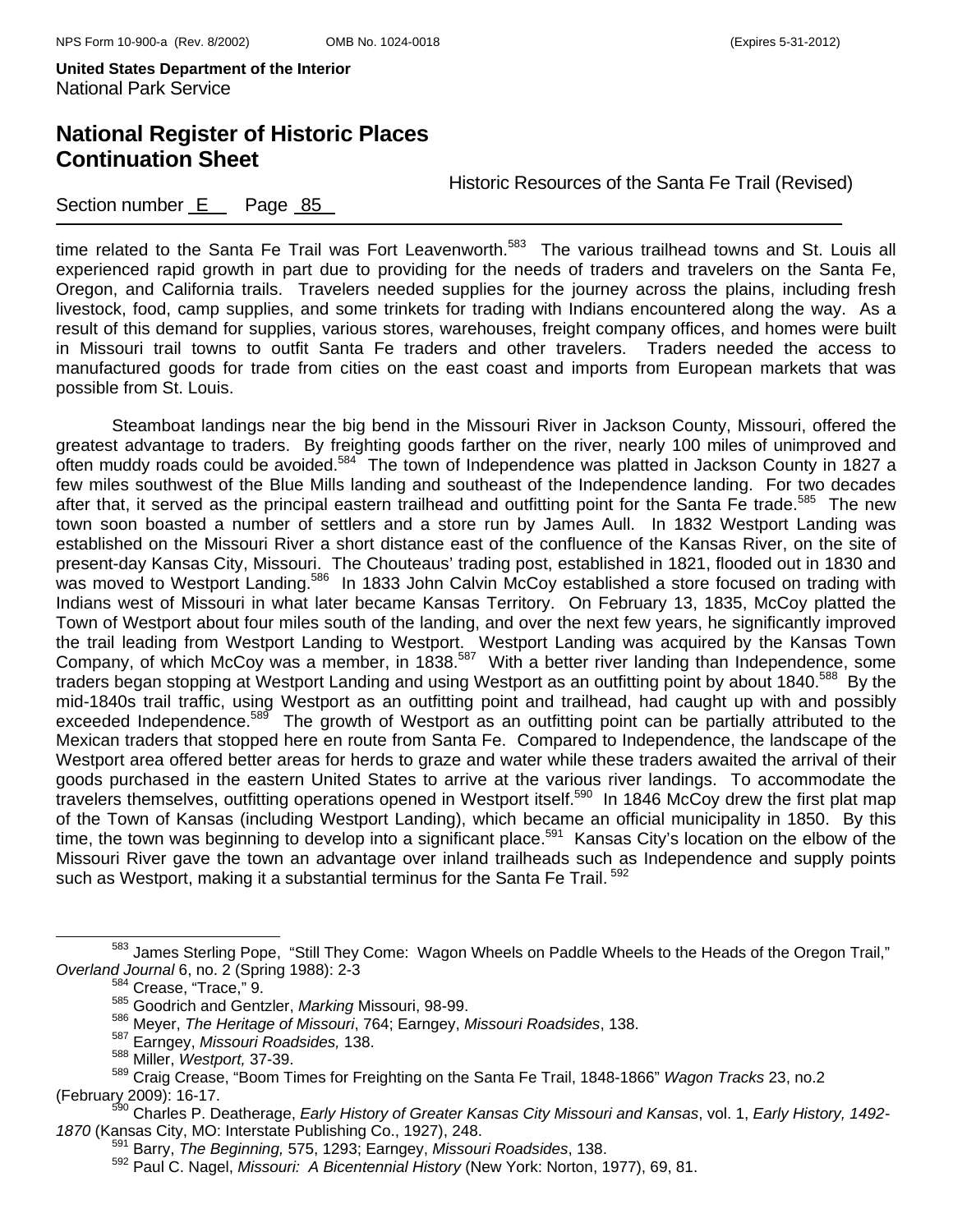time related to the Santa Fe Trail was Fort Leavenworth.[583] The various trailhead towns and St. Louis all experienced rapid growth in part due to providing for the needs of traders and travelers on the Santa Fe, Oregon, and California trails. Travelers needed supplies for the journey across the plains, including fresh livestock, food, camp supplies, and some trinkets for trading with Indians encountered along the way. As a result of this demand for supplies, various stores, warehouses, freight company offices, and homes were built in Missouri trail towns to outfit Santa Fe traders and other travelers. Traders needed the access to manufactured goods for trade from cities on the east coast and imports from European markets that was possible from St. Louis.

Steamboat landings near the big bend in the Missouri River in Jackson County, Missouri, offered the greatest advantage to traders. By freighting goods farther on the river, nearly 100 miles of unimproved and often muddy roads could be avoided.[584] The town of Independence was platted in Jackson County in 1827 a few miles southwest of the Blue Mills landing and southeast of the Independence landing. For two decades after that, it served as the principal eastern trailhead and outfitting point for the Santa Fe trade.[585] The new town soon boasted a number of settlers and a store run by James Aull. In 1832 Westport Landing was established on the Missouri River a short distance east of the confluence of the Kansas River, on the site of present-day Kansas City, Missouri. The Chouteaus' trading post, established in 1821, flooded out in 1830 and was moved to Westport Landing.[586] In 1833 John Calvin McCoy established a store focused on trading with Indians west of Missouri in what later became Kansas Territory. On February 13, 1835, McCoy platted the Town of Westport about four miles south of the landing, and over the next few years, he significantly improved the trail leading from Westport Landing to Westport. Westport Landing was acquired by the Kansas Town Company, of which McCoy was a member, in 1838.[587] With a better river landing than Independence, some traders began stopping at Westport Landing and using Westport as an outfitting point by about 1840.[588] By the mid-1840s trail traffic, using Westport as an outfitting point and trailhead, had caught up with and possibly exceeded Independence.[589] The growth of Westport as an outfitting point can be partially attributed to the Mexican traders that stopped here en route from Santa Fe. Compared to Independence, the landscape of the Westport area offered better areas for herds to graze and water while these traders awaited the arrival of their goods purchased in the eastern United States to arrive at the various river landings. To accommodate the travelers themselves, outfitting operations opened in Westport itself.[590] In 1846 McCoy drew the first plat map of the Town of Kansas (including Westport Landing), which became an official municipality in 1850. By this time, the town was beginning to develop into a significant place.[591] Kansas City's location on the elbow of the Missouri River gave the town an advantage over inland trailheads such as Independence and supply points such as Westport, making it a substantial terminus for the Santa Fe Trail.[592]

---

[583] James Sterling Pope, "Still They Come: Wagon Wheels on Paddle Wheels to the Heads of the Oregon Trail," *Overland Journal* 6, no. 2 (Spring 1988): 2-3

[584] Crease, "Trace," 9.

[585] Goodrich and Gentzler, *Marking* Missouri, 98-99.

[586] Meyer, *The Heritage of Missouri*, 764; Earngey, *Missouri Roadsides*, 138.

[587] Earngey, *Missouri Roadsides,* 138.

[588] Miller, *Westport,* 37-39.

[589] Craig Crease, "Boom Times for Freighting on the Santa Fe Trail, 1848-1866" *Wagon Tracks* 23, no.2 (February 2009): 16-17.

[590] Charles P. Deatherage, *Early History of Greater Kansas City Missouri and Kansas*, vol. 1, *Early History, 1492-1870* (Kansas City, MO: Interstate Publishing Co., 1927), 248.

[591] Barry, *The Beginning,* 575, 1293; Earngey, *Missouri Roadsides*, 138.

[592] Paul C. Nagel, *Missouri: A Bicentennial History* (New York: Norton, 1977), 69, 81.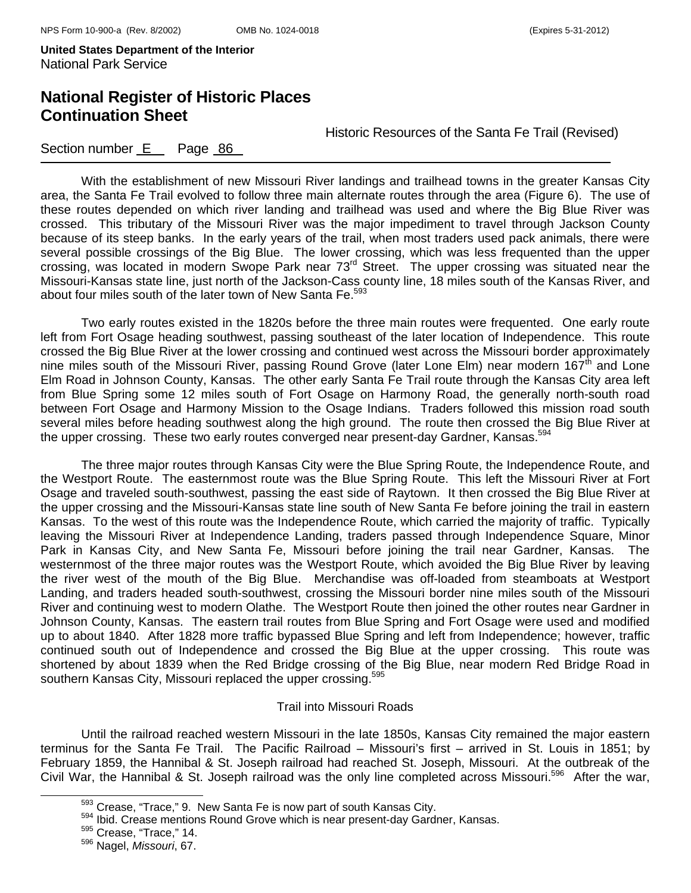With the establishment of new Missouri River landings and trailhead towns in the greater Kansas City area, the Santa Fe Trail evolved to follow three main alternate routes through the area (Figure 6). The use of these routes depended on which river landing and trailhead was used and where the Big Blue River was crossed. This tributary of the Missouri River was the major impediment to travel through Jackson County because of its steep banks. In the early years of the trail, when most traders used pack animals, there were several possible crossings of the Big Blue. The lower crossing, which was less frequented than the upper crossing, was located in modern Swope Park near 73rd Street. The upper crossing was situated near the Missouri-Kansas state line, just north of the Jackson-Cass county line, 18 miles south of the Kansas River, and about four miles south of the later town of New Santa Fe.[593]

Two early routes existed in the 1820s before the three main routes were frequented. One early route left from Fort Osage heading southwest, passing southeast of the later location of Independence. This route crossed the Big Blue River at the lower crossing and continued west across the Missouri border approximately nine miles south of the Missouri River, passing Round Grove (later Lone Elm) near modern 167th and Lone Elm Road in Johnson County, Kansas. The other early Santa Fe Trail route through the Kansas City area left from Blue Spring some 12 miles south of Fort Osage on Harmony Road, the generally north-south road between Fort Osage and Harmony Mission to the Osage Indians. Traders followed this mission road south several miles before heading southwest along the high ground. The route then crossed the Big Blue River at the upper crossing. These two early routes converged near present-day Gardner, Kansas.[594]

The three major routes through Kansas City were the Blue Spring Route, the Independence Route, and the Westport Route. The easternmost route was the Blue Spring Route. This left the Missouri River at Fort Osage and traveled south-southwest, passing the east side of Raytown. It then crossed the Big Blue River at the upper crossing and the Missouri-Kansas state line south of New Santa Fe before joining the trail in eastern Kansas. To the west of this route was the Independence Route, which carried the majority of traffic. Typically leaving the Missouri River at Independence Landing, traders passed through Independence Square, Minor Park in Kansas City, and New Santa Fe, Missouri before joining the trail near Gardner, Kansas. The westernmost of the three major routes was the Westport Route, which avoided the Big Blue River by leaving the river west of the mouth of the Big Blue. Merchandise was off-loaded from steamboats at Westport Landing, and traders headed south-southwest, crossing the Missouri border nine miles south of the Missouri River and continuing west to modern Olathe. The Westport Route then joined the other routes near Gardner in Johnson County, Kansas. The eastern trail routes from Blue Spring and Fort Osage were used and modified up to about 1840. After 1828 more traffic bypassed Blue Spring and left from Independence; however, traffic continued south out of Independence and crossed the Big Blue at the upper crossing. This route was shortened by about 1839 when the Red Bridge crossing of the Big Blue, near modern Red Bridge Road in southern Kansas City, Missouri replaced the upper crossing.[595]

### Trail into Missouri Roads

Until the railroad reached western Missouri in the late 1850s, Kansas City remained the major eastern terminus for the Santa Fe Trail. The Pacific Railroad – Missouri's first – arrived in St. Louis in 1851; by February 1859, the Hannibal & St. Joseph railroad had reached St. Joseph, Missouri. At the outbreak of the Civil War, the Hannibal & St. Joseph railroad was the only line completed across Missouri.[596] After the war,

---

[593] Crease, "Trace," 9. New Santa Fe is now part of south Kansas City.

[594] Ibid. Crease mentions Round Grove which is near present-day Gardner, Kansas.

[595] Crease, "Trace," 14.

[596] Nagel, *Missouri*, 67.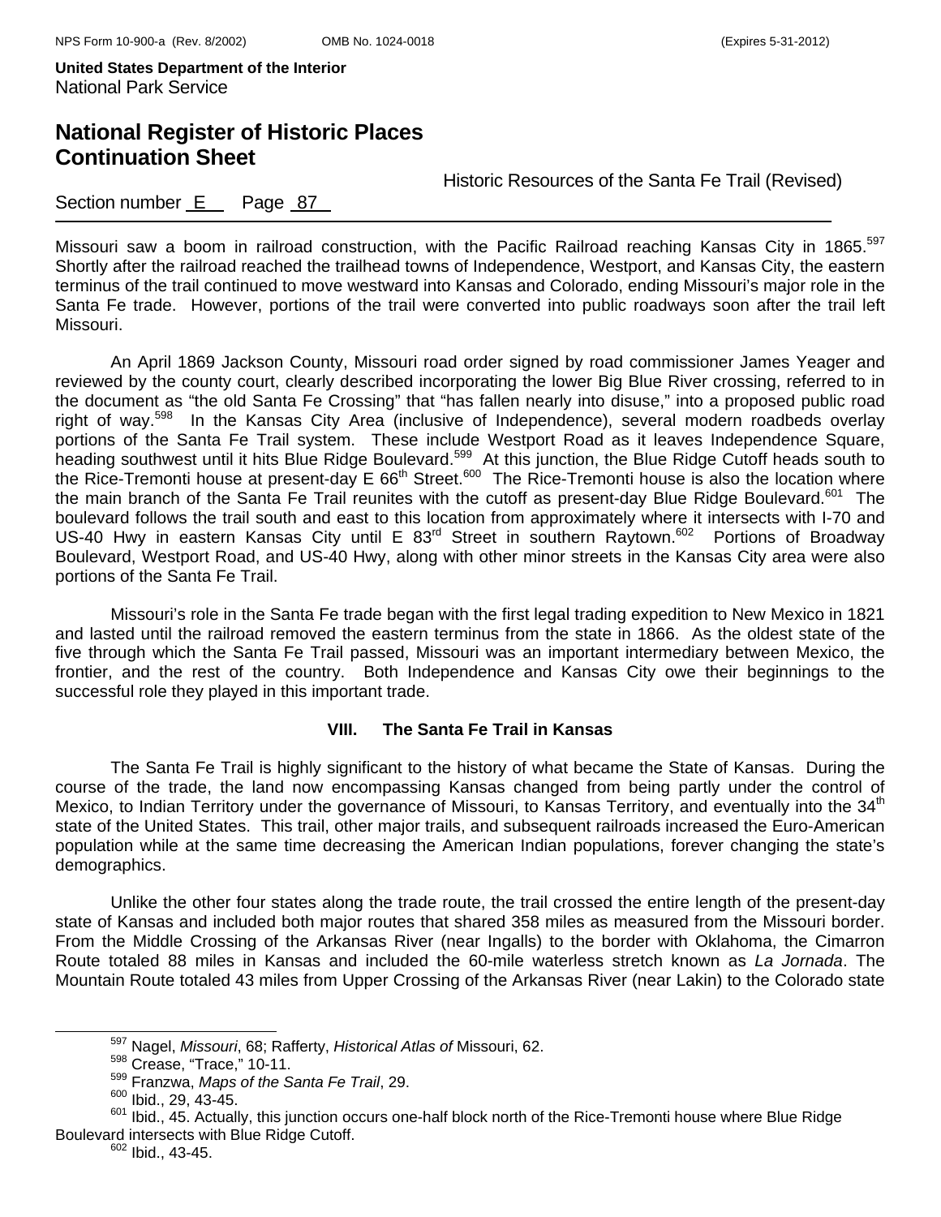Missouri saw a boom in railroad construction, with the Pacific Railroad reaching Kansas City in 1865.[597] Shortly after the railroad reached the trailhead towns of Independence, Westport, and Kansas City, the eastern terminus of the trail continued to move westward into Kansas and Colorado, ending Missouri's major role in the Santa Fe trade. However, portions of the trail were converted into public roadways soon after the trail left Missouri.

An April 1869 Jackson County, Missouri road order signed by road commissioner James Yeager and reviewed by the county court, clearly described incorporating the lower Big Blue River crossing, referred to in the document as "the old Santa Fe Crossing" that "has fallen nearly into disuse," into a proposed public road right of way.[598] In the Kansas City Area (inclusive of Independence), several modern roadbeds overlay portions of the Santa Fe Trail system. These include Westport Road as it leaves Independence Square, heading southwest until it hits Blue Ridge Boulevard.[599] At this junction, the Blue Ridge Cutoff heads south to the Rice-Tremonti house at present-day E 66th Street.[600] The Rice-Tremonti house is also the location where the main branch of the Santa Fe Trail reunites with the cutoff as present-day Blue Ridge Boulevard.[601] The boulevard follows the trail south and east to this location from approximately where it intersects with I-70 and US-40 Hwy in eastern Kansas City until E 83rd Street in southern Raytown.[602] Portions of Broadway Boulevard, Westport Road, and US-40 Hwy, along with other minor streets in the Kansas City area were also portions of the Santa Fe Trail.

Missouri's role in the Santa Fe trade began with the first legal trading expedition to New Mexico in 1821 and lasted until the railroad removed the eastern terminus from the state in 1866. As the oldest state of the five through which the Santa Fe Trail passed, Missouri was an important intermediary between Mexico, the frontier, and the rest of the country. Both Independence and Kansas City owe their beginnings to the successful role they played in this important trade.

### VIII. The Santa Fe Trail in Kansas

The Santa Fe Trail is highly significant to the history of what became the State of Kansas. During the course of the trade, the land now encompassing Kansas changed from being partly under the control of Mexico, to Indian Territory under the governance of Missouri, to Kansas Territory, and eventually into the 34th state of the United States. This trail, other major trails, and subsequent railroads increased the Euro-American population while at the same time decreasing the American Indian populations, forever changing the state's demographics.

Unlike the other four states along the trade route, the trail crossed the entire length of the present-day state of Kansas and included both major routes that shared 358 miles as measured from the Missouri border. From the Middle Crossing of the Arkansas River (near Ingalls) to the border with Oklahoma, the Cimarron Route totaled 88 miles in Kansas and included the 60-mile waterless stretch known as *La Jornada*. The Mountain Route totaled 43 miles from Upper Crossing of the Arkansas River (near Lakin) to the Colorado state

---

[597] Nagel, *Missouri*, 68; Rafferty, *Historical Atlas of* Missouri, 62.

[598] Crease, "Trace," 10-11.

[599] Franzwa, *Maps of the Santa Fe Trail*, 29.

[600] Ibid., 29, 43-45.

[601] Ibid., 45. Actually, this junction occurs one-half block north of the Rice-Tremonti house where Blue Ridge Boulevard intersects with Blue Ridge Cutoff.

[602] Ibid., 43-45.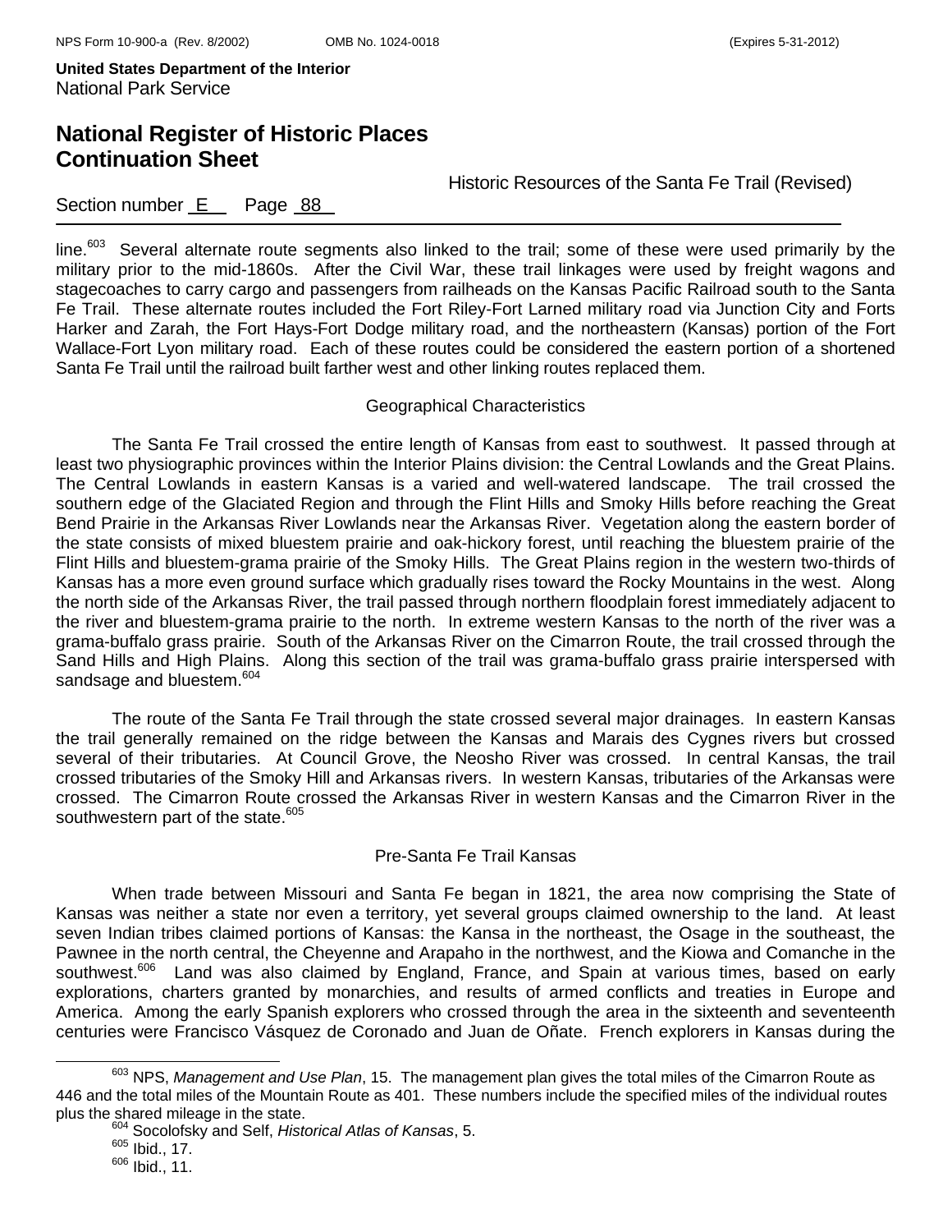line.[603] Several alternate route segments also linked to the trail; some of these were used primarily by the military prior to the mid-1860s. After the Civil War, these trail linkages were used by freight wagons and stagecoaches to carry cargo and passengers from railheads on the Kansas Pacific Railroad south to the Santa Fe Trail. These alternate routes included the Fort Riley-Fort Larned military road via Junction City and Forts Harker and Zarah, the Fort Hays-Fort Dodge military road, and the northeastern (Kansas) portion of the Fort Wallace-Fort Lyon military road. Each of these routes could be considered the eastern portion of a shortened Santa Fe Trail until the railroad built farther west and other linking routes replaced them.

## Geographical Characteristics

The Santa Fe Trail crossed the entire length of Kansas from east to southwest. It passed through at least two physiographic provinces within the Interior Plains division: the Central Lowlands and the Great Plains. The Central Lowlands in eastern Kansas is a varied and well-watered landscape. The trail crossed the southern edge of the Glaciated Region and through the Flint Hills and Smoky Hills before reaching the Great Bend Prairie in the Arkansas River Lowlands near the Arkansas River. Vegetation along the eastern border of the state consists of mixed bluestem prairie and oak-hickory forest, until reaching the bluestem prairie of the Flint Hills and bluestem-grama prairie of the Smoky Hills. The Great Plains region in the western two-thirds of Kansas has a more even ground surface which gradually rises toward the Rocky Mountains in the west. Along the north side of the Arkansas River, the trail passed through northern floodplain forest immediately adjacent to the river and bluestem-grama prairie to the north. In extreme western Kansas to the north of the river was a grama-buffalo grass prairie. South of the Arkansas River on the Cimarron Route, the trail crossed through the Sand Hills and High Plains. Along this section of the trail was grama-buffalo grass prairie interspersed with sandsage and bluestem.[604]

The route of the Santa Fe Trail through the state crossed several major drainages. In eastern Kansas the trail generally remained on the ridge between the Kansas and Marais des Cygnes rivers but crossed several of their tributaries. At Council Grove, the Neosho River was crossed. In central Kansas, the trail crossed tributaries of the Smoky Hill and Arkansas rivers. In western Kansas, tributaries of the Arkansas were crossed. The Cimarron Route crossed the Arkansas River in western Kansas and the Cimarron River in the southwestern part of the state.[605]

## Pre-Santa Fe Trail Kansas

When trade between Missouri and Santa Fe began in 1821, the area now comprising the State of Kansas was neither a state nor even a territory, yet several groups claimed ownership to the land. At least seven Indian tribes claimed portions of Kansas: the Kansa in the northeast, the Osage in the southeast, the Pawnee in the north central, the Cheyenne and Arapaho in the northwest, and the Kiowa and Comanche in the southwest.[606] Land was also claimed by England, France, and Spain at various times, based on early explorations, charters granted by monarchies, and results of armed conflicts and treaties in Europe and America. Among the early Spanish explorers who crossed through the area in the sixteenth and seventeenth centuries were Francisco Vásquez de Coronado and Juan de Oñate. French explorers in Kansas during the

---

[603] NPS, *Management and Use Plan*, 15. The management plan gives the total miles of the Cimarron Route as 446 and the total miles of the Mountain Route as 401. These numbers include the specified miles of the individual routes plus the shared mileage in the state.

[604] Socolofsky and Self, *Historical Atlas of Kansas*, 5.

[605] Ibid., 17.

[606] Ibid., 11.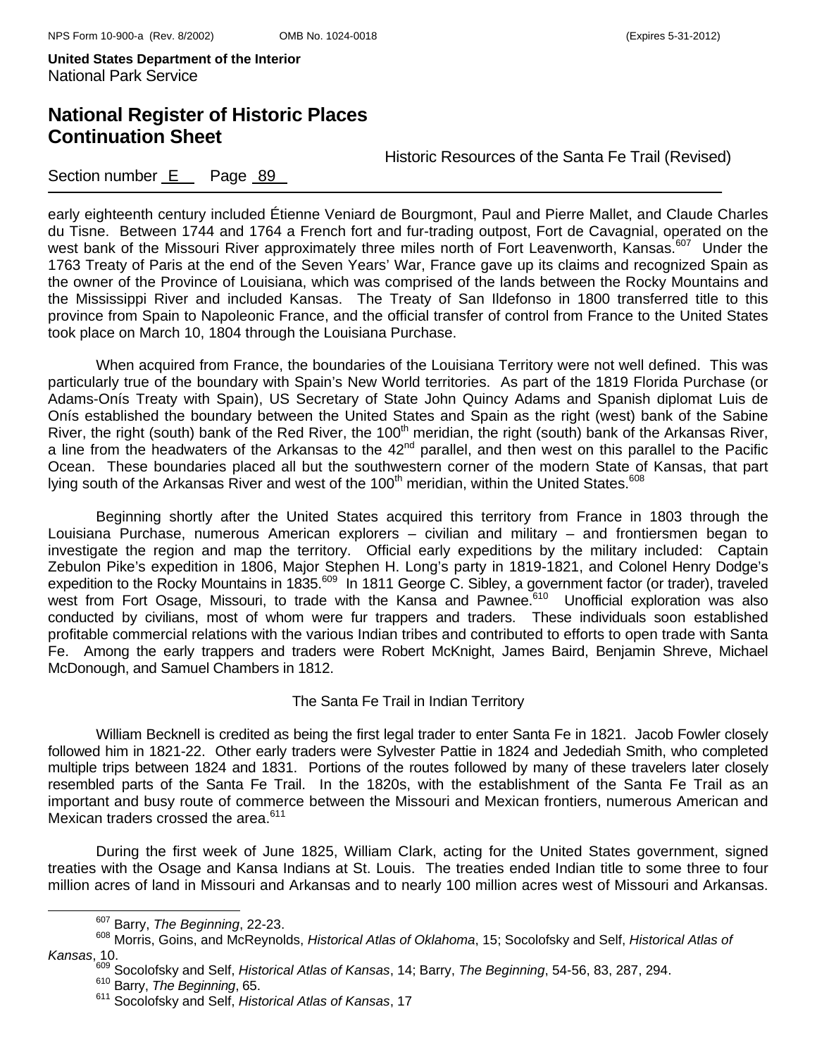early eighteenth century included Étienne Veniard de Bourgmont, Paul and Pierre Mallet, and Claude Charles du Tisne. Between 1744 and 1764 a French fort and fur-trading outpost, Fort de Cavagnial, operated on the west bank of the Missouri River approximately three miles north of Fort Leavenworth, Kansas.[607] Under the 1763 Treaty of Paris at the end of the Seven Years' War, France gave up its claims and recognized Spain as the owner of the Province of Louisiana, which was comprised of the lands between the Rocky Mountains and the Mississippi River and included Kansas. The Treaty of San Ildefonso in 1800 transferred title to this province from Spain to Napoleonic France, and the official transfer of control from France to the United States took place on March 10, 1804 through the Louisiana Purchase.

When acquired from France, the boundaries of the Louisiana Territory were not well defined. This was particularly true of the boundary with Spain's New World territories. As part of the 1819 Florida Purchase (or Adams-Onís Treaty with Spain), US Secretary of State John Quincy Adams and Spanish diplomat Luis de Onís established the boundary between the United States and Spain as the right (west) bank of the Sabine River, the right (south) bank of the Red River, the 100th meridian, the right (south) bank of the Arkansas River, a line from the headwaters of the Arkansas to the 42nd parallel, and then west on this parallel to the Pacific Ocean. These boundaries placed all but the southwestern corner of the modern State of Kansas, that part lying south of the Arkansas River and west of the 100th meridian, within the United States.[608]

Beginning shortly after the United States acquired this territory from France in 1803 through the Louisiana Purchase, numerous American explorers – civilian and military – and frontiersmen began to investigate the region and map the territory. Official early expeditions by the military included: Captain Zebulon Pike's expedition in 1806, Major Stephen H. Long's party in 1819-1821, and Colonel Henry Dodge's expedition to the Rocky Mountains in 1835.[609] In 1811 George C. Sibley, a government factor (or trader), traveled west from Fort Osage, Missouri, to trade with the Kansa and Pawnee.[610] Unofficial exploration was also conducted by civilians, most of whom were fur trappers and traders. These individuals soon established profitable commercial relations with the various Indian tribes and contributed to efforts to open trade with Santa Fe. Among the early trappers and traders were Robert McKnight, James Baird, Benjamin Shreve, Michael McDonough, and Samuel Chambers in 1812.

### The Santa Fe Trail in Indian Territory

William Becknell is credited as being the first legal trader to enter Santa Fe in 1821. Jacob Fowler closely followed him in 1821-22. Other early traders were Sylvester Pattie in 1824 and Jedediah Smith, who completed multiple trips between 1824 and 1831. Portions of the routes followed by many of these travelers later closely resembled parts of the Santa Fe Trail. In the 1820s, with the establishment of the Santa Fe Trail as an important and busy route of commerce between the Missouri and Mexican frontiers, numerous American and Mexican traders crossed the area.[611]

During the first week of June 1825, William Clark, acting for the United States government, signed treaties with the Osage and Kansa Indians at St. Louis. The treaties ended Indian title to some three to four million acres of land in Missouri and Arkansas and to nearly 100 million acres west of Missouri and Arkansas.

---

[607] Barry, *The Beginning*, 22-23.

[608] Morris, Goins, and McReynolds, *Historical Atlas of Oklahoma*, 15; Socolofsky and Self, *Historical Atlas of Kansas*, 10.

[609] Socolofsky and Self, *Historical Atlas of Kansas*, 14; Barry, *The Beginning*, 54-56, 83, 287, 294.

[610] Barry, *The Beginning*, 65.

[611] Socolofsky and Self, *Historical Atlas of Kansas*, 17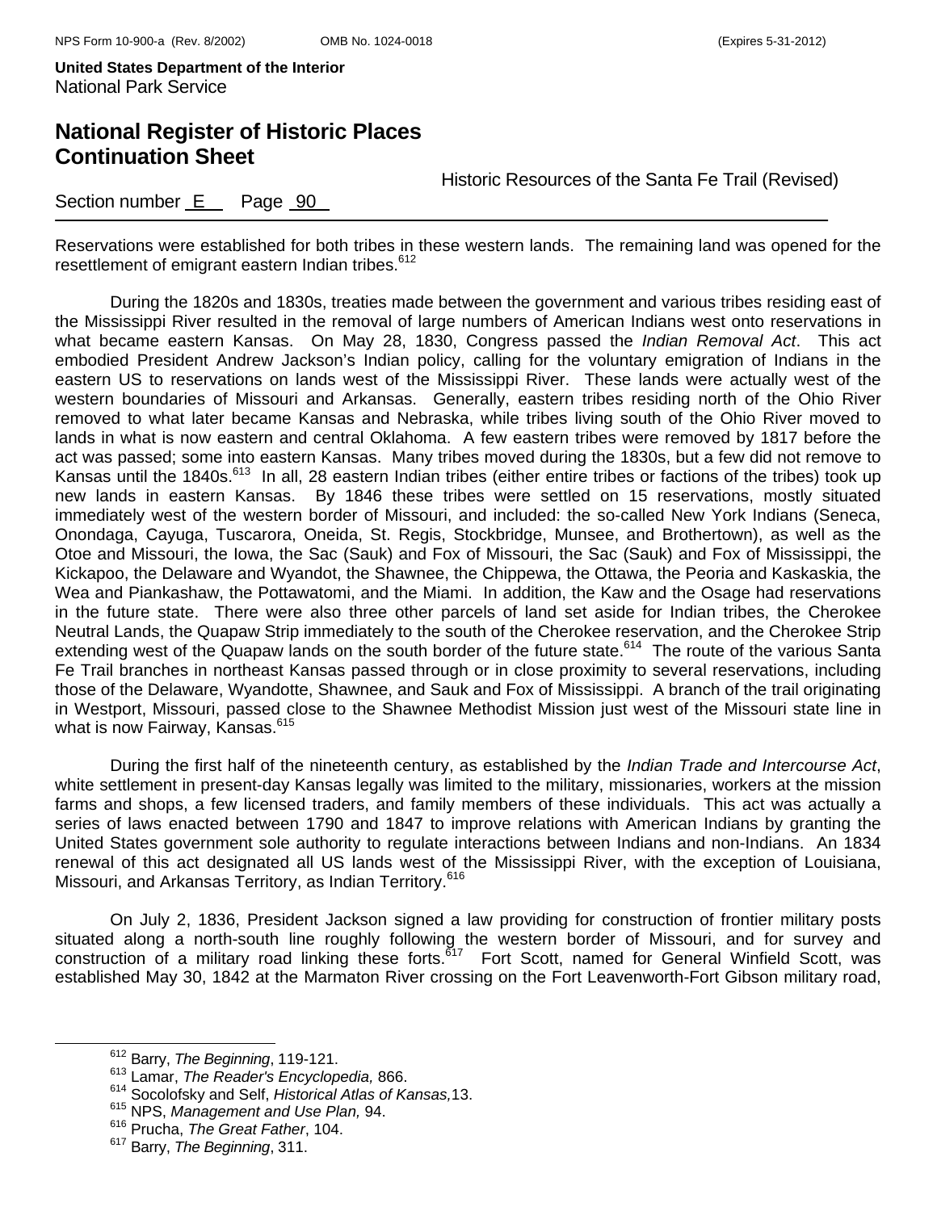Reservations were established for both tribes in these western lands. The remaining land was opened for the resettlement of emigrant eastern Indian tribes.[612]

During the 1820s and 1830s, treaties made between the government and various tribes residing east of the Mississippi River resulted in the removal of large numbers of American Indians west onto reservations in what became eastern Kansas. On May 28, 1830, Congress passed the *Indian Removal Act*. This act embodied President Andrew Jackson's Indian policy, calling for the voluntary emigration of Indians in the eastern US to reservations on lands west of the Mississippi River. These lands were actually west of the western boundaries of Missouri and Arkansas. Generally, eastern tribes residing north of the Ohio River removed to what later became Kansas and Nebraska, while tribes living south of the Ohio River moved to lands in what is now eastern and central Oklahoma. A few eastern tribes were removed by 1817 before the act was passed; some into eastern Kansas. Many tribes moved during the 1830s, but a few did not remove to Kansas until the 1840s.[613] In all, 28 eastern Indian tribes (either entire tribes or factions of the tribes) took up new lands in eastern Kansas. By 1846 these tribes were settled on 15 reservations, mostly situated immediately west of the western border of Missouri, and included: the so-called New York Indians (Seneca, Onondaga, Cayuga, Tuscarora, Oneida, St. Regis, Stockbridge, Munsee, and Brothertown), as well as the Otoe and Missouri, the Iowa, the Sac (Sauk) and Fox of Missouri, the Sac (Sauk) and Fox of Mississippi, the Kickapoo, the Delaware and Wyandot, the Shawnee, the Chippewa, the Ottawa, the Peoria and Kaskaskia, the Wea and Piankashaw, the Pottawatomi, and the Miami. In addition, the Kaw and the Osage had reservations in the future state. There were also three other parcels of land set aside for Indian tribes, the Cherokee Neutral Lands, the Quapaw Strip immediately to the south of the Cherokee reservation, and the Cherokee Strip extending west of the Quapaw lands on the south border of the future state.[614] The route of the various Santa Fe Trail branches in northeast Kansas passed through or in close proximity to several reservations, including those of the Delaware, Wyandotte, Shawnee, and Sauk and Fox of Mississippi. A branch of the trail originating in Westport, Missouri, passed close to the Shawnee Methodist Mission just west of the Missouri state line in what is now Fairway, Kansas.[615]

During the first half of the nineteenth century, as established by the *Indian Trade and Intercourse Act*, white settlement in present-day Kansas legally was limited to the military, missionaries, workers at the mission farms and shops, a few licensed traders, and family members of these individuals. This act was actually a series of laws enacted between 1790 and 1847 to improve relations with American Indians by granting the United States government sole authority to regulate interactions between Indians and non-Indians. An 1834 renewal of this act designated all US lands west of the Mississippi River, with the exception of Louisiana, Missouri, and Arkansas Territory, as Indian Territory.[616]

On July 2, 1836, President Jackson signed a law providing for construction of frontier military posts situated along a north-south line roughly following the western border of Missouri, and for survey and construction of a military road linking these forts.[617] Fort Scott, named for General Winfield Scott, was established May 30, 1842 at the Marmaton River crossing on the Fort Leavenworth-Fort Gibson military road,

---

[612] Barry, *The Beginning*, 119-121.
[613] Lamar, *The Reader's Encyclopedia,* 866.
[614] Socolofsky and Self, *Historical Atlas of Kansas,*13.
[615] NPS, *Management and Use Plan,* 94.
[616] Prucha, *The Great Father*, 104.
[617] Barry, *The Beginning*, 311.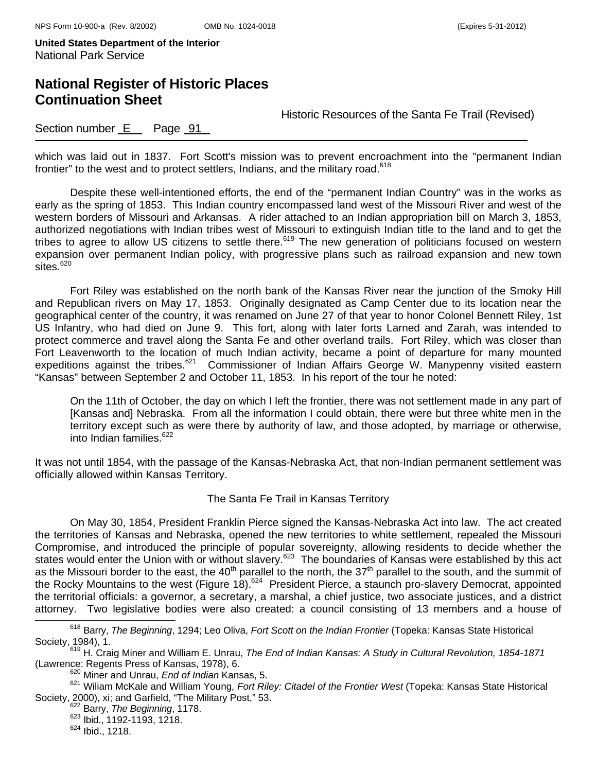which was laid out in 1837. Fort Scott's mission was to prevent encroachment into the "permanent Indian frontier" to the west and to protect settlers, Indians, and the military road.[618]

Despite these well-intentioned efforts, the end of the “permanent Indian Country” was in the works as early as the spring of 1853. This Indian country encompassed land west of the Missouri River and west of the western borders of Missouri and Arkansas. A rider attached to an Indian appropriation bill on March 3, 1853, authorized negotiations with Indian tribes west of Missouri to extinguish Indian title to the land and to get the tribes to agree to allow US citizens to settle there.[619] The new generation of politicians focused on western expansion over permanent Indian policy, with progressive plans such as railroad expansion and new town sites.[620]

Fort Riley was established on the north bank of the Kansas River near the junction of the Smoky Hill and Republican rivers on May 17, 1853. Originally designated as Camp Center due to its location near the geographical center of the country, it was renamed on June 27 of that year to honor Colonel Bennett Riley, 1st US Infantry, who had died on June 9. This fort, along with later forts Larned and Zarah, was intended to protect commerce and travel along the Santa Fe and other overland trails. Fort Riley, which was closer than Fort Leavenworth to the location of much Indian activity, became a point of departure for many mounted expeditions against the tribes.[621] Commissioner of Indian Affairs George W. Manypenny visited eastern “Kansas” between September 2 and October 11, 1853. In his report of the tour he noted:

> On the 11th of October, the day on which I left the frontier, there was not settlement made in any part of [Kansas and] Nebraska. From all the information I could obtain, there were but three white men in the territory except such as were there by authority of law, and those adopted, by marriage or otherwise, into Indian families.[622]

It was not until 1854, with the passage of the Kansas-Nebraska Act, that non-Indian permanent settlement was officially allowed within Kansas Territory.

## The Santa Fe Trail in Kansas Territory

On May 30, 1854, President Franklin Pierce signed the Kansas-Nebraska Act into law. The act created the territories of Kansas and Nebraska, opened the new territories to white settlement, repealed the Missouri Compromise, and introduced the principle of popular sovereignty, allowing residents to decide whether the states would enter the Union with or without slavery.[623] The boundaries of Kansas were established by this act as the Missouri border to the east, the 40th parallel to the north, the 37th parallel to the south, and the summit of the Rocky Mountains to the west (Figure 18).[624] President Pierce, a staunch pro-slavery Democrat, appointed the territorial officials: a governor, a secretary, a marshal, a chief justice, two associate justices, and a district attorney. Two legislative bodies were also created: a council consisting of 13 members and a house of

---

[618] Barry, *The Beginning*, 1294; Leo Oliva, *Fort Scott on the Indian Frontier* (Topeka: Kansas State Historical Society, 1984), 1.

[619] H. Craig Miner and William E. Unrau, *The End of Indian Kansas: A Study in Cultural Revolution, 1854-1871* (Lawrence: Regents Press of Kansas, 1978), 6.

[620] Miner and Unrau, *End of Indian* Kansas, 5.

[621] Wiliam McKale and William Young*, Fort Riley: Citadel of the Frontier West* (Topeka: Kansas State Historical Society, 2000), xi; and Garfield, “The Military Post,” 53.

[622] Barry, *The Beginning*, 1178.

[623] Ibid., 1192-1193, 1218.

[624] Ibid., 1218.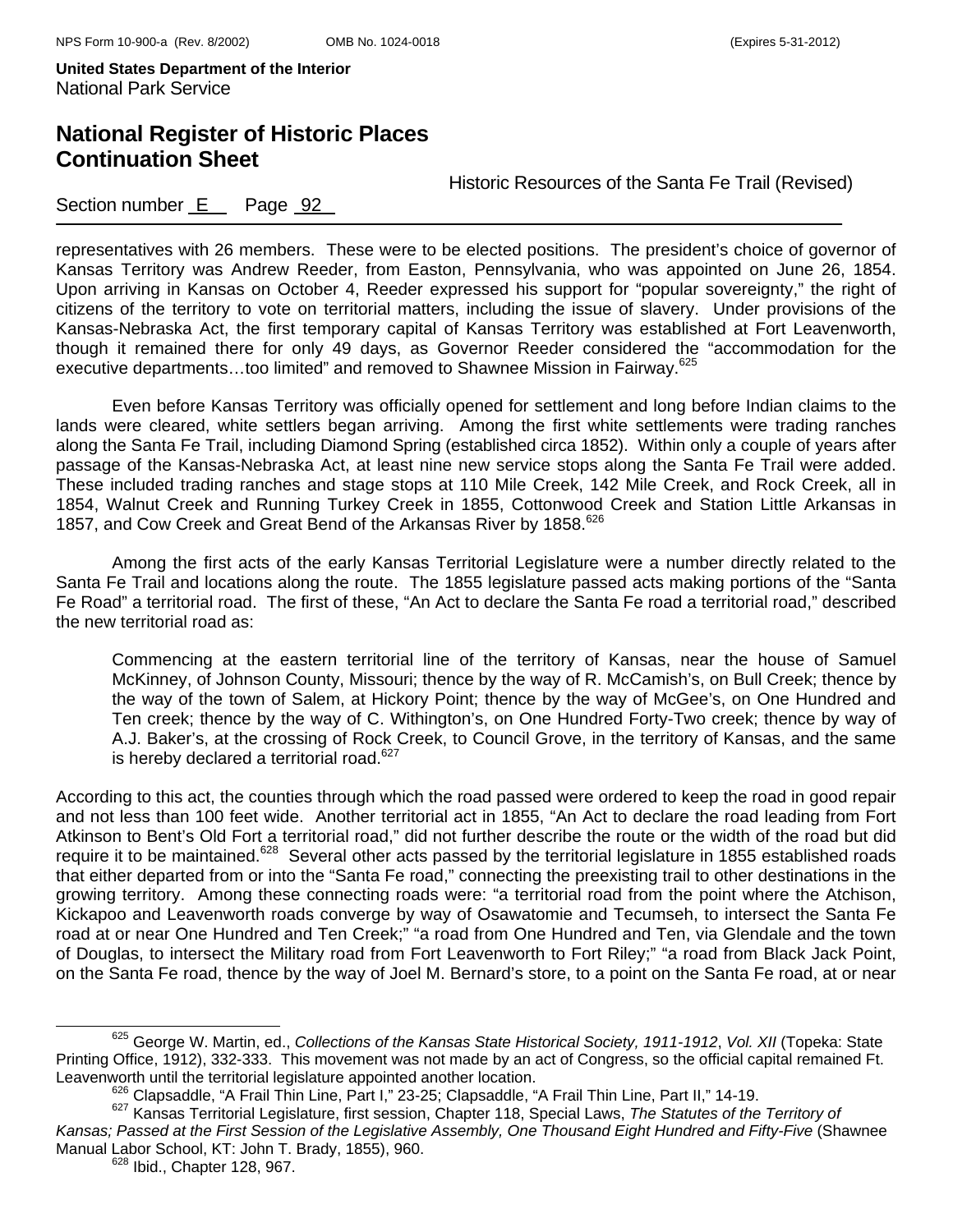representatives with 26 members. These were to be elected positions. The president's choice of governor of Kansas Territory was Andrew Reeder, from Easton, Pennsylvania, who was appointed on June 26, 1854. Upon arriving in Kansas on October 4, Reeder expressed his support for "popular sovereignty," the right of citizens of the territory to vote on territorial matters, including the issue of slavery. Under provisions of the Kansas-Nebraska Act, the first temporary capital of Kansas Territory was established at Fort Leavenworth, though it remained there for only 49 days, as Governor Reeder considered the "accommodation for the executive departments…too limited" and removed to Shawnee Mission in Fairway.[625]

Even before Kansas Territory was officially opened for settlement and long before Indian claims to the lands were cleared, white settlers began arriving. Among the first white settlements were trading ranches along the Santa Fe Trail, including Diamond Spring (established circa 1852). Within only a couple of years after passage of the Kansas-Nebraska Act, at least nine new service stops along the Santa Fe Trail were added. These included trading ranches and stage stops at 110 Mile Creek, 142 Mile Creek, and Rock Creek, all in 1854, Walnut Creek and Running Turkey Creek in 1855, Cottonwood Creek and Station Little Arkansas in 1857, and Cow Creek and Great Bend of the Arkansas River by 1858.[626]

Among the first acts of the early Kansas Territorial Legislature were a number directly related to the Santa Fe Trail and locations along the route. The 1855 legislature passed acts making portions of the "Santa Fe Road" a territorial road. The first of these, "An Act to declare the Santa Fe road a territorial road," described the new territorial road as:

> Commencing at the eastern territorial line of the territory of Kansas, near the house of Samuel McKinney, of Johnson County, Missouri; thence by the way of R. McCamish's, on Bull Creek; thence by the way of the town of Salem, at Hickory Point; thence by the way of McGee's, on One Hundred and Ten creek; thence by the way of C. Withington's, on One Hundred Forty-Two creek; thence by way of A.J. Baker's, at the crossing of Rock Creek, to Council Grove, in the territory of Kansas, and the same is hereby declared a territorial road.[627]

According to this act, the counties through which the road passed were ordered to keep the road in good repair and not less than 100 feet wide. Another territorial act in 1855, "An Act to declare the road leading from Fort Atkinson to Bent's Old Fort a territorial road," did not further describe the route or the width of the road but did require it to be maintained.[628] Several other acts passed by the territorial legislature in 1855 established roads that either departed from or into the "Santa Fe road," connecting the preexisting trail to other destinations in the growing territory. Among these connecting roads were: "a territorial road from the point where the Atchison, Kickapoo and Leavenworth roads converge by way of Osawatomie and Tecumseh, to intersect the Santa Fe road at or near One Hundred and Ten Creek;" "a road from One Hundred and Ten, via Glendale and the town of Douglas, to intersect the Military road from Fort Leavenworth to Fort Riley;" "a road from Black Jack Point, on the Santa Fe road, thence by the way of Joel M. Bernard's store, to a point on the Santa Fe road, at or near

---

[625] George W. Martin, ed., *Collections of the Kansas State Historical Society, 1911-1912, Vol. XII* (Topeka: State Printing Office, 1912), 332-333. This movement was not made by an act of Congress, so the official capital remained Ft. Leavenworth until the territorial legislature appointed another location.

[626] Clapsaddle, "A Frail Thin Line, Part I," 23-25; Clapsaddle, "A Frail Thin Line, Part II," 14-19.

[627] Kansas Territorial Legislature, first session, Chapter 118, Special Laws, *The Statutes of the Territory of Kansas; Passed at the First Session of the Legislative Assembly, One Thousand Eight Hundred and Fifty-Five* (Shawnee Manual Labor School, KT: John T. Brady, 1855), 960.

[628] Ibid., Chapter 128, 967.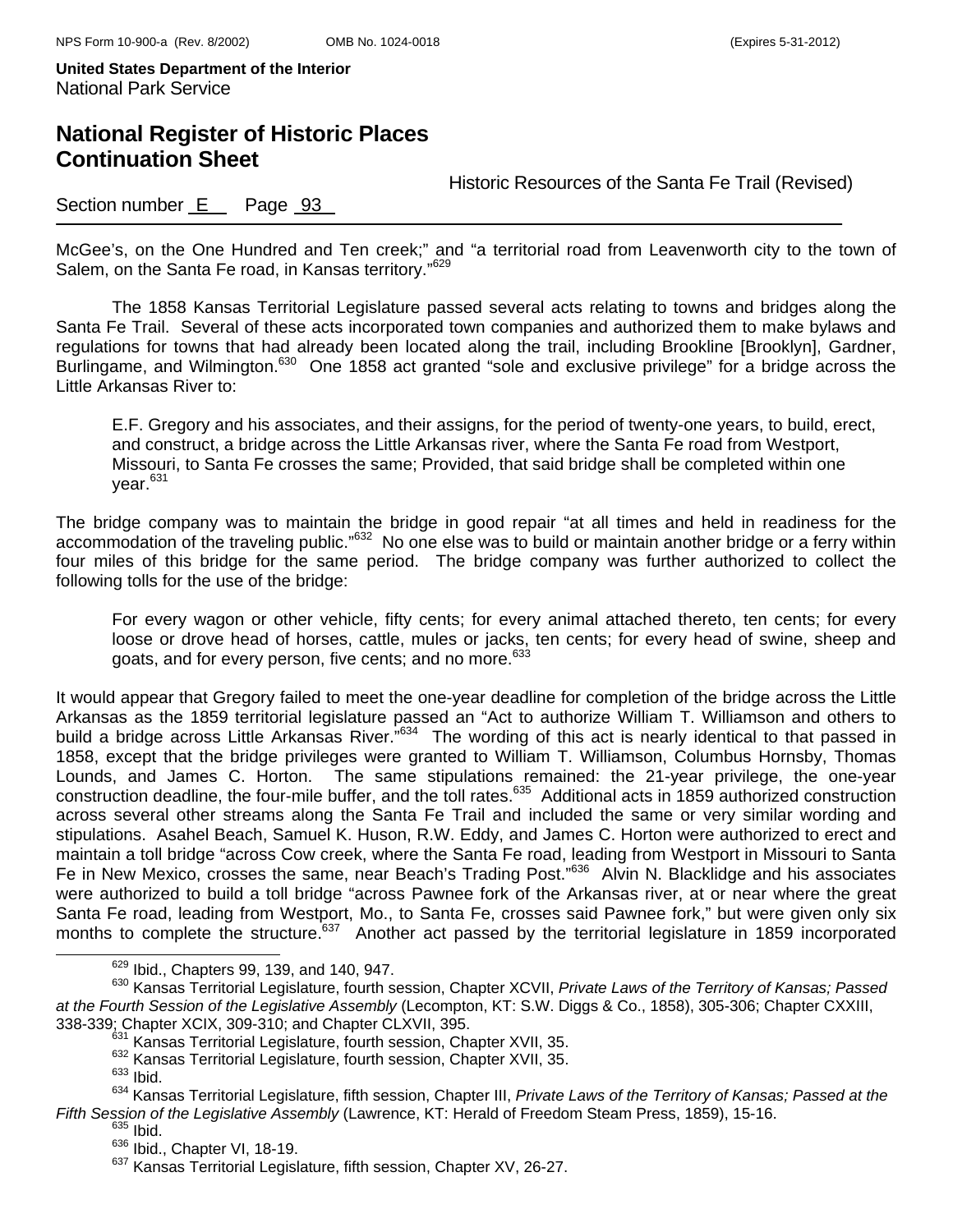McGee's, on the One Hundred and Ten creek;" and "a territorial road from Leavenworth city to the town of Salem, on the Santa Fe road, in Kansas territory."[629]

The 1858 Kansas Territorial Legislature passed several acts relating to towns and bridges along the Santa Fe Trail. Several of these acts incorporated town companies and authorized them to make bylaws and regulations for towns that had already been located along the trail, including Brookline [Brooklyn], Gardner, Burlingame, and Wilmington.[630] One 1858 act granted "sole and exclusive privilege" for a bridge across the Little Arkansas River to:

> E.F. Gregory and his associates, and their assigns, for the period of twenty-one years, to build, erect, and construct, a bridge across the Little Arkansas river, where the Santa Fe road from Westport, Missouri, to Santa Fe crosses the same; Provided, that said bridge shall be completed within one year.[631]

The bridge company was to maintain the bridge in good repair "at all times and held in readiness for the accommodation of the traveling public."[632] No one else was to build or maintain another bridge or a ferry within four miles of this bridge for the same period. The bridge company was further authorized to collect the following tolls for the use of the bridge:

> For every wagon or other vehicle, fifty cents; for every animal attached thereto, ten cents; for every loose or drove head of horses, cattle, mules or jacks, ten cents; for every head of swine, sheep and goats, and for every person, five cents; and no more.[633]

It would appear that Gregory failed to meet the one-year deadline for completion of the bridge across the Little Arkansas as the 1859 territorial legislature passed an "Act to authorize William T. Williamson and others to build a bridge across Little Arkansas River."[634] The wording of this act is nearly identical to that passed in 1858, except that the bridge privileges were granted to William T. Williamson, Columbus Hornsby, Thomas Lounds, and James C. Horton. The same stipulations remained: the 21-year privilege, the one-year construction deadline, the four-mile buffer, and the toll rates.[635] Additional acts in 1859 authorized construction across several other streams along the Santa Fe Trail and included the same or very similar wording and stipulations. Asahel Beach, Samuel K. Huson, R.W. Eddy, and James C. Horton were authorized to erect and maintain a toll bridge "across Cow creek, where the Santa Fe road, leading from Westport in Missouri to Santa Fe in New Mexico, crosses the same, near Beach's Trading Post."[636] Alvin N. Blacklidge and his associates were authorized to build a toll bridge "across Pawnee fork of the Arkansas river, at or near where the great Santa Fe road, leading from Westport, Mo., to Santa Fe, crosses said Pawnee fork," but were given only six months to complete the structure.[637] Another act passed by the territorial legislature in 1859 incorporated

---

[629] Ibid., Chapters 99, 139, and 140, 947.

[630] Kansas Territorial Legislature, fourth session, Chapter XCVII, *Private Laws of the Territory of Kansas; Passed at the Fourth Session of the Legislative Assembly* (Lecompton, KT: S.W. Diggs & Co., 1858), 305-306; Chapter CXXIII, 338-339; Chapter XCIX, 309-310; and Chapter CLXVII, 395.

[631] Kansas Territorial Legislature, fourth session, Chapter XVII, 35.

[632] Kansas Territorial Legislature, fourth session, Chapter XVII, 35.

[633] Ibid.

[634] Kansas Territorial Legislature, fifth session, Chapter III, *Private Laws of the Territory of Kansas; Passed at the Fifth Session of the Legislative Assembly* (Lawrence, KT: Herald of Freedom Steam Press, 1859), 15-16.

[635] Ibid.

[636] Ibid., Chapter VI, 18-19.

[637] Kansas Territorial Legislature, fifth session, Chapter XV, 26-27.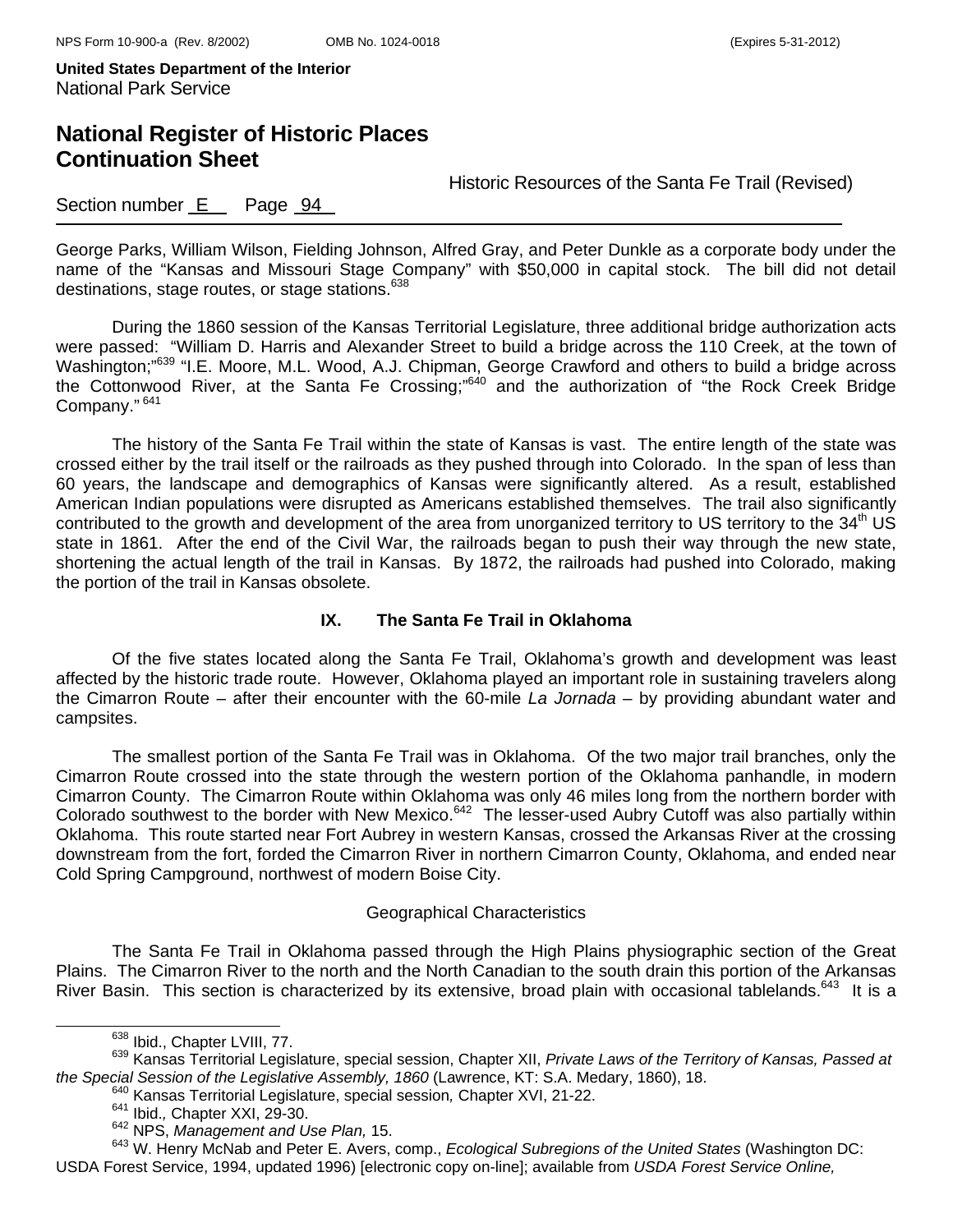George Parks, William Wilson, Fielding Johnson, Alfred Gray, and Peter Dunkle as a corporate body under the name of the "Kansas and Missouri Stage Company" with $50,000 in capital stock. The bill did not detail destinations, stage routes, or stage stations.[638]

During the 1860 session of the Kansas Territorial Legislature, three additional bridge authorization acts were passed: "William D. Harris and Alexander Street to build a bridge across the 110 Creek, at the town of Washington;"[639] "I.E. Moore, M.L. Wood, A.J. Chipman, George Crawford and others to build a bridge across the Cottonwood River, at the Santa Fe Crossing;"[640] and the authorization of "the Rock Creek Bridge Company."[641]

The history of the Santa Fe Trail within the state of Kansas is vast. The entire length of the state was crossed either by the trail itself or the railroads as they pushed through into Colorado. In the span of less than 60 years, the landscape and demographics of Kansas were significantly altered. As a result, established American Indian populations were disrupted as Americans established themselves. The trail also significantly contributed to the growth and development of the area from unorganized territory to US territory to the 34th US state in 1861. After the end of the Civil War, the railroads began to push their way through the new state, shortening the actual length of the trail in Kansas. By 1872, the railroads had pushed into Colorado, making the portion of the trail in Kansas obsolete.

## IX. The Santa Fe Trail in Oklahoma

Of the five states located along the Santa Fe Trail, Oklahoma's growth and development was least affected by the historic trade route. However, Oklahoma played an important role in sustaining travelers along the Cimarron Route – after their encounter with the 60-mile *La Jornada* – by providing abundant water and campsites.

The smallest portion of the Santa Fe Trail was in Oklahoma. Of the two major trail branches, only the Cimarron Route crossed into the state through the western portion of the Oklahoma panhandle, in modern Cimarron County. The Cimarron Route within Oklahoma was only 46 miles long from the northern border with Colorado southwest to the border with New Mexico.[642] The lesser-used Aubry Cutoff was also partially within Oklahoma. This route started near Fort Aubrey in western Kansas, crossed the Arkansas River at the crossing downstream from the fort, forded the Cimarron River in northern Cimarron County, Oklahoma, and ended near Cold Spring Campground, northwest of modern Boise City.

### Geographical Characteristics

The Santa Fe Trail in Oklahoma passed through the High Plains physiographic section of the Great Plains. The Cimarron River to the north and the North Canadian to the south drain this portion of the Arkansas River Basin. This section is characterized by its extensive, broad plain with occasional tablelands.[643] It is a

---

[638] Ibid., Chapter LVIII, 77.

[639] Kansas Territorial Legislature, special session, Chapter XII, *Private Laws of the Territory of Kansas, Passed at the Special Session of the Legislative Assembly, 1860* (Lawrence, KT: S.A. Medary, 1860), 18.

[640] Kansas Territorial Legislature, special session, Chapter XVI, 21-22.

[641] Ibid., Chapter XXI, 29-30.

[642] NPS, *Management and Use Plan,* 15.

[643] W. Henry McNab and Peter E. Avers, comp., *Ecological Subregions of the United States* (Washington DC: USDA Forest Service, 1994, updated 1996) [electronic copy on-line]; available from *USDA Forest Service Online,*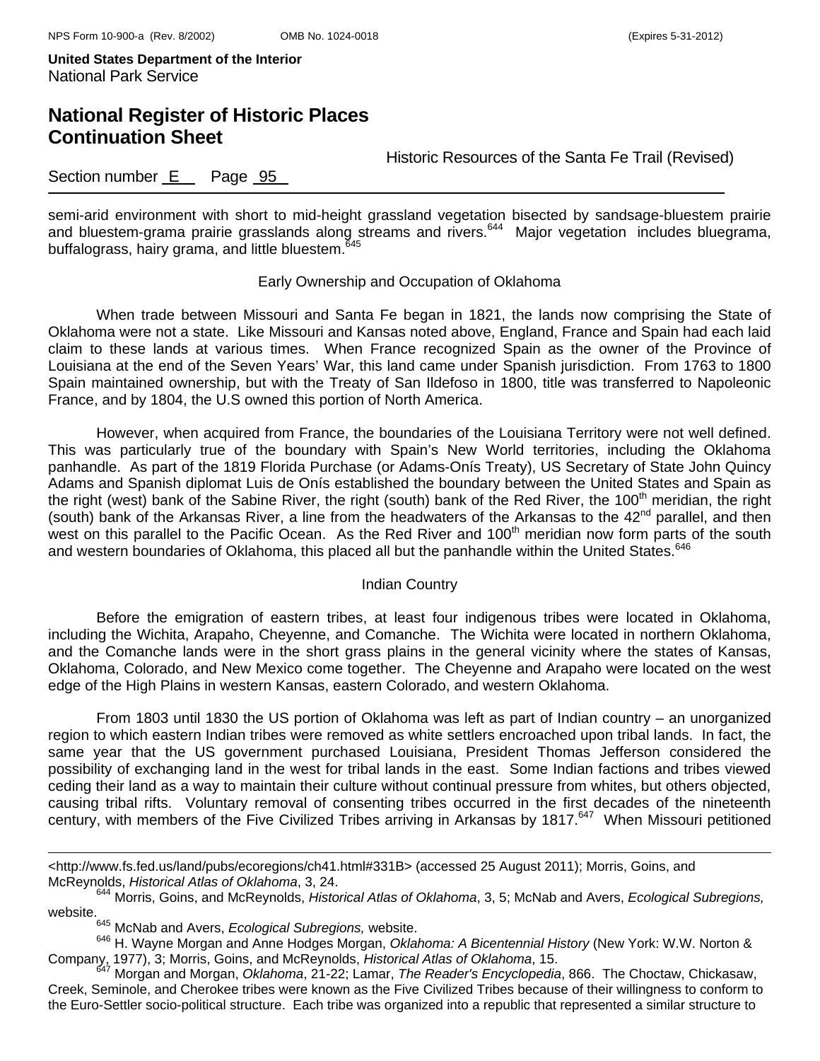semi-arid environment with short to mid-height grassland vegetation bisected by sandsage-bluestem prairie and bluestem-grama prairie grasslands along streams and rivers.[644] Major vegetation includes bluegrama, buffalograss, hairy grama, and little bluestem.[645]

### Early Ownership and Occupation of Oklahoma

When trade between Missouri and Santa Fe began in 1821, the lands now comprising the State of Oklahoma were not a state. Like Missouri and Kansas noted above, England, France and Spain had each laid claim to these lands at various times. When France recognized Spain as the owner of the Province of Louisiana at the end of the Seven Years' War, this land came under Spanish jurisdiction. From 1763 to 1800 Spain maintained ownership, but with the Treaty of San Ildefoso in 1800, title was transferred to Napoleonic France, and by 1804, the U.S owned this portion of North America.

However, when acquired from France, the boundaries of the Louisiana Territory were not well defined. This was particularly true of the boundary with Spain's New World territories, including the Oklahoma panhandle. As part of the 1819 Florida Purchase (or Adams-Onís Treaty), US Secretary of State John Quincy Adams and Spanish diplomat Luis de Onís established the boundary between the United States and Spain as the right (west) bank of the Sabine River, the right (south) bank of the Red River, the 100th meridian, the right (south) bank of the Arkansas River, a line from the headwaters of the Arkansas to the 42nd parallel, and then west on this parallel to the Pacific Ocean. As the Red River and 100th meridian now form parts of the south and western boundaries of Oklahoma, this placed all but the panhandle within the United States.[646]

### Indian Country

Before the emigration of eastern tribes, at least four indigenous tribes were located in Oklahoma, including the Wichita, Arapaho, Cheyenne, and Comanche. The Wichita were located in northern Oklahoma, and the Comanche lands were in the short grass plains in the general vicinity where the states of Kansas, Oklahoma, Colorado, and New Mexico come together. The Cheyenne and Arapaho were located on the west edge of the High Plains in western Kansas, eastern Colorado, and western Oklahoma.

From 1803 until 1830 the US portion of Oklahoma was left as part of Indian country – an unorganized region to which eastern Indian tribes were removed as white settlers encroached upon tribal lands. In fact, the same year that the US government purchased Louisiana, President Thomas Jefferson considered the possibility of exchanging land in the west for tribal lands in the east. Some Indian factions and tribes viewed ceding their land as a way to maintain their culture without continual pressure from whites, but others objected, causing tribal rifts. Voluntary removal of consenting tribes occurred in the first decades of the nineteenth century, with members of the Five Civilized Tribes arriving in Arkansas by 1817.[647] When Missouri petitioned

---

<http://www.fs.fed.us/land/pubs/ecoregions/ch41.html#331B> (accessed 25 August 2011); Morris, Goins, and McReynolds, *Historical Atlas of Oklahoma*, 3, 24.

[644] Morris, Goins, and McReynolds, *Historical Atlas of Oklahoma*, 3, 5; McNab and Avers, *Ecological Subregions,* website.

[645] McNab and Avers, *Ecological Subregions,* website.

[646] H. Wayne Morgan and Anne Hodges Morgan, *Oklahoma: A Bicentennial History* (New York: W.W. Norton & Company, 1977), 3; Morris, Goins, and McReynolds, *Historical Atlas of Oklahoma*, 15.

[647] Morgan and Morgan, *Oklahoma*, 21-22; Lamar, *The Reader's Encyclopedia*, 866. The Choctaw, Chickasaw, Creek, Seminole, and Cherokee tribes were known as the Five Civilized Tribes because of their willingness to conform to the Euro-Settler socio-political structure. Each tribe was organized into a republic that represented a similar structure to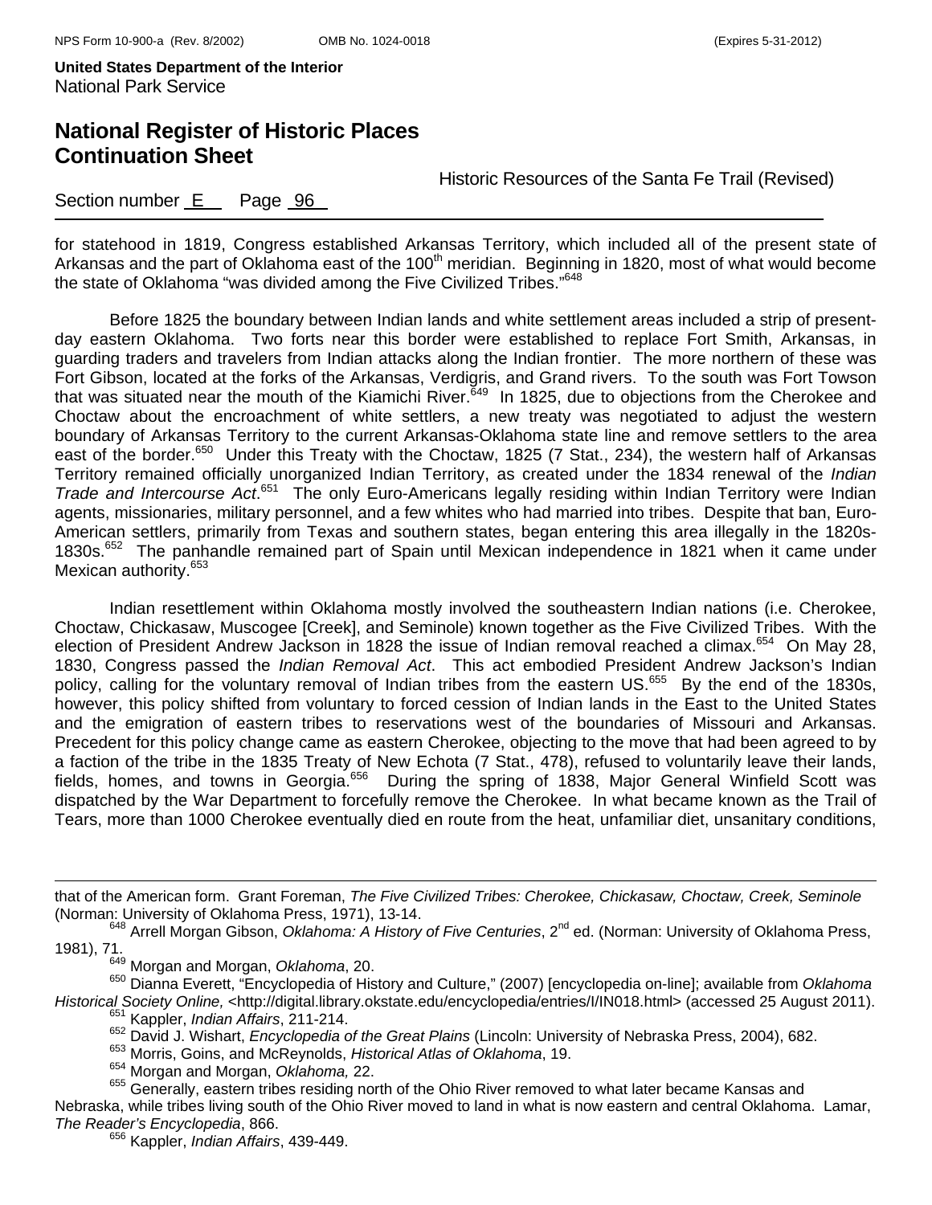for statehood in 1819, Congress established Arkansas Territory, which included all of the present state of Arkansas and the part of Oklahoma east of the 100th meridian. Beginning in 1820, most of what would become the state of Oklahoma "was divided among the Five Civilized Tribes."[648]

Before 1825 the boundary between Indian lands and white settlement areas included a strip of present-day eastern Oklahoma. Two forts near this border were established to replace Fort Smith, Arkansas, in guarding traders and travelers from Indian attacks along the Indian frontier. The more northern of these was Fort Gibson, located at the forks of the Arkansas, Verdigris, and Grand rivers. To the south was Fort Towson that was situated near the mouth of the Kiamichi River.[649] In 1825, due to objections from the Cherokee and Choctaw about the encroachment of white settlers, a new treaty was negotiated to adjust the western boundary of Arkansas Territory to the current Arkansas-Oklahoma state line and remove settlers to the area east of the border.[650] Under this Treaty with the Choctaw, 1825 (7 Stat., 234), the western half of Arkansas Territory remained officially unorganized Indian Territory, as created under the 1834 renewal of the *Indian Trade and Intercourse Act*.[651] The only Euro-Americans legally residing within Indian Territory were Indian agents, missionaries, military personnel, and a few whites who had married into tribes. Despite that ban, Euro-American settlers, primarily from Texas and southern states, began entering this area illegally in the 1820s-1830s.[652] The panhandle remained part of Spain until Mexican independence in 1821 when it came under Mexican authority.[653]

Indian resettlement within Oklahoma mostly involved the southeastern Indian nations (i.e. Cherokee, Choctaw, Chickasaw, Muscogee [Creek], and Seminole) known together as the Five Civilized Tribes. With the election of President Andrew Jackson in 1828 the issue of Indian removal reached a climax.[654] On May 28, 1830, Congress passed the *Indian Removal Act*. This act embodied President Andrew Jackson's Indian policy, calling for the voluntary removal of Indian tribes from the eastern US.[655] By the end of the 1830s, however, this policy shifted from voluntary to forced cession of Indian lands in the East to the United States and the emigration of eastern tribes to reservations west of the boundaries of Missouri and Arkansas. Precedent for this policy change came as eastern Cherokee, objecting to the move that had been agreed to by a faction of the tribe in the 1835 Treaty of New Echota (7 Stat., 478), refused to voluntarily leave their lands, fields, homes, and towns in Georgia.[656] During the spring of 1838, Major General Winfield Scott was dispatched by the War Department to forcefully remove the Cherokee. In what became known as the Trail of Tears, more than 1000 Cherokee eventually died en route from the heat, unfamiliar diet, unsanitary conditions,

---

that of the American form. Grant Foreman, *The Five Civilized Tribes: Cherokee, Chickasaw, Choctaw, Creek, Seminole* (Norman: University of Oklahoma Press, 1971), 13-14.

[648] Arrell Morgan Gibson, *Oklahoma: A History of Five Centuries*, 2nd ed. (Norman: University of Oklahoma Press, 1981), 71.

[649] Morgan and Morgan, *Oklahoma*, 20.

[650] Dianna Everett, "Encyclopedia of History and Culture," (2007) [encyclopedia on-line]; available from *Oklahoma Historical Society Online,* <http://digital.library.okstate.edu/encyclopedia/entries/I/IN018.html> (accessed 25 August 2011).

[651] Kappler, *Indian Affairs*, 211-214.

[652] David J. Wishart, *Encyclopedia of the Great Plains* (Lincoln: University of Nebraska Press, 2004), 682.

[653] Morris, Goins, and McReynolds, *Historical Atlas of Oklahoma*, 19.

[654] Morgan and Morgan, *Oklahoma,* 22.

[655] Generally, eastern tribes residing north of the Ohio River removed to what later became Kansas and Nebraska, while tribes living south of the Ohio River moved to land in what is now eastern and central Oklahoma. Lamar, *The Reader's Encyclopedia*, 866.

[656] Kappler, *Indian Affairs*, 439-449.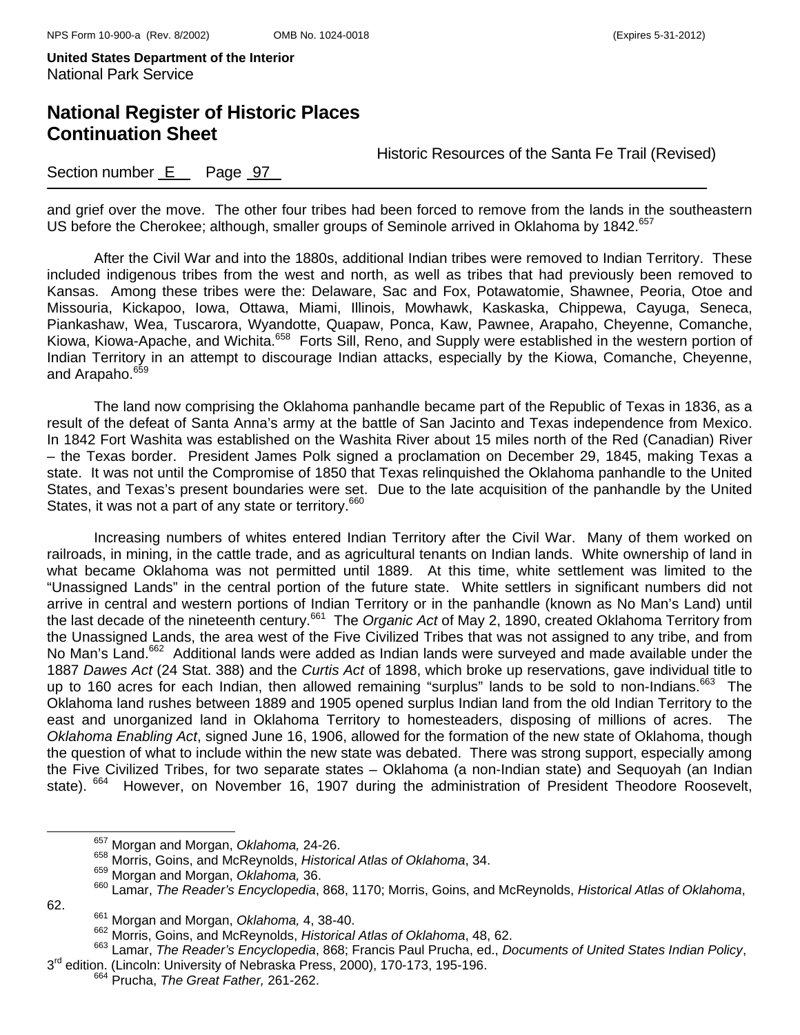and grief over the move. The other four tribes had been forced to remove from the lands in the southeastern US before the Cherokee; although, smaller groups of Seminole arrived in Oklahoma by 1842.[657]

After the Civil War and into the 1880s, additional Indian tribes were removed to Indian Territory. These included indigenous tribes from the west and north, as well as tribes that had previously been removed to Kansas. Among these tribes were the: Delaware, Sac and Fox, Potawatomie, Shawnee, Peoria, Otoe and Missouria, Kickapoo, Iowa, Ottawa, Miami, Illinois, Mowhawk, Kaskaska, Chippewa, Cayuga, Seneca, Piankashaw, Wea, Tuscarora, Wyandotte, Quapaw, Ponca, Kaw, Pawnee, Arapaho, Cheyenne, Comanche, Kiowa, Kiowa-Apache, and Wichita.[658] Forts Sill, Reno, and Supply were established in the western portion of Indian Territory in an attempt to discourage Indian attacks, especially by the Kiowa, Comanche, Cheyenne, and Arapaho.[659]

The land now comprising the Oklahoma panhandle became part of the Republic of Texas in 1836, as a result of the defeat of Santa Anna's army at the battle of San Jacinto and Texas independence from Mexico. In 1842 Fort Washita was established on the Washita River about 15 miles north of the Red (Canadian) River – the Texas border. President James Polk signed a proclamation on December 29, 1845, making Texas a state. It was not until the Compromise of 1850 that Texas relinquished the Oklahoma panhandle to the United States, and Texas's present boundaries were set. Due to the late acquisition of the panhandle by the United States, it was not a part of any state or territory.[660]

Increasing numbers of whites entered Indian Territory after the Civil War. Many of them worked on railroads, in mining, in the cattle trade, and as agricultural tenants on Indian lands. White ownership of land in what became Oklahoma was not permitted until 1889. At this time, white settlement was limited to the "Unassigned Lands" in the central portion of the future state. White settlers in significant numbers did not arrive in central and western portions of Indian Territory or in the panhandle (known as No Man's Land) until the last decade of the nineteenth century.[661] The *Organic Act* of May 2, 1890, created Oklahoma Territory from the Unassigned Lands, the area west of the Five Civilized Tribes that was not assigned to any tribe, and from No Man's Land.[662] Additional lands were added as Indian lands were surveyed and made available under the 1887 *Dawes Act* (24 Stat. 388) and the *Curtis Act* of 1898, which broke up reservations, gave individual title to up to 160 acres for each Indian, then allowed remaining "surplus" lands to be sold to non-Indians.[663] The Oklahoma land rushes between 1889 and 1905 opened surplus Indian land from the old Indian Territory to the east and unorganized land in Oklahoma Territory to homesteaders, disposing of millions of acres. The *Oklahoma Enabling Act*, signed June 16, 1906, allowed for the formation of the new state of Oklahoma, though the question of what to include within the new state was debated. There was strong support, especially among the Five Civilized Tribes, for two separate states – Oklahoma (a non-Indian state) and Sequoyah (an Indian state).[664] However, on November 16, 1907 during the administration of President Theodore Roosevelt,

---

[657] Morgan and Morgan, *Oklahoma,* 24-26.

[658] Morris, Goins, and McReynolds, *Historical Atlas of Oklahoma*, 34.

[659] Morgan and Morgan, *Oklahoma,* 36.

[660] Lamar, *The Reader's Encyclopedia*, 868, 1170; Morris, Goins, and McReynolds, *Historical Atlas of Oklahoma*, 62.

[661] Morgan and Morgan, *Oklahoma,* 4, 38-40.

[662] Morris, Goins, and McReynolds, *Historical Atlas of Oklahoma*, 48, 62.

[663] Lamar, *The Reader's Encyclopedia*, 868; Francis Paul Prucha, ed., *Documents of United States Indian Policy*, 3rd edition. (Lincoln: University of Nebraska Press, 2000), 170-173, 195-196.

[664] Prucha, *The Great Father,* 261-262.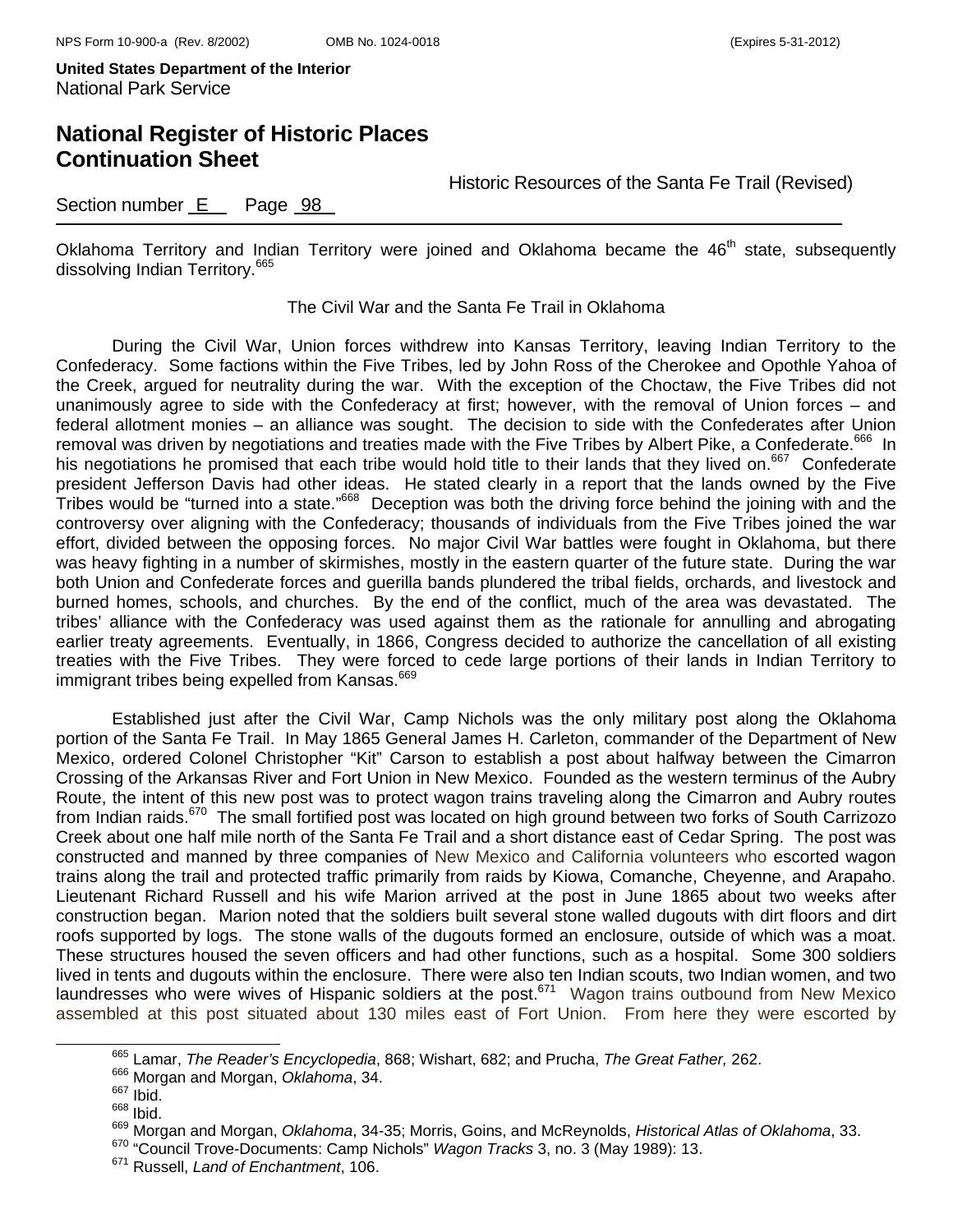Oklahoma Territory and Indian Territory were joined and Oklahoma became the 46th state, subsequently dissolving Indian Territory.[665]

### The Civil War and the Santa Fe Trail in Oklahoma

During the Civil War, Union forces withdrew into Kansas Territory, leaving Indian Territory to the Confederacy. Some factions within the Five Tribes, led by John Ross of the Cherokee and Opothle Yahoa of the Creek, argued for neutrality during the war. With the exception of the Choctaw, the Five Tribes did not unanimously agree to side with the Confederacy at first; however, with the removal of Union forces – and federal allotment monies – an alliance was sought. The decision to side with the Confederates after Union removal was driven by negotiations and treaties made with the Five Tribes by Albert Pike, a Confederate.[666] In his negotiations he promised that each tribe would hold title to their lands that they lived on.[667] Confederate president Jefferson Davis had other ideas. He stated clearly in a report that the lands owned by the Five Tribes would be "turned into a state."[668] Deception was both the driving force behind the joining with and the controversy over aligning with the Confederacy; thousands of individuals from the Five Tribes joined the war effort, divided between the opposing forces. No major Civil War battles were fought in Oklahoma, but there was heavy fighting in a number of skirmishes, mostly in the eastern quarter of the future state. During the war both Union and Confederate forces and guerilla bands plundered the tribal fields, orchards, and livestock and burned homes, schools, and churches. By the end of the conflict, much of the area was devastated. The tribes' alliance with the Confederacy was used against them as the rationale for annulling and abrogating earlier treaty agreements. Eventually, in 1866, Congress decided to authorize the cancellation of all existing treaties with the Five Tribes. They were forced to cede large portions of their lands in Indian Territory to immigrant tribes being expelled from Kansas.[669]

Established just after the Civil War, Camp Nichols was the only military post along the Oklahoma portion of the Santa Fe Trail. In May 1865 General James H. Carleton, commander of the Department of New Mexico, ordered Colonel Christopher "Kit" Carson to establish a post about halfway between the Cimarron Crossing of the Arkansas River and Fort Union in New Mexico. Founded as the western terminus of the Aubry Route, the intent of this new post was to protect wagon trains traveling along the Cimarron and Aubry routes from Indian raids.[670] The small fortified post was located on high ground between two forks of South Carrizozo Creek about one half mile north of the Santa Fe Trail and a short distance east of Cedar Spring. The post was constructed and manned by three companies of New Mexico and California volunteers who escorted wagon trains along the trail and protected traffic primarily from raids by Kiowa, Comanche, Cheyenne, and Arapaho. Lieutenant Richard Russell and his wife Marion arrived at the post in June 1865 about two weeks after construction began. Marion noted that the soldiers built several stone walled dugouts with dirt floors and dirt roofs supported by logs. The stone walls of the dugouts formed an enclosure, outside of which was a moat. These structures housed the seven officers and had other functions, such as a hospital. Some 300 soldiers lived in tents and dugouts within the enclosure. There were also ten Indian scouts, two Indian women, and two laundresses who were wives of Hispanic soldiers at the post.[671] Wagon trains outbound from New Mexico assembled at this post situated about 130 miles east of Fort Union. From here they were escorted by

---

[665] Lamar, *The Reader's Encyclopedia*, 868; Wishart, 682; and Prucha, *The Great Father,* 262.

[666] Morgan and Morgan, *Oklahoma*, 34.

[667] Ibid.

[668] Ibid.

[669] Morgan and Morgan, *Oklahoma*, 34-35; Morris, Goins, and McReynolds, *Historical Atlas of Oklahoma*, 33.

[670] "Council Trove-Documents: Camp Nichols" *Wagon Tracks* 3, no. 3 (May 1989): 13.

[671] Russell, *Land of Enchantment*, 106.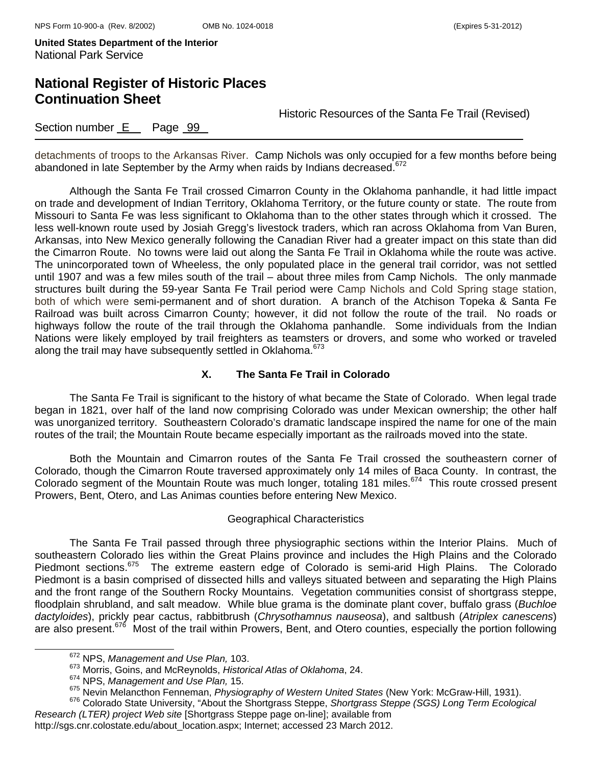detachments of troops to the Arkansas River. Camp Nichols was only occupied for a few months before being abandoned in late September by the Army when raids by Indians decreased.[672]

Although the Santa Fe Trail crossed Cimarron County in the Oklahoma panhandle, it had little impact on trade and development of Indian Territory, Oklahoma Territory, or the future county or state. The route from Missouri to Santa Fe was less significant to Oklahoma than to the other states through which it crossed. The less well-known route used by Josiah Gregg's livestock traders, which ran across Oklahoma from Van Buren, Arkansas, into New Mexico generally following the Canadian River had a greater impact on this state than did the Cimarron Route. No towns were laid out along the Santa Fe Trail in Oklahoma while the route was active. The unincorporated town of Wheeless, the only populated place in the general trail corridor, was not settled until 1907 and was a few miles south of the trail – about three miles from Camp Nichols. The only manmade structures built during the 59-year Santa Fe Trail period were Camp Nichols and Cold Spring stage station, both of which were semi-permanent and of short duration. A branch of the Atchison Topeka & Santa Fe Railroad was built across Cimarron County; however, it did not follow the route of the trail. No roads or highways follow the route of the trail through the Oklahoma panhandle. Some individuals from the Indian Nations were likely employed by trail freighters as teamsters or drovers, and some who worked or traveled along the trail may have subsequently settled in Oklahoma.[673]

## X. The Santa Fe Trail in Colorado

The Santa Fe Trail is significant to the history of what became the State of Colorado. When legal trade began in 1821, over half of the land now comprising Colorado was under Mexican ownership; the other half was unorganized territory. Southeastern Colorado's dramatic landscape inspired the name for one of the main routes of the trail; the Mountain Route became especially important as the railroads moved into the state.

Both the Mountain and Cimarron routes of the Santa Fe Trail crossed the southeastern corner of Colorado, though the Cimarron Route traversed approximately only 14 miles of Baca County. In contrast, the Colorado segment of the Mountain Route was much longer, totaling 181 miles.[674] This route crossed present Prowers, Bent, Otero, and Las Animas counties before entering New Mexico.

### Geographical Characteristics

The Santa Fe Trail passed through three physiographic sections within the Interior Plains. Much of southeastern Colorado lies within the Great Plains province and includes the High Plains and the Colorado Piedmont sections.[675] The extreme eastern edge of Colorado is semi-arid High Plains. The Colorado Piedmont is a basin comprised of dissected hills and valleys situated between and separating the High Plains and the front range of the Southern Rocky Mountains. Vegetation communities consist of shortgrass steppe, floodplain shrubland, and salt meadow. While blue grama is the dominate plant cover, buffalo grass (*Buchloe dactyloides*), prickly pear cactus, rabbitbrush (*Chrysothamnus nauseosa*), and saltbush (*Atriplex canescens*) are also present.[676] Most of the trail within Prowers, Bent, and Otero counties, especially the portion following

---

[672] NPS, *Management and Use Plan,* 103.

[673] Morris, Goins, and McReynolds, *Historical Atlas of Oklahoma*, 24.

[674] NPS, *Management and Use Plan,* 15.

[675] Nevin Melancthon Fenneman, *Physiography of Western United States* (New York: McGraw-Hill, 1931).

[676] Colorado State University, "About the Shortgrass Steppe, *Shortgrass Steppe (SGS) Long Term Ecological Research (LTER) project Web site* [Shortgrass Steppe page on-line]; available from http://sgs.cnr.colostate.edu/about_location.aspx; Internet; accessed 23 March 2012.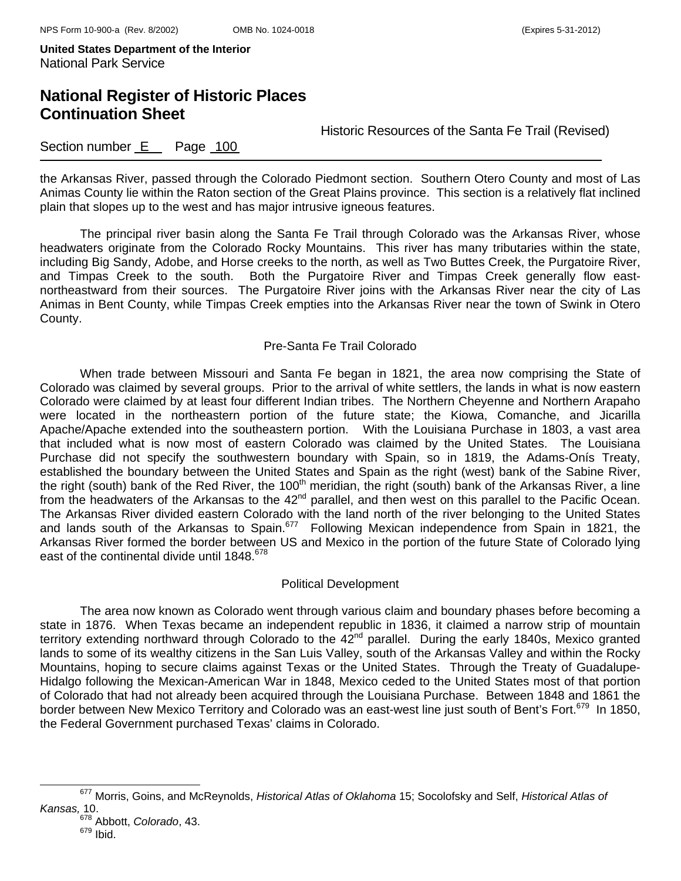the Arkansas River, passed through the Colorado Piedmont section. Southern Otero County and most of Las Animas County lie within the Raton section of the Great Plains province. This section is a relatively flat inclined plain that slopes up to the west and has major intrusive igneous features.

The principal river basin along the Santa Fe Trail through Colorado was the Arkansas River, whose headwaters originate from the Colorado Rocky Mountains. This river has many tributaries within the state, including Big Sandy, Adobe, and Horse creeks to the north, as well as Two Buttes Creek, the Purgatoire River, and Timpas Creek to the south. Both the Purgatoire River and Timpas Creek generally flow east-northeastward from their sources. The Purgatoire River joins with the Arkansas River near the city of Las Animas in Bent County, while Timpas Creek empties into the Arkansas River near the town of Swink in Otero County.

### Pre-Santa Fe Trail Colorado

When trade between Missouri and Santa Fe began in 1821, the area now comprising the State of Colorado was claimed by several groups. Prior to the arrival of white settlers, the lands in what is now eastern Colorado were claimed by at least four different Indian tribes. The Northern Cheyenne and Northern Arapaho were located in the northeastern portion of the future state; the Kiowa, Comanche, and Jicarilla Apache/Apache extended into the southeastern portion. With the Louisiana Purchase in 1803, a vast area that included what is now most of eastern Colorado was claimed by the United States. The Louisiana Purchase did not specify the southwestern boundary with Spain, so in 1819, the Adams-Onís Treaty, established the boundary between the United States and Spain as the right (west) bank of the Sabine River, the right (south) bank of the Red River, the 100th meridian, the right (south) bank of the Arkansas River, a line from the headwaters of the Arkansas to the 42nd parallel, and then west on this parallel to the Pacific Ocean. The Arkansas River divided eastern Colorado with the land north of the river belonging to the United States and lands south of the Arkansas to Spain.[677] Following Mexican independence from Spain in 1821, the Arkansas River formed the border between US and Mexico in the portion of the future State of Colorado lying east of the continental divide until 1848.[678]

### Political Development

The area now known as Colorado went through various claim and boundary phases before becoming a state in 1876. When Texas became an independent republic in 1836, it claimed a narrow strip of mountain territory extending northward through Colorado to the 42nd parallel. During the early 1840s, Mexico granted lands to some of its wealthy citizens in the San Luis Valley, south of the Arkansas Valley and within the Rocky Mountains, hoping to secure claims against Texas or the United States. Through the Treaty of Guadalupe-Hidalgo following the Mexican-American War in 1848, Mexico ceded to the United States most of that portion of Colorado that had not already been acquired through the Louisiana Purchase. Between 1848 and 1861 the border between New Mexico Territory and Colorado was an east-west line just south of Bent's Fort.[679] In 1850, the Federal Government purchased Texas' claims in Colorado.

---

[677] Morris, Goins, and McReynolds, *Historical Atlas of Oklahoma* 15; Socolofsky and Self, *Historical Atlas of Kansas,* 10.

[678] Abbott, *Colorado*, 43.

[679] Ibid.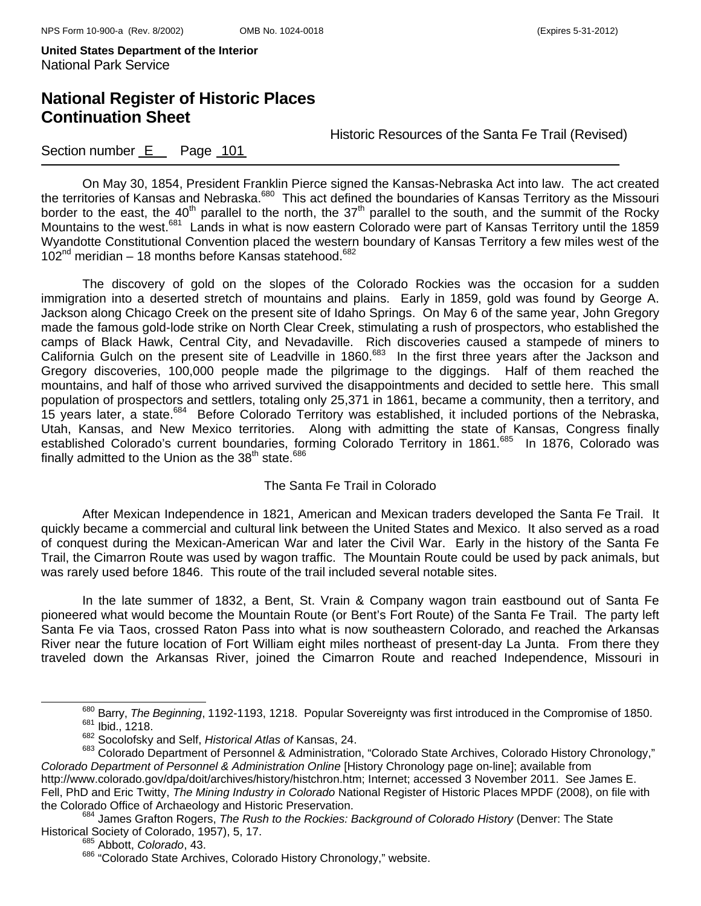On May 30, 1854, President Franklin Pierce signed the Kansas-Nebraska Act into law. The act created the territories of Kansas and Nebraska.[680] This act defined the boundaries of Kansas Territory as the Missouri border to the east, the 40th parallel to the north, the 37th parallel to the south, and the summit of the Rocky Mountains to the west.[681] Lands in what is now eastern Colorado were part of Kansas Territory until the 1859 Wyandotte Constitutional Convention placed the western boundary of Kansas Territory a few miles west of the 102nd meridian – 18 months before Kansas statehood.[682]

The discovery of gold on the slopes of the Colorado Rockies was the occasion for a sudden immigration into a deserted stretch of mountains and plains. Early in 1859, gold was found by George A. Jackson along Chicago Creek on the present site of Idaho Springs. On May 6 of the same year, John Gregory made the famous gold-lode strike on North Clear Creek, stimulating a rush of prospectors, who established the camps of Black Hawk, Central City, and Nevadaville. Rich discoveries caused a stampede of miners to California Gulch on the present site of Leadville in 1860.[683] In the first three years after the Jackson and Gregory discoveries, 100,000 people made the pilgrimage to the diggings. Half of them reached the mountains, and half of those who arrived survived the disappointments and decided to settle here. This small population of prospectors and settlers, totaling only 25,371 in 1861, became a community, then a territory, and 15 years later, a state.[684] Before Colorado Territory was established, it included portions of the Nebraska, Utah, Kansas, and New Mexico territories. Along with admitting the state of Kansas, Congress finally established Colorado's current boundaries, forming Colorado Territory in 1861.[685] In 1876, Colorado was finally admitted to the Union as the 38th state.[686]

## The Santa Fe Trail in Colorado

After Mexican Independence in 1821, American and Mexican traders developed the Santa Fe Trail. It quickly became a commercial and cultural link between the United States and Mexico. It also served as a road of conquest during the Mexican-American War and later the Civil War. Early in the history of the Santa Fe Trail, the Cimarron Route was used by wagon traffic. The Mountain Route could be used by pack animals, but was rarely used before 1846. This route of the trail included several notable sites.

In the late summer of 1832, a Bent, St. Vrain & Company wagon train eastbound out of Santa Fe pioneered what would become the Mountain Route (or Bent's Fort Route) of the Santa Fe Trail. The party left Santa Fe via Taos, crossed Raton Pass into what is now southeastern Colorado, and reached the Arkansas River near the future location of Fort William eight miles northeast of present-day La Junta. From there they traveled down the Arkansas River, joined the Cimarron Route and reached Independence, Missouri in

---

[680] Barry, *The Beginning*, 1192-1193, 1218. Popular Sovereignty was first introduced in the Compromise of 1850.

[681] Ibid., 1218.

[682] Socolofsky and Self, *Historical Atlas of* Kansas, 24.

[683] Colorado Department of Personnel & Administration, "Colorado State Archives, Colorado History Chronology," *Colorado Department of Personnel & Administration Online* [History Chronology page on-line]; available from http://www.colorado.gov/dpa/doit/archives/history/histchron.htm; Internet; accessed 3 November 2011. See James E. Fell, PhD and Eric Twitty, *The Mining Industry in Colorado* National Register of Historic Places MPDF (2008), on file with the Colorado Office of Archaeology and Historic Preservation.

[684] James Grafton Rogers, *The Rush to the Rockies: Background of Colorado History* (Denver: The State Historical Society of Colorado, 1957), 5, 17.

[685] Abbott, *Colorado*, 43.

[686] "Colorado State Archives, Colorado History Chronology," website.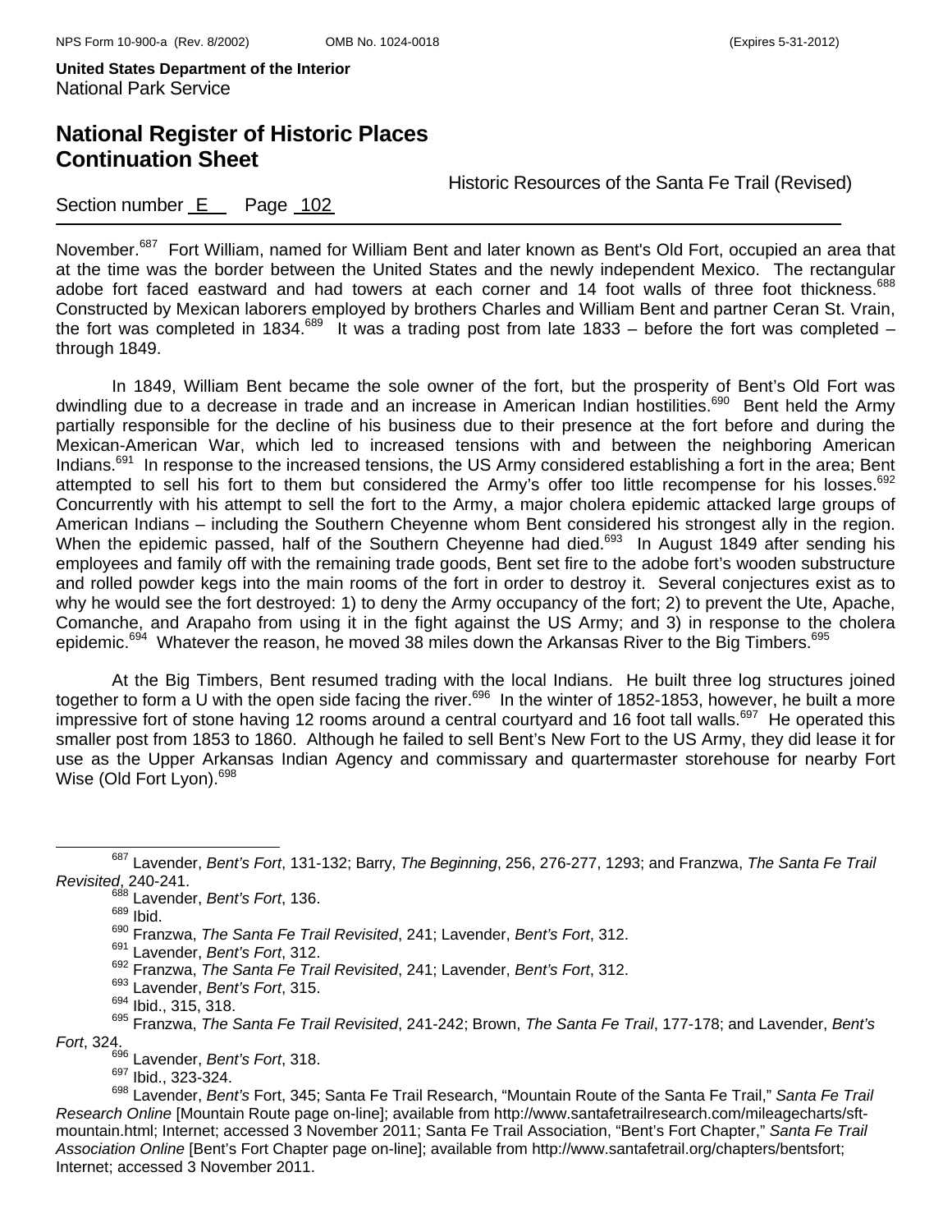November.[687] Fort William, named for William Bent and later known as Bent's Old Fort, occupied an area that at the time was the border between the United States and the newly independent Mexico. The rectangular adobe fort faced eastward and had towers at each corner and 14 foot walls of three foot thickness.[688] Constructed by Mexican laborers employed by brothers Charles and William Bent and partner Ceran St. Vrain, the fort was completed in 1834.[689] It was a trading post from late 1833 – before the fort was completed – through 1849.

In 1849, William Bent became the sole owner of the fort, but the prosperity of Bent's Old Fort was dwindling due to a decrease in trade and an increase in American Indian hostilities.[690] Bent held the Army partially responsible for the decline of his business due to their presence at the fort before and during the Mexican-American War, which led to increased tensions with and between the neighboring American Indians.[691] In response to the increased tensions, the US Army considered establishing a fort in the area; Bent attempted to sell his fort to them but considered the Army's offer too little recompense for his losses.[692] Concurrently with his attempt to sell the fort to the Army, a major cholera epidemic attacked large groups of American Indians – including the Southern Cheyenne whom Bent considered his strongest ally in the region. When the epidemic passed, half of the Southern Cheyenne had died.[693] In August 1849 after sending his employees and family off with the remaining trade goods, Bent set fire to the adobe fort's wooden substructure and rolled powder kegs into the main rooms of the fort in order to destroy it. Several conjectures exist as to why he would see the fort destroyed: 1) to deny the Army occupancy of the fort; 2) to prevent the Ute, Apache, Comanche, and Arapaho from using it in the fight against the US Army; and 3) in response to the cholera epidemic.[694] Whatever the reason, he moved 38 miles down the Arkansas River to the Big Timbers.[695]

At the Big Timbers, Bent resumed trading with the local Indians. He built three log structures joined together to form a U with the open side facing the river.[696] In the winter of 1852-1853, however, he built a more impressive fort of stone having 12 rooms around a central courtyard and 16 foot tall walls.[697] He operated this smaller post from 1853 to 1860. Although he failed to sell Bent's New Fort to the US Army, they did lease it for use as the Upper Arkansas Indian Agency and commissary and quartermaster storehouse for nearby Fort Wise (Old Fort Lyon).[698]

---

[687] Lavender, *Bent's Fort*, 131-132; Barry, *The Beginning*, 256, 276-277, 1293; and Franzwa, *The Santa Fe Trail Revisited*, 240-241.

[688] Lavender, *Bent's Fort*, 136.

[689] Ibid.

[690] Franzwa, *The Santa Fe Trail Revisited*, 241; Lavender, *Bent's Fort*, 312.

[691] Lavender, *Bent's Fort*, 312.

[692] Franzwa, *The Santa Fe Trail Revisited*, 241; Lavender, *Bent's Fort*, 312.

[693] Lavender, *Bent's Fort*, 315.

[694] Ibid., 315, 318.

[695] Franzwa, *The Santa Fe Trail Revisited*, 241-242; Brown, *The Santa Fe Trail*, 177-178; and Lavender, *Bent's Fort*, 324.

[696] Lavender, *Bent's Fort*, 318.

[697] Ibid., 323-324.

[698] Lavender, *Bent's* Fort, 345; Santa Fe Trail Research, "Mountain Route of the Santa Fe Trail," *Santa Fe Trail Research Online* [Mountain Route page on-line]; available from http://www.santafetrailresearch.com/mileagecharts/sft-mountain.html; Internet; accessed 3 November 2011; Santa Fe Trail Association, "Bent's Fort Chapter," *Santa Fe Trail Association Online* [Bent's Fort Chapter page on-line]; available from http://www.santafetrail.org/chapters/bentsfort; Internet; accessed 3 November 2011.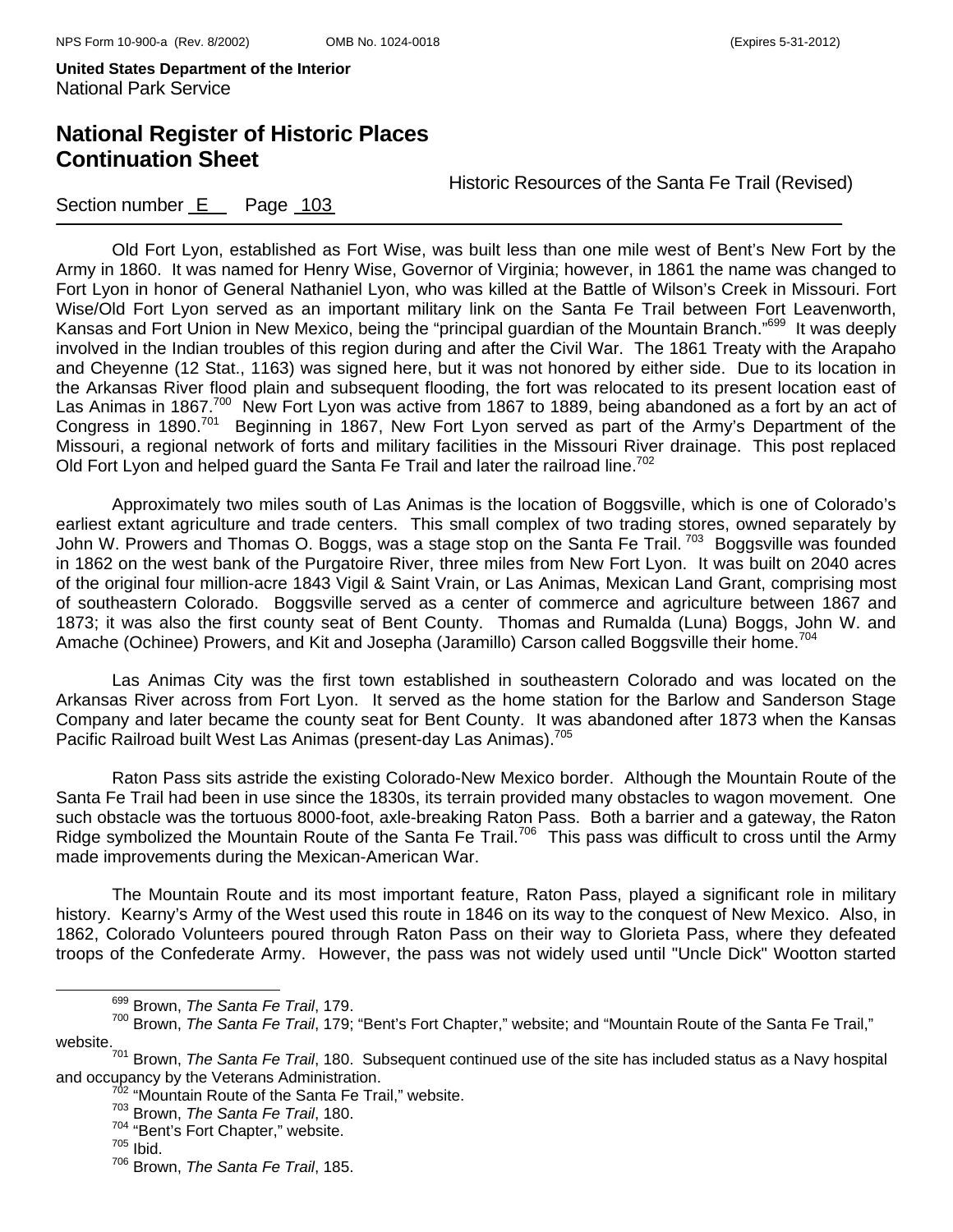Old Fort Lyon, established as Fort Wise, was built less than one mile west of Bent's New Fort by the Army in 1860. It was named for Henry Wise, Governor of Virginia; however, in 1861 the name was changed to Fort Lyon in honor of General Nathaniel Lyon, who was killed at the Battle of Wilson's Creek in Missouri. Fort Wise/Old Fort Lyon served as an important military link on the Santa Fe Trail between Fort Leavenworth, Kansas and Fort Union in New Mexico, being the "principal guardian of the Mountain Branch."[699] It was deeply involved in the Indian troubles of this region during and after the Civil War. The 1861 Treaty with the Arapaho and Cheyenne (12 Stat., 1163) was signed here, but it was not honored by either side. Due to its location in the Arkansas River flood plain and subsequent flooding, the fort was relocated to its present location east of Las Animas in 1867.[700] New Fort Lyon was active from 1867 to 1889, being abandoned as a fort by an act of Congress in 1890.[701] Beginning in 1867, New Fort Lyon served as part of the Army's Department of the Missouri, a regional network of forts and military facilities in the Missouri River drainage. This post replaced Old Fort Lyon and helped guard the Santa Fe Trail and later the railroad line.[702]

Approximately two miles south of Las Animas is the location of Boggsville, which is one of Colorado's earliest extant agriculture and trade centers. This small complex of two trading stores, owned separately by John W. Prowers and Thomas O. Boggs, was a stage stop on the Santa Fe Trail.[703] Boggsville was founded in 1862 on the west bank of the Purgatoire River, three miles from New Fort Lyon. It was built on 2040 acres of the original four million-acre 1843 Vigil & Saint Vrain, or Las Animas, Mexican Land Grant, comprising most of southeastern Colorado. Boggsville served as a center of commerce and agriculture between 1867 and 1873; it was also the first county seat of Bent County. Thomas and Rumalda (Luna) Boggs, John W. and Amache (Ochinee) Prowers, and Kit and Josepha (Jaramillo) Carson called Boggsville their home.[704]

Las Animas City was the first town established in southeastern Colorado and was located on the Arkansas River across from Fort Lyon. It served as the home station for the Barlow and Sanderson Stage Company and later became the county seat for Bent County. It was abandoned after 1873 when the Kansas Pacific Railroad built West Las Animas (present-day Las Animas).[705]

Raton Pass sits astride the existing Colorado-New Mexico border. Although the Mountain Route of the Santa Fe Trail had been in use since the 1830s, its terrain provided many obstacles to wagon movement. One such obstacle was the tortuous 8000-foot, axle-breaking Raton Pass. Both a barrier and a gateway, the Raton Ridge symbolized the Mountain Route of the Santa Fe Trail.[706] This pass was difficult to cross until the Army made improvements during the Mexican-American War.

The Mountain Route and its most important feature, Raton Pass, played a significant role in military history. Kearny's Army of the West used this route in 1846 on its way to the conquest of New Mexico. Also, in 1862, Colorado Volunteers poured through Raton Pass on their way to Glorieta Pass, where they defeated troops of the Confederate Army. However, the pass was not widely used until "Uncle Dick" Wootton started

---

[699] Brown, *The Santa Fe Trail*, 179.

[700] Brown, *The Santa Fe Trail*, 179; "Bent's Fort Chapter," website; and "Mountain Route of the Santa Fe Trail," website.

[701] Brown, *The Santa Fe Trail*, 180. Subsequent continued use of the site has included status as a Navy hospital and occupancy by the Veterans Administration.

[702] "Mountain Route of the Santa Fe Trail," website.

[703] Brown, *The Santa Fe Trail*, 180.

[704] "Bent's Fort Chapter," website.

[705] Ibid.

[706] Brown, *The Santa Fe Trail*, 185.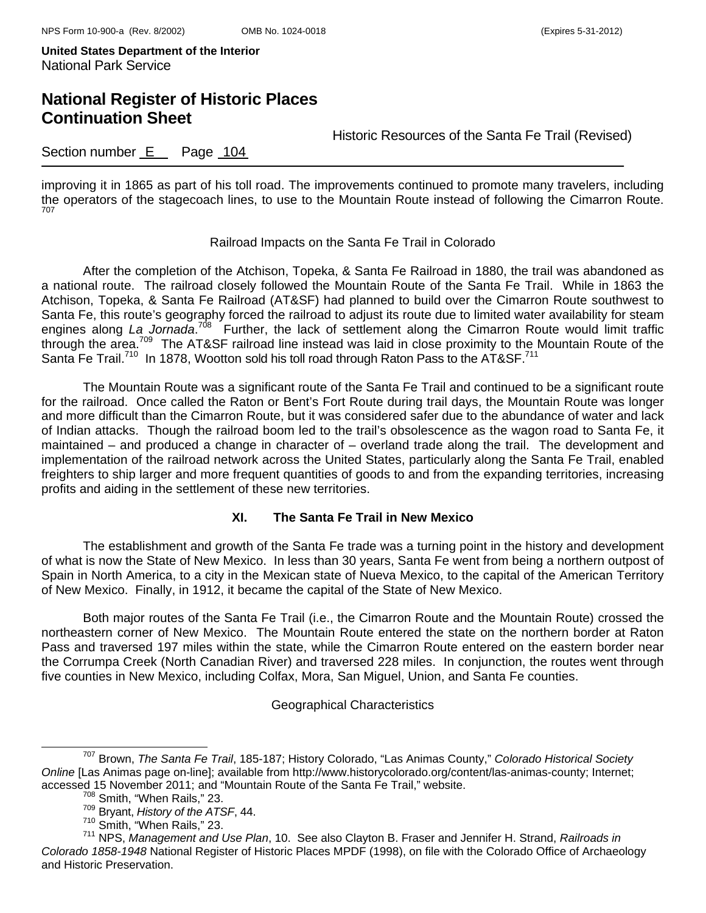improving it in 1865 as part of his toll road. The improvements continued to promote many travelers, including the operators of the stagecoach lines, to use to the Mountain Route instead of following the Cimarron Route.[707]

### Railroad Impacts on the Santa Fe Trail in Colorado

After the completion of the Atchison, Topeka, & Santa Fe Railroad in 1880, the trail was abandoned as a national route. The railroad closely followed the Mountain Route of the Santa Fe Trail. While in 1863 the Atchison, Topeka, & Santa Fe Railroad (AT&SF) had planned to build over the Cimarron Route southwest to Santa Fe, this route's geography forced the railroad to adjust its route due to limited water availability for steam engines along *La Jornada*.[708] Further, the lack of settlement along the Cimarron Route would limit traffic through the area.[709] The AT&SF railroad line instead was laid in close proximity to the Mountain Route of the Santa Fe Trail.[710] In 1878, Wootton sold his toll road through Raton Pass to the AT&SF.[711]

The Mountain Route was a significant route of the Santa Fe Trail and continued to be a significant route for the railroad. Once called the Raton or Bent's Fort Route during trail days, the Mountain Route was longer and more difficult than the Cimarron Route, but it was considered safer due to the abundance of water and lack of Indian attacks. Though the railroad boom led to the trail's obsolescence as the wagon road to Santa Fe, it maintained – and produced a change in character of – overland trade along the trail. The development and implementation of the railroad network across the United States, particularly along the Santa Fe Trail, enabled freighters to ship larger and more frequent quantities of goods to and from the expanding territories, increasing profits and aiding in the settlement of these new territories.

## XI. The Santa Fe Trail in New Mexico

The establishment and growth of the Santa Fe trade was a turning point in the history and development of what is now the State of New Mexico. In less than 30 years, Santa Fe went from being a northern outpost of Spain in North America, to a city in the Mexican state of Nueva Mexico, to the capital of the American Territory of New Mexico. Finally, in 1912, it became the capital of the State of New Mexico.

Both major routes of the Santa Fe Trail (i.e., the Cimarron Route and the Mountain Route) crossed the northeastern corner of New Mexico. The Mountain Route entered the state on the northern border at Raton Pass and traversed 197 miles within the state, while the Cimarron Route entered on the eastern border near the Corrumpa Creek (North Canadian River) and traversed 228 miles. In conjunction, the routes went through five counties in New Mexico, including Colfax, Mora, San Miguel, Union, and Santa Fe counties.

### Geographical Characteristics

---

[707] Brown, *The Santa Fe Trail*, 185-187; History Colorado, "Las Animas County," *Colorado Historical Society Online* [Las Animas page on-line]; available from http://www.historycolorado.org/content/las-animas-county; Internet; accessed 15 November 2011; and "Mountain Route of the Santa Fe Trail," website.

[708] Smith, "When Rails," 23.

[709] Bryant, *History of the ATSF*, 44.

[710] Smith, "When Rails," 23.

[711] NPS, *Management and Use Plan*, 10. See also Clayton B. Fraser and Jennifer H. Strand, *Railroads in Colorado 1858-1948* National Register of Historic Places MPDF (1998), on file with the Colorado Office of Archaeology and Historic Preservation.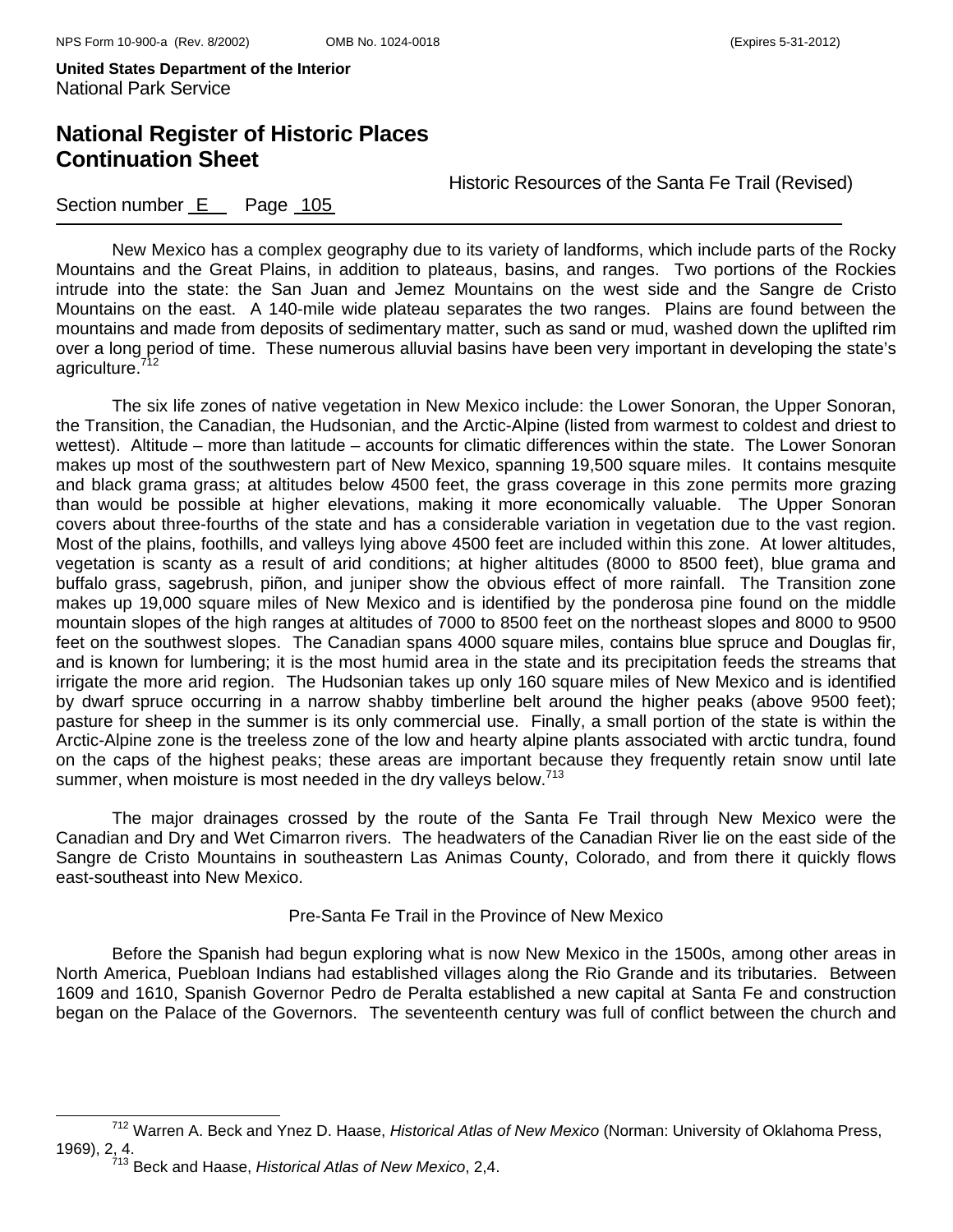New Mexico has a complex geography due to its variety of landforms, which include parts of the Rocky Mountains and the Great Plains, in addition to plateaus, basins, and ranges. Two portions of the Rockies intrude into the state: the San Juan and Jemez Mountains on the west side and the Sangre de Cristo Mountains on the east. A 140-mile wide plateau separates the two ranges. Plains are found between the mountains and made from deposits of sedimentary matter, such as sand or mud, washed down the uplifted rim over a long period of time. These numerous alluvial basins have been very important in developing the state's agriculture.[712]

The six life zones of native vegetation in New Mexico include: the Lower Sonoran, the Upper Sonoran, the Transition, the Canadian, the Hudsonian, and the Arctic-Alpine (listed from warmest to coldest and driest to wettest). Altitude – more than latitude – accounts for climatic differences within the state. The Lower Sonoran makes up most of the southwestern part of New Mexico, spanning 19,500 square miles. It contains mesquite and black grama grass; at altitudes below 4500 feet, the grass coverage in this zone permits more grazing than would be possible at higher elevations, making it more economically valuable. The Upper Sonoran covers about three-fourths of the state and has a considerable variation in vegetation due to the vast region. Most of the plains, foothills, and valleys lying above 4500 feet are included within this zone. At lower altitudes, vegetation is scanty as a result of arid conditions; at higher altitudes (8000 to 8500 feet), blue grama and buffalo grass, sagebrush, piñon, and juniper show the obvious effect of more rainfall. The Transition zone makes up 19,000 square miles of New Mexico and is identified by the ponderosa pine found on the middle mountain slopes of the high ranges at altitudes of 7000 to 8500 feet on the northeast slopes and 8000 to 9500 feet on the southwest slopes. The Canadian spans 4000 square miles, contains blue spruce and Douglas fir, and is known for lumbering; it is the most humid area in the state and its precipitation feeds the streams that irrigate the more arid region. The Hudsonian takes up only 160 square miles of New Mexico and is identified by dwarf spruce occurring in a narrow shabby timberline belt around the higher peaks (above 9500 feet); pasture for sheep in the summer is its only commercial use. Finally, a small portion of the state is within the Arctic-Alpine zone is the treeless zone of the low and hearty alpine plants associated with arctic tundra, found on the caps of the highest peaks; these areas are important because they frequently retain snow until late summer, when moisture is most needed in the dry valleys below.[713]

The major drainages crossed by the route of the Santa Fe Trail through New Mexico were the Canadian and Dry and Wet Cimarron rivers. The headwaters of the Canadian River lie on the east side of the Sangre de Cristo Mountains in southeastern Las Animas County, Colorado, and from there it quickly flows east-southeast into New Mexico.

## Pre-Santa Fe Trail in the Province of New Mexico

Before the Spanish had begun exploring what is now New Mexico in the 1500s, among other areas in North America, Puebloan Indians had established villages along the Rio Grande and its tributaries. Between 1609 and 1610, Spanish Governor Pedro de Peralta established a new capital at Santa Fe and construction began on the Palace of the Governors. The seventeenth century was full of conflict between the church and

---

[712] Warren A. Beck and Ynez D. Haase, *Historical Atlas of New Mexico* (Norman: University of Oklahoma Press, 1969), 2, 4.

[713] Beck and Haase, *Historical Atlas of New Mexico*, 2,4.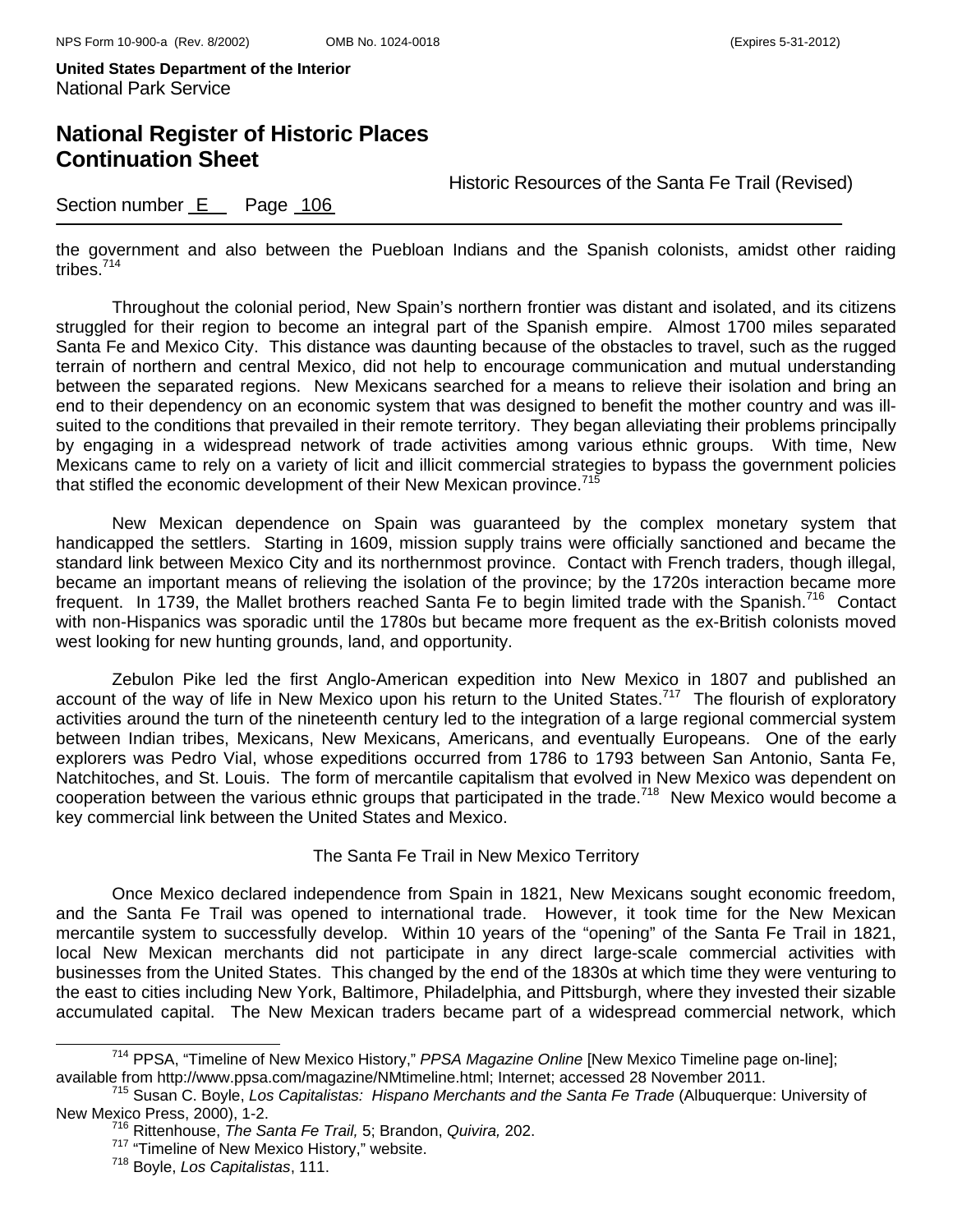the government and also between the Puebloan Indians and the Spanish colonists, amidst other raiding tribes.[714]

Throughout the colonial period, New Spain's northern frontier was distant and isolated, and its citizens struggled for their region to become an integral part of the Spanish empire. Almost 1700 miles separated Santa Fe and Mexico City. This distance was daunting because of the obstacles to travel, such as the rugged terrain of northern and central Mexico, did not help to encourage communication and mutual understanding between the separated regions. New Mexicans searched for a means to relieve their isolation and bring an end to their dependency on an economic system that was designed to benefit the mother country and was ill-suited to the conditions that prevailed in their remote territory. They began alleviating their problems principally by engaging in a widespread network of trade activities among various ethnic groups. With time, New Mexicans came to rely on a variety of licit and illicit commercial strategies to bypass the government policies that stifled the economic development of their New Mexican province.[715]

New Mexican dependence on Spain was guaranteed by the complex monetary system that handicapped the settlers. Starting in 1609, mission supply trains were officially sanctioned and became the standard link between Mexico City and its northernmost province. Contact with French traders, though illegal, became an important means of relieving the isolation of the province; by the 1720s interaction became more frequent. In 1739, the Mallet brothers reached Santa Fe to begin limited trade with the Spanish.[716] Contact with non-Hispanics was sporadic until the 1780s but became more frequent as the ex-British colonists moved west looking for new hunting grounds, land, and opportunity.

Zebulon Pike led the first Anglo-American expedition into New Mexico in 1807 and published an account of the way of life in New Mexico upon his return to the United States.[717] The flourish of exploratory activities around the turn of the nineteenth century led to the integration of a large regional commercial system between Indian tribes, Mexicans, New Mexicans, Americans, and eventually Europeans. One of the early explorers was Pedro Vial, whose expeditions occurred from 1786 to 1793 between San Antonio, Santa Fe, Natchitoches, and St. Louis. The form of mercantile capitalism that evolved in New Mexico was dependent on cooperation between the various ethnic groups that participated in the trade.[718] New Mexico would become a key commercial link between the United States and Mexico.

### The Santa Fe Trail in New Mexico Territory

Once Mexico declared independence from Spain in 1821, New Mexicans sought economic freedom, and the Santa Fe Trail was opened to international trade. However, it took time for the New Mexican mercantile system to successfully develop. Within 10 years of the "opening" of the Santa Fe Trail in 1821, local New Mexican merchants did not participate in any direct large-scale commercial activities with businesses from the United States. This changed by the end of the 1830s at which time they were venturing to the east to cities including New York, Baltimore, Philadelphia, and Pittsburgh, where they invested their sizable accumulated capital. The New Mexican traders became part of a widespread commercial network, which

---

[714] PPSA, "Timeline of New Mexico History," *PPSA Magazine Online* [New Mexico Timeline page on-line]; available from http://www.ppsa.com/magazine/NMtimeline.html; Internet; accessed 28 November 2011.

[715] Susan C. Boyle, *Los Capitalistas: Hispano Merchants and the Santa Fe Trade* (Albuquerque: University of New Mexico Press, 2000), 1-2.

[716] Rittenhouse, *The Santa Fe Trail,* 5; Brandon, *Quivira,* 202.

[717] "Timeline of New Mexico History," website.

[718] Boyle, *Los Capitalistas*, 111.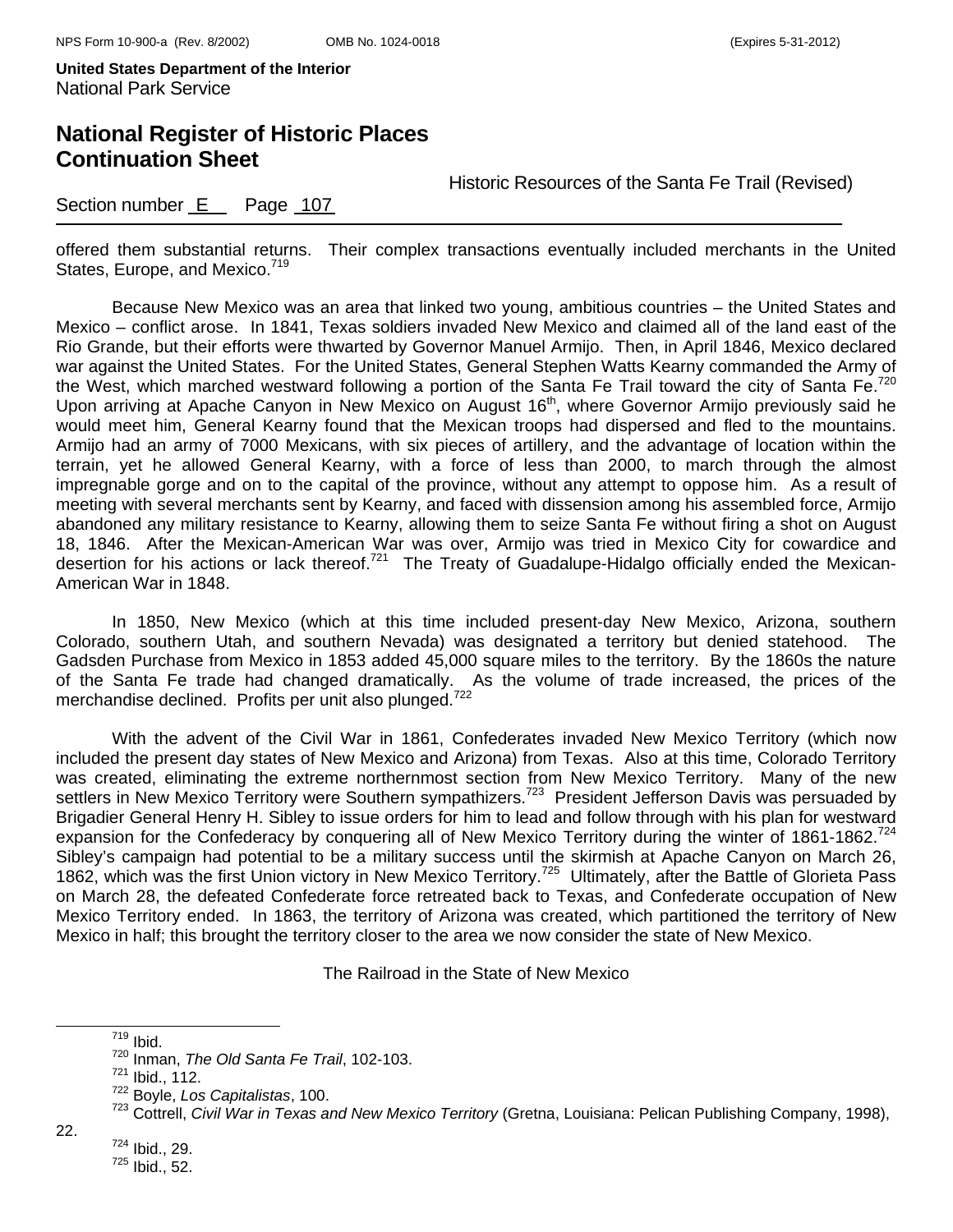offered them substantial returns. Their complex transactions eventually included merchants in the United States, Europe, and Mexico.[719]

Because New Mexico was an area that linked two young, ambitious countries – the United States and Mexico – conflict arose. In 1841, Texas soldiers invaded New Mexico and claimed all of the land east of the Rio Grande, but their efforts were thwarted by Governor Manuel Armijo. Then, in April 1846, Mexico declared war against the United States. For the United States, General Stephen Watts Kearny commanded the Army of the West, which marched westward following a portion of the Santa Fe Trail toward the city of Santa Fe.[720] Upon arriving at Apache Canyon in New Mexico on August 16th, where Governor Armijo previously said he would meet him, General Kearny found that the Mexican troops had dispersed and fled to the mountains. Armijo had an army of 7000 Mexicans, with six pieces of artillery, and the advantage of location within the terrain, yet he allowed General Kearny, with a force of less than 2000, to march through the almost impregnable gorge and on to the capital of the province, without any attempt to oppose him. As a result of meeting with several merchants sent by Kearny, and faced with dissension among his assembled force, Armijo abandoned any military resistance to Kearny, allowing them to seize Santa Fe without firing a shot on August 18, 1846. After the Mexican-American War was over, Armijo was tried in Mexico City for cowardice and desertion for his actions or lack thereof.[721] The Treaty of Guadalupe-Hidalgo officially ended the Mexican-American War in 1848.

In 1850, New Mexico (which at this time included present-day New Mexico, Arizona, southern Colorado, southern Utah, and southern Nevada) was designated a territory but denied statehood. The Gadsden Purchase from Mexico in 1853 added 45,000 square miles to the territory. By the 1860s the nature of the Santa Fe trade had changed dramatically. As the volume of trade increased, the prices of the merchandise declined. Profits per unit also plunged.[722]

With the advent of the Civil War in 1861, Confederates invaded New Mexico Territory (which now included the present day states of New Mexico and Arizona) from Texas. Also at this time, Colorado Territory was created, eliminating the extreme northernmost section from New Mexico Territory. Many of the new settlers in New Mexico Territory were Southern sympathizers.[723] President Jefferson Davis was persuaded by Brigadier General Henry H. Sibley to issue orders for him to lead and follow through with his plan for westward expansion for the Confederacy by conquering all of New Mexico Territory during the winter of 1861-1862.[724] Sibley's campaign had potential to be a military success until the skirmish at Apache Canyon on March 26, 1862, which was the first Union victory in New Mexico Territory.[725] Ultimately, after the Battle of Glorieta Pass on March 28, the defeated Confederate force retreated back to Texas, and Confederate occupation of New Mexico Territory ended. In 1863, the territory of Arizona was created, which partitioned the territory of New Mexico in half; this brought the territory closer to the area we now consider the state of New Mexico.

## The Railroad in the State of New Mexico

---

[719] Ibid.

[720] Inman, *The Old Santa Fe Trail*, 102-103.

[721] Ibid., 112.

[722] Boyle, *Los Capitalistas*, 100.

[723] Cottrell, *Civil War in Texas and New Mexico Territory* (Gretna, Louisiana: Pelican Publishing Company, 1998), 22.

[724] Ibid., 29.

[725] Ibid., 52.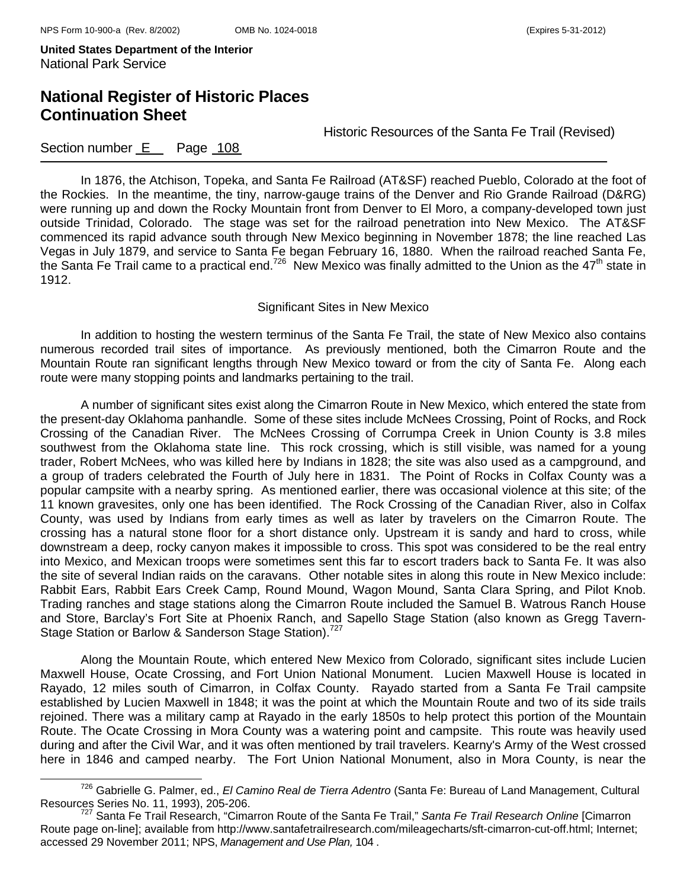In 1876, the Atchison, Topeka, and Santa Fe Railroad (AT&SF) reached Pueblo, Colorado at the foot of the Rockies. In the meantime, the tiny, narrow-gauge trains of the Denver and Rio Grande Railroad (D&RG) were running up and down the Rocky Mountain front from Denver to El Moro, a company-developed town just outside Trinidad, Colorado. The stage was set for the railroad penetration into New Mexico. The AT&SF commenced its rapid advance south through New Mexico beginning in November 1878; the line reached Las Vegas in July 1879, and service to Santa Fe began February 16, 1880. When the railroad reached Santa Fe, the Santa Fe Trail came to a practical end.[726] New Mexico was finally admitted to the Union as the 47th state in 1912.

Significant Sites in New Mexico

In addition to hosting the western terminus of the Santa Fe Trail, the state of New Mexico also contains numerous recorded trail sites of importance. As previously mentioned, both the Cimarron Route and the Mountain Route ran significant lengths through New Mexico toward or from the city of Santa Fe. Along each route were many stopping points and landmarks pertaining to the trail.

A number of significant sites exist along the Cimarron Route in New Mexico, which entered the state from the present-day Oklahoma panhandle. Some of these sites include McNees Crossing, Point of Rocks, and Rock Crossing of the Canadian River. The McNees Crossing of Corrumpa Creek in Union County is 3.8 miles southwest from the Oklahoma state line. This rock crossing, which is still visible, was named for a young trader, Robert McNees, who was killed here by Indians in 1828; the site was also used as a campground, and a group of traders celebrated the Fourth of July here in 1831. The Point of Rocks in Colfax County was a popular campsite with a nearby spring. As mentioned earlier, there was occasional violence at this site; of the 11 known gravesites, only one has been identified. The Rock Crossing of the Canadian River, also in Colfax County, was used by Indians from early times as well as later by travelers on the Cimarron Route. The crossing has a natural stone floor for a short distance only. Upstream it is sandy and hard to cross, while downstream a deep, rocky canyon makes it impossible to cross. This spot was considered to be the real entry into Mexico, and Mexican troops were sometimes sent this far to escort traders back to Santa Fe. It was also the site of several Indian raids on the caravans. Other notable sites in along this route in New Mexico include: Rabbit Ears, Rabbit Ears Creek Camp, Round Mound, Wagon Mound, Santa Clara Spring, and Pilot Knob. Trading ranches and stage stations along the Cimarron Route included the Samuel B. Watrous Ranch House and Store, Barclay's Fort Site at Phoenix Ranch, and Sapello Stage Station (also known as Gregg Tavern-Stage Station or Barlow & Sanderson Stage Station).[727]

Along the Mountain Route, which entered New Mexico from Colorado, significant sites include Lucien Maxwell House, Ocate Crossing, and Fort Union National Monument. Lucien Maxwell House is located in Rayado, 12 miles south of Cimarron, in Colfax County. Rayado started from a Santa Fe Trail campsite established by Lucien Maxwell in 1848; it was the point at which the Mountain Route and two of its side trails rejoined. There was a military camp at Rayado in the early 1850s to help protect this portion of the Mountain Route. The Ocate Crossing in Mora County was a watering point and campsite. This route was heavily used during and after the Civil War, and it was often mentioned by trail travelers. Kearny's Army of the West crossed here in 1846 and camped nearby. The Fort Union National Monument, also in Mora County, is near the

---

[726] Gabrielle G. Palmer, ed., *El Camino Real de Tierra Adentro* (Santa Fe: Bureau of Land Management, Cultural Resources Series No. 11, 1993), 205-206.

[727] Santa Fe Trail Research, "Cimarron Route of the Santa Fe Trail," *Santa Fe Trail Research Online* [Cimarron Route page on-line]; available from http://www.santafetrailresearch.com/mileagecharts/sft-cimarron-cut-off.html; Internet; accessed 29 November 2011; NPS, *Management and Use Plan,* 104 .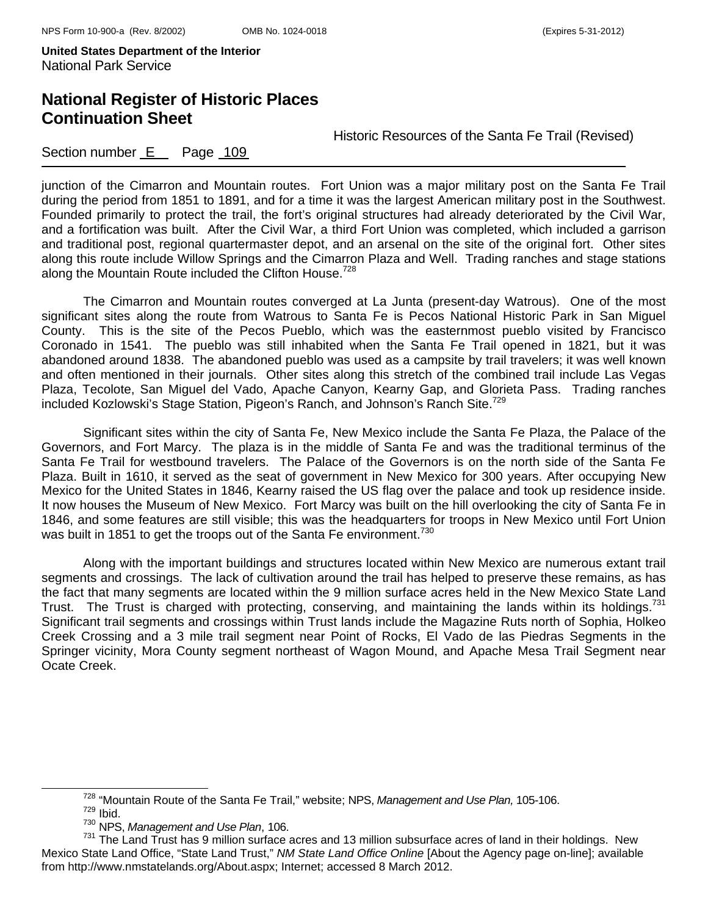junction of the Cimarron and Mountain routes. Fort Union was a major military post on the Santa Fe Trail during the period from 1851 to 1891, and for a time it was the largest American military post in the Southwest. Founded primarily to protect the trail, the fort's original structures had already deteriorated by the Civil War, and a fortification was built. After the Civil War, a third Fort Union was completed, which included a garrison and traditional post, regional quartermaster depot, and an arsenal on the site of the original fort. Other sites along this route include Willow Springs and the Cimarron Plaza and Well. Trading ranches and stage stations along the Mountain Route included the Clifton House.[728]

The Cimarron and Mountain routes converged at La Junta (present-day Watrous). One of the most significant sites along the route from Watrous to Santa Fe is Pecos National Historic Park in San Miguel County. This is the site of the Pecos Pueblo, which was the easternmost pueblo visited by Francisco Coronado in 1541. The pueblo was still inhabited when the Santa Fe Trail opened in 1821, but it was abandoned around 1838. The abandoned pueblo was used as a campsite by trail travelers; it was well known and often mentioned in their journals. Other sites along this stretch of the combined trail include Las Vegas Plaza, Tecolote, San Miguel del Vado, Apache Canyon, Kearny Gap, and Glorieta Pass. Trading ranches included Kozlowski's Stage Station, Pigeon's Ranch, and Johnson's Ranch Site.[729]

Significant sites within the city of Santa Fe, New Mexico include the Santa Fe Plaza, the Palace of the Governors, and Fort Marcy. The plaza is in the middle of Santa Fe and was the traditional terminus of the Santa Fe Trail for westbound travelers. The Palace of the Governors is on the north side of the Santa Fe Plaza. Built in 1610, it served as the seat of government in New Mexico for 300 years. After occupying New Mexico for the United States in 1846, Kearny raised the US flag over the palace and took up residence inside. It now houses the Museum of New Mexico. Fort Marcy was built on the hill overlooking the city of Santa Fe in 1846, and some features are still visible; this was the headquarters for troops in New Mexico until Fort Union was built in 1851 to get the troops out of the Santa Fe environment.[730]

Along with the important buildings and structures located within New Mexico are numerous extant trail segments and crossings. The lack of cultivation around the trail has helped to preserve these remains, as has the fact that many segments are located within the 9 million surface acres held in the New Mexico State Land Trust. The Trust is charged with protecting, conserving, and maintaining the lands within its holdings.[731] Significant trail segments and crossings within Trust lands include the Magazine Ruts north of Sophia, Holkeo Creek Crossing and a 3 mile trail segment near Point of Rocks, El Vado de las Piedras Segments in the Springer vicinity, Mora County segment northeast of Wagon Mound, and Apache Mesa Trail Segment near Ocate Creek.

---

[728] "Mountain Route of the Santa Fe Trail," website; NPS, *Management and Use Plan,* 105-106.

[729] Ibid.

[730] NPS, *Management and Use Plan*, 106.

[731] The Land Trust has 9 million surface acres and 13 million subsurface acres of land in their holdings. New Mexico State Land Office, "State Land Trust," *NM State Land Office Online* [About the Agency page on-line]; available from http://www.nmstatelands.org/About.aspx; Internet; accessed 8 March 2012.